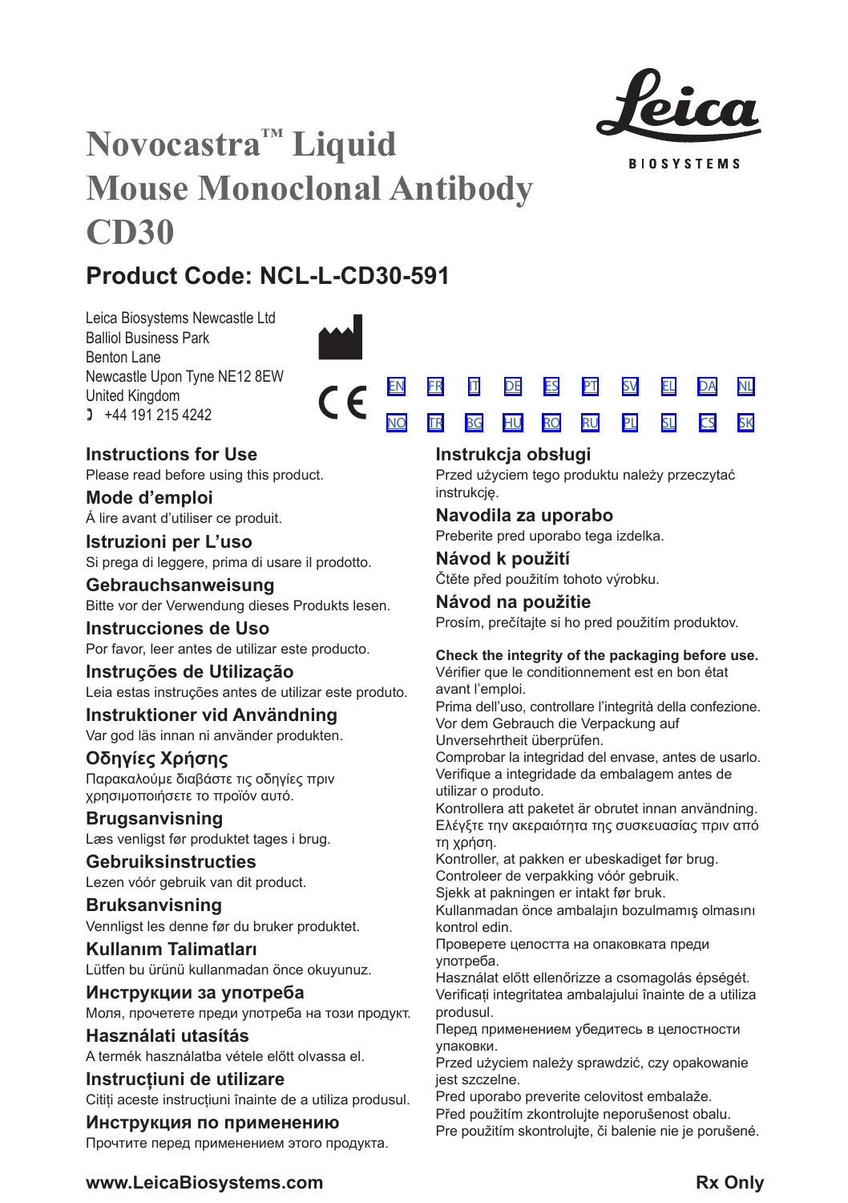# Novocastra™ Liquid Mouse Monoclonal Antibody CD30

Leica BIOSYSTEMS

## Product Code: NCL-L-CD30-591

Leica Biosystems Newcastle Ltd
Balliol Business Park
Benton Lane
Newcastle Upon Tyne NE12 8EW
United Kingdom
+44 191 215 4242

CE

EN FR IT DE ES PT SV EL DA NL
NO TR BG HU RO RU PL SL CS SK

### Instructions for Use
Please read before using this product.

### Mode d'emploi
Á lire avant d'utiliser ce produit.

### Istruzioni per L'uso
Si prega di leggere, prima di usare il prodotto.

### Gebrauchsanweisung
Bitte vor der Verwendung dieses Produkts lesen.

### Instrucciones de Uso
Por favor, leer antes de utilizar este producto.

### Instruções de Utilização
Leia estas instruções antes de utilizar este produto.

### Instruktioner vid Användning
Var god läs innan ni använder produkten.

### Οδηγίες Χρήσης
Παρακαλούμε διαβάστε τις οδηγίες πριν χρησιμοποιήσετε το προϊόν αυτό.

### Brugsanvisning
Læs venligst før produktet tages i brug.

### Gebruiksinstructies
Lezen vóór gebruik van dit product.

### Bruksanvisning
Vennligst les denne før du bruker produktet.

### Kullanım Talimatları
Lütfen bu ürünü kullanmadan önce okuyunuz.

### Инструкции за употреба
Моля, прочетете преди употреба на този продукт.

### Használati utasítás
A termék használatba vétele előtt olvassa el.

### Instrucţiuni de utilizare
Citiți aceste instrucțiuni înainte de a utiliza produsul.

### Инструкция по применению
Прочтите перед применением этого продукта.

### Instrukcja obsługi
Przed użyciem tego produktu należy przeczytać instrukcję.

### Navodila za uporabo
Preberite pred uporabo tega izdelka.

### Návod k použití
Čtěte před použitím tohoto výrobku.

### Návod na použitie
Prosím, prečítajte si ho pred použitím produktov.

**Check the integrity of the packaging before use.**
Vérifier que le conditionnement est en bon état avant l'emploi.
Prima dell'uso, controllare l'integrità della confezione.
Vor dem Gebrauch die Verpackung auf Unversehrtheit überprüfen.
Comprobar la integridad del envase, antes de usarlo.
Verifique a integridade da embalagem antes de utilizar o produto.
Kontrollera att paketet är obrutet innan användning.
Ελέγξτε την ακεραιότητα της συσκευασίας πριν από τη χρήση.
Kontroller, at pakken er ubeskadiget før brug.
Controleer de verpakking vóór gebruik.
Sjekk at pakningen er intakt før bruk.
Kullanmadan önce ambalajın bozulmamış olmasını kontrol edin.
Проверете целостта на опаковката преди употреба.
Használat előtt ellenőrizze a csomagolás épségét.
Verificați integritatea ambalajului înainte de a utiliza produsul.
Перед применением убедитесь в целостности упаковки.
Przed użyciem należy sprawdzić, czy opakowanie jest szczelne.
Pred uporabo preverite celovitost embalaže.
Před použitím zkontrolujte neporušenost obalu.
Pre použitím skontrolujte, či balenie nie je porušené.

**www.LeicaBiosystems.com** **Rx Only**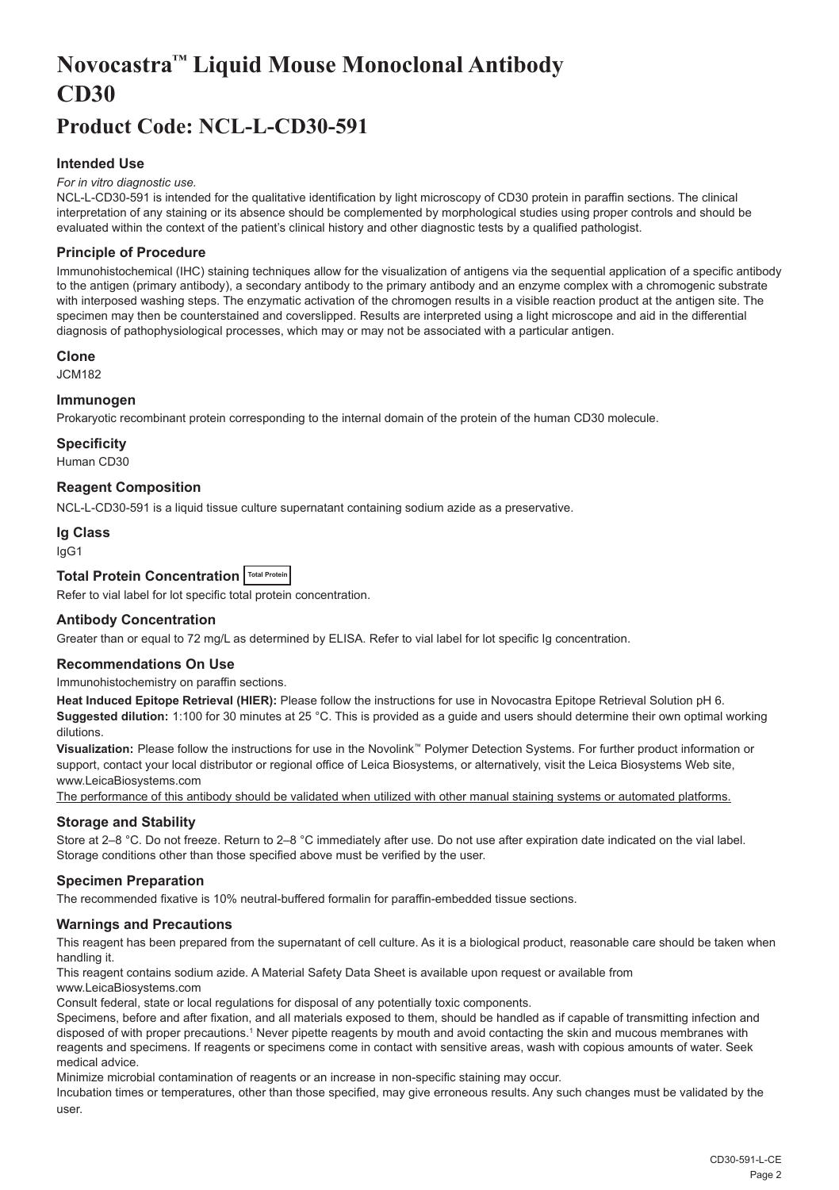# Novocastra™ Liquid Mouse Monoclonal Antibody CD30

# Product Code: NCL-L-CD30-591

### Intended Use

*For in vitro diagnostic use.*

NCL-L-CD30-591 is intended for the qualitative identification by light microscopy of CD30 protein in paraffin sections. The clinical interpretation of any staining or its absence should be complemented by morphological studies using proper controls and should be evaluated within the context of the patient's clinical history and other diagnostic tests by a qualified pathologist.

### Principle of Procedure

Immunohistochemical (IHC) staining techniques allow for the visualization of antigens via the sequential application of a specific antibody to the antigen (primary antibody), a secondary antibody to the primary antibody and an enzyme complex with a chromogenic substrate with interposed washing steps. The enzymatic activation of the chromogen results in a visible reaction product at the antigen site. The specimen may then be counterstained and coverslipped. Results are interpreted using a light microscope and aid in the differential diagnosis of pathophysiological processes, which may or may not be associated with a particular antigen.

### Clone

JCM182

### Immunogen

Prokaryotic recombinant protein corresponding to the internal domain of the protein of the human CD30 molecule.

### Specificity

Human CD30

### Reagent Composition

NCL-L-CD30-591 is a liquid tissue culture supernatant containing sodium azide as a preservative.

### Ig Class

IgG1

### Total Protein Concentration Total Protein

Refer to vial label for lot specific total protein concentration.

### Antibody Concentration

Greater than or equal to 72 mg/L as determined by ELISA. Refer to vial label for lot specific Ig concentration.

### Recommendations On Use

Immunohistochemistry on paraffin sections.

**Heat Induced Epitope Retrieval (HIER):** Please follow the instructions for use in Novocastra Epitope Retrieval Solution pH 6.

**Suggested dilution:** 1:100 for 30 minutes at 25 °C. This is provided as a guide and users should determine their own optimal working dilutions.

**Visualization:** Please follow the instructions for use in the Novolink™ Polymer Detection Systems. For further product information or support, contact your local distributor or regional office of Leica Biosystems, or alternatively, visit the Leica Biosystems Web site, www.LeicaBiosystems.com

The performance of this antibody should be validated when utilized with other manual staining systems or automated platforms.

### Storage and Stability

Store at 2–8 °C. Do not freeze. Return to 2–8 °C immediately after use. Do not use after expiration date indicated on the vial label. Storage conditions other than those specified above must be verified by the user.

### Specimen Preparation

The recommended fixative is 10% neutral-buffered formalin for paraffin-embedded tissue sections.

### Warnings and Precautions

This reagent has been prepared from the supernatant of cell culture. As it is a biological product, reasonable care should be taken when handling it.

This reagent contains sodium azide. A Material Safety Data Sheet is available upon request or available from www.LeicaBiosystems.com

Consult federal, state or local regulations for disposal of any potentially toxic components.

Specimens, before and after fixation, and all materials exposed to them, should be handled as if capable of transmitting infection and disposed of with proper precautions.[1] Never pipette reagents by mouth and avoid contacting the skin and mucous membranes with reagents and specimens. If reagents or specimens come in contact with sensitive areas, wash with copious amounts of water. Seek medical advice.

Minimize microbial contamination of reagents or an increase in non-specific staining may occur.

Incubation times or temperatures, other than those specified, may give erroneous results. Any such changes must be validated by the user.

CD30-591-L-CE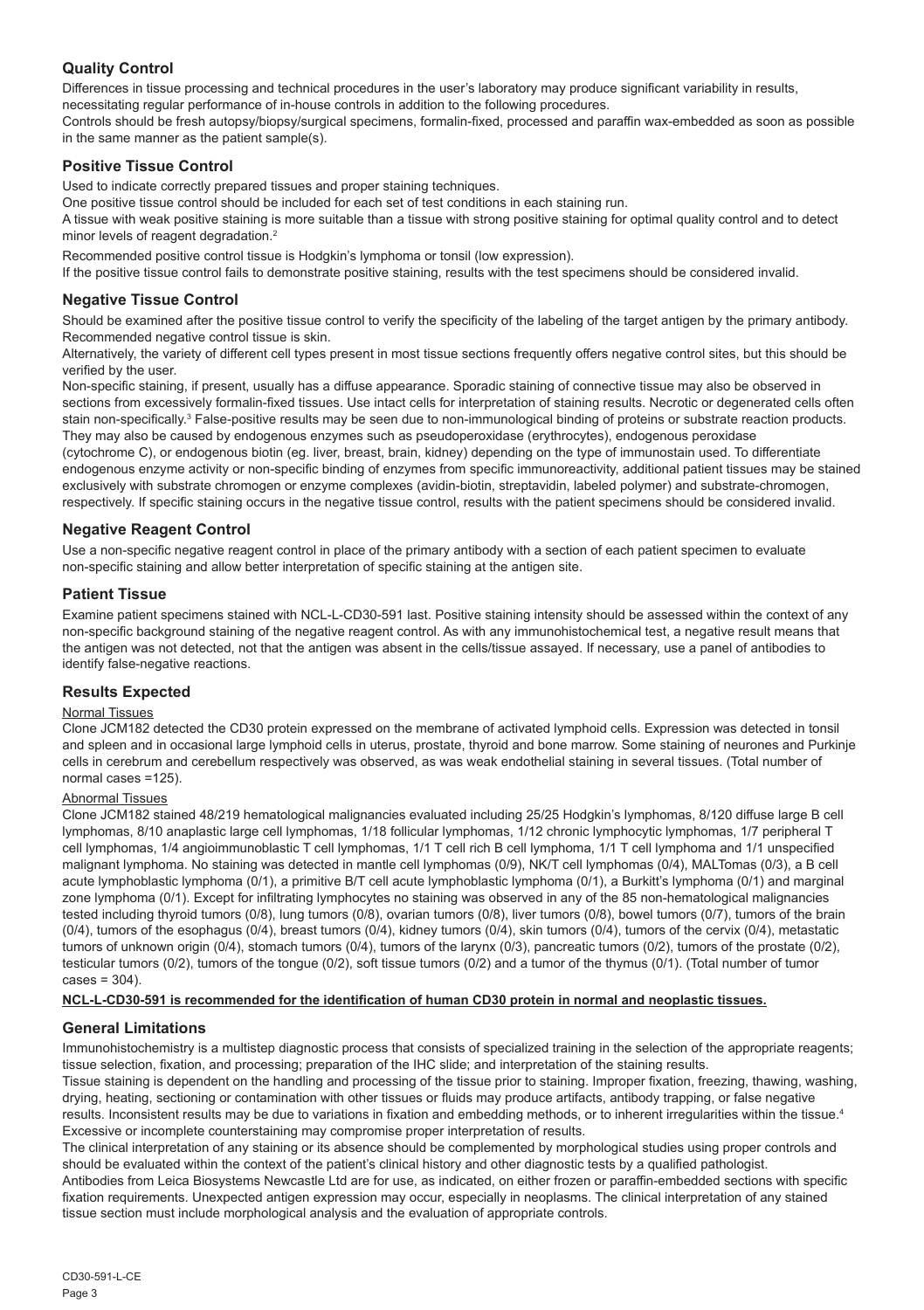## Quality Control

Differences in tissue processing and technical procedures in the user's laboratory may produce significant variability in results, necessitating regular performance of in-house controls in addition to the following procedures.

Controls should be fresh autopsy/biopsy/surgical specimens, formalin-fixed, processed and paraffin wax-embedded as soon as possible in the same manner as the patient sample(s).

## Positive Tissue Control

Used to indicate correctly prepared tissues and proper staining techniques.

One positive tissue control should be included for each set of test conditions in each staining run.

A tissue with weak positive staining is more suitable than a tissue with strong positive staining for optimal quality control and to detect minor levels of reagent degradation.[2]

Recommended positive control tissue is Hodgkin's lymphoma or tonsil (low expression).

If the positive tissue control fails to demonstrate positive staining, results with the test specimens should be considered invalid.

## Negative Tissue Control

Should be examined after the positive tissue control to verify the specificity of the labeling of the target antigen by the primary antibody. Recommended negative control tissue is skin.

Alternatively, the variety of different cell types present in most tissue sections frequently offers negative control sites, but this should be verified by the user.

Non-specific staining, if present, usually has a diffuse appearance. Sporadic staining of connective tissue may also be observed in sections from excessively formalin-fixed tissues. Use intact cells for interpretation of staining results. Necrotic or degenerated cells often stain non-specifically.[3] False-positive results may be seen due to non-immunological binding of proteins or substrate reaction products. They may also be caused by endogenous enzymes such as pseudoperoxidase (erythrocytes), endogenous peroxidase (cytochrome C), or endogenous biotin (eg. liver, breast, brain, kidney) depending on the type of immunostain used. To differentiate endogenous enzyme activity or non-specific binding of enzymes from specific immunoreactivity, additional patient tissues may be stained exclusively with substrate chromogen or enzyme complexes (avidin-biotin, streptavidin, labeled polymer) and substrate-chromogen, respectively. If specific staining occurs in the negative tissue control, results with the patient specimens should be considered invalid.

## Negative Reagent Control

Use a non-specific negative reagent control in place of the primary antibody with a section of each patient specimen to evaluate non-specific staining and allow better interpretation of specific staining at the antigen site.

## Patient Tissue

Examine patient specimens stained with NCL-L-CD30-591 last. Positive staining intensity should be assessed within the context of any non-specific background staining of the negative reagent control. As with any immunohistochemical test, a negative result means that the antigen was not detected, not that the antigen was absent in the cells/tissue assayed. If necessary, use a panel of antibodies to identify false-negative reactions.

## Results Expected

### Normal Tissues

Clone JCM182 detected the CD30 protein expressed on the membrane of activated lymphoid cells. Expression was detected in tonsil and spleen and in occasional large lymphoid cells in uterus, prostate, thyroid and bone marrow. Some staining of neurones and Purkinje cells in cerebrum and cerebellum respectively was observed, as was weak endothelial staining in several tissues. (Total number of normal cases =125).

### Abnormal Tissues

Clone JCM182 stained 48/219 hematological malignancies evaluated including 25/25 Hodgkin's lymphomas, 8/120 diffuse large B cell lymphomas, 8/10 anaplastic large cell lymphomas, 1/18 follicular lymphomas, 1/12 chronic lymphocytic lymphomas, 1/7 peripheral T cell lymphomas, 1/4 angioimmunoblastic T cell lymphomas, 1/1 T cell rich B cell lymphoma, 1/1 T cell lymphoma and 1/1 unspecified malignant lymphoma. No staining was detected in mantle cell lymphomas (0/9), NK/T cell lymphomas (0/4), MALTomas (0/3), a B cell acute lymphoblastic lymphoma (0/1), a primitive B/T cell acute lymphoblastic lymphoma (0/1), a Burkitt's lymphoma (0/1) and marginal zone lymphoma (0/1). Except for infiltrating lymphocytes no staining was observed in any of the 85 non-hematological malignancies tested including thyroid tumors (0/8), lung tumors (0/8), ovarian tumors (0/8), liver tumors (0/8), bowel tumors (0/7), tumors of the brain (0/4), tumors of the esophagus (0/4), breast tumors (0/4), kidney tumors (0/4), skin tumors (0/4), tumors of the cervix (0/4), metastatic tumors of unknown origin (0/4), stomach tumors (0/4), tumors of the larynx (0/3), pancreatic tumors (0/2), tumors of the prostate (0/2), testicular tumors (0/2), tumors of the tongue (0/2), soft tissue tumors (0/2) and a tumor of the thymus (0/1). (Total number of tumor cases = 304).

**NCL-L-CD30-591 is recommended for the identification of human CD30 protein in normal and neoplastic tissues.**

## General Limitations

Immunohistochemistry is a multistep diagnostic process that consists of specialized training in the selection of the appropriate reagents; tissue selection, fixation, and processing; preparation of the IHC slide; and interpretation of the staining results.

Tissue staining is dependent on the handling and processing of the tissue prior to staining. Improper fixation, freezing, thawing, washing, drying, heating, sectioning or contamination with other tissues or fluids may produce artifacts, antibody trapping, or false negative results. Inconsistent results may be due to variations in fixation and embedding methods, or to inherent irregularities within the tissue.[4] Excessive or incomplete counterstaining may compromise proper interpretation of results.

The clinical interpretation of any staining or its absence should be complemented by morphological studies using proper controls and should be evaluated within the context of the patient's clinical history and other diagnostic tests by a qualified pathologist.

Antibodies from Leica Biosystems Newcastle Ltd are for use, as indicated, on either frozen or paraffin-embedded sections with specific fixation requirements. Unexpected antigen expression may occur, especially in neoplasms. The clinical interpretation of any stained tissue section must include morphological analysis and the evaluation of appropriate controls.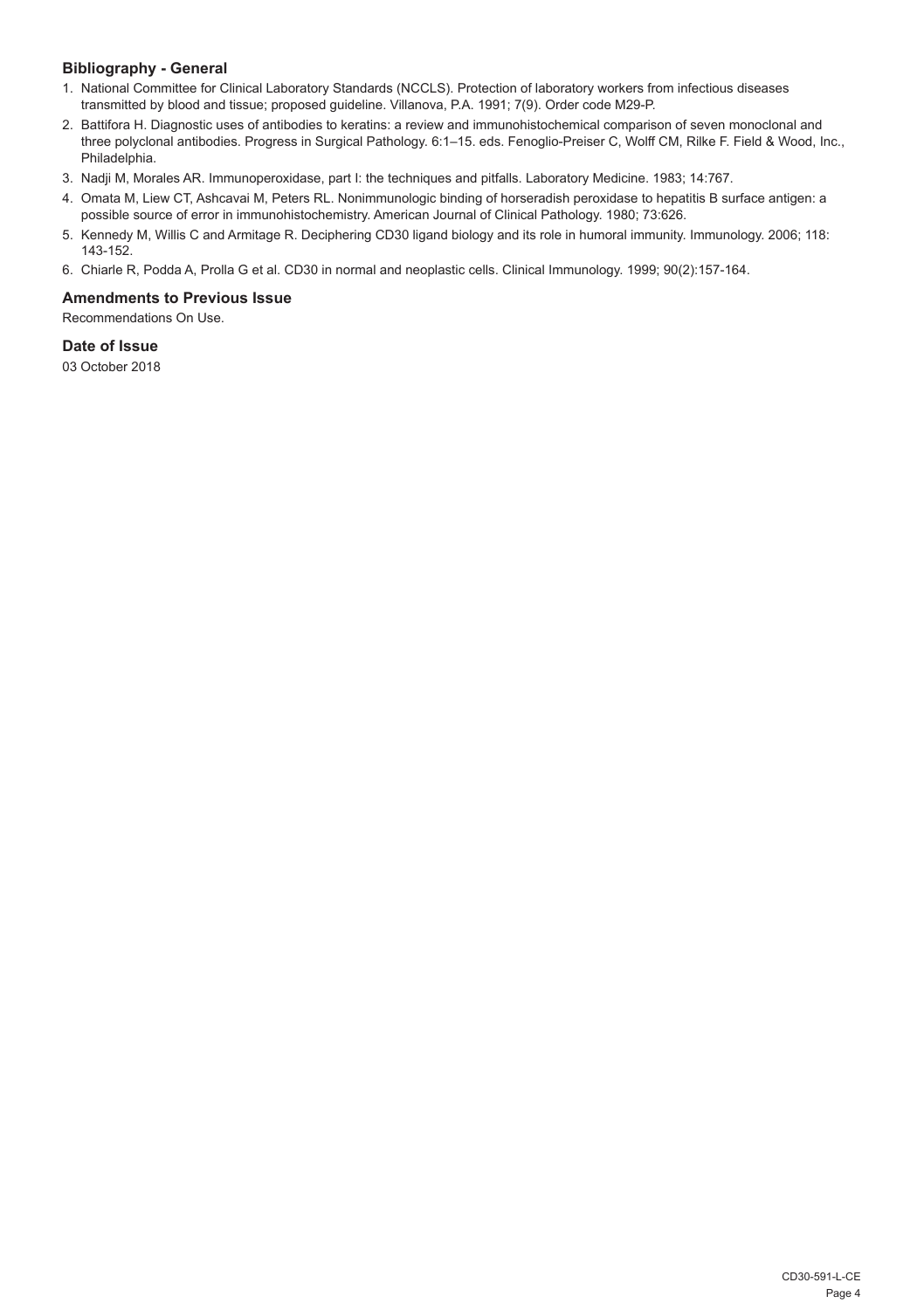## Bibliography - General

1. National Committee for Clinical Laboratory Standards (NCCLS). Protection of laboratory workers from infectious diseases transmitted by blood and tissue; proposed guideline. Villanova, P.A. 1991; 7(9). Order code M29-P.
2. Battifora H. Diagnostic uses of antibodies to keratins: a review and immunohistochemical comparison of seven monoclonal and three polyclonal antibodies. Progress in Surgical Pathology. 6:1–15. eds. Fenoglio-Preiser C, Wolff CM, Rilke F. Field & Wood, Inc., Philadelphia.
3. Nadji M, Morales AR. Immunoperoxidase, part I: the techniques and pitfalls. Laboratory Medicine. 1983; 14:767.
4. Omata M, Liew CT, Ashcavai M, Peters RL. Nonimmunologic binding of horseradish peroxidase to hepatitis B surface antigen: a possible source of error in immunohistochemistry. American Journal of Clinical Pathology. 1980; 73:626.
5. Kennedy M, Willis C and Armitage R. Deciphering CD30 ligand biology and its role in humoral immunity. Immunology. 2006; 118: 143-152.
6. Chiarle R, Podda A, Prolla G et al. CD30 in normal and neoplastic cells. Clinical Immunology. 1999; 90(2):157-164.

## Amendments to Previous Issue

Recommendations On Use.

## Date of Issue

03 October 2018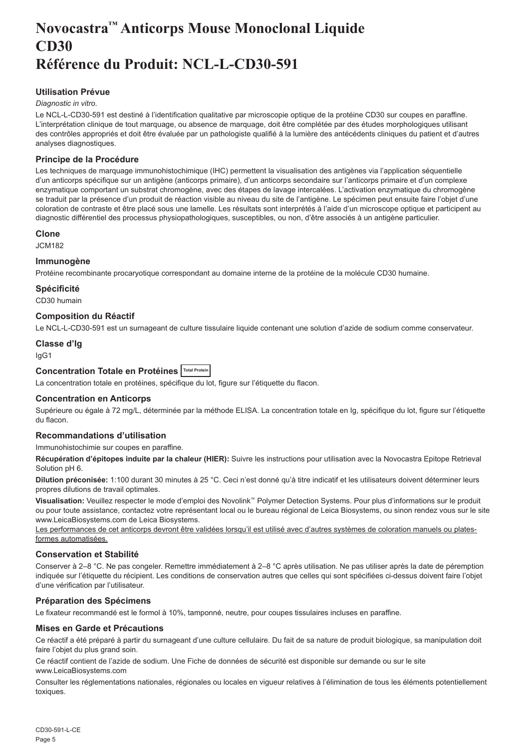# Novocastra™ Anticorps Mouse Monoclonal Liquide CD30 Référence du Produit: NCL-L-CD30-591

### Utilisation Prévue

*Diagnostic in vitro*.

Le NCL-L-CD30-591 est destiné à l'identification qualitative par microscopie optique de la protéine CD30 sur coupes en paraffine. L'interprétation clinique de tout marquage, ou absence de marquage, doit être complétée par des études morphologiques utilisant des contrôles appropriés et doit être évaluée par un pathologiste qualifié à la lumière des antécédents cliniques du patient et d'autres analyses diagnostiques.

### Principe de la Procédure

Les techniques de marquage immunohistochimique (IHC) permettent la visualisation des antigènes via l'application séquentielle d'un anticorps spécifique sur un antigène (anticorps primaire), d'un anticorps secondaire sur l'anticorps primaire et d'un complexe enzymatique comportant un substrat chromogène, avec des étapes de lavage intercalées. L'activation enzymatique du chromogène se traduit par la présence d'un produit de réaction visible au niveau du site de l'antigène. Le spécimen peut ensuite faire l'objet d'une coloration de contraste et être placé sous une lamelle. Les résultats sont interprétés à l'aide d'un microscope optique et participent au diagnostic différentiel des processus physiopathologiques, susceptibles, ou non, d'être associés à un antigène particulier.

### Clone

JCM182

### Immunogène

Protéine recombinante procaryotique correspondant au domaine interne de la protéine de la molécule CD30 humaine.

### Spécificité

CD30 humain

### Composition du Réactif

Le NCL-L-CD30-591 est un surnageant de culture tissulaire liquide contenant une solution d'azide de sodium comme conservateur.

### Classe d'Ig

IgG1

### Concentration Totale en Protéines Total Protein

La concentration totale en protéines, spécifique du lot, figure sur l'étiquette du flacon.

### Concentration en Anticorps

Supérieure ou égale à 72 mg/L, déterminée par la méthode ELISA. La concentration totale en Ig, spécifique du lot, figure sur l'étiquette du flacon.

### Recommandations d'utilisation

Immunohistochimie sur coupes en paraffine.

**Récupération d'épitopes induite par la chaleur (HIER):** Suivre les instructions pour utilisation avec la Novocastra Epitope Retrieval Solution pH 6.

**Dilution préconisée:** 1:100 durant 30 minutes à 25 °C. Ceci n'est donné qu'à titre indicatif et les utilisateurs doivent déterminer leurs propres dilutions de travail optimales.

**Visualisation:** Veuillez respecter le mode d'emploi des Novolink™ Polymer Detection Systems. Pour plus d'informations sur le produit ou pour toute assistance, contactez votre représentant local ou le bureau régional de Leica Biosystems, ou sinon rendez vous sur le site www.LeicaBiosystems.com de Leica Biosystems.

Les performances de cet anticorps devront être validées lorsqu'il est utilisé avec d'autres systèmes de coloration manuels ou plates-formes automatisées.

### Conservation et Stabilité

Conserver à 2–8 °C. Ne pas congeler. Remettre immédiatement à 2–8 °C après utilisation. Ne pas utiliser après la date de péremption indiquée sur l'étiquette du récipient. Les conditions de conservation autres que celles qui sont spécifiées ci-dessus doivent faire l'objet d'une vérification par l'utilisateur.

### Préparation des Spécimens

Le fixateur recommandé est le formol à 10%, tamponné, neutre, pour coupes tissulaires incluses en paraffine.

### Mises en Garde et Précautions

Ce réactif a été préparé à partir du surnageant d'une culture cellulaire. Du fait de sa nature de produit biologique, sa manipulation doit faire l'objet du plus grand soin.

Ce réactif contient de l'azide de sodium. Une Fiche de données de sécurité est disponible sur demande ou sur le site www.LeicaBiosystems.com

Consulter les réglementations nationales, régionales ou locales en vigueur relatives à l'élimination de tous les éléments potentiellement toxiques.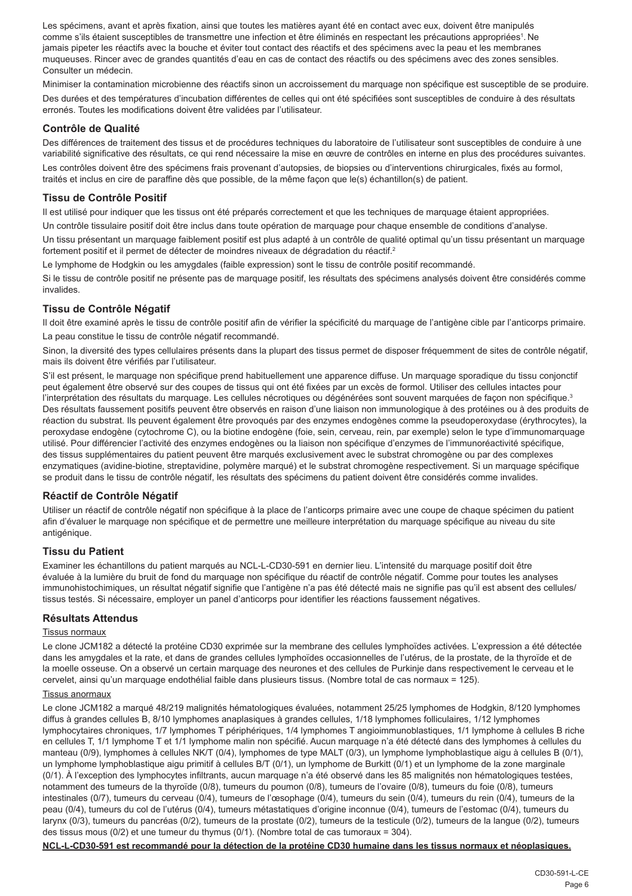Les spécimens, avant et après fixation, ainsi que toutes les matières ayant été en contact avec eux, doivent être manipulés comme s'ils étaient susceptibles de transmettre une infection et être éliminés en respectant les précautions appropriées[1]. Ne jamais pipeter les réactifs avec la bouche et éviter tout contact des réactifs et des spécimens avec la peau et les membranes muqueuses. Rincer avec de grandes quantités d'eau en cas de contact des réactifs ou des spécimens avec des zones sensibles. Consulter un médecin.

Minimiser la contamination microbienne des réactifs sinon un accroissement du marquage non spécifique est susceptible de se produire.

Des durées et des températures d'incubation différentes de celles qui ont été spécifiées sont susceptibles de conduire à des résultats erronés. Toutes les modifications doivent être validées par l'utilisateur.

## Contrôle de Qualité

Des différences de traitement des tissus et de procédures techniques du laboratoire de l'utilisateur sont susceptibles de conduire à une variabilité significative des résultats, ce qui rend nécessaire la mise en œuvre de contrôles en interne en plus des procédures suivantes.

Les contrôles doivent être des spécimens frais provenant d'autopsies, de biopsies ou d'interventions chirurgicales, fixés au formol, traités et inclus en cire de paraffine dès que possible, de la même façon que le(s) échantillon(s) de patient.

## Tissu de Contrôle Positif

Il est utilisé pour indiquer que les tissus ont été préparés correctement et que les techniques de marquage étaient appropriées.

Un contrôle tissulaire positif doit être inclus dans toute opération de marquage pour chaque ensemble de conditions d'analyse.

Un tissu présentant un marquage faiblement positif est plus adapté à un contrôle de qualité optimal qu'un tissu présentant un marquage fortement positif et il permet de détecter de moindres niveaux de dégradation du réactif.[2]

Le lymphome de Hodgkin ou les amygdales (faible expression) sont le tissu de contrôle positif recommandé.

Si le tissu de contrôle positif ne présente pas de marquage positif, les résultats des spécimens analysés doivent être considérés comme invalides.

## Tissu de Contrôle Négatif

Il doit être examiné après le tissu de contrôle positif afin de vérifier la spécificité du marquage de l'antigène cible par l'anticorps primaire.

La peau constitue le tissu de contrôle négatif recommandé.

Sinon, la diversité des types cellulaires présents dans la plupart des tissus permet de disposer fréquemment de sites de contrôle négatif, mais ils doivent être vérifiés par l'utilisateur.

S'il est présent, le marquage non spécifique prend habituellement une apparence diffuse. Un marquage sporadique du tissu conjonctif peut également être observé sur des coupes de tissus qui ont été fixées par un excès de formol. Utiliser des cellules intactes pour l'interprétation des résultats du marquage. Les cellules nécrotiques ou dégénérées sont souvent marquées de façon non spécifique.[3] Des résultats faussement positifs peuvent être observés en raison d'une liaison non immunologique à des protéines ou à des produits de réaction du substrat. Ils peuvent également être provoqués par des enzymes endogènes comme la pseudoperoxydase (érythrocytes), la peroxydase endogène (cytochrome C), ou la biotine endogène (foie, sein, cerveau, rein, par exemple) selon le type d'immunomarquage utilisé. Pour différencier l'activité des enzymes endogènes ou la liaison non spécifique d'enzymes de l'immunoréactivité spécifique, des tissus supplémentaires du patient peuvent être marqués exclusivement avec le substrat chromogène ou par des complexes enzymatiques (avidine-biotine, streptavidine, polymère marqué) et le substrat chromogène respectivement. Si un marquage spécifique se produit dans le tissu de contrôle négatif, les résultats des spécimens du patient doivent être considérés comme invalides.

## Réactif de Contrôle Négatif

Utiliser un réactif de contrôle négatif non spécifique à la place de l'anticorps primaire avec une coupe de chaque spécimen du patient afin d'évaluer le marquage non spécifique et de permettre une meilleure interprétation du marquage spécifique au niveau du site antigénique.

## Tissu du Patient

Examiner les échantillons du patient marqués au NCL-L-CD30-591 en dernier lieu. L'intensité du marquage positif doit être évaluée à la lumière du bruit de fond du marquage non spécifique du réactif de contrôle négatif. Comme pour toutes les analyses immunohistochimiques, un résultat négatif signifie que l'antigène n'a pas été détecté mais ne signifie pas qu'il est absent des cellules/tissus testés. Si nécessaire, employer un panel d'anticorps pour identifier les réactions faussement négatives.

## Résultats Attendus

Tissus normaux

Le clone JCM182 a détecté la protéine CD30 exprimée sur la membrane des cellules lymphoïdes activées. L'expression a été détectée dans les amygdales et la rate, et dans de grandes cellules lymphoïdes occasionnelles de l'utérus, de la prostate, de la thyroïde et de la moelle osseuse. On a observé un certain marquage des neurones et des cellules de Purkinje dans respectivement le cerveau et le cervelet, ainsi qu'un marquage endothélial faible dans plusieurs tissus. (Nombre total de cas normaux = 125).

Tissus anormaux

Le clone JCM182 a marqué 48/219 malignités hématologiques évaluées, notamment 25/25 lymphomes de Hodgkin, 8/120 lymphomes diffus à grandes cellules B, 8/10 lymphomes anaplasiques à grandes cellules, 1/18 lymphomes folliculaires, 1/12 lymphomes lymphocytaires chroniques, 1/7 lymphomes T périphériques, 1/4 lymphomes T angioimmunoblastiques, 1/1 lymphome à cellules B riche en cellules T, 1/1 lymphome T et 1/1 lymphome malin non spécifié. Aucun marquage n'a été détecté dans des lymphomes à cellules du manteau (0/9), lymphomes à cellules NK/T (0/4), lymphomes de type MALT (0/3), un lymphome lymphoblastique aigu à cellules B (0/1), un lymphome lymphoblastique aigu primitif à cellules B/T (0/1), un lymphome de Burkitt (0/1) et un lymphome de la zone marginale (0/1). À l'exception des lymphocytes infiltrants, aucun marquage n'a été observé dans les 85 malignités non hématologiques testées, notamment des tumeurs de la thyroïde (0/8), tumeurs du poumon (0/8), tumeurs de l'ovaire (0/8), tumeurs du foie (0/8), tumeurs intestinales (0/7), tumeurs du cerveau (0/4), tumeurs de l'œsophage (0/4), tumeurs du sein (0/4), tumeurs du rein (0/4), tumeurs de la peau (0/4), tumeurs du col de l'utérus (0/4), tumeurs métastatiques d'origine inconnue (0/4), tumeurs de l'estomac (0/4), tumeurs du larynx (0/3), tumeurs du pancréas (0/2), tumeurs de la prostate (0/2), tumeurs de la testicule (0/2), tumeurs de la langue (0/2), tumeurs des tissus mous (0/2) et une tumeur du thymus (0/1). (Nombre total de cas tumoraux = 304).

**NCL-L-CD30-591 est recommandé pour la détection de la protéine CD30 humaine dans les tissus normaux et néoplasiques.**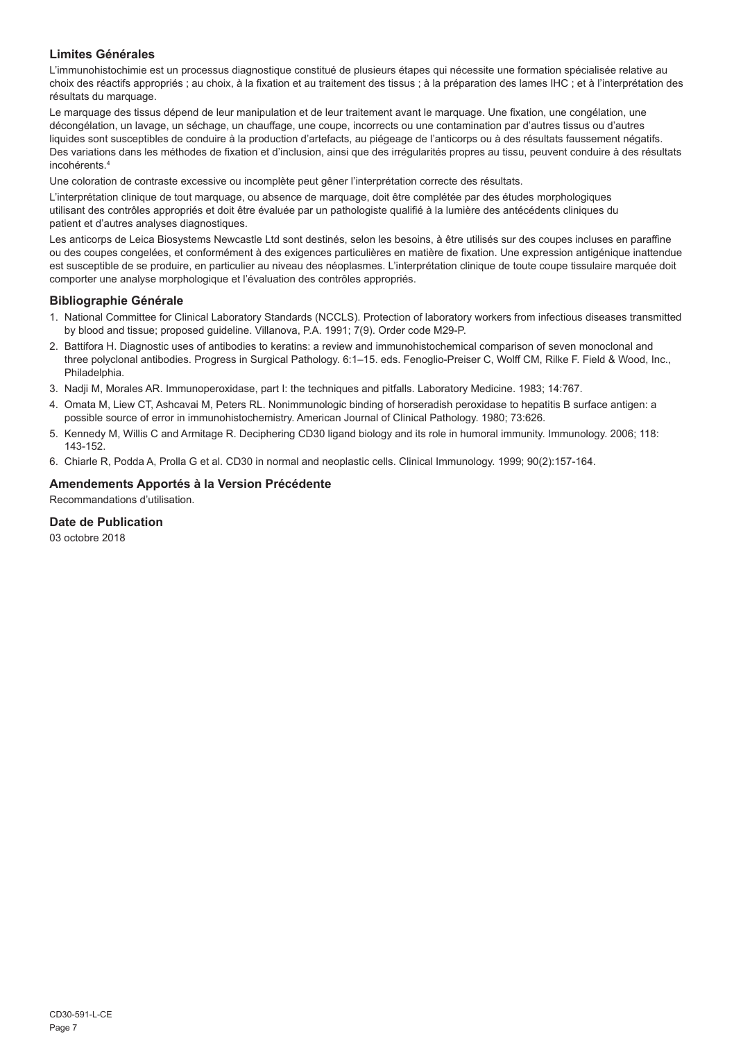## Limites Générales

L'immunohistochimie est un processus diagnostique constitué de plusieurs étapes qui nécessite une formation spécialisée relative au choix des réactifs appropriés ; au choix, à la fixation et au traitement des tissus ; à la préparation des lames IHC ; et à l'interprétation des résultats du marquage.

Le marquage des tissus dépend de leur manipulation et de leur traitement avant le marquage. Une fixation, une congélation, une décongélation, un lavage, un séchage, un chauffage, une coupe, incorrects ou une contamination par d'autres tissus ou d'autres liquides sont susceptibles de conduire à la production d'artefacts, au piégeage de l'anticorps ou à des résultats faussement négatifs. Des variations dans les méthodes de fixation et d'inclusion, ainsi que des irrégularités propres au tissu, peuvent conduire à des résultats incohérents.[4]

Une coloration de contraste excessive ou incomplète peut gêner l'interprétation correcte des résultats.

L'interprétation clinique de tout marquage, ou absence de marquage, doit être complétée par des études morphologiques utilisant des contrôles appropriés et doit être évaluée par un pathologiste qualifié à la lumière des antécédents cliniques du patient et d'autres analyses diagnostiques.

Les anticorps de Leica Biosystems Newcastle Ltd sont destinés, selon les besoins, à être utilisés sur des coupes incluses en paraffine ou des coupes congelées, et conformément à des exigences particulières en matière de fixation. Une expression antigénique inattendue est susceptible de se produire, en particulier au niveau des néoplasmes. L'interprétation clinique de toute coupe tissulaire marquée doit comporter une analyse morphologique et l'évaluation des contrôles appropriés.

## Bibliographie Générale

1. National Committee for Clinical Laboratory Standards (NCCLS). Protection of laboratory workers from infectious diseases transmitted by blood and tissue; proposed guideline. Villanova, P.A. 1991; 7(9). Order code M29-P.
2. Battifora H. Diagnostic uses of antibodies to keratins: a review and immunohistochemical comparison of seven monoclonal and three polyclonal antibodies. Progress in Surgical Pathology. 6:1–15. eds. Fenoglio-Preiser C, Wolff CM, Rilke F. Field & Wood, Inc., Philadelphia.
3. Nadji M, Morales AR. Immunoperoxidase, part I: the techniques and pitfalls. Laboratory Medicine. 1983; 14:767.
4. Omata M, Liew CT, Ashcavai M, Peters RL. Nonimmunologic binding of horseradish peroxidase to hepatitis B surface antigen: a possible source of error in immunohistochemistry. American Journal of Clinical Pathology. 1980; 73:626.
5. Kennedy M, Willis C and Armitage R. Deciphering CD30 ligand biology and its role in humoral immunity. Immunology. 2006; 118: 143-152.
6. Chiarle R, Podda A, Prolla G et al. CD30 in normal and neoplastic cells. Clinical Immunology. 1999; 90(2):157-164.

## Amendements Apportés à la Version Précédente

Recommandations d'utilisation.

## Date de Publication

03 octobre 2018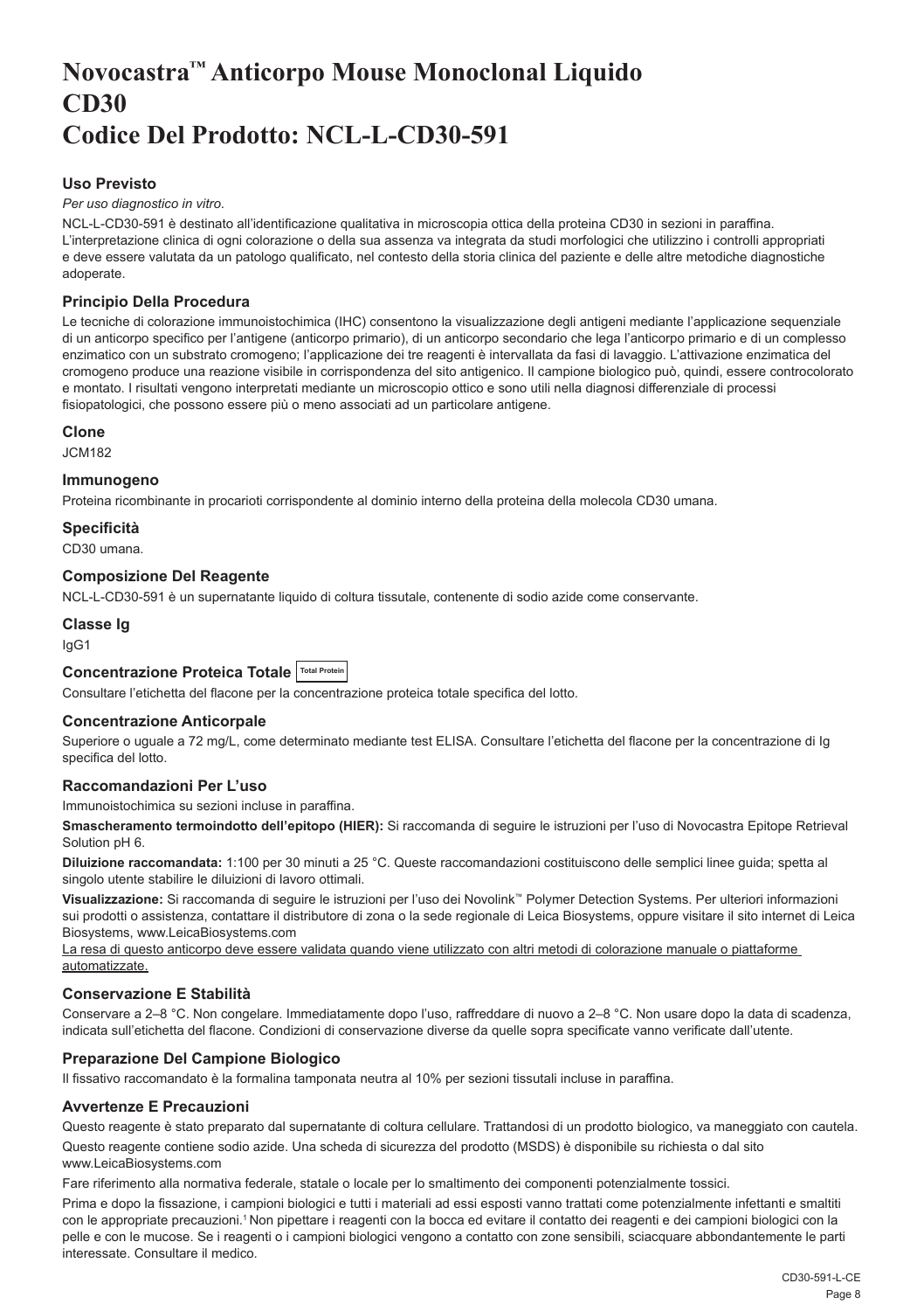# Novocastra™ Anticorpo Mouse Monoclonal Liquido CD30 Codice Del Prodotto: NCL-L-CD30-591

## Uso Previsto

*Per uso diagnostico in vitro*.

NCL-L-CD30-591 è destinato all'identificazione qualitativa in microscopia ottica della proteina CD30 in sezioni in paraffina. L'interpretazione clinica di ogni colorazione o della sua assenza va integrata da studi morfologici che utilizzino i controlli appropriati e deve essere valutata da un patologo qualificato, nel contesto della storia clinica del paziente e delle altre metodiche diagnostiche adoperate.

## Principio Della Procedura

Le tecniche di colorazione immunoistochimica (IHC) consentono la visualizzazione degli antigeni mediante l'applicazione sequenziale di un anticorpo specifico per l'antigene (anticorpo primario), di un anticorpo secondario che lega l'anticorpo primario e di un complesso enzimatico con un substrato cromogeno; l'applicazione dei tre reagenti è intervallata da fasi di lavaggio. L'attivazione enzimatica del cromogeno produce una reazione visibile in corrispondenza del sito antigenico. Il campione biologico può, quindi, essere controcolorato e montato. I risultati vengono interpretati mediante un microscopio ottico e sono utili nella diagnosi differenziale di processi fisiopatologici, che possono essere più o meno associati ad un particolare antigene.

## Clone

JCM182

## Immunogeno

Proteina ricombinante in procarioti corrispondente al dominio interno della proteina della molecola CD30 umana.

## Specificità

CD30 umana.

## Composizione Del Reagente

NCL-L-CD30-591 è un supernatante liquido di coltura tissutale, contenente di sodio azide come conservante.

## Classe Ig

IgG1

## Concentrazione Proteica Totale Total Protein

Consultare l'etichetta del flacone per la concentrazione proteica totale specifica del lotto.

## Concentrazione Anticorpale

Superiore o uguale a 72 mg/L, come determinato mediante test ELISA. Consultare l'etichetta del flacone per la concentrazione di Ig specifica del lotto.

## Raccomandazioni Per L'uso

Immunoistochimica su sezioni incluse in paraffina.

**Smascheramento termoindotto dell'epitopo (HIER):** Si raccomanda di seguire le istruzioni per l'uso di Novocastra Epitope Retrieval Solution pH 6.

**Diluizione raccomandata:** 1:100 per 30 minuti a 25 °C. Queste raccomandazioni costituiscono delle semplici linee guida; spetta al singolo utente stabilire le diluizioni di lavoro ottimali.

**Visualizzazione:** Si raccomanda di seguire le istruzioni per l'uso dei Novolink™ Polymer Detection Systems. Per ulteriori informazioni sui prodotti o assistenza, contattare il distributore di zona o la sede regionale di Leica Biosystems, oppure visitare il sito internet di Leica Biosystems, www.LeicaBiosystems.com

La resa di questo anticorpo deve essere validata quando viene utilizzato con altri metodi di colorazione manuale o piattaforme automatizzate.

## Conservazione E Stabilità

Conservare a 2–8 °C. Non congelare. Immediatamente dopo l'uso, raffreddare di nuovo a 2–8 °C. Non usare dopo la data di scadenza, indicata sull'etichetta del flacone. Condizioni di conservazione diverse da quelle sopra specificate vanno verificate dall'utente.

## Preparazione Del Campione Biologico

Il fissativo raccomandato è la formalina tamponata neutra al 10% per sezioni tissutali incluse in paraffina.

## Avvertenze E Precauzioni

Questo reagente è stato preparato dal supernatante di coltura cellulare. Trattandosi di un prodotto biologico, va maneggiato con cautela.

Questo reagente contiene sodio azide. Una scheda di sicurezza del prodotto (MSDS) è disponibile su richiesta o dal sito www.LeicaBiosystems.com

Fare riferimento alla normativa federale, statale o locale per lo smaltimento dei componenti potenzialmente tossici.

Prima e dopo la fissazione, i campioni biologici e tutti i materiali ad essi esposti vanno trattati come potenzialmente infettanti e smaltiti con le appropriate precauzioni.[1] Non pipettare i reagenti con la bocca ed evitare il contatto dei reagenti e dei campioni biologici con la pelle e con le mucose. Se i reagenti o i campioni biologici vengono a contatto con zone sensibili, sciacquare abbondantemente le parti interessate. Consultare il medico.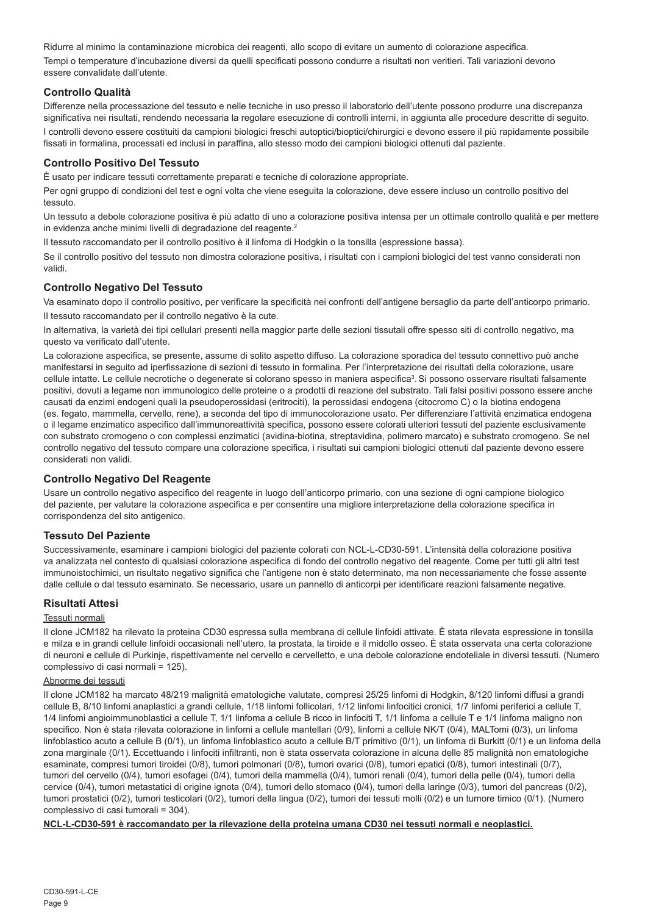Ridurre al minimo la contaminazione microbica dei reagenti, allo scopo di evitare un aumento di colorazione aspecifica.

Tempi o temperature d'incubazione diversi da quelli specificati possono condurre a risultati non veritieri. Tali variazioni devono essere convalidate dall'utente.

## Controllo Qualità

Differenze nella processazione del tessuto e nelle tecniche in uso presso il laboratorio dell'utente possono produrre una discrepanza significativa nei risultati, rendendo necessaria la regolare esecuzione di controlli interni, in aggiunta alle procedure descritte di seguito.

I controlli devono essere costituiti da campioni biologici freschi autoptici/bioptici/chirurgici e devono essere il più rapidamente possibile fissati in formalina, processati ed inclusi in paraffina, allo stesso modo dei campioni biologici ottenuti dal paziente.

## Controllo Positivo Del Tessuto

È usato per indicare tessuti correttamente preparati e tecniche di colorazione appropriate.

Per ogni gruppo di condizioni del test e ogni volta che viene eseguita la colorazione, deve essere incluso un controllo positivo del tessuto.

Un tessuto a debole colorazione positiva è più adatto di uno a colorazione positiva intensa per un ottimale controllo qualità e per mettere in evidenza anche minimi livelli di degradazione del reagente.[2]

Il tessuto raccomandato per il controllo positivo è il linfoma di Hodgkin o la tonsilla (espressione bassa).

Se il controllo positivo del tessuto non dimostra colorazione positiva, i risultati con i campioni biologici del test vanno considerati non validi.

## Controllo Negativo Del Tessuto

Va esaminato dopo il controllo positivo, per verificare la specificità nei confronti dell'antigene bersaglio da parte dell'anticorpo primario.

Il tessuto raccomandato per il controllo negativo è la cute.

In alternativa, la varietà dei tipi cellulari presenti nella maggior parte delle sezioni tissutali offre spesso siti di controllo negativo, ma questo va verificato dall'utente.

La colorazione aspecifica, se presente, assume di solito aspetto diffuso. La colorazione sporadica del tessuto connettivo può anche manifestarsi in seguito ad iperfissazione di sezioni di tessuto in formalina. Per l'interpretazione dei risultati della colorazione, usare cellule intatte. Le cellule necrotiche o degenerate si colorano spesso in maniera aspecifica[3]. Si possono osservare risultati falsamente positivi, dovuti a legame non immunologico delle proteine o a prodotti di reazione del substrato. Tali falsi positivi possono essere anche causati da enzimi endogeni quali la pseudoperossidasi (eritrociti), la perossidasi endogena (citocromo C) o la biotina endogena (es. fegato, mammella, cervello, rene), a seconda del tipo di immunocolorazione usato. Per differenziare l'attività enzimatica endogena o il legame enzimatico aspecifico dall'immunoreattività specifica, possono essere colorati ulteriori tessuti del paziente esclusivamente con substrato cromogeno o con complessi enzimatici (avidina-biotina, streptavidina, polimero marcato) e substrato cromogeno. Se nel controllo negativo del tessuto compare una colorazione specifica, i risultati sui campioni biologici ottenuti dal paziente devono essere considerati non validi.

## Controllo Negativo Del Reagente

Usare un controllo negativo aspecifico del reagente in luogo dell'anticorpo primario, con una sezione di ogni campione biologico del paziente, per valutare la colorazione aspecifica e per consentire una migliore interpretazione della colorazione specifica in corrispondenza del sito antigenico.

## Tessuto Del Paziente

Successivamente, esaminare i campioni biologici del paziente colorati con NCL-L-CD30-591. L'intensità della colorazione positiva va analizzata nel contesto di qualsiasi colorazione aspecifica di fondo del controllo negativo del reagente. Come per tutti gli altri test immunoistochimici, un risultato negativo significa che l'antigene non è stato determinato, ma non necessariamente che fosse assente dalle cellule o dal tessuto esaminato. Se necessario, usare un pannello di anticorpi per identificare reazioni falsamente negative.

## Risultati Attesi

Tessuti normali

Il clone JCM182 ha rilevato la proteina CD30 espressa sulla membrana di cellule linfoidi attivate. È stata rilevata espressione in tonsilla e milza e in grandi cellule linfoidi occasionali nell'utero, la prostata, la tiroide e il midollo osseo. È stata osservata una certa colorazione di neuroni e cellule di Purkinje, rispettivamente nel cervello e cervelletto, e una debole colorazione endoteliale in diversi tessuti. (Numero complessivo di casi normali = 125).

Abnorme dei tessuti

Il clone JCM182 ha marcato 48/219 malignità ematologiche valutate, compresi 25/25 linfomi di Hodgkin, 8/120 linfomi diffusi a grandi cellule B, 8/10 linfomi anaplastici a grandi cellule, 1/18 linfomi follicolari, 1/12 linfomi linfocitici cronici, 1/7 linfomi periferici a cellule T, 1/4 linfomi angioimmunoblastici a cellule T, 1/1 linfoma a cellule B ricco in linfociti T, 1/1 linfoma a cellule T e 1/1 linfoma maligno non specifico. Non è stata rilevata colorazione in linfomi a cellule mantellari (0/9), linfomi a cellule NK/T (0/4), MALTomi (0/3), un linfoma linfoblastico acuto a cellule B (0/1), un linfoma linfoblastico acuto a cellule B/T primitivo (0/1), un linfoma di Burkitt (0/1) e un linfoma della zona marginale (0/1). Eccettuando i linfociti infiltranti, non è stata osservata colorazione in alcuna delle 85 malignità non ematologiche esaminate, compresi tumori tiroidei (0/8), tumori polmonari (0/8), tumori ovarici (0/8), tumori epatici (0/8), tumori intestinali (0/7), tumori del cervello (0/4), tumori esofagei (0/4), tumori della mammella (0/4), tumori renali (0/4), tumori della pelle (0/4), tumori della cervice (0/4), tumori metastatici di origine ignota (0/4), tumori dello stomaco (0/4), tumori della laringe (0/3), tumori del pancreas (0/2), tumori prostatici (0/2), tumori testicolari (0/2), tumori della lingua (0/2), tumori dei tessuti molli (0/2) e un tumore timico (0/1). (Numero complessivo di casi tumorali = 304).

**NCL-L-CD30-591 è raccomandato per la rilevazione della proteina umana CD30 nei tessuti normali e neoplastici.**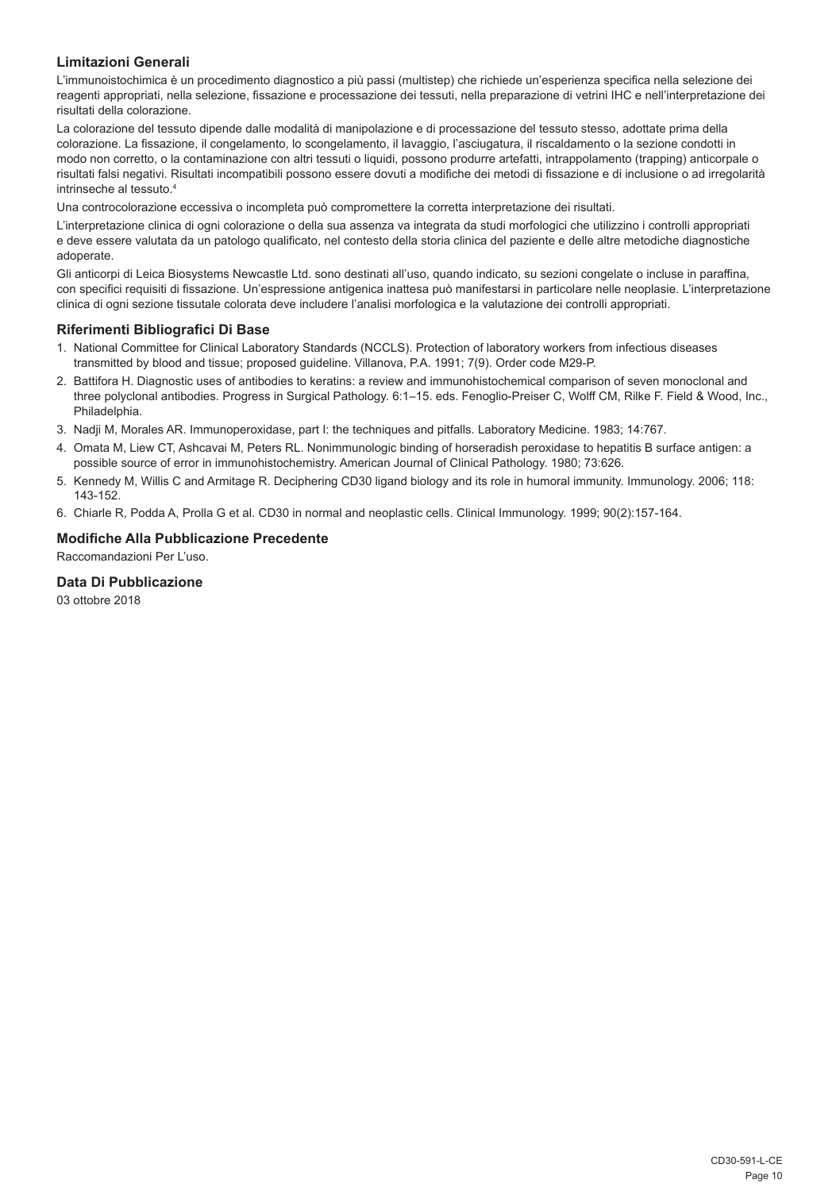## Limitazioni Generali

L'immunoistochimica è un procedimento diagnostico a più passi (multistep) che richiede un'esperienza specifica nella selezione dei reagenti appropriati, nella selezione, fissazione e processazione dei tessuti, nella preparazione di vetrini IHC e nell'interpretazione dei risultati della colorazione.

La colorazione del tessuto dipende dalle modalità di manipolazione e di processazione del tessuto stesso, adottate prima della colorazione. La fissazione, il congelamento, lo scongelamento, il lavaggio, l'asciugatura, il riscaldamento o la sezione condotti in modo non corretto, o la contaminazione con altri tessuti o liquidi, possono produrre artefatti, intrappolamento (trapping) anticorpale o risultati falsi negativi. Risultati incompatibili possono essere dovuti a modifiche dei metodi di fissazione e di inclusione o ad irregolarità intrinseche al tessuto.[4]

Una controcolorazione eccessiva o incompleta può compromettere la corretta interpretazione dei risultati.

L'interpretazione clinica di ogni colorazione o della sua assenza va integrata da studi morfologici che utilizzino i controlli appropriati e deve essere valutata da un patologo qualificato, nel contesto della storia clinica del paziente e delle altre metodiche diagnostiche adoperate.

Gli anticorpi di Leica Biosystems Newcastle Ltd. sono destinati all'uso, quando indicato, su sezioni congelate o incluse in paraffina, con specifici requisiti di fissazione. Un'espressione antigenica inattesa può manifestarsi in particolare nelle neoplasie. L'interpretazione clinica di ogni sezione tissutale colorata deve includere l'analisi morfologica e la valutazione dei controlli appropriati.

## Riferimenti Bibliografici Di Base

1. National Committee for Clinical Laboratory Standards (NCCLS). Protection of laboratory workers from infectious diseases transmitted by blood and tissue; proposed guideline. Villanova, P.A. 1991; 7(9). Order code M29-P.
2. Battifora H. Diagnostic uses of antibodies to keratins: a review and immunohistochemical comparison of seven monoclonal and three polyclonal antibodies. Progress in Surgical Pathology. 6:1–15. eds. Fenoglio-Preiser C, Wolff CM, Rilke F. Field & Wood, Inc., Philadelphia.
3. Nadji M, Morales AR. Immunoperoxidase, part I: the techniques and pitfalls. Laboratory Medicine. 1983; 14:767.
4. Omata M, Liew CT, Ashcavai M, Peters RL. Nonimmunologic binding of horseradish peroxidase to hepatitis B surface antigen: a possible source of error in immunohistochemistry. American Journal of Clinical Pathology. 1980; 73:626.
5. Kennedy M, Willis C and Armitage R. Deciphering CD30 ligand biology and its role in humoral immunity. Immunology. 2006; 118: 143-152.
6. Chiarle R, Podda A, Prolla G et al. CD30 in normal and neoplastic cells. Clinical Immunology. 1999; 90(2):157-164.

## Modifiche Alla Pubblicazione Precedente

Raccomandazioni Per L'uso.

## Data Di Pubblicazione

03 ottobre 2018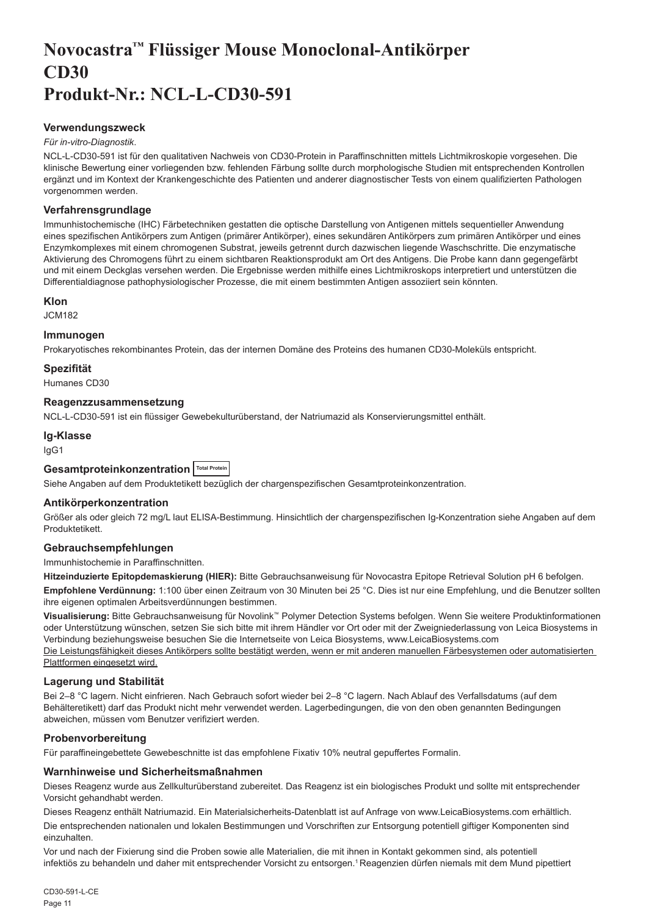# Novocastra™ Flüssiger Mouse Monoclonal-Antikörper CD30 Produkt-Nr.: NCL-L-CD30-591

### Verwendungszweck

*Für in-vitro-Diagnostik*.

NCL-L-CD30-591 ist für den qualitativen Nachweis von CD30-Protein in Paraffinschnitten mittels Lichtmikroskopie vorgesehen. Die klinische Bewertung einer vorliegenden bzw. fehlenden Färbung sollte durch morphologische Studien mit entsprechenden Kontrollen ergänzt und im Kontext der Krankengeschichte des Patienten und anderer diagnostischer Tests von einem qualifizierten Pathologen vorgenommen werden.

### Verfahrensgrundlage

Immunhistochemische (IHC) Färbetechniken gestatten die optische Darstellung von Antigenen mittels sequentieller Anwendung eines spezifischen Antikörpers zum Antigen (primärer Antikörper), eines sekundären Antikörpers zum primären Antikörper und eines Enzymkomplexes mit einem chromogenen Substrat, jeweils getrennt durch dazwischen liegende Waschschritte. Die enzymatische Aktivierung des Chromogens führt zu einem sichtbaren Reaktionsprodukt am Ort des Antigens. Die Probe kann dann gegengefärbt und mit einem Deckglas versehen werden. Die Ergebnisse werden mithilfe eines Lichtmikroskops interpretiert und unterstützen die Differentialdiagnose pathophysiologischer Prozesse, die mit einem bestimmten Antigen assoziiert sein könnten.

### Klon

JCM182

### Immunogen

Prokaryotisches rekombinantes Protein, das der internen Domäne des Proteins des humanen CD30-Moleküls entspricht.

### Spezifität

Humanes CD30

### Reagenzzusammensetzung

NCL-L-CD30-591 ist ein flüssiger Gewebekulturüberstand, der Natriumazid als Konservierungsmittel enthält.

### Ig-Klasse

IgG1

### Gesamtproteinkonzentration Total Protein

Siehe Angaben auf dem Produktetikett bezüglich der chargenspezifischen Gesamtproteinkonzentration.

### Antikörperkonzentration

Größer als oder gleich 72 mg/L laut ELISA-Bestimmung. Hinsichtlich der chargenspezifischen Ig-Konzentration siehe Angaben auf dem Produktetikett.

### Gebrauchsempfehlungen

Immunhistochemie in Paraffinschnitten.

**Hitzeinduzierte Epitopdemaskierung (HIER):** Bitte Gebrauchsanweisung für Novocastra Epitope Retrieval Solution pH 6 befolgen.

**Empfohlene Verdünnung:** 1:100 über einen Zeitraum von 30 Minuten bei 25 °C. Dies ist nur eine Empfehlung, und die Benutzer sollten ihre eigenen optimalen Arbeitsverdünnungen bestimmen.

**Visualisierung:** Bitte Gebrauchsanweisung für Novolink™ Polymer Detection Systems befolgen. Wenn Sie weitere Produktinformationen oder Unterstützung wünschen, setzen Sie sich bitte mit ihrem Händler vor Ort oder mit der Zweigniederlassung von Leica Biosystems in Verbindung beziehungsweise besuchen Sie die Internetseite von Leica Biosystems, www.LeicaBiosystems.com

Die Leistungsfähigkeit dieses Antikörpers sollte bestätigt werden, wenn er mit anderen manuellen Färbesystemen oder automatisierten Plattformen eingesetzt wird.

### Lagerung und Stabilität

Bei 2–8 °C lagern. Nicht einfrieren. Nach Gebrauch sofort wieder bei 2–8 °C lagern. Nach Ablauf des Verfallsdatums (auf dem Behälteretikett) darf das Produkt nicht mehr verwendet werden. Lagerbedingungen, die von den oben genannten Bedingungen abweichen, müssen vom Benutzer verifiziert werden.

### Probenvorbereitung

Für paraffineingebettete Gewebeschnitte ist das empfohlene Fixativ 10% neutral gepuffertes Formalin.

### Warnhinweise und Sicherheitsmaßnahmen

Dieses Reagenz wurde aus Zellkulturüberstand zubereitet. Das Reagenz ist ein biologisches Produkt und sollte mit entsprechender Vorsicht gehandhabt werden.

Dieses Reagenz enthält Natriumazid. Ein Materialsicherheits-Datenblatt ist auf Anfrage von www.LeicaBiosystems.com erhältlich.

Die entsprechenden nationalen und lokalen Bestimmungen und Vorschriften zur Entsorgung potentiell giftiger Komponenten sind einzuhalten.

Vor und nach der Fixierung sind die Proben sowie alle Materialien, die mit ihnen in Kontakt gekommen sind, als potentiell infektiös zu behandeln und daher mit entsprechender Vorsicht zu entsorgen.[1] Reagenzien dürfen niemals mit dem Mund pipettiert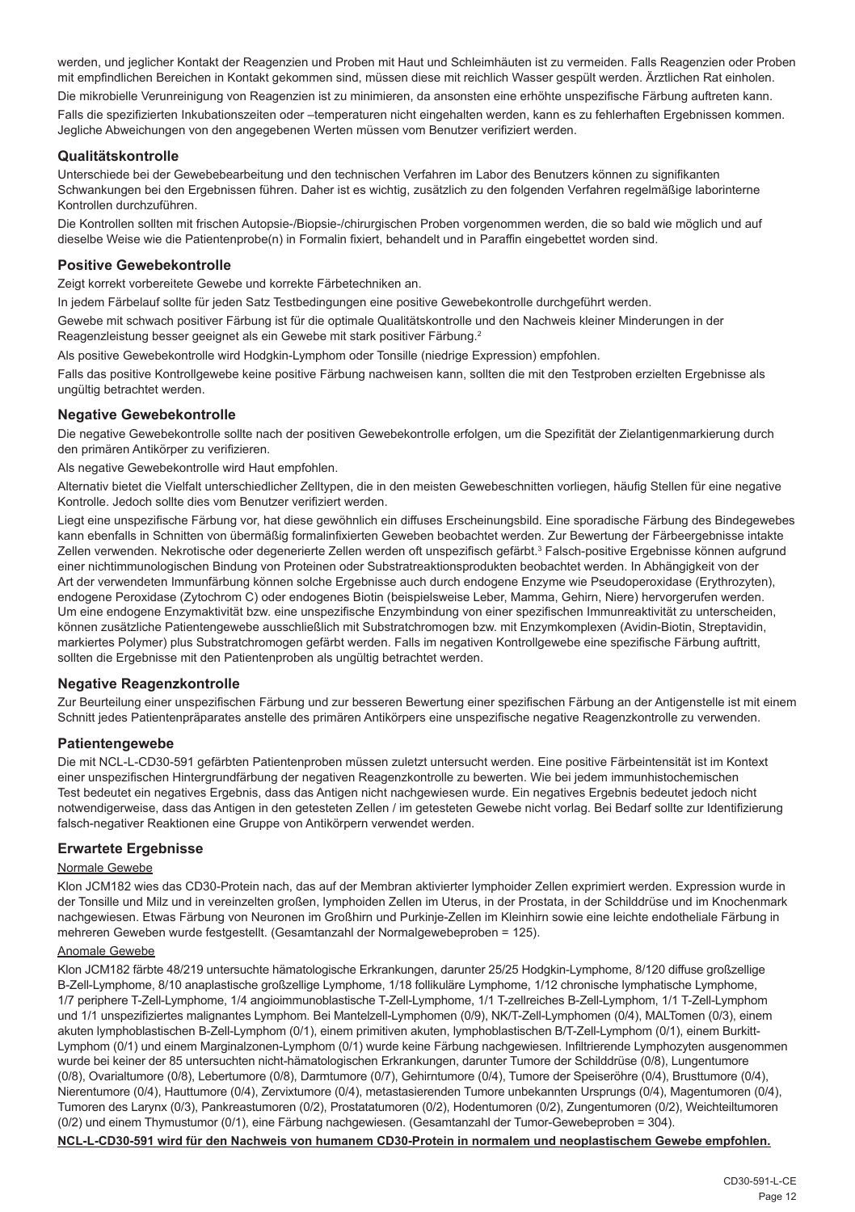werden, und jeglicher Kontakt der Reagenzien und Proben mit Haut und Schleimhäuten ist zu vermeiden. Falls Reagenzien oder Proben mit empfindlichen Bereichen in Kontakt gekommen sind, müssen diese mit reichlich Wasser gespült werden. Ärztlichen Rat einholen.

Die mikrobielle Verunreinigung von Reagenzien ist zu minimieren, da ansonsten eine erhöhte unspezifische Färbung auftreten kann.

Falls die spezifizierten Inkubationszeiten oder –temperaturen nicht eingehalten werden, kann es zu fehlerhaften Ergebnissen kommen. Jegliche Abweichungen von den angegebenen Werten müssen vom Benutzer verifiziert werden.

## Qualitätskontrolle

Unterschiede bei der Gewebebearbeitung und den technischen Verfahren im Labor des Benutzers können zu signifikanten Schwankungen bei den Ergebnissen führen. Daher ist es wichtig, zusätzlich zu den folgenden Verfahren regelmäßige laborinterne Kontrollen durchzuführen.

Die Kontrollen sollten mit frischen Autopsie-/Biopsie-/chirurgischen Proben vorgenommen werden, die so bald wie möglich und auf dieselbe Weise wie die Patientenprobe(n) in Formalin fixiert, behandelt und in Paraffin eingebettet worden sind.

## Positive Gewebekontrolle

Zeigt korrekt vorbereitete Gewebe und korrekte Färbetechniken an.

In jedem Färbelauf sollte für jeden Satz Testbedingungen eine positive Gewebekontrolle durchgeführt werden.

Gewebe mit schwach positiver Färbung ist für die optimale Qualitätskontrolle und den Nachweis kleiner Minderungen in der Reagenzleistung besser geeignet als ein Gewebe mit stark positiver Färbung.[2]

Als positive Gewebekontrolle wird Hodgkin-Lymphom oder Tonsille (niedrige Expression) empfohlen.

Falls das positive Kontrollgewebe keine positive Färbung nachweisen kann, sollten die mit den Testproben erzielten Ergebnisse als ungültig betrachtet werden.

## Negative Gewebekontrolle

Die negative Gewebekontrolle sollte nach der positiven Gewebekontrolle erfolgen, um die Spezifität der Zielantigenmarkierung durch den primären Antikörper zu verifizieren.

Als negative Gewebekontrolle wird Haut empfohlen.

Alternativ bietet die Vielfalt unterschiedlicher Zelltypen, die in den meisten Gewebeschnitten vorliegen, häufig Stellen für eine negative Kontrolle. Jedoch sollte dies vom Benutzer verifiziert werden.

Liegt eine unspezifische Färbung vor, hat diese gewöhnlich ein diffuses Erscheinungsbild. Eine sporadische Färbung des Bindegewebes kann ebenfalls in Schnitten von übermäßig formalinfixierten Geweben beobachtet werden. Zur Bewertung der Färbeergebnisse intakte Zellen verwenden. Nekrotische oder degenerierte Zellen werden oft unspezifisch gefärbt.[3] Falsch-positive Ergebnisse können aufgrund einer nichtimmunologischen Bindung von Proteinen oder Substratreaktionsprodukten beobachtet werden. In Abhängigkeit von der Art der verwendeten Immunfärbung können solche Ergebnisse auch durch endogene Enzyme wie Pseudoperoxidase (Erythrozyten), endogene Peroxidase (Zytochrom C) oder endogenes Biotin (beispielsweise Leber, Mamma, Gehirn, Niere) hervorgerufen werden. Um eine endogene Enzymaktivität bzw. eine unspezifische Enzymbindung von einer spezifischen Immunreaktivität zu unterscheiden, können zusätzliche Patientengewebe ausschließlich mit Substratchromogen bzw. mit Enzymkomplexen (Avidin-Biotin, Streptavidin, markiertes Polymer) plus Substratchromogen gefärbt werden. Falls im negativen Kontrollgewebe eine spezifische Färbung auftritt, sollten die Ergebnisse mit den Patientenproben als ungültig betrachtet werden.

## Negative Reagenzkontrolle

Zur Beurteilung einer unspezifischen Färbung und zur besseren Bewertung einer spezifischen Färbung an der Antigenstelle ist mit einem Schnitt jedes Patientenpräparates anstelle des primären Antikörpers eine unspezifische negative Reagenzkontrolle zu verwenden.

## Patientengewebe

Die mit NCL-L-CD30-591 gefärbten Patientenproben müssen zuletzt untersucht werden. Eine positive Färbeintensität ist im Kontext einer unspezifischen Hintergrundfärbung der negativen Reagenzkontrolle zu bewerten. Wie bei jedem immunhistochemischen Test bedeutet ein negatives Ergebnis, dass das Antigen nicht nachgewiesen wurde. Ein negatives Ergebnis bedeutet jedoch nicht notwendigerweise, dass das Antigen in den getesteten Zellen / im getesteten Gewebe nicht vorlag. Bei Bedarf sollte zur Identifizierung falsch-negativer Reaktionen eine Gruppe von Antikörpern verwendet werden.

## Erwartete Ergebnisse

Normale Gewebe

Klon JCM182 wies das CD30-Protein nach, das auf der Membran aktivierter lymphoider Zellen exprimiert werden. Expression wurde in der Tonsille und Milz und in vereinzelten großen, lymphoiden Zellen im Uterus, in der Prostata, in der Schilddrüse und im Knochenmark nachgewiesen. Etwas Färbung von Neuronen im Großhirn und Purkinje-Zellen im Kleinhirn sowie eine leichte endotheliale Färbung in mehreren Geweben wurde festgestellt. (Gesamtanzahl der Normalgewebeproben = 125).

Anomale Gewebe

Klon JCM182 färbte 48/219 untersuchte hämatologische Erkrankungen, darunter 25/25 Hodgkin-Lymphome, 8/120 diffuse großzellige B-Zell-Lymphome, 8/10 anaplastische großzellige Lymphome, 1/18 follikuläre Lymphome, 1/12 chronische lymphatische Lymphome, 1/7 periphere T-Zell-Lymphome, 1/4 angioimmunoblastische T-Zell-Lymphome, 1/1 T-zellreiches B-Zell-Lymphom, 1/1 T-Zell-Lymphom und 1/1 unspezifiziertes malignantes Lymphom. Bei Mantelzell-Lymphomen (0/9), NK/T-Zell-Lymphomen (0/4), MALTomen (0/3), einem akuten lymphoblastischen B-Zell-Lymphom (0/1), einem primitiven akuten, lymphoblastischen B/T-Zell-Lymphom (0/1), einem Burkitt-Lymphom (0/1) und einem Marginalzonen-Lymphom (0/1) wurde keine Färbung nachgewiesen. Infiltrierende Lymphozyten ausgenommen wurde bei keiner der 85 untersuchten nicht-hämatologischen Erkrankungen, darunter Tumore der Schilddrüse (0/8), Lungentumore (0/8), Ovarialtumore (0/8), Lebertumore (0/8), Darmtumore (0/7), Gehirntumore (0/4), Tumore der Speiseröhre (0/4), Brusttumore (0/4), Nierentumore (0/4), Hauttumore (0/4), Zervixtumore (0/4), metastasierenden Tumore unbekannten Ursprungs (0/4), Magentumoren (0/4), Tumoren des Larynx (0/3), Pankreastumoren (0/2), Prostatatumoren (0/2), Hodentumoren (0/2), Zungentumoren (0/2), Weichteiltumoren (0/2) und einem Thymustumor (0/1), eine Färbung nachgewiesen. (Gesamtanzahl der Tumor-Gewebeproben = 304).

**NCL-L-CD30-591 wird für den Nachweis von humanem CD30-Protein in normalem und neoplastischem Gewebe empfohlen.**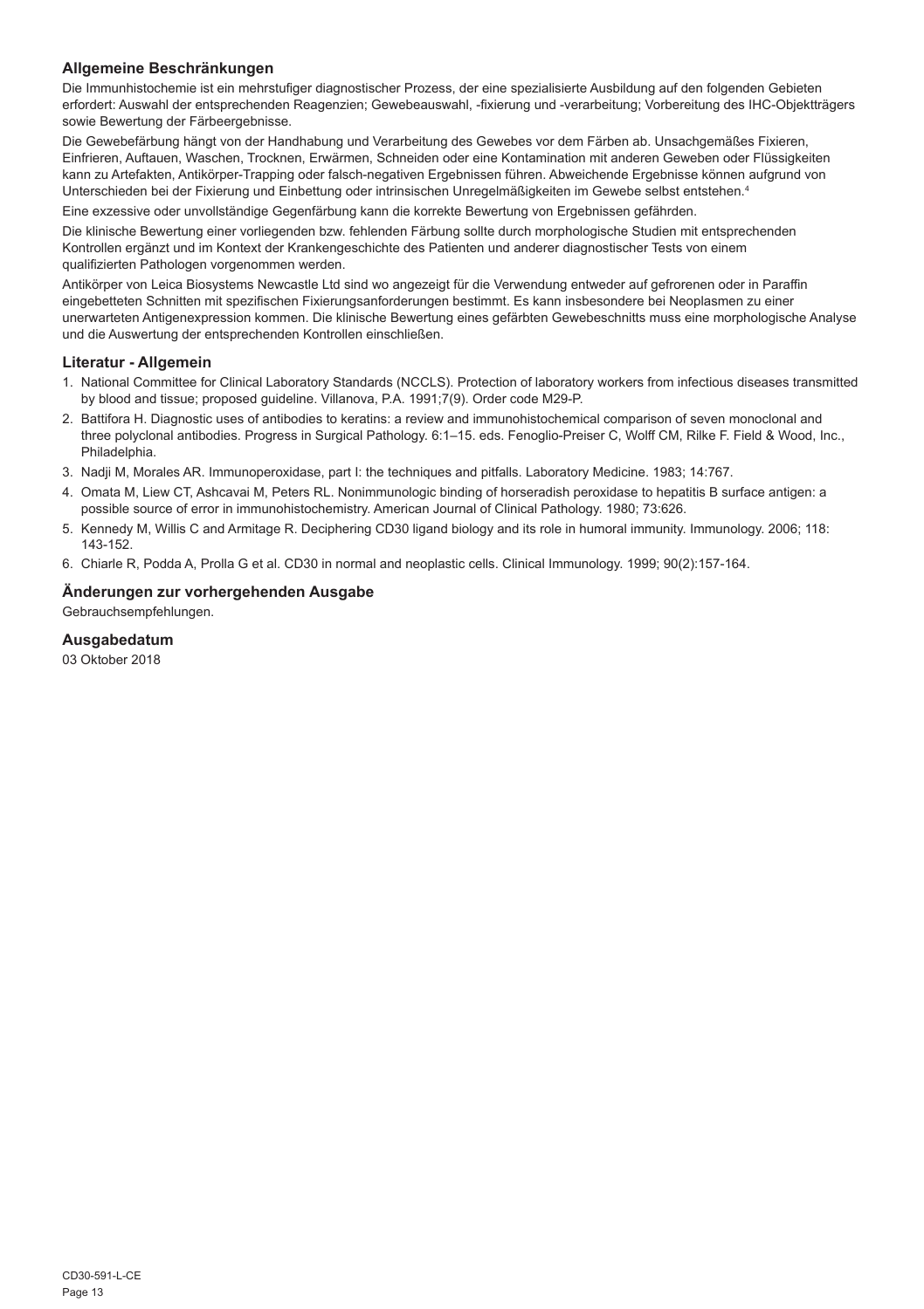## Allgemeine Beschränkungen

Die Immunhistochemie ist ein mehrstufiger diagnostischer Prozess, der eine spezialisierte Ausbildung auf den folgenden Gebieten erfordert: Auswahl der entsprechenden Reagenzien; Gewebeauswahl, -fixierung und -verarbeitung; Vorbereitung des IHC-Objektträgers sowie Bewertung der Färbeergebnisse.

Die Gewebefärbung hängt von der Handhabung und Verarbeitung des Gewebes vor dem Färben ab. Unsachgemäßes Fixieren, Einfrieren, Auftauen, Waschen, Trocknen, Erwärmen, Schneiden oder eine Kontamination mit anderen Geweben oder Flüssigkeiten kann zu Artefakten, Antikörper-Trapping oder falsch-negativen Ergebnissen führen. Abweichende Ergebnisse können aufgrund von Unterschieden bei der Fixierung und Einbettung oder intrinsischen Unregelmäßigkeiten im Gewebe selbst entstehen.[4]

Eine exzessive oder unvollständige Gegenfärbung kann die korrekte Bewertung von Ergebnissen gefährden.

Die klinische Bewertung einer vorliegenden bzw. fehlenden Färbung sollte durch morphologische Studien mit entsprechenden Kontrollen ergänzt und im Kontext der Krankengeschichte des Patienten und anderer diagnostischer Tests von einem qualifizierten Pathologen vorgenommen werden.

Antikörper von Leica Biosystems Newcastle Ltd sind wo angezeigt für die Verwendung entweder auf gefrorenen oder in Paraffin eingebetteten Schnitten mit spezifischen Fixierungsanforderungen bestimmt. Es kann insbesondere bei Neoplasmen zu einer unerwarteten Antigenexpression kommen. Die klinische Bewertung eines gefärbten Gewebeschnitts muss eine morphologische Analyse und die Auswertung der entsprechenden Kontrollen einschließen.

## Literatur - Allgemein

1. National Committee for Clinical Laboratory Standards (NCCLS). Protection of laboratory workers from infectious diseases transmitted by blood and tissue; proposed guideline. Villanova, P.A. 1991;7(9). Order code M29-P.
2. Battifora H. Diagnostic uses of antibodies to keratins: a review and immunohistochemical comparison of seven monoclonal and three polyclonal antibodies. Progress in Surgical Pathology. 6:1–15. eds. Fenoglio-Preiser C, Wolff CM, Rilke F. Field & Wood, Inc., Philadelphia.
3. Nadji M, Morales AR. Immunoperoxidase, part I: the techniques and pitfalls. Laboratory Medicine. 1983; 14:767.
4. Omata M, Liew CT, Ashcavai M, Peters RL. Nonimmunologic binding of horseradish peroxidase to hepatitis B surface antigen: a possible source of error in immunohistochemistry. American Journal of Clinical Pathology. 1980; 73:626.
5. Kennedy M, Willis C and Armitage R. Deciphering CD30 ligand biology and its role in humoral immunity. Immunology. 2006; 118: 143-152.
6. Chiarle R, Podda A, Prolla G et al. CD30 in normal and neoplastic cells. Clinical Immunology. 1999; 90(2):157-164.

## Änderungen zur vorhergehenden Ausgabe

Gebrauchsempfehlungen.

## Ausgabedatum

03 Oktober 2018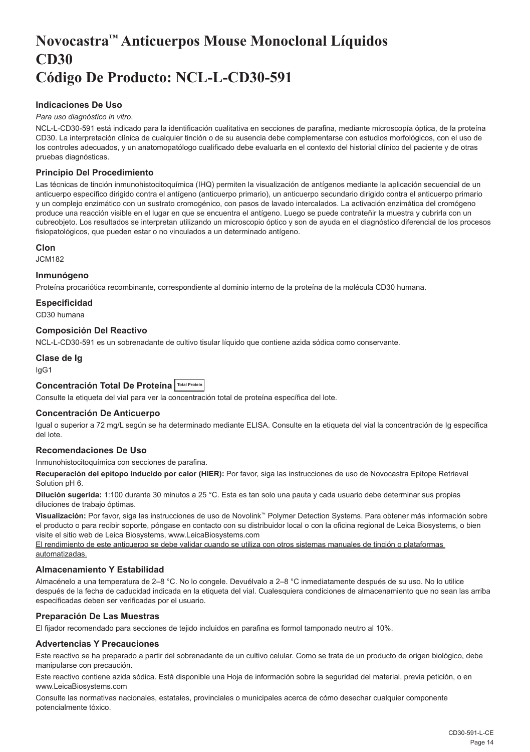# Novocastra™ Anticuerpos Mouse Monoclonal Líquidos
# CD30
# Código De Producto: NCL-L-CD30-591

### Indicaciones De Uso

*Para uso diagnóstico in vitro*.

NCL-L-CD30-591 está indicado para la identificación cualitativa en secciones de parafina, mediante microscopía óptica, de la proteína CD30. La interpretación clínica de cualquier tinción o de su ausencia debe complementarse con estudios morfológicos, con el uso de los controles adecuados, y un anatomopatólogo cualificado debe evaluarla en el contexto del historial clínico del paciente y de otras pruebas diagnósticas.

### Principio Del Procedimiento

Las técnicas de tinción inmunohistocitoquímica (IHQ) permiten la visualización de antígenos mediante la aplicación secuencial de un anticuerpo específico dirigido contra el antígeno (anticuerpo primario), un anticuerpo secundario dirigido contra el anticuerpo primario y un complejo enzimático con un sustrato cromogénico, con pasos de lavado intercalados. La activación enzimática del cromógeno produce una reacción visible en el lugar en que se encuentra el antígeno. Luego se puede contrateñir la muestra y cubrirla con un cubreobjeto. Los resultados se interpretan utilizando un microscopio óptico y son de ayuda en el diagnóstico diferencial de los procesos fisiopatológicos, que pueden estar o no vinculados a un determinado antígeno.

### Clon

JCM182

### Inmunógeno

Proteína procariótica recombinante, correspondiente al dominio interno de la proteína de la molécula CD30 humana.

### Especificidad

CD30 humana

### Composición Del Reactivo

NCL-L-CD30-591 es un sobrenadante de cultivo tisular líquido que contiene azida sódica como conservante.

### Clase de Ig

IgG1

### Concentración Total De Proteína Total Protein

Consulte la etiqueta del vial para ver la concentración total de proteína específica del lote.

### Concentración De Anticuerpo

Igual o superior a 72 mg/L según se ha determinado mediante ELISA. Consulte en la etiqueta del vial la concentración de Ig específica del lote.

### Recomendaciones De Uso

Inmunohistocitoquímica con secciones de parafina.

**Recuperación del epítopo inducido por calor (HIER):** Por favor, siga las instrucciones de uso de Novocastra Epitope Retrieval Solution pH 6.

**Dilución sugerida:** 1:100 durante 30 minutos a 25 °C. Esta es tan solo una pauta y cada usuario debe determinar sus propias diluciones de trabajo óptimas.

**Visualización:** Por favor, siga las instrucciones de uso de Novolink™ Polymer Detection Systems. Para obtener más información sobre el producto o para recibir soporte, póngase en contacto con su distribuidor local o con la oficina regional de Leica Biosystems, o bien visite el sitio web de Leica Biosystems, www.LeicaBiosystems.com

El rendimiento de este anticuerpo se debe validar cuando se utiliza con otros sistemas manuales de tinción o plataformas automatizadas.

### Almacenamiento Y Estabilidad

Almacénelo a una temperatura de 2–8 °C. No lo congele. Devuélvalo a 2–8 °C inmediatamente después de su uso. No lo utilice después de la fecha de caducidad indicada en la etiqueta del vial. Cualesquiera condiciones de almacenamiento que no sean las arriba especificadas deben ser verificadas por el usuario.

### Preparación De Las Muestras

El fijador recomendado para secciones de tejido incluidos en parafina es formol tamponado neutro al 10%.

### Advertencias Y Precauciones

Este reactivo se ha preparado a partir del sobrenadante de un cultivo celular. Como se trata de un producto de origen biológico, debe manipularse con precaución.

Este reactivo contiene azida sódica. Está disponible una Hoja de información sobre la seguridad del material, previa petición, o en www.LeicaBiosystems.com

Consulte las normativas nacionales, estatales, provinciales o municipales acerca de cómo desechar cualquier componente potencialmente tóxico.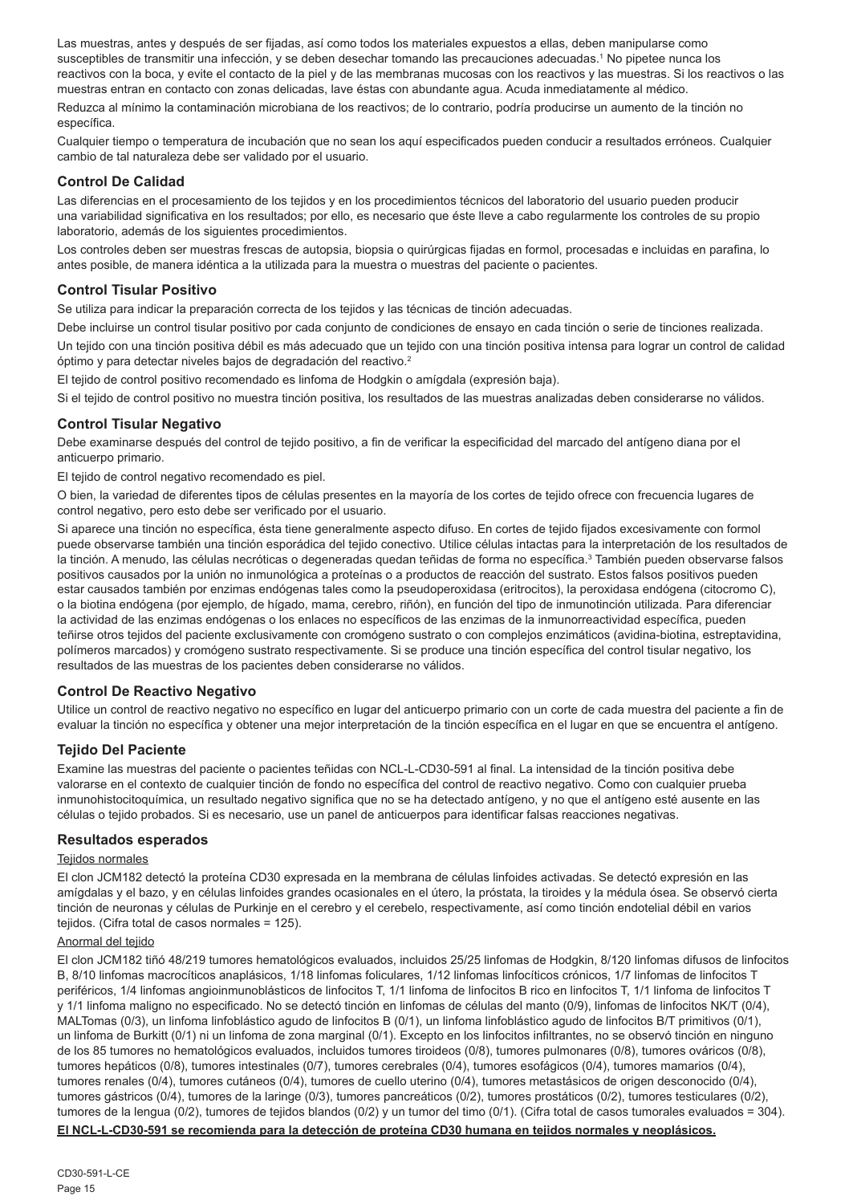Las muestras, antes y después de ser fijadas, así como todos los materiales expuestos a ellas, deben manipularse como susceptibles de transmitir una infección, y se deben desechar tomando las precauciones adecuadas.[1] No pipetee nunca los reactivos con la boca, y evite el contacto de la piel y de las membranas mucosas con los reactivos y las muestras. Si los reactivos o las muestras entran en contacto con zonas delicadas, lave éstas con abundante agua. Acuda inmediatamente al médico.

Reduzca al mínimo la contaminación microbiana de los reactivos; de lo contrario, podría producirse un aumento de la tinción no específica.

Cualquier tiempo o temperatura de incubación que no sean los aquí especificados pueden conducir a resultados erróneos. Cualquier cambio de tal naturaleza debe ser validado por el usuario.

## Control De Calidad

Las diferencias en el procesamiento de los tejidos y en los procedimientos técnicos del laboratorio del usuario pueden producir una variabilidad significativa en los resultados; por ello, es necesario que éste lleve a cabo regularmente los controles de su propio laboratorio, además de los siguientes procedimientos.

Los controles deben ser muestras frescas de autopsia, biopsia o quirúrgicas fijadas en formol, procesadas e incluidas en parafina, lo antes posible, de manera idéntica a la utilizada para la muestra o muestras del paciente o pacientes.

## Control Tisular Positivo

Se utiliza para indicar la preparación correcta de los tejidos y las técnicas de tinción adecuadas.

Debe incluirse un control tisular positivo por cada conjunto de condiciones de ensayo en cada tinción o serie de tinciones realizada.

Un tejido con una tinción positiva débil es más adecuado que un tejido con una tinción positiva intensa para lograr un control de calidad óptimo y para detectar niveles bajos de degradación del reactivo.[2]

El tejido de control positivo recomendado es linfoma de Hodgkin o amígdala (expresión baja).

Si el tejido de control positivo no muestra tinción positiva, los resultados de las muestras analizadas deben considerarse no válidos.

## Control Tisular Negativo

Debe examinarse después del control de tejido positivo, a fin de verificar la especificidad del marcado del antígeno diana por el anticuerpo primario.

El tejido de control negativo recomendado es piel.

O bien, la variedad de diferentes tipos de células presentes en la mayoría de los cortes de tejido ofrece con frecuencia lugares de control negativo, pero esto debe ser verificado por el usuario.

Si aparece una tinción no específica, ésta tiene generalmente aspecto difuso. En cortes de tejido fijados excesivamente con formol puede observarse también una tinción esporádica del tejido conectivo. Utilice células intactas para la interpretación de los resultados de la tinción. A menudo, las células necróticas o degeneradas quedan teñidas de forma no específica.[3] También pueden observarse falsos positivos causados por la unión no inmunológica a proteínas o a productos de reacción del sustrato. Estos falsos positivos pueden estar causados también por enzimas endógenas tales como la pseudoperoxidasa (eritrocitos), la peroxidasa endógena (citocromo C), o la biotina endógena (por ejemplo, de hígado, mama, cerebro, riñón), en función del tipo de inmunotinción utilizada. Para diferenciar la actividad de las enzimas endógenas o los enlaces no específicos de las enzimas de la inmunorreactividad específica, pueden teñirse otros tejidos del paciente exclusivamente con cromógeno sustrato o con complejos enzimáticos (avidina-biotina, estreptavidina, polímeros marcados) y cromógeno sustrato respectivamente. Si se produce una tinción específica del control tisular negativo, los resultados de las muestras de los pacientes deben considerarse no válidos.

## Control De Reactivo Negativo

Utilice un control de reactivo negativo no específico en lugar del anticuerpo primario con un corte de cada muestra del paciente a fin de evaluar la tinción no específica y obtener una mejor interpretación de la tinción específica en el lugar en que se encuentra el antígeno.

## Tejido Del Paciente

Examine las muestras del paciente o pacientes teñidas con NCL-L-CD30-591 al final. La intensidad de la tinción positiva debe valorarse en el contexto de cualquier tinción de fondo no específica del control de reactivo negativo. Como con cualquier prueba inmunohistocitoquímica, un resultado negativo significa que no se ha detectado antígeno, y no que el antígeno esté ausente en las células o tejido probados. Si es necesario, use un panel de anticuerpos para identificar falsas reacciones negativas.

## Resultados esperados

Tejidos normales

El clon JCM182 detectó la proteína CD30 expresada en la membrana de células linfoides activadas. Se detectó expresión en las amígdalas y el bazo, y en células linfoides grandes ocasionales en el útero, la próstata, la tiroides y la médula ósea. Se observó cierta tinción de neuronas y células de Purkinje en el cerebro y el cerebelo, respectivamente, así como tinción endotelial débil en varios tejidos. (Cifra total de casos normales = 125).

Anormal del tejido

El clon JCM182 tiñó 48/219 tumores hematológicos evaluados, incluidos 25/25 linfomas de Hodgkin, 8/120 linfomas difusos de linfocitos B, 8/10 linfomas macrocíticos anaplásicos, 1/18 linfomas foliculares, 1/12 linfomas linfocíticos crónicos, 1/7 linfomas de linfocitos T periféricos, 1/4 linfomas angioinmunoblásticos de linfocitos T, 1/1 linfoma de linfocitos B rico en linfocitos T, 1/1 linfoma de linfocitos T y 1/1 linfoma maligno no especificado. No se detectó tinción en linfomas de células del manto (0/9), linfomas de linfocitos NK/T (0/4), MALTomas (0/3), un linfoma linfoblástico agudo de linfocitos B (0/1), un linfoma linfoblástico agudo de linfocitos B/T primitivos (0/1), un linfoma de Burkitt (0/1) ni un linfoma de zona marginal (0/1). Excepto en los linfocitos infiltrantes, no se observó tinción en ninguno de los 85 tumores no hematológicos evaluados, incluidos tumores tiroideos (0/8), tumores pulmonares (0/8), tumores ováricos (0/8), tumores hepáticos (0/8), tumores intestinales (0/7), tumores cerebrales (0/4), tumores esofágicos (0/4), tumores mamarios (0/4), tumores renales (0/4), tumores cutáneos (0/4), tumores de cuello uterino (0/4), tumores metastásicos de origen desconocido (0/4), tumores gástricos (0/4), tumores de la laringe (0/3), tumores pancreáticos (0/2), tumores prostáticos (0/2), tumores testiculares (0/2), tumores de la lengua (0/2), tumores de tejidos blandos (0/2) y un tumor del timo (0/1). (Cifra total de casos tumorales evaluados = 304).

**El NCL-L-CD30-591 se recomienda para la detección de proteína CD30 humana en tejidos normales y neoplásicos.**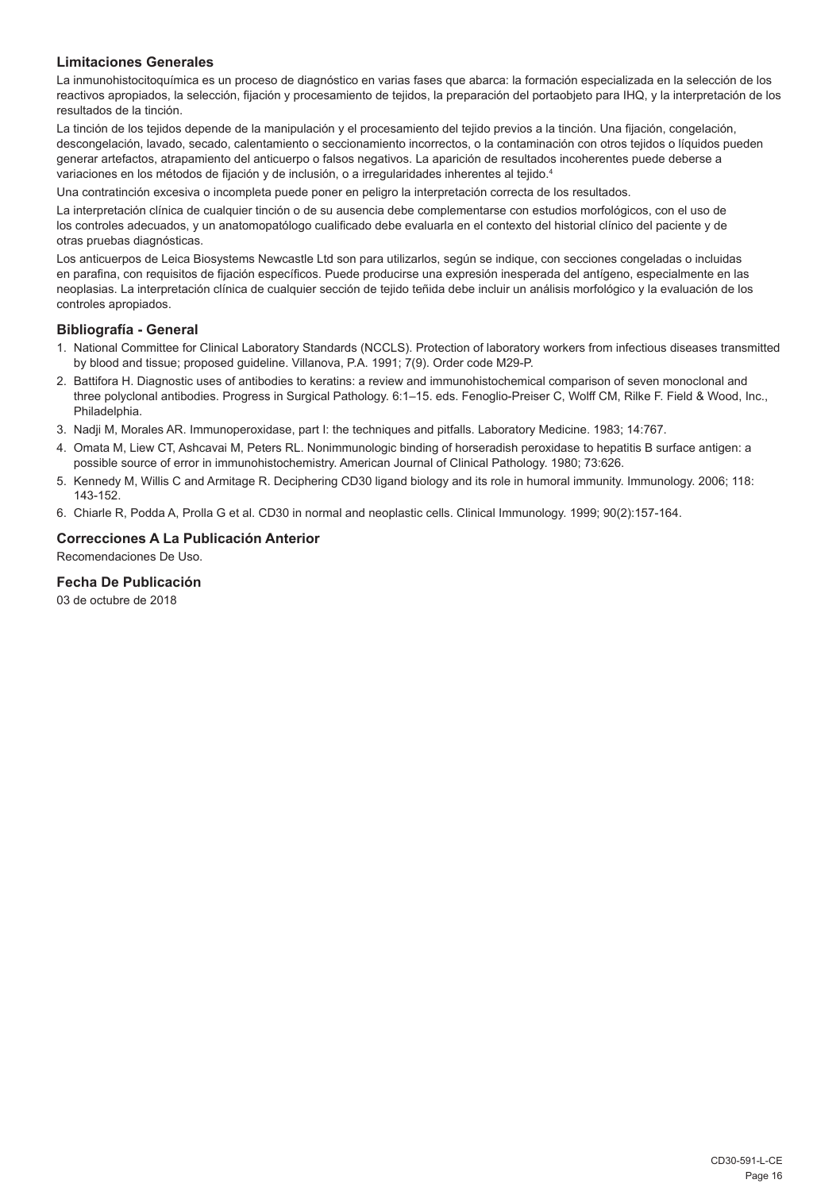### Limitaciones Generales

La inmunohistocitoquímica es un proceso de diagnóstico en varias fases que abarca: la formación especializada en la selección de los reactivos apropiados, la selección, fijación y procesamiento de tejidos, la preparación del portaobjeto para IHQ, y la interpretación de los resultados de la tinción.

La tinción de los tejidos depende de la manipulación y el procesamiento del tejido previos a la tinción. Una fijación, congelación, descongelación, lavado, secado, calentamiento o seccionamiento incorrectos, o la contaminación con otros tejidos o líquidos pueden generar artefactos, atrapamiento del anticuerpo o falsos negativos. La aparición de resultados incoherentes puede deberse a variaciones en los métodos de fijación y de inclusión, o a irregularidades inherentes al tejido.[4]

Una contratinción excesiva o incompleta puede poner en peligro la interpretación correcta de los resultados.

La interpretación clínica de cualquier tinción o de su ausencia debe complementarse con estudios morfológicos, con el uso de los controles adecuados, y un anatomopatólogo cualificado debe evaluarla en el contexto del historial clínico del paciente y de otras pruebas diagnósticas.

Los anticuerpos de Leica Biosystems Newcastle Ltd son para utilizarlos, según se indique, con secciones congeladas o incluidas en parafina, con requisitos de fijación específicos. Puede producirse una expresión inesperada del antígeno, especialmente en las neoplasias. La interpretación clínica de cualquier sección de tejido teñida debe incluir un análisis morfológico y la evaluación de los controles apropiados.

### Bibliografía - General

1. National Committee for Clinical Laboratory Standards (NCCLS). Protection of laboratory workers from infectious diseases transmitted by blood and tissue; proposed guideline. Villanova, P.A. 1991; 7(9). Order code M29-P.
2. Battifora H. Diagnostic uses of antibodies to keratins: a review and immunohistochemical comparison of seven monoclonal and three polyclonal antibodies. Progress in Surgical Pathology. 6:1–15. eds. Fenoglio-Preiser C, Wolff CM, Rilke F. Field & Wood, Inc., Philadelphia.
3. Nadji M, Morales AR. Immunoperoxidase, part I: the techniques and pitfalls. Laboratory Medicine. 1983; 14:767.
4. Omata M, Liew CT, Ashcavai M, Peters RL. Nonimmunologic binding of horseradish peroxidase to hepatitis B surface antigen: a possible source of error in immunohistochemistry. American Journal of Clinical Pathology. 1980; 73:626.
5. Kennedy M, Willis C and Armitage R. Deciphering CD30 ligand biology and its role in humoral immunity. Immunology. 2006; 118: 143-152.
6. Chiarle R, Podda A, Prolla G et al. CD30 in normal and neoplastic cells. Clinical Immunology. 1999; 90(2):157-164.

### Correcciones A La Publicación Anterior

Recomendaciones De Uso.

### Fecha De Publicación

03 de octubre de 2018

CD30-591-L-CE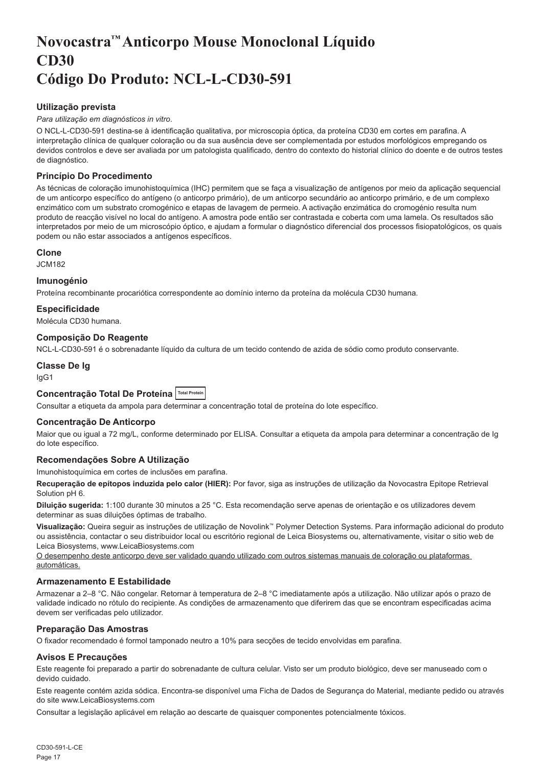# Novocastra™ Anticorpo Mouse Monoclonal Líquido CD30
# Código Do Produto: NCL-L-CD30-591

### Utilização prevista

*Para utilização em diagnósticos in vitro.*

O NCL-L-CD30-591 destina-se à identificação qualitativa, por microscopia óptica, da proteína CD30 em cortes em parafina. A interpretação clínica de qualquer coloração ou da sua ausência deve ser complementada por estudos morfológicos empregando os devidos controlos e deve ser avaliada por um patologista qualificado, dentro do contexto do historial clínico do doente e de outros testes de diagnóstico.

### Princípio Do Procedimento

As técnicas de coloração imunohistoquímica (IHC) permitem que se faça a visualização de antígenos por meio da aplicação sequencial de um anticorpo específico do antígeno (o anticorpo primário), de um anticorpo secundário ao anticorpo primário, e de um complexo enzimático com um substrato cromogénico e etapas de lavagem de permeio. A activação enzimática do cromogénio resulta num produto de reacção visível no local do antígeno. A amostra pode então ser contrastada e coberta com uma lamela. Os resultados são interpretados por meio de um microscópio óptico, e ajudam a formular o diagnóstico diferencial dos processos fisiopatológicos, os quais podem ou não estar associados a antígenos específicos.

### Clone

JCM182

### Imunogénio

Proteína recombinante procariótica correspondente ao domínio interno da proteína da molécula CD30 humana.

### Especificidade

Molécula CD30 humana.

### Composição Do Reagente

NCL-L-CD30-591 é o sobrenadante líquido da cultura de um tecido contendo de azida de sódio como produto conservante.

### Classe De Ig

IgG1

### Concentração Total De Proteína Total Protein

Consultar a etiqueta da ampola para determinar a concentração total de proteína do lote específico.

### Concentração De Anticorpo

Maior que ou igual a 72 mg/L, conforme determinado por ELISA. Consultar a etiqueta da ampola para determinar a concentração de Ig do lote específico.

### Recomendações Sobre A Utilização

Imunohistoquímica em cortes de inclusões em parafina.

**Recuperação de epítopos induzida pelo calor (HIER):** Por favor, siga as instruções de utilização da Novocastra Epitope Retrieval Solution pH 6.

**Diluição sugerida:** 1:100 durante 30 minutos a 25 °C. Esta recomendação serve apenas de orientação e os utilizadores devem determinar as suas diluições óptimas de trabalho.

**Visualização:** Queira seguir as instruções de utilização de Novolink™ Polymer Detection Systems. Para informação adicional do produto ou assistência, contactar o seu distribuidor local ou escritório regional de Leica Biosystems ou, alternativamente, visitar o sitio web de Leica Biosystems, www.LeicaBiosystems.com

<u>O desempenho deste anticorpo deve ser validado quando utilizado com outros sistemas manuais de coloração ou plataformas automáticas.</u>

### Armazenamento E Estabilidade

Armazenar a 2–8 °C. Não congelar. Retornar à temperatura de 2–8 °C imediatamente após a utilização. Não utilizar após o prazo de validade indicado no rótulo do recipiente. As condições de armazenamento que diferirem das que se encontram especificadas acima devem ser verificadas pelo utilizador.

### Preparação Das Amostras

O fixador recomendado é formol tamponado neutro a 10% para secções de tecido envolvidas em parafina.

### Avisos E Precauções

Este reagente foi preparado a partir do sobrenadante de cultura celular. Visto ser um produto biológico, deve ser manuseado com o devido cuidado.

Este reagente contém azida sódica. Encontra-se disponível uma Ficha de Dados de Segurança do Material, mediante pedido ou através do site www.LeicaBiosystems.com

Consultar a legislação aplicável em relação ao descarte de quaisquer componentes potencialmente tóxicos.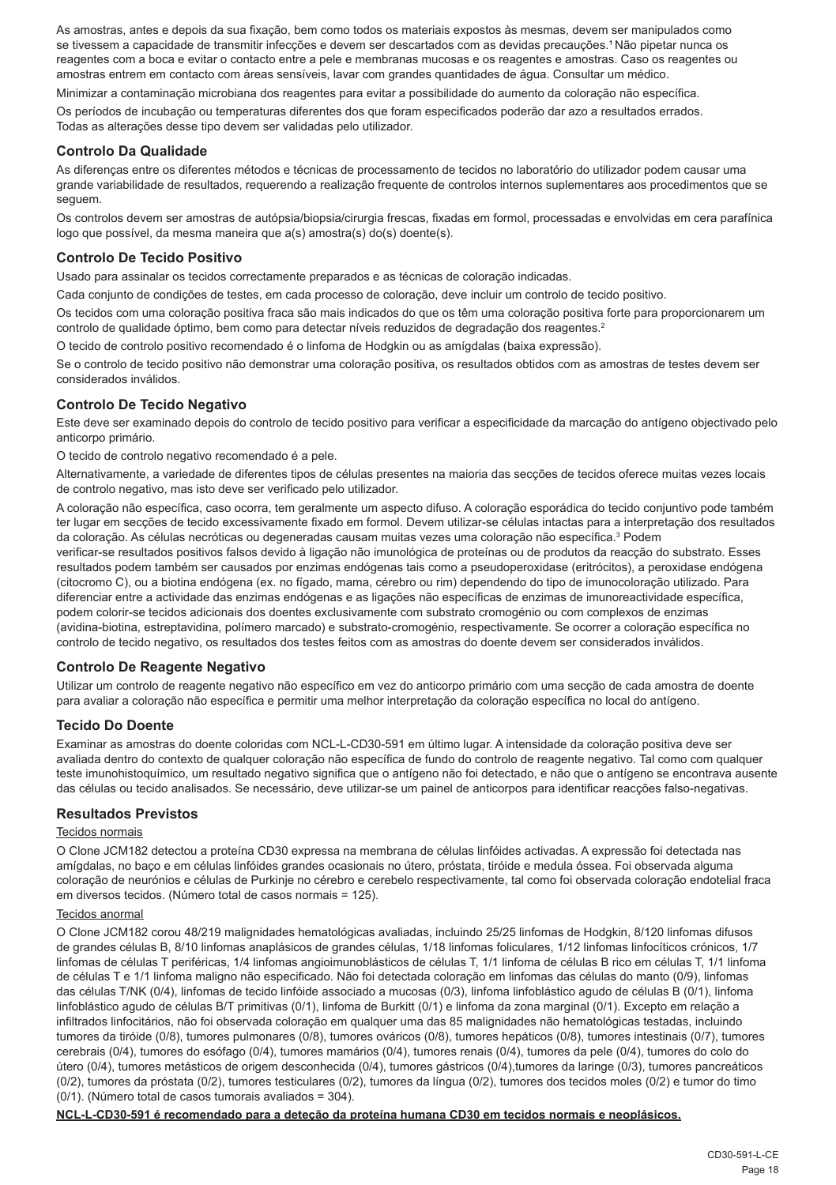As amostras, antes e depois da sua fixação, bem como todos os materiais expostos às mesmas, devem ser manipulados como se tivessem a capacidade de transmitir infecções e devem ser descartados com as devidas precauções.[1] Não pipetar nunca os reagentes com a boca e evitar o contacto entre a pele e membranas mucosas e os reagentes e amostras. Caso os reagentes ou amostras entrem em contacto com áreas sensíveis, lavar com grandes quantidades de água. Consultar um médico.

Minimizar a contaminação microbiana dos reagentes para evitar a possibilidade do aumento da coloração não específica.

Os períodos de incubação ou temperaturas diferentes dos que foram especificados poderão dar azo a resultados errados. Todas as alterações desse tipo devem ser validadas pelo utilizador.

### Controlo Da Qualidade

As diferenças entre os diferentes métodos e técnicas de processamento de tecidos no laboratório do utilizador podem causar uma grande variabilidade de resultados, requerendo a realização frequente de controlos internos suplementares aos procedimentos que se seguem.

Os controlos devem ser amostras de autópsia/biopsia/cirurgia frescas, fixadas em formol, processadas e envolvidas em cera parafínica logo que possível, da mesma maneira que a(s) amostra(s) do(s) doente(s).

### Controlo De Tecido Positivo

Usado para assinalar os tecidos correctamente preparados e as técnicas de coloração indicadas.

Cada conjunto de condições de testes, em cada processo de coloração, deve incluir um controlo de tecido positivo.

Os tecidos com uma coloração positiva fraca são mais indicados do que os têm uma coloração positiva forte para proporcionarem um controlo de qualidade óptimo, bem como para detectar níveis reduzidos de degradação dos reagentes.[2]

O tecido de controlo positivo recomendado é o linfoma de Hodgkin ou as amígdalas (baixa expressão).

Se o controlo de tecido positivo não demonstrar uma coloração positiva, os resultados obtidos com as amostras de testes devem ser considerados inválidos.

### Controlo De Tecido Negativo

Este deve ser examinado depois do controlo de tecido positivo para verificar a especificidade da marcação do antígeno objectivado pelo anticorpo primário.

O tecido de controlo negativo recomendado é a pele.

Alternativamente, a variedade de diferentes tipos de células presentes na maioria das secções de tecidos oferece muitas vezes locais de controlo negativo, mas isto deve ser verificado pelo utilizador.

A coloração não específica, caso ocorra, tem geralmente um aspecto difuso. A coloração esporádica do tecido conjuntivo pode também ter lugar em secções de tecido excessivamente fixado em formol. Devem utilizar-se células intactas para a interpretação dos resultados da coloração. As células necróticas ou degeneradas causam muitas vezes uma coloração não específica.[3] Podem verificar-se resultados positivos falsos devido à ligação não imunológica de proteínas ou de produtos da reacção do substrato. Esses resultados podem também ser causados por enzimas endógenas tais como a pseudoperoxidase (eritrócitos), a peroxidase endógena (citocromo C), ou a biotina endógena (ex. no fígado, mama, cérebro ou rim) dependendo do tipo de imunocoloração utilizado. Para diferenciar entre a actividade das enzimas endógenas e as ligações não específicas de enzimas de imunoreactividade específica, podem colorir-se tecidos adicionais dos doentes exclusivamente com substrato cromogénio ou com complexos de enzimas (avidina-biotina, estreptavidina, polímero marcado) e substrato-cromogénio, respectivamente. Se ocorrer a coloração específica no controlo de tecido negativo, os resultados dos testes feitos com as amostras do doente devem ser considerados inválidos.

### Controlo De Reagente Negativo

Utilizar um controlo de reagente negativo não específico em vez do anticorpo primário com uma secção de cada amostra de doente para avaliar a coloração não específica e permitir uma melhor interpretação da coloração específica no local do antígeno.

### Tecido Do Doente

Examinar as amostras do doente coloridas com NCL-L-CD30-591 em último lugar. A intensidade da coloração positiva deve ser avaliada dentro do contexto de qualquer coloração não específica de fundo do controlo de reagente negativo. Tal como com qualquer teste imunohistoquímico, um resultado negativo significa que o antígeno não foi detectado, e não que o antígeno se encontrava ausente das células ou tecido analisados. Se necessário, deve utilizar-se um painel de anticorpos para identificar reacções falso-negativas.

### Resultados Previstos

Tecidos normais

O Clone JCM182 detectou a proteína CD30 expressa na membrana de células linfóides activadas. A expressão foi detectada nas amígdalas, no baço e em células linfóides grandes ocasionais no útero, próstata, tiróide e medula óssea. Foi observada alguma coloração de neurónios e células de Purkinje no cérebro e cerebelo respectivamente, tal como foi observada coloração endotelial fraca em diversos tecidos. (Número total de casos normais = 125).

Tecidos anormal

O Clone JCM182 corou 48/219 malignidades hematológicas avaliadas, incluindo 25/25 linfomas de Hodgkin, 8/120 linfomas difusos de grandes células B, 8/10 linfomas anaplásicos de grandes células, 1/18 linfomas foliculares, 1/12 linfomas linfocíticos crónicos, 1/7 linfomas de células T periféricas, 1/4 linfomas angioimunoblásticos de células T, 1/1 linfoma de células B rico em células T, 1/1 linfoma de células T e 1/1 linfoma maligno não especificado. Não foi detectada coloração em linfomas das células do manto (0/9), linfomas das células T/NK (0/4), linfomas de tecido linfóide associado a mucosas (0/3), linfoma linfoblástico agudo de células B (0/1), linfoma linfoblástico agudo de células B/T primitivas (0/1), linfoma de Burkitt (0/1) e linfoma da zona marginal (0/1). Excepto em relação a infiltrados linfocitários, não foi observada coloração em qualquer uma das 85 malignidades não hematológicas testadas, incluindo tumores da tiróide (0/8), tumores pulmonares (0/8), tumores ováricos (0/8), tumores hepáticos (0/8), tumores intestinais (0/7), tumores cerebrais (0/4), tumores do esófago (0/4), tumores mamários (0/4), tumores renais (0/4), tumores da pele (0/4), tumores do colo do útero (0/4), tumores metásticos de origem desconhecida (0/4), tumores gástricos (0/4),tumores da laringe (0/3), tumores pancreáticos (0/2), tumores da próstata (0/2), tumores testiculares (0/2), tumores da língua (0/2), tumores dos tecidos moles (0/2) e tumor do timo (0/1). (Número total de casos tumorais avaliados = 304).

**NCL-L-CD30-591 é recomendado para a deteção da proteína humana CD30 em tecidos normais e neoplásicos.**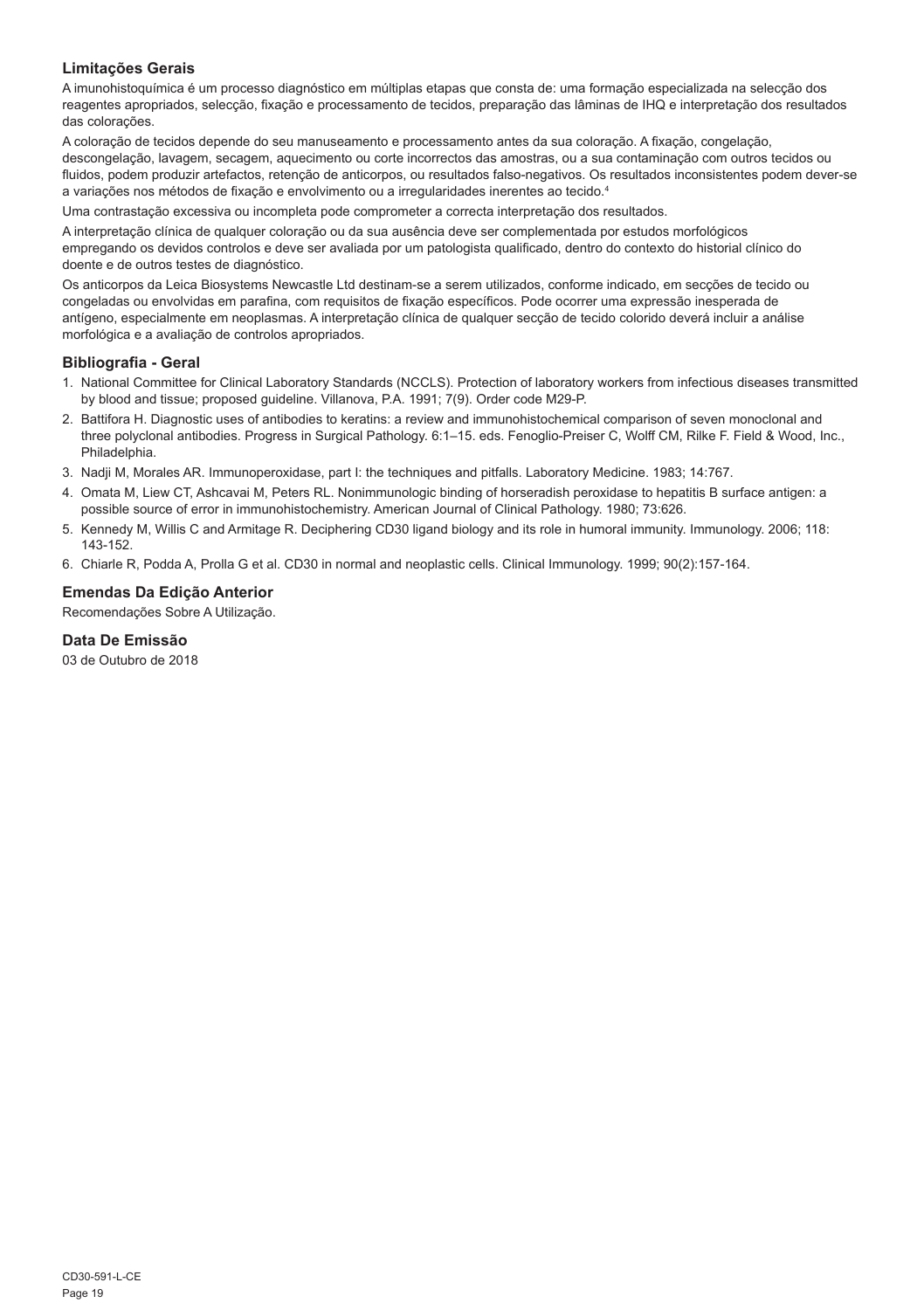## Limitações Gerais

A imunohistoquímica é um processo diagnóstico em múltiplas etapas que consta de: uma formação especializada na selecção dos reagentes apropriados, selecção, fixação e processamento de tecidos, preparação das lâminas de IHQ e interpretação dos resultados das colorações.

A coloração de tecidos depende do seu manuseamento e processamento antes da sua coloração. A fixação, congelação, descongelação, lavagem, secagem, aquecimento ou corte incorrectos das amostras, ou a sua contaminação com outros tecidos ou fluidos, podem produzir artefactos, retenção de anticorpos, ou resultados falso-negativos. Os resultados inconsistentes podem dever-se a variações nos métodos de fixação e envolvimento ou a irregularidades inerentes ao tecido.[4]

Uma contrastação excessiva ou incompleta pode comprometer a correcta interpretação dos resultados.

A interpretação clínica de qualquer coloração ou da sua ausência deve ser complementada por estudos morfológicos empregando os devidos controlos e deve ser avaliada por um patologista qualificado, dentro do contexto do historial clínico do doente e de outros testes de diagnóstico.

Os anticorpos da Leica Biosystems Newcastle Ltd destinam-se a serem utilizados, conforme indicado, em secções de tecido ou congeladas ou envolvidas em parafina, com requisitos de fixação específicos. Pode ocorrer uma expressão inesperada de antígeno, especialmente em neoplasmas. A interpretação clínica de qualquer secção de tecido colorido deverá incluir a análise morfológica e a avaliação de controlos apropriados.

## Bibliografia - Geral

1. National Committee for Clinical Laboratory Standards (NCCLS). Protection of laboratory workers from infectious diseases transmitted by blood and tissue; proposed guideline. Villanova, P.A. 1991; 7(9). Order code M29-P.
2. Battifora H. Diagnostic uses of antibodies to keratins: a review and immunohistochemical comparison of seven monoclonal and three polyclonal antibodies. Progress in Surgical Pathology. 6:1–15. eds. Fenoglio-Preiser C, Wolff CM, Rilke F. Field & Wood, Inc., Philadelphia.
3. Nadji M, Morales AR. Immunoperoxidase, part I: the techniques and pitfalls. Laboratory Medicine. 1983; 14:767.
4. Omata M, Liew CT, Ashcavai M, Peters RL. Nonimmunologic binding of horseradish peroxidase to hepatitis B surface antigen: a possible source of error in immunohistochemistry. American Journal of Clinical Pathology. 1980; 73:626.
5. Kennedy M, Willis C and Armitage R. Deciphering CD30 ligand biology and its role in humoral immunity. Immunology. 2006; 118: 143-152.
6. Chiarle R, Podda A, Prolla G et al. CD30 in normal and neoplastic cells. Clinical Immunology. 1999; 90(2):157-164.

## Emendas Da Edição Anterior

Recomendações Sobre A Utilização.

## Data De Emissão

03 de Outubro de 2018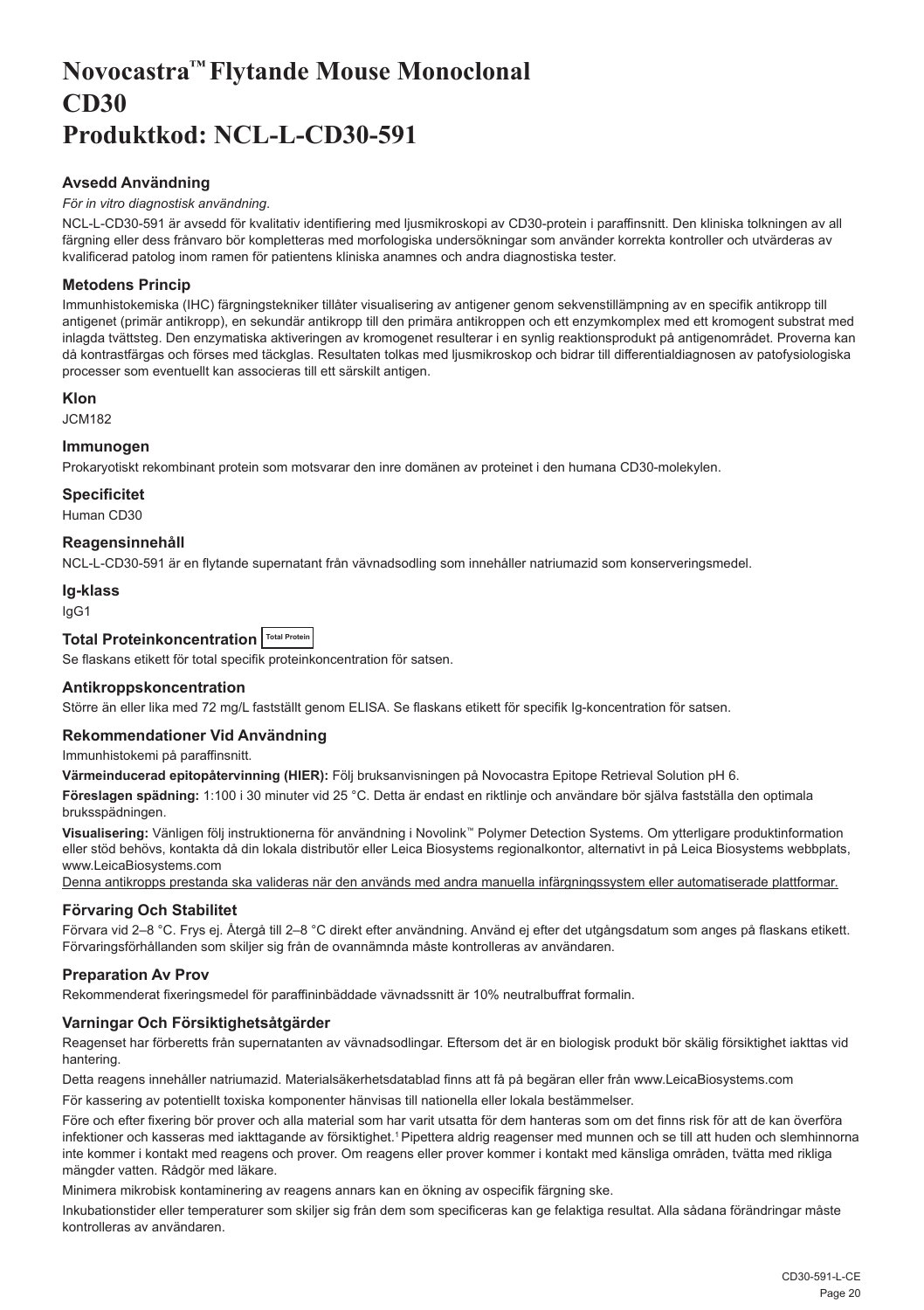# Novocastra™ Flytande Mouse Monoclonal CD30 Produktkod: NCL-L-CD30-591

### Avsedd Användning

*För in vitro diagnostisk användning*.

NCL-L-CD30-591 är avsedd för kvalitativ identifiering med ljusmikroskopi av CD30-protein i paraffinsnitt. Den kliniska tolkningen av all färgning eller dess frånvaro bör kompletteras med morfologiska undersökningar som använder korrekta kontroller och utvärderas av kvalificerad patolog inom ramen för patientens kliniska anamnes och andra diagnostiska tester.

### Metodens Princip

Immunhistokemiska (IHC) färgningstekniker tillåter visualisering av antigener genom sekvenstillämpning av en specifik antikropp till antigenet (primär antikropp), en sekundär antikropp till den primära antikroppen och ett enzymkomplex med ett kromogent substrat med inlagda tvättsteg. Den enzymatiska aktiveringen av kromogenet resulterar i en synlig reaktionsprodukt på antigenområdet. Proverna kan då kontrastfärgas och förses med täckglas. Resultaten tolkas med ljusmikroskop och bidrar till differentialdiagnosen av patofysiologiska processer som eventuellt kan associeras till ett särskilt antigen.

### Klon

JCM182

### Immunogen

Prokaryotiskt rekombinant protein som motsvarar den inre domänen av proteinet i den humana CD30-molekylen.

### Specificitet

Human CD30

### Reagensinnehåll

NCL-L-CD30-591 är en flytande supernatant från vävnadsodling som innehåller natriumazid som konserveringsmedel.

### Ig-klass

IgG1

### Total Proteinkoncentration Total Protein

Se flaskans etikett för total specifik proteinkoncentration för satsen.

### Antikroppskoncentration

Större än eller lika med 72 mg/L fastställt genom ELISA. Se flaskans etikett för specifik Ig-koncentration för satsen.

### Rekommendationer Vid Användning

Immunhistokemi på paraffinsnitt.

**Värmeinducerad epitopåtervinning (HIER):** Följ bruksanvisningen på Novocastra Epitope Retrieval Solution pH 6.

**Föreslagen spädning:** 1:100 i 30 minuter vid 25 °C. Detta är endast en riktlinje och användare bör själva fastställa den optimala bruksspädningen.

**Visualisering:** Vänligen följ instruktionerna för användning i Novolink™ Polymer Detection Systems. Om ytterligare produktinformation eller stöd behövs, kontakta då din lokala distributör eller Leica Biosystems regionalkontor, alternativt in på Leica Biosystems webbplats, www.LeicaBiosystems.com

Denna antikropps prestanda ska valideras när den används med andra manuella infärgningssystem eller automatiserade plattformar.

### Förvaring Och Stabilitet

Förvara vid 2–8 °C. Frys ej. Återgå till 2–8 °C direkt efter användning. Använd ej efter det utgångsdatum som anges på flaskans etikett. Förvaringsförhållanden som skiljer sig från de ovannämnda måste kontrolleras av användaren.

### Preparation Av Prov

Rekommenderat fixeringsmedel för paraffininbäddade vävnadssnitt är 10% neutralbuffrat formalin.

### Varningar Och Försiktighetsåtgärder

Reagenset har förberetts från supernatanten av vävnadsodlingar. Eftersom det är en biologisk produkt bör skälig försiktighet iakttas vid hantering.

Detta reagens innehåller natriumazid. Materialsäkerhetsdatablad finns att få på begäran eller från www.LeicaBiosystems.com

För kassering av potentiellt toxiska komponenter hänvisas till nationella eller lokala bestämmelser.

Före och efter fixering bör prover och alla material som har varit utsatta för dem hanteras som om det finns risk för att de kan överföra infektioner och kasseras med iakttagande av försiktighet.[1] Pipettera aldrig reagenser med munnen och se till att huden och slemhinnorna inte kommer i kontakt med reagens och prover. Om reagens eller prover kommer i kontakt med känsliga områden, tvätta med rikliga mängder vatten. Rådgör med läkare.

Minimera mikrobisk kontaminering av reagens annars kan en ökning av ospecifik färgning ske.

Inkubationstider eller temperaturer som skiljer sig från dem som specificeras kan ge felaktiga resultat. Alla sådana förändringar måste kontrolleras av användaren.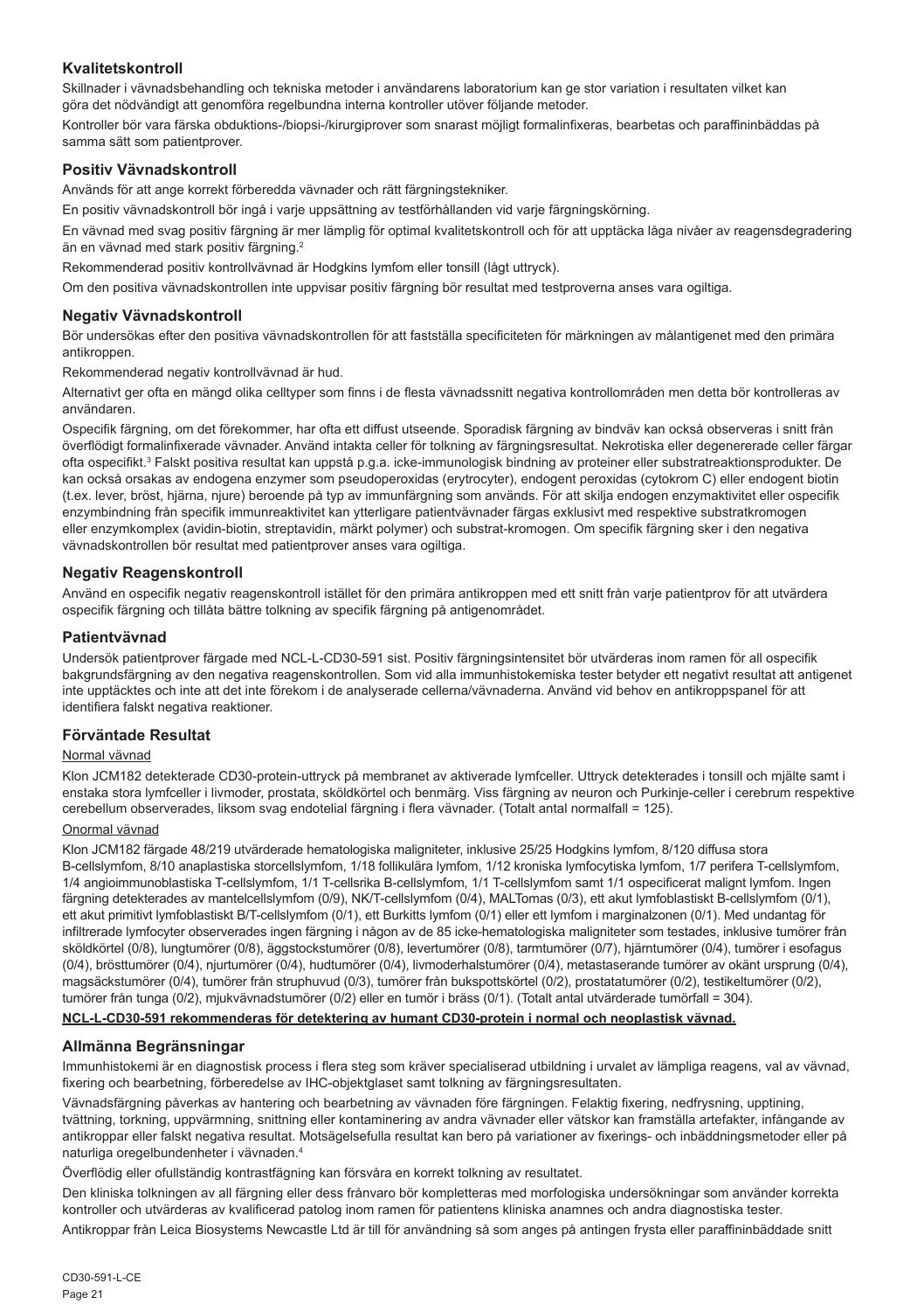## Kvalitetskontroll

Skillnader i vävnadsbehandling och tekniska metoder i användarens laboratorium kan ge stor variation i resultaten vilket kan göra det nödvändigt att genomföra regelbundna interna kontroller utöver följande metoder.

Kontroller bör vara färska obduktions-/biopsi-/kirurgiprover som snarast möjligt formalinfixeras, bearbetas och paraffininbäddas på samma sätt som patientprover.

## Positiv Vävnadskontroll

Används för att ange korrekt förberedda vävnader och rätt färgningstekniker.

En positiv vävnadskontroll bör ingå i varje uppsättning av testförhållanden vid varje färgningskörning.

En vävnad med svag positiv färgning är mer lämplig för optimal kvalitetskontroll och för att upptäcka låga nivåer av reagensdegradering än en vävnad med stark positiv färgning.[2]

Rekommenderad positiv kontrollvävnad är Hodgkins lymfom eller tonsill (lågt uttryck).

Om den positiva vävnadskontrollen inte uppvisar positiv färgning bör resultat med testproverna anses vara ogiltiga.

## Negativ Vävnadskontroll

Bör undersökas efter den positiva vävnadskontrollen för att fastställa specificiteten för märkningen av målantigenet med den primära antikroppen.

Rekommenderad negativ kontrollvävnad är hud.

Alternativt ger ofta en mängd olika celltyper som finns i de flesta vävnadssnitt negativa kontrollområden men detta bör kontrolleras av användaren.

Ospecifik färgning, om det förekommer, har ofta ett diffust utseende. Sporadisk färgning av bindväv kan också observeras i snitt från överflödigt formalinfixerade vävnader. Använd intakta celler för tolkning av färgningsresultat. Nekrotiska eller degenererade celler färgar ofta ospecifikt.[3] Falskt positiva resultat kan uppstå p.g.a. icke-immunologisk bindning av proteiner eller substratreaktionsprodukter. De kan också orsakas av endogena enzymer som pseudoperoxidas (erytrocyter), endogent peroxidas (cytokrom C) eller endogent biotin (t.ex. lever, bröst, hjärna, njure) beroende på typ av immunfärgning som används. För att skilja endogen enzymaktivitet eller ospecifik enzymbindning från specifik immunreaktivitet kan ytterligare patientvävnader färgas exklusivt med respektive substratkromogen eller enzymkomplex (avidin-biotin, streptavidin, märkt polymer) och substrat-kromogen. Om specifik färgning sker i den negativa vävnadskontrollen bör resultat med patientprover anses vara ogiltiga.

## Negativ Reagenskontroll

Använd en ospecifik negativ reagenskontroll istället för den primära antikroppen med ett snitt från varje patientprov för att utvärdera ospecifik färgning och tillåta bättre tolkning av specifik färgning på antigenområdet.

## Patientvävnad

Undersök patientprover färgade med NCL-L-CD30-591 sist. Positiv färgningsintensitet bör utvärderas inom ramen för all ospecifik bakgrundsfärgning av den negativa reagenskontrollen. Som vid alla immunhistokemiska tester betyder ett negativt resultat att antigenet inte upptäcktes och inte att det inte förekom i de analyserade cellerna/vävnaderna. Använd vid behov en antikroppspanel för att identifiera falskt negativa reaktioner.

## Förväntade Resultat

### Normal vävnad

Klon JCM182 detekterade CD30-protein-uttryck på membranet av aktiverade lymfceller. Uttryck detekterades i tonsill och mjälte samt i enstaka stora lymfceller i livmoder, prostata, sköldkörtel och benmärg. Viss färgning av neuron och Purkinje-celler i cerebrum respektive cerebellum observerades, liksom svag endotelial färgning i flera vävnader. (Totalt antal normalfall = 125).

### Onormal vävnad

Klon JCM182 färgade 48/219 utvärderade hematologiska maligniteter, inklusive 25/25 Hodgkins lymfom, 8/120 diffusa stora B-cellslymfom, 8/10 anaplastiska storcellslymfom, 1/18 follikulära lymfom, 1/12 kroniska lymfocytiska lymfom, 1/7 perifera T-cellslymfom, 1/4 angioimmunoblastiska T-cellslymfom, 1/1 T-cellsrika B-cellslymfom, 1/1 T-cellslymfom samt 1/1 ospecificerat malignt lymfom. Ingen färgning detekterades av mantelcellslymfom (0/9), NK/T-cellslymfom (0/4), MALTomas (0/3), ett akut lymfoblastiskt B-cellslymfom (0/1), ett akut primitivt lymfoblastiskt B/T-cellslymfom (0/1), ett Burkitts lymfom (0/1) eller ett lymfom i marginalzonen (0/1). Med undantag för infiltrerade lymfocyter observerades ingen färgning i någon av de 85 icke-hematologiska maligniteter som testades, inklusive tumörer från sköldkörtel (0/8), lungtumörer (0/8), äggstockstumörer (0/8), levertumörer (0/8), tarmtumörer (0/7), hjärntumörer (0/4), tumörer i esofagus (0/4), brösttumörer (0/4), njurtumörer (0/4), hudtumörer (0/4), livmoderhalstumörer (0/4), metastaserande tumörer av okänt ursprung (0/4), magsäckstumörer (0/4), tumörer från struphuvud (0/3), tumörer från bukspottskörtel (0/2), prostatatumörer (0/2), testikeltumörer (0/2), tumörer från tunga (0/2), mjukvävnadstumörer (0/2) eller en tumör i bräss (0/1). (Totalt antal utvärderade tumörfall = 304).

**NCL-L-CD30-591 rekommenderas för detektering av humant CD30-protein i normal och neoplastisk vävnad.**

## Allmänna Begränsningar

Immunhistokemi är en diagnostisk process i flera steg som kräver specialiserad utbildning i urvalet av lämpliga reagens, val av vävnad, fixering och bearbetning, förberedelse av IHC-objektglaset samt tolkning av färgningsresultaten.

Vävnadsfärgning påverkas av hantering och bearbetning av vävnaden före färgningen. Felaktig fixering, nedfrysning, upptining, tvättning, torkning, uppvärmning, snittning eller kontaminering av andra vävnader eller vätskor kan framställa artefakter, infångande av antikroppar eller falskt negativa resultat. Motsägelsefulla resultat kan bero på variationer av fixerings- och inbäddningsmetoder eller på naturliga oregelbundenheter i vävnaden.[4]

Överflödig eller ofullständig kontrastfärgning kan försvåra en korrekt tolkning av resultatet.

Den kliniska tolkningen av all färgning eller dess frånvaro bör kompletteras med morfologiska undersökningar som använder korrekta kontroller och utvärderas av kvalificerad patolog inom ramen för patientens kliniska anamnes och andra diagnostiska tester.

Antikroppar från Leica Biosystems Newcastle Ltd är till för användning så som anges på antingen frysta eller paraffininbäddade snitt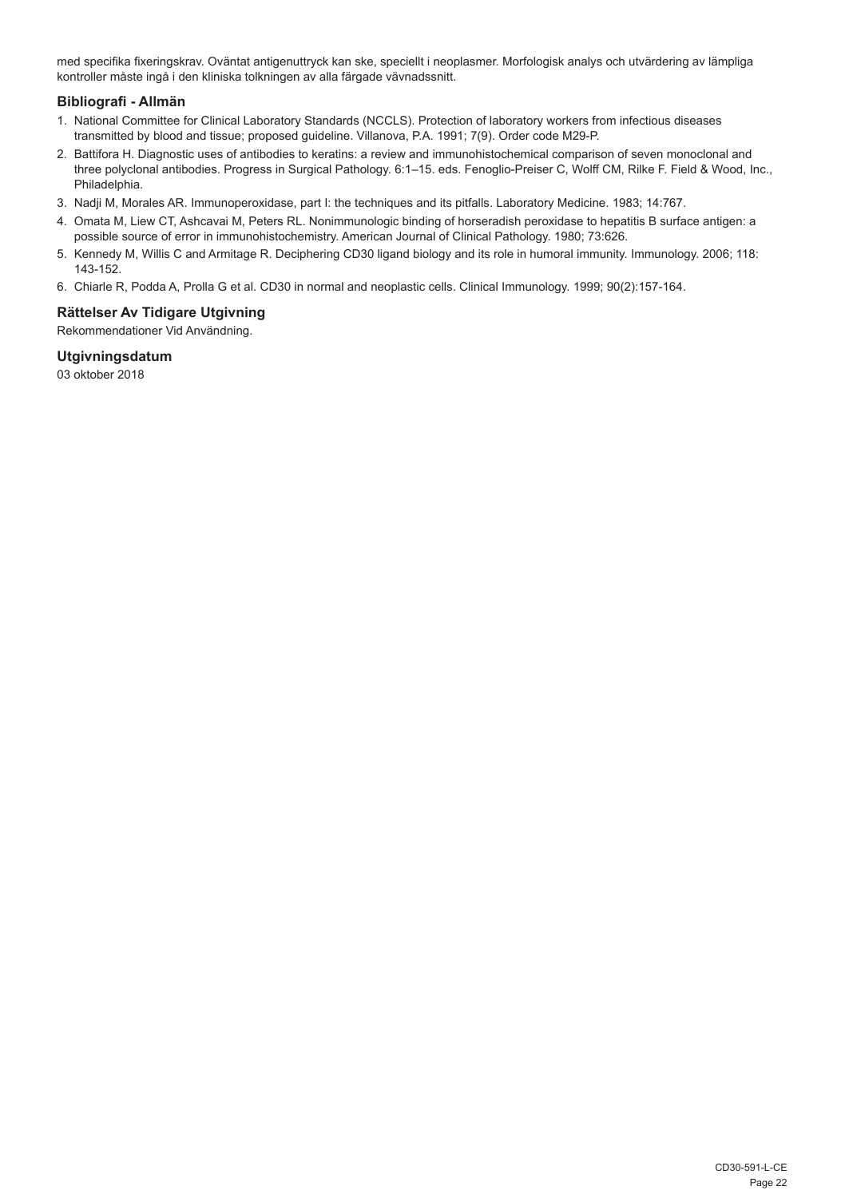med specifika fixeringskrav. Oväntat antigenuttryck kan ske, speciellt i neoplasmer. Morfologisk analys och utvärdering av lämpliga kontroller måste ingå i den kliniska tolkningen av alla färgade vävnadssnitt.

## Bibliografi - Allmän

1. National Committee for Clinical Laboratory Standards (NCCLS). Protection of laboratory workers from infectious diseases transmitted by blood and tissue; proposed guideline. Villanova, P.A. 1991; 7(9). Order code M29-P.
2. Battifora H. Diagnostic uses of antibodies to keratins: a review and immunohistochemical comparison of seven monoclonal and three polyclonal antibodies. Progress in Surgical Pathology. 6:1–15. eds. Fenoglio-Preiser C, Wolff CM, Rilke F. Field & Wood, Inc., Philadelphia.
3. Nadji M, Morales AR. Immunoperoxidase, part I: the techniques and its pitfalls. Laboratory Medicine. 1983; 14:767.
4. Omata M, Liew CT, Ashcavai M, Peters RL. Nonimmunologic binding of horseradish peroxidase to hepatitis B surface antigen: a possible source of error in immunohistochemistry. American Journal of Clinical Pathology. 1980; 73:626.
5. Kennedy M, Willis C and Armitage R. Deciphering CD30 ligand biology and its role in humoral immunity. Immunology. 2006; 118: 143-152.
6. Chiarle R, Podda A, Prolla G et al. CD30 in normal and neoplastic cells. Clinical Immunology. 1999; 90(2):157-164.

## Rättelser Av Tidigare Utgivning

Rekommendationer Vid Användning.

## Utgivningsdatum

03 oktober 2018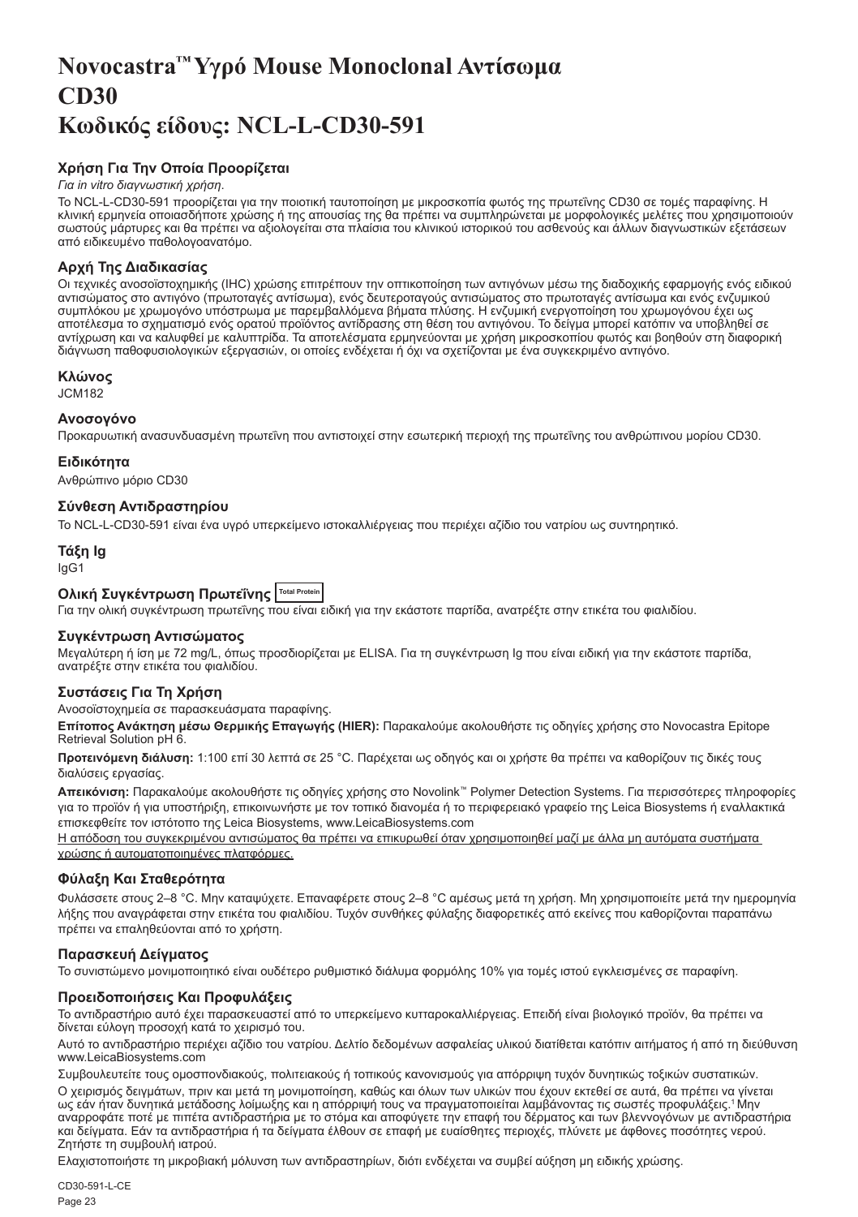# Novocastra™ Υγρό Mouse Monoclonal Αντίσωμα
# CD30
# Κωδικός είδους: NCL-L-CD30-591

## Χρήση Για Την Οποία Προορίζεται

*Για in vitro διαγνωστική χρήση.*

Το NCL-L-CD30-591 προορίζεται για την ποιοτική ταυτοποίηση με μικροσκοπία φωτός της πρωτεΐνης CD30 σε τομές παραφίνης. Η κλινική ερμηνεία οποιασδήποτε χρώσης ή της απουσίας της θα πρέπει να συμπληρώνεται με μορφολογικές μελέτες που χρησιμοποιούν σωστούς μάρτυρες και θα πρέπει να αξιολογείται στα πλαίσια του κλινικού ιστορικού του ασθενούς και άλλων διαγνωστικών εξετάσεων από ειδικευμένο παθολογοανατόμο.

## Αρχή Της Διαδικασίας

Οι τεχνικές ανοσοϊστοχημικής (IHC) χρώσης επιτρέπουν την οπτικοποίηση των αντιγόνων μέσω της διαδοχικής εφαρμογής ενός ειδικού αντισώματος στο αντιγόνο (πρωτοταγές αντίσωμα), ενός δευτεροταγούς αντισώματος στο πρωτοταγές αντίσωμα και ενός ενζυμικού συμπλόκου με χρωμογόνο υπόστρωμα με παρεμβαλλόμενα βήματα πλύσης. Η ενζυμική ενεργοποίηση του χρωμογόνου έχει ως αποτέλεσμα το σχηματισμό ενός ορατού προϊόντος αντίδρασης στη θέση του αντιγόνου. Το δείγμα μπορεί κατόπιν να υποβληθεί σε αντίχρωση και να καλυφθεί με καλυπτρίδα. Τα αποτελέσματα ερμηνεύονται με χρήση μικροσκοπίου φωτός και βοηθούν στη διαφορική διάγνωση παθοφυσιολογικών εξεργασιών, οι οποίες ενδέχεται ή όχι να σχετίζονται με ένα συγκεκριμένο αντιγόνο.

## Κλώνος

JCM182

## Ανοσογόνο

Προκαρυωτική ανασυνδυασμένη πρωτεΐνη που αντιστοιχεί στην εσωτερική περιοχή της πρωτεΐνης του ανθρώπινου μορίου CD30.

## Ειδικότητα

Ανθρώπινο μόριο CD30

## Σύνθεση Αντιδραστηρίου

Το NCL-L-CD30-591 είναι ένα υγρό υπερκείμενο ιστοκαλλιέργειας που περιέχει αζίδιο του νατρίου ως συντηρητικό.

## Τάξη Ig

IgG1

## Ολική Συγκέντρωση Πρωτεΐνης Total Protein

Για την ολική συγκέντρωση πρωτεΐνης που είναι ειδική για την εκάστοτε παρτίδα, ανατρέξτε στην ετικέτα του φιαλιδίου.

## Συγκέντρωση Αντισώματος

Μεγαλύτερη ή ίση με 72 mg/L, όπως προσδιορίζεται με ELISA. Για τη συγκέντρωση Ig που είναι ειδική για την εκάστοτε παρτίδα, ανατρέξτε στην ετικέτα του φιαλιδίου.

## Συστάσεις Για Τη Χρήση

Ανοσοϊστοχημεία σε παρασκευάσματα παραφίνης.

**Επίτοπος Ανάκτηση μέσω Θερμικής Επαγωγής (HIER):** Παρακαλούμε ακολουθήστε τις οδηγίες χρήσης στο Novocastra Epitope Retrieval Solution pH 6.

**Προτεινόμενη διάλυση:** 1:100 επί 30 λεπτά σε 25 °C. Παρέχεται ως οδηγός και οι χρήστε θα πρέπει να καθορίζουν τις δικές τους διαλύσεις εργασίας.

**Απεικόνιση:** Παρακαλούμε ακολουθήστε τις οδηγίες χρήσης στο Novolink™ Polymer Detection Systems. Για περισσότερες πληροφορίες για το προϊόν ή για υποστήριξη, επικοινωνήστε με τον τοπικό διανομέα ή το περιφερειακό γραφείο της Leica Biosystems ή εναλλακτικά επισκεφθείτε τον ιστότοπο της Leica Biosystems, www.LeicaBiosystems.com

Η απόδοση του συγκεκριμένου αντισώματος θα πρέπει να επικυρωθεί όταν χρησιμοποιηθεί μαζί με άλλα μη αυτόματα συστήματα χρώσης ή αυτοματοποιημένες πλατφόρμες.

## Φύλαξη Και Σταθερότητα

Φυλάσσετε στους 2–8 °C. Μην καταψύχετε. Επαναφέρετε στους 2–8 °C αμέσως μετά τη χρήση. Μη χρησιμοποιείτε μετά την ημερομηνία λήξης που αναγράφεται στην ετικέτα του φιαλιδίου. Τυχόν συνθήκες φύλαξης διαφορετικές από εκείνες που καθορίζονται παραπάνω πρέπει να επαληθεύονται από το χρήστη.

## Παρασκευή Δείγματος

Το συνιστώμενο μονιμοποιητικό είναι ουδέτερο ρυθμιστικό διάλυμα φορμόλης 10% για τομές ιστού εγκλεισμένες σε παραφίνη.

## Προειδοποιήσεις Και Προφυλάξεις

Το αντιδραστήριο αυτό έχει παρασκευαστεί από το υπερκείμενο κυτταροκαλλιέργειας. Επειδή είναι βιολογικό προϊόν, θα πρέπει να δίνεται εύλογη προσοχή κατά το χειρισμό του.

Αυτό το αντιδραστήριο περιέχει αζίδιο του νατρίου. Δελτίο δεδομένων ασφαλείας υλικού διατίθεται κατόπιν αιτήματος ή από τη διεύθυνση www.LeicaBiosystems.com

Συμβουλευτείτε τους ομοσπονδιακούς, πολιτειακούς ή τοπικούς κανονισμούς για απόρριψη τυχόν δυνητικώς τοξικών συστατικών.

Ο χειρισμός δειγμάτων, πριν και μετά τη μονιμοποίηση, καθώς και όλων των υλικών που έχουν εκτεθεί σε αυτά, θα πρέπει να γίνεται ως εάν ήταν δυνητικά μετάδοσης λοίμωξης και η απόρριψή τους να πραγματοποιείται λαμβάνοντας τις σωστές προφυλάξεις.[1] Μην αναρροφάτε ποτέ με πιπέτα αντιδραστήρια με το στόμα και αποφύγετε την επαφή του δέρματος και των βλεννογόνων με αντιδραστήρια και δείγματα. Εάν τα αντιδραστήρια ή τα δείγματα έλθουν σε επαφή με ευαίσθητες περιοχές, πλύνετε με άφθονες ποσότητες νερού. Ζητήστε τη συμβουλή ιατρού.

Ελαχιστοποιήστε τη μικροβιακή μόλυνση των αντιδραστηρίων, διότι ενδέχεται να συμβεί αύξηση μη ειδικής χρώσης.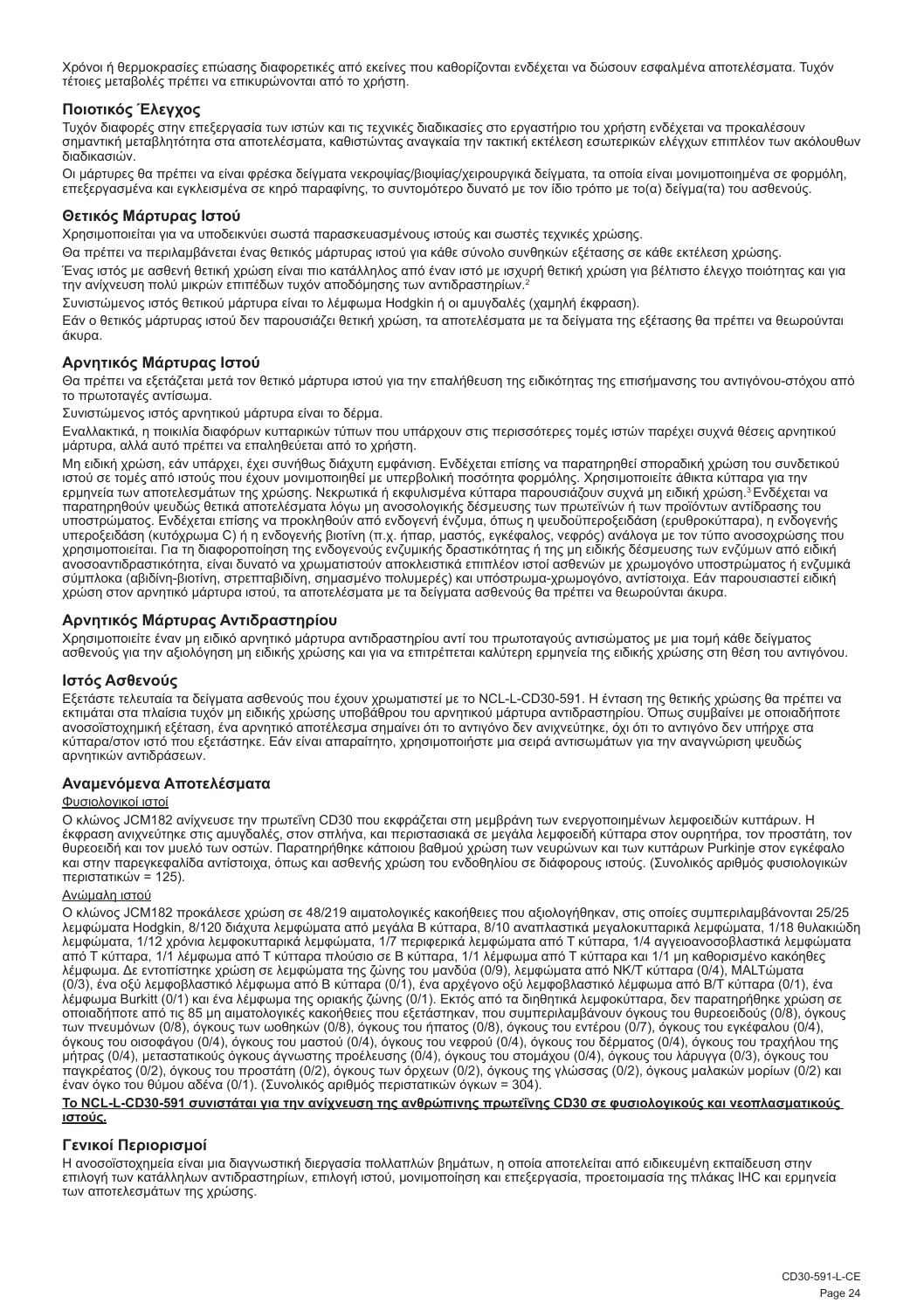Χρόνοι ή θερμοκρασίες επώασης διαφορετικές από εκείνες που καθορίζονται ενδέχεται να δώσουν εσφαλμένα αποτελέσματα. Τυχόν τέτοιες μεταβολές πρέπει να επικυρώνονται από το χρήστη.

### Ποιοτικός Έλεγχος

Τυχόν διαφορές στην επεξεργασία των ιστών και τις τεχνικές διαδικασίες στο εργαστήριο του χρήστη ενδέχεται να προκαλέσουν σημαντική μεταβλητότητα στα αποτελέσματα, καθιστώντας αναγκαία την τακτική εκτέλεση εσωτερικών ελέγχων επιπλέον των ακόλουθων διαδικασιών.

Οι μάρτυρες θα πρέπει να είναι φρέσκα δείγματα νεκροψίας/βιοψίας/χειρουργικά δείγματα, τα οποία είναι μονιμοποιημένα σε φορμόλη, επεξεργασμένα και εγκλεισμένα σε κηρό παραφίνης, το συντομότερο δυνατό με τον ίδιο τρόπο με το(α) δείγμα(τα) του ασθενούς.

### Θετικός Μάρτυρας Ιστού

Χρησιμοποιείται για να υποδεικνύει σωστά παρασκευασμένους ιστούς και σωστές τεχνικές χρώσης.

Θα πρέπει να περιλαμβάνεται ένας θετικός μάρτυρας ιστού για κάθε σύνολο συνθηκών εξέτασης σε κάθε εκτέλεση χρώσης.

Ένας ιστός με ασθενή θετική χρώση είναι πιο κατάλληλος από έναν ιστό με ισχυρή θετική χρώση για βέλτιστο έλεγχο ποιότητας και για την ανίχνευση πολύ μικρών επιπέδων τυχόν αποδόμησης των αντιδραστηρίων.[2]

Συνιστώμενος ιστός θετικού μάρτυρα είναι το λέμφωμα Hodgkin ή οι αμυγδαλές (χαμηλή έκφραση).

Εάν ο θετικός μάρτυρας ιστού δεν παρουσιάζει θετική χρώση, τα αποτελέσματα με τα δείγματα της εξέτασης θα πρέπει να θεωρούνται άκυρα.

### Αρνητικός Μάρτυρας Ιστού

Θα πρέπει να εξετάζεται μετά τον θετικό μάρτυρα ιστού για την επαλήθευση της ειδικότητας της επισήμανσης του αντιγόνου-στόχου από το πρωτοταγές αντίσωμα.

Συνιστώμενος ιστός αρνητικού μάρτυρα είναι το δέρμα.

Εναλλακτικά, η ποικιλία διαφόρων κυτταρικών τύπων που υπάρχουν στις περισσότερες τομές ιστών παρέχει συχνά θέσεις αρνητικού μάρτυρα, αλλά αυτό πρέπει να επαληθεύεται από το χρήστη.

Μη ειδική χρώση, εάν υπάρχει, έχει συνήθως διάχυτη εμφάνιση. Ενδέχεται επίσης να παρατηρηθεί σποραδική χρώση του συνδετικού ιστού σε τομές από ιστούς που έχουν μονιμοποιηθεί με υπερβολική ποσότητα φορμόλης. Χρησιμοποιείτε άθικτα κύτταρα για την ερμηνεία των αποτελεσμάτων της χρώσης. Νεκρωτικά ή εκφυλισμένα κύτταρα παρουσιάζουν συχνά μη ειδική χρώση.[3] Ενδέχεται να παρατηρηθούν ψευδώς θετικά αποτελέσματα λόγω μη ανοσολογικής δέσμευσης των πρωτεϊνών ή των προϊόντων αντίδρασης του υποστρώματος. Ενδέχεται επίσης να προκληθούν από ενδογενή ένζυμα, όπως η ψευδοϋπεροξειδάση (ερυθροκύτταρα), η ενδογενής υπεροξειδάση (κυτόχρωμα C) ή η ενδογενής βιοτίνη (π.χ. ήπαρ, μαστός, εγκέφαλος, νεφρός) ανάλογα με τον τύπο ανοσοχρώσης που χρησιμοποιείται. Για τη διαφοροποίηση της ενδογενούς ενζυμικής δραστικότητας ή της μη ειδικής δέσμευσης των ενζύμων από ειδική ανοσοαντιδραστικότητα, είναι δυνατό να χρωματιστούν αποκλειστικά επιπλέον ιστοί ασθενών με χρωμογόνο υποστρώματος ή ενζυμικά σύμπλοκα (αβιδίνη-βιοτίνη, στρεπταβιδίνη, σημασμένο πολυμερές) και υπόστρωμα-χρωμογόνο, αντίστοιχα. Εάν παρουσιαστεί ειδική χρώση στον αρνητικό μάρτυρα ιστού, τα αποτελέσματα με τα δείγματα ασθενούς θα πρέπει να θεωρούνται άκυρα.

### Αρνητικός Μάρτυρας Αντιδραστηρίου

Χρησιμοποιείτε έναν μη ειδικό αρνητικό μάρτυρα αντιδραστηρίου αντί του πρωτοταγούς αντισώματος με μια τομή κάθε δείγματος ασθενούς για την αξιολόγηση μη ειδικής χρώσης και για να επιτρέπεται καλύτερη ερμηνεία της ειδικής χρώσης στη θέση του αντιγόνου.

### Ιστός Ασθενούς

Εξετάστε τελευταία τα δείγματα ασθενούς που έχουν χρωματιστεί με το NCL-L-CD30-591. Η ένταση της θετικής χρώσης θα πρέπει να εκτιμάται στα πλαίσια τυχόν μη ειδικής χρώσης υποβάθρου του αρνητικού μάρτυρα αντιδραστηρίου. Όπως συμβαίνει με οποιαδήποτε ανοσοϊστοχημική εξέταση, ένα αρνητικό αποτέλεσμα σημαίνει ότι το αντιγόνο δεν ανιχνεύτηκε, όχι ότι το αντιγόνο δεν υπήρχε στα κύτταρα/στον ιστό που εξετάστηκε. Εάν είναι απαραίτητο, χρησιμοποιήστε μια σειρά αντισωμάτων για την αναγνώριση ψευδώς αρνητικών αντιδράσεων.

### Αναμενόμενα Αποτελέσματα

#### Φυσιολογικοί ιστοί

Ο κλώνος JCM182 ανίχνευσε την πρωτεΐνη CD30 που εκφράζεται στη μεμβράνη των ενεργοποιημένων λεμφοειδών κυττάρων. Η έκφραση ανιχνεύτηκε στις αμυγδαλές, στον σπλήνα, και περιστασιακά σε μεγάλα λεμφοειδή κύτταρα στον ουρητήρα, τον προστάτη, τον θυρεοειδή και τον μυελό των οστών. Παρατηρήθηκε κάποιου βαθμού χρώση των νευρώνων και των κυττάρων Purkinje στον εγκέφαλο και στην παρεγκεφαλίδα αντίστοιχα, όπως και ασθενής χρώση του ενδοθηλίου σε διάφορους ιστούς. (Συνολικός αριθμός φυσιολογικών περιστατικών = 125).

#### Ανώμαλη ιστού

Ο κλώνος JCM182 προκάλεσε χρώση σε 48/219 αιματολογικές κακοήθειες που αξιολογήθηκαν, στις οποίες συμπεριλαμβάνονται 25/25 λεμφώματα Hodgkin, 8/120 διάχυτα λεμφώματα από μεγάλα Β κύτταρα, 8/10 αναπλαστικά μεγαλοκυτταρικά λεμφώματα, 1/18 θυλακιώδη λεμφώματα, 1/12 χρόνια λεμφοκυτταρικά λεμφώματα, 1/7 περιφερικά λεμφώματα από Τ κύτταρα, 1/4 αγγειοανοσοβλαστικά λεμφώματα από Τ κύτταρα, 1/1 λέμφωμα από Τ κύτταρα πλούσιο σε Β κύτταρα, 1/1 λέμφωμα από Τ κύτταρα και 1/1 μη καθορισμένο κακόηθες λέμφωμα. Δε εντοπίστηκε χρώση σε λεμφώματα της ζώνης του μανδύα (0/9), λεμφώματα από NK/T κύτταρα (0/4), MALTώματα (0/3), ένα οξύ λεμφοβλαστικό λέμφωμα από Β κύτταρα (0/1), ένα αρχέγονο οξύ λεμφοβλαστικό λέμφωμα από Β/Τ κύτταρα (0/1), ένα λέμφωμα Burkitt (0/1) και ένα λέμφωμα της οριακής ζώνης (0/1). Εκτός από τα διηθητικά λεμφοκύτταρα, δεν παρατηρήθηκε χρώση σε οποιαδήποτε από τις 85 μη αιματολογικές κακοήθειες που εξετάστηκαν, που συμπεριλαμβάνουν όγκους του θυρεοειδούς (0/8), όγκους των πνευμόνων (0/8), όγκους των ωοθηκών (0/8), όγκους του ήπατος (0/8), όγκους του εντέρου (0/7), όγκους του εγκέφαλου (0/4), όγκους του οισοφάγου (0/4), όγκους του μαστού (0/4), όγκους του νεφρού (0/4), όγκους του δέρματος (0/4), όγκους του τραχήλου της μήτρας (0/4), μεταστατικούς όγκους άγνωστης προέλευσης (0/4), όγκους του στομάχου (0/4), όγκους του λάρυγγα (0/3), όγκους του παγκρέατος (0/2), όγκους του προστάτη (0/2), όγκους των όρχεων (0/2), όγκους της γλώσσας (0/2), όγκους μαλακών μορίων (0/2) και έναν όγκο του θύμου αδένα (0/1). (Συνολικός αριθμός περιστατικών όγκων = 304).

**<u>Το NCL-L-CD30-591 συνιστάται για την ανίχνευση της ανθρώπινης πρωτεΐνης CD30 σε φυσιολογικούς και νεοπλασματικούς ιστούς.</u>**

### Γενικοί Περιορισμοί

Η ανοσοϊστοχημεία είναι μια διαγνωστική διεργασία πολλαπλών βημάτων, η οποία αποτελείται από ειδικευμένη εκπαίδευση στην επιλογή των κατάλληλων αντιδραστηρίων, επιλογή ιστού, μονιμοποίηση και επεξεργασία, προετοιμασία της πλάκας IHC και ερμηνεία των αποτελεσμάτων της χρώσης.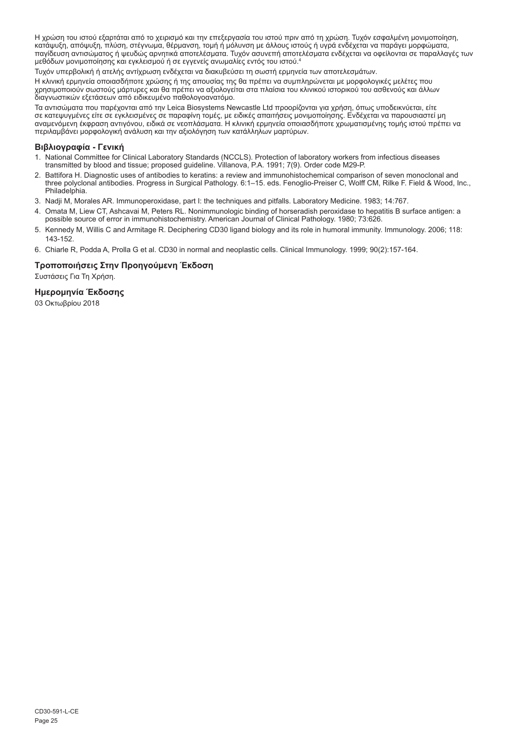Η χρώση του ιστού εξαρτάται από το χειρισμό και την επεξεργασία του ιστού πριν από τη χρώση. Τυχόν εσφαλμένη μονιμοποίηση, κατάψυξη, απόψυξη, πλύση, στέγνωμα, θέρμανση, τομή ή μόλυνση με άλλους ιστούς ή υγρά ενδέχεται να παράγει μορφώματα, παγίδευση αντισώματος ή ψευδώς αρνητικά αποτελέσματα. Τυχόν ασυνεπή αποτελέσματα ενδέχεται να οφείλονται σε παραλλαγές των μεθόδων μονιμοποίησης και εγκλεισμού ή σε εγγενείς ανωμαλίες εντός του ιστού.[4]

Τυχόν υπερβολική ή ατελής αντίχρωση ενδέχεται να διακυβεύσει τη σωστή ερμηνεία των αποτελεσμάτων.

Η κλινική ερμηνεία οποιασδήποτε χρώσης ή της απουσίας της θα πρέπει να συμπληρώνεται με μορφολογικές μελέτες που χρησιμοποιούν σωστούς μάρτυρες και θα πρέπει να αξιολογείται στα πλαίσια του κλινικού ιστορικού του ασθενούς και άλλων διαγνωστικών εξετάσεων από ειδικευμένο παθολογοανατόμο.

Τα αντισώματα που παρέχονται από την Leica Biosystems Newcastle Ltd προορίζονται για χρήση, όπως υποδεικνύεται, είτε σε κατεψυγμένες είτε σε εγκλεισμένες σε παραφίνη τομές, με ειδικές απαιτήσεις μονιμοποίησης. Ενδέχεται να παρουσιαστεί μη αναμενόμενη έκφραση αντιγόνου, ειδικά σε νεοπλάσματα. Η κλινική ερμηνεία οποιασδήποτε χρωματισμένης τομής ιστού πρέπει να περιλαμβάνει μορφολογική ανάλυση και την αξιολόγηση των κατάλληλων μαρτύρων.

### Βιβλιογραφία - Γενική

1. National Committee for Clinical Laboratory Standards (NCCLS). Protection of laboratory workers from infectious diseases transmitted by blood and tissue; proposed guideline. Villanova, P.A. 1991; 7(9). Order code M29-P.
2. Battifora H. Diagnostic uses of antibodies to keratins: a review and immunohistochemical comparison of seven monoclonal and three polyclonal antibodies. Progress in Surgical Pathology. 6:1–15. eds. Fenoglio-Preiser C, Wolff CM, Rilke F. Field & Wood, Inc., Philadelphia.
3. Nadji M, Morales AR. Immunoperoxidase, part I: the techniques and pitfalls. Laboratory Medicine. 1983; 14:767.
4. Omata M, Liew CT, Ashcavai M, Peters RL. Nonimmunologic binding of horseradish peroxidase to hepatitis B surface antigen: a possible source of error in immunohistochemistry. American Journal of Clinical Pathology. 1980; 73:626.
5. Kennedy M, Willis C and Armitage R. Deciphering CD30 ligand biology and its role in humoral immunity. Immunology. 2006; 118: 143-152.
6. Chiarle R, Podda A, Prolla G et al. CD30 in normal and neoplastic cells. Clinical Immunology. 1999; 90(2):157-164.

### Τροποποιήσεις Στην Προηγούμενη Έκδοση

Συστάσεις Για Τη Χρήση.

### Ημερομηνία Έκδοσης

03 Οκτωβρίου 2018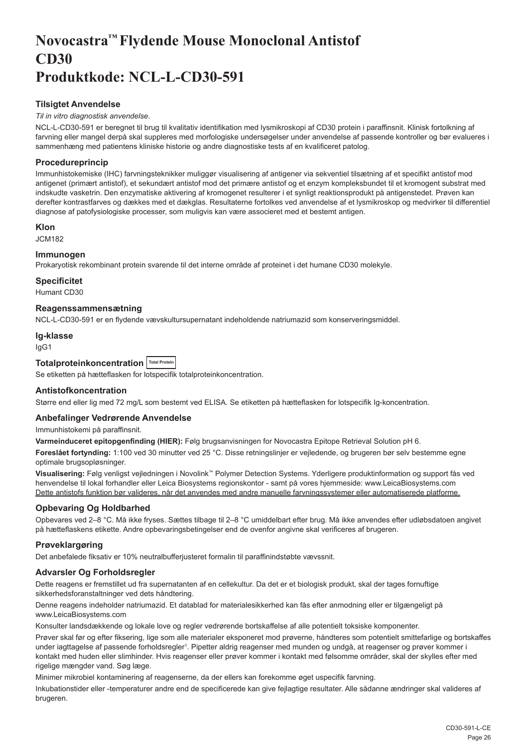# Novocastra™ Flydende Mouse Monoclonal Antistof CD30 Produktkode: NCL-L-CD30-591

### Tilsigtet Anvendelse

*Til in vitro diagnostisk anvendelse*.

NCL-L-CD30-591 er beregnet til brug til kvalitativ identifikation med lysmikroskopi af CD30 protein i paraffinsnit. Klinisk fortolkning af farvning eller mangel derpå skal suppleres med morfologiske undersøgelser under anvendelse af passende kontroller og bør evalueres i sammenhæng med patientens kliniske historie og andre diagnostiske tests af en kvalificeret patolog.

### Procedureprincip

Immunhistokemiske (IHC) farvningsteknikker muliggør visualisering af antigener via sekventiel tilsætning af et specifikt antistof mod antigenet (primært antistof), et sekundært antistof mod det primære antistof og et enzym kompleksbundet til et kromogent substrat med indskudte vasketrin. Den enzymatiske aktivering af kromogenet resulterer i et synligt reaktionsprodukt på antigenstedet. Prøven kan derefter kontrastfarves og dækkes med et dækglas. Resultaterne fortolkes ved anvendelse af et lysmikroskop og medvirker til differentiel diagnose af patofysiologiske processer, som muligvis kan være associeret med et bestemt antigen.

### Klon

JCM182

### Immunogen

Prokaryotisk rekombinant protein svarende til det interne område af proteinet i det humane CD30 molekyle.

### Specificitet

Humant CD30

### Reagenssammensætning

NCL-L-CD30-591 er en flydende vævskultursupernatant indeholdende natriumazid som konserveringsmiddel.

### Ig-klasse

IgG1

### Totalproteinkoncentration Total Protein

Se etiketten på hætteflasken for lotspecifik totalproteinkoncentration.

### Antistofkoncentration

Større end eller lig med 72 mg/L som bestemt ved ELISA. Se etiketten på hætteflasken for lotspecifik Ig-koncentration.

### Anbefalinger Vedrørende Anvendelse

Immunhistokemi på paraffinsnit.

**Varmeinduceret epitopgenfinding (HIER):** Følg brugsanvisningen for Novocastra Epitope Retrieval Solution pH 6.

**Foreslået fortynding:** 1:100 ved 30 minutter ved 25 °C. Disse retningslinjer er vejledende, og brugeren bør selv bestemme egne optimale brugsopløsninger.

**Visualisering:** Følg venligst vejledningen i Novolink™ Polymer Detection Systems. Yderligere produktinformation og support fås ved henvendelse til lokal forhandler eller Leica Biosystems regionskontor - samt på vores hjemmeside: www.LeicaBiosystems.com

Dette antistofs funktion bør valideres, når det anvendes med andre manuelle farvningssystemer eller automatiserede platforme.

### Opbevaring Og Holdbarhed

Opbevares ved 2–8 °C. Må ikke fryses. Sættes tilbage til 2–8 °C umiddelbart efter brug. Må ikke anvendes efter udløbsdatoen angivet på hætteflaskens etikette. Andre opbevaringsbetingelser end de ovenfor angivne skal verificeres af brugeren.

### Prøveklargøring

Det anbefalede fiksativ er 10% neutralbufferjusteret formalin til paraffinindstøbte vævssnit.

### Advarsler Og Forholdsregler

Dette reagens er fremstillet ud fra supernatanten af en cellekultur. Da det er et biologisk produkt, skal der tages fornuftige sikkerhedsforanstaltninger ved dets håndtering.

Denne reagens indeholder natriumazid. Et datablad for materialesikkerhed kan fås efter anmodning eller er tilgængeligt på www.LeicaBiosystems.com

Konsulter landsdækkende og lokale love og regler vedrørende bortskaffelse af alle potentielt toksiske komponenter.

Prøver skal før og efter fiksering, lige som alle materialer eksponeret mod prøverne, håndteres som potentielt smittefarlige og bortskaffes under iagttagelse af passende forholdsregler[1]. Pipetter aldrig reagenser med munden og undgå, at reagenser og prøver kommer i kontakt med huden eller slimhinder. Hvis reagenser eller prøver kommer i kontakt med følsomme områder, skal der skylles efter med rigelige mængder vand. Søg læge.

Minimer mikrobiel kontaminering af reagenserne, da der ellers kan forekomme øget uspecifik farvning.

Inkubationstider eller -temperaturer andre end de specificerede kan give fejlagtige resultater. Alle sådanne ændringer skal valideres af brugeren.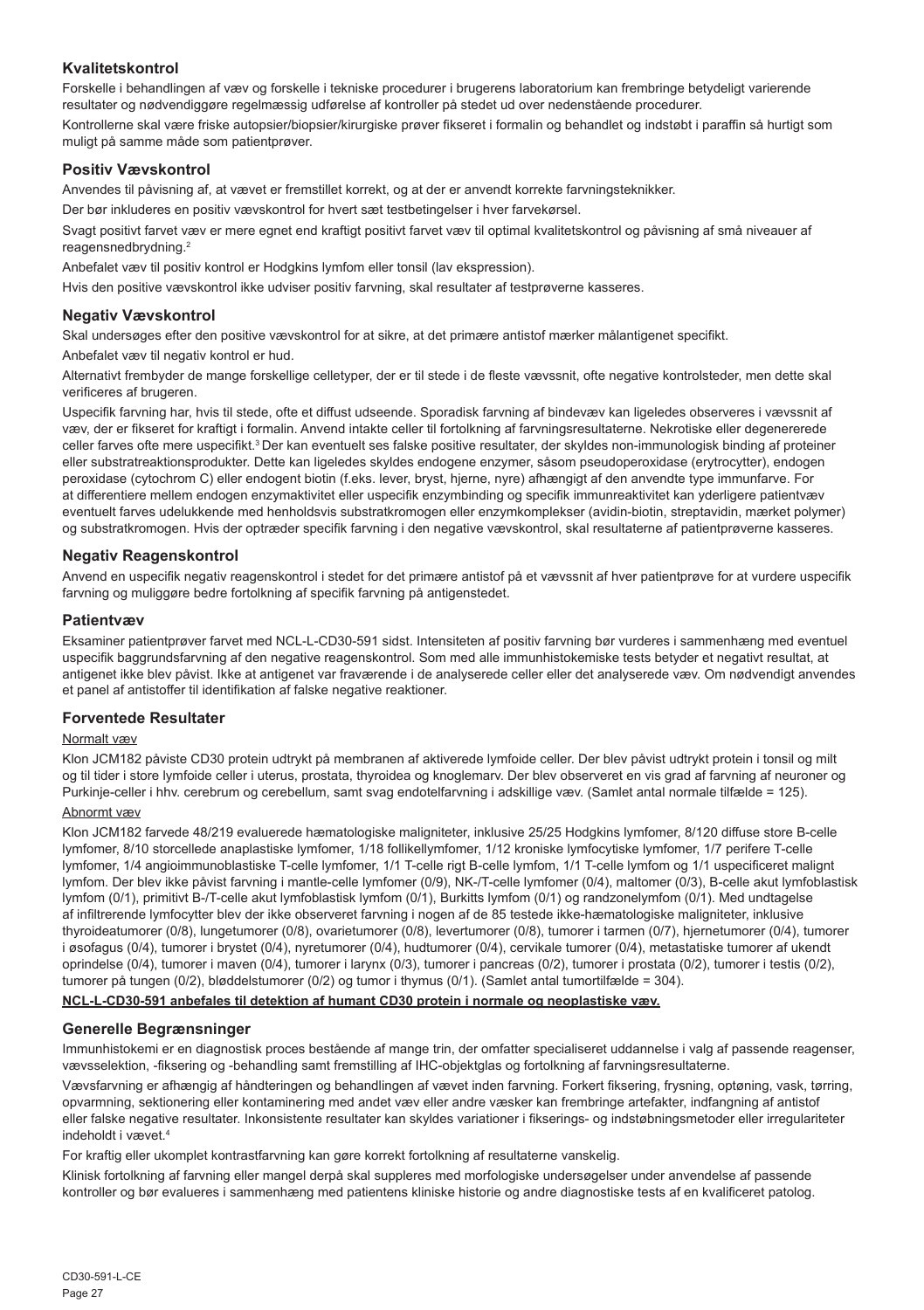## Kvalitetskontrol

Forskelle i behandlingen af væv og forskelle i tekniske procedurer i brugerens laboratorium kan frembringe betydeligt varierende resultater og nødvendiggøre regelmæssig udførelse af kontroller på stedet ud over nedenstående procedurer.

Kontrollerne skal være friske autopsier/biopsier/kirurgiske prøver fikseret i formalin og behandlet og indstøbt i paraffin så hurtigt som muligt på samme måde som patientprøver.

## Positiv Vævskontrol

Anvendes til påvisning af, at vævet er fremstillet korrekt, og at der er anvendt korrekte farvningsteknikker.

Der bør inkluderes en positiv vævskontrol for hvert sæt testbetingelser i hver farvekørsel.

Svagt positivt farvet væv er mere egnet end kraftigt positivt farvet væv til optimal kvalitetskontrol og påvisning af små niveauer af reagensnedbrydning.[2]

Anbefalet væv til positiv kontrol er Hodgkins lymfom eller tonsil (lav ekspression).

Hvis den positive vævskontrol ikke udviser positiv farvning, skal resultater af testprøverne kasseres.

## Negativ Vævskontrol

Skal undersøges efter den positive vævskontrol for at sikre, at det primære antistof mærker målantigenet specifikt.

Anbefalet væv til negativ kontrol er hud.

Alternativt frembyder de mange forskellige celletyper, der er til stede i de fleste vævssnit, ofte negative kontrolsteder, men dette skal verificeres af brugeren.

Uspecifik farvning har, hvis til stede, ofte et diffust udseende. Sporadisk farvning af bindevæv kan ligeledes observeres i vævssnit af væv, der er fikseret for kraftigt i formalin. Anvend intakte celler til fortolkning af farvningsresultaterne. Nekrotiske eller degenererede celler farves ofte mere uspecifikt.[3] Der kan eventuelt ses falske positive resultater, der skyldes non-immunologisk binding af proteiner eller substratreaktionsprodukter. Dette kan ligeledes skyldes endogene enzymer, såsom pseudoperoxidase (erytrocytter), endogen peroxidase (cytochrom C) eller endogent biotin (f.eks. lever, bryst, hjerne, nyre) afhængigt af den anvendte type immunfarve. For at differentiere mellem endogen enzymaktivitet eller uspecifik enzymbinding og specifik immunreaktivitet kan yderligere patientvæv eventuelt farves udelukkende med henholdsvis substratkromogen eller enzymkomplekser (avidin-biotin, streptavidin, mærket polymer) og substratkromogen. Hvis der optræder specifik farvning i den negative vævskontrol, skal resultaterne af patientprøverne kasseres.

## Negativ Reagenskontrol

Anvend en uspecifik negativ reagenskontrol i stedet for det primære antistof på et vævssnit af hver patientprøve for at vurdere uspecifik farvning og muliggøre bedre fortolkning af specifik farvning på antigenstedet.

## Patientvæv

Eksaminer patientprøver farvet med NCL-L-CD30-591 sidst. Intensiteten af positiv farvning bør vurderes i sammenhæng med eventuel uspecifik baggrundsfarvning af den negative reagenskontrol. Som med alle immunhistokemiske tests betyder et negativt resultat, at antigenet ikke blev påvist. Ikke at antigenet var fraværende i de analyserede celler eller det analyserede væv. Om nødvendigt anvendes et panel af antistoffer til identifikation af falske negative reaktioner.

## Forventede Resultater

Normalt væv

Klon JCM182 påviste CD30 protein udtrykt på membranen af aktiverede lymfoide celler. Der blev påvist udtrykt protein i tonsil og milt og til tider i store lymfoide celler i uterus, prostata, thyroidea og knoglemarv. Der blev observeret en vis grad af farvning af neuroner og Purkinje-celler i hhv. cerebrum og cerebellum, samt svag endotelfarvning i adskillige væv. (Samlet antal normale tilfælde = 125).

Abnormt væv

Klon JCM182 farvede 48/219 evaluerede hæmatologiske maligniteter, inklusive 25/25 Hodgkins lymfomer, 8/120 diffuse store B-celle lymfomer, 8/10 storcellede anaplastiske lymfomer, 1/18 follikellymfomer, 1/12 kroniske lymfocytiske lymfomer, 1/7 perifere T-celle lymfomer, 1/4 angioimmunoblastiske T-celle lymfomer, 1/1 T-celle rigt B-celle lymfom, 1/1 T-celle lymfom og 1/1 uspecificeret malignt lymfom. Der blev ikke påvist farvning i mantle-celle lymfomer (0/9), NK-/T-celle lymfomer (0/4), maltomer (0/3), B-celle akut lymfoblastisk lymfom (0/1), primitivt B-/T-celle akut lymfoblastisk lymfom (0/1), Burkitts lymfom (0/1) og randzonelymfom (0/1). Med undtagelse af infiltrerende lymfocytter blev der ikke observeret farvning i nogen af de 85 testede ikke-hæmatologiske maligniteter, inklusive thyroideatumorer (0/8), lungetumorer (0/8), ovarietumorer (0/8), levertumorer (0/8), tumorer i tarmen (0/7), hjernetumorer (0/4), tumorer i øsofagus (0/4), tumorer i brystet (0/4), nyretumorer (0/4), hudtumorer (0/4), cervikale tumorer (0/4), metastatiske tumorer af ukendt oprindelse (0/4), tumorer i maven (0/4), tumorer i larynx (0/3), tumorer i pancreas (0/2), tumorer i prostata (0/2), tumorer i testis (0/2), tumorer på tungen (0/2), bløddelstumorer (0/2) og tumor i thymus (0/1). (Samlet antal tumortilfælde = 304).

**NCL-L-CD30-591 anbefales til detektion af humant CD30 protein i normale og neoplastiske væv.**

## Generelle Begrænsninger

Immunhistokemi er en diagnostisk proces bestående af mange trin, der omfatter specialiseret uddannelse i valg af passende reagenser, vævsselektion, -fiksering og -behandling samt fremstilling af IHC-objektglas og fortolkning af farvningsresultaterne.

Vævsfarvning er afhængig af håndteringen og behandlingen af vævet inden farvning. Forkert fiksering, frysning, optøning, vask, tørring, opvarmning, sektionering eller kontaminering med andet væv eller andre væsker kan frembringe artefakter, indfangning af antistof eller falske negative resultater. Inkonsistente resultater kan skyldes variationer i fikserings- og indstøbningsmetoder eller irregulariteter indeholdt i vævet.[4]

For kraftig eller ukomplet kontrastfarvning kan gøre korrekt fortolkning af resultaterne vanskelig.

Klinisk fortolkning af farvning eller mangel derpå skal suppleres med morfologiske undersøgelser under anvendelse af passende kontroller og bør evalueres i sammenhæng med patientens kliniske historie og andre diagnostiske tests af en kvalificeret patolog.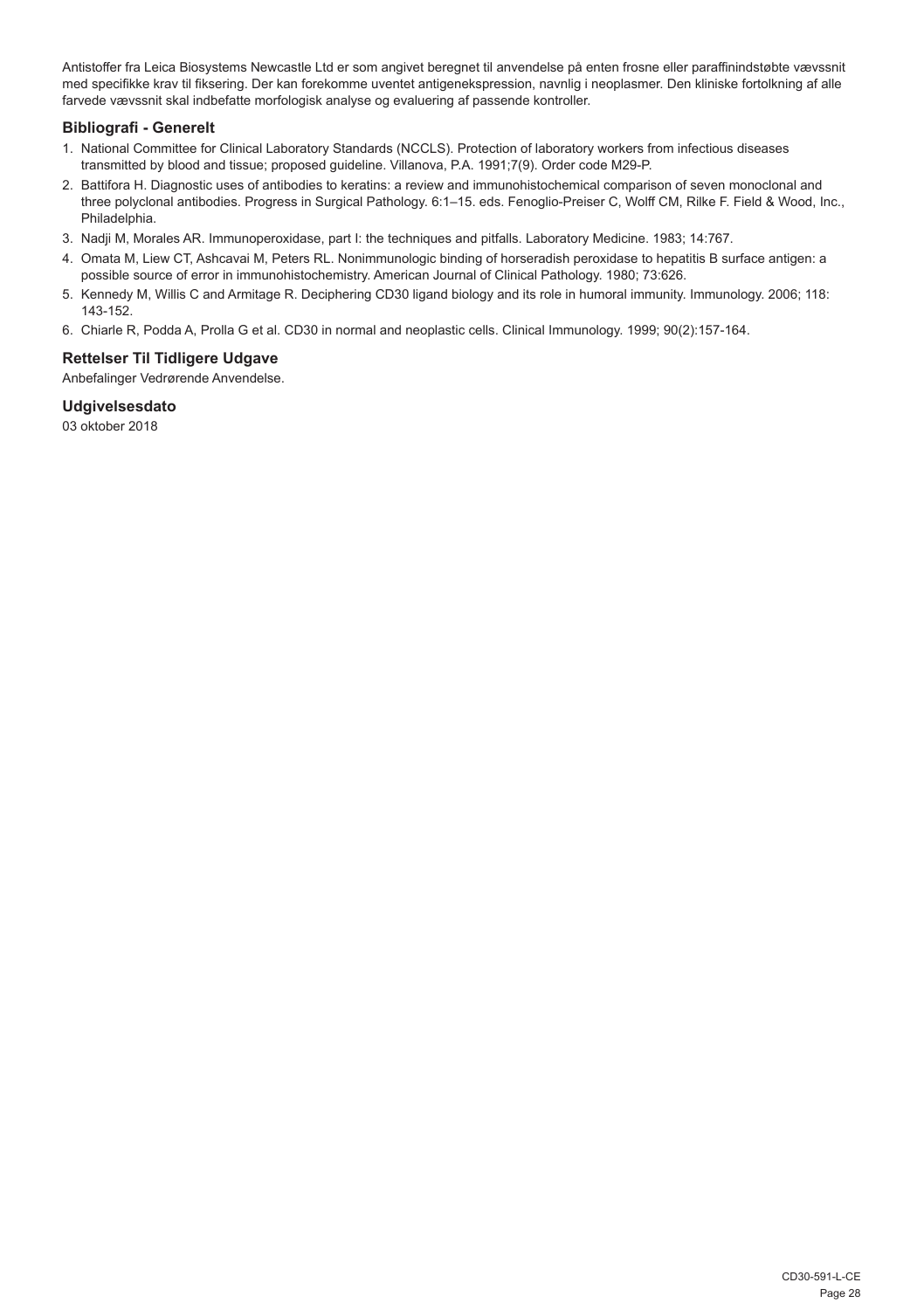Antistoffer fra Leica Biosystems Newcastle Ltd er som angivet beregnet til anvendelse på enten frosne eller paraffinindstøbte vævssnit med specifikke krav til fiksering. Der kan forekomme uventet antigenekspression, navnlig i neoplasmer. Den kliniske fortolkning af alle farvede vævssnit skal indbefatte morfologisk analyse og evaluering af passende kontroller.

## Bibliografi - Generelt

1. National Committee for Clinical Laboratory Standards (NCCLS). Protection of laboratory workers from infectious diseases transmitted by blood and tissue; proposed guideline. Villanova, P.A. 1991;7(9). Order code M29-P.
2. Battifora H. Diagnostic uses of antibodies to keratins: a review and immunohistochemical comparison of seven monoclonal and three polyclonal antibodies. Progress in Surgical Pathology. 6:1–15. eds. Fenoglio-Preiser C, Wolff CM, Rilke F. Field & Wood, Inc., Philadelphia.
3. Nadji M, Morales AR. Immunoperoxidase, part I: the techniques and pitfalls. Laboratory Medicine. 1983; 14:767.
4. Omata M, Liew CT, Ashcavai M, Peters RL. Nonimmunologic binding of horseradish peroxidase to hepatitis B surface antigen: a possible source of error in immunohistochemistry. American Journal of Clinical Pathology. 1980; 73:626.
5. Kennedy M, Willis C and Armitage R. Deciphering CD30 ligand biology and its role in humoral immunity. Immunology. 2006; 118: 143-152.
6. Chiarle R, Podda A, Prolla G et al. CD30 in normal and neoplastic cells. Clinical Immunology. 1999; 90(2):157-164.

## Rettelser Til Tidligere Udgave

Anbefalinger Vedrørende Anvendelse.

## Udgivelsesdato

03 oktober 2018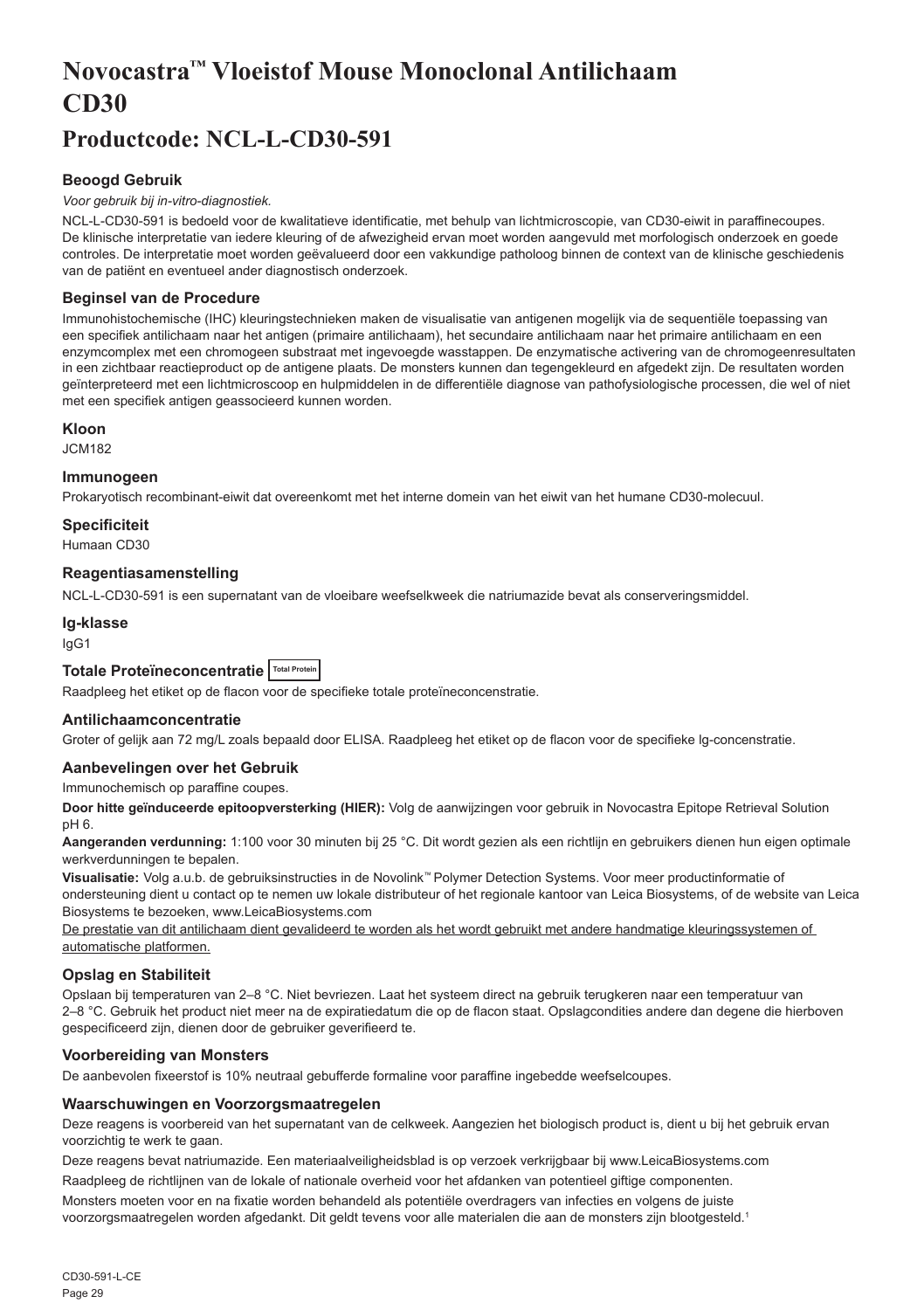# Novocastra™ Vloeistof Mouse Monoclonal Antilichaam CD30

## Productcode: NCL-L-CD30-591

### Beoogd Gebruik

*Voor gebruik bij in-vitro-diagnostiek.*

NCL-L-CD30-591 is bedoeld voor de kwalitatieve identificatie, met behulp van lichtmicroscopie, van CD30-eiwit in paraffinecoupes. De klinische interpretatie van iedere kleuring of de afwezigheid ervan moet worden aangevuld met morfologisch onderzoek en goede controles. De interpretatie moet worden geëvalueerd door een vakkundige patholoog binnen de context van de klinische geschiedenis van de patiënt en eventueel ander diagnostisch onderzoek.

### Beginsel van de Procedure

Immunohistochemische (IHC) kleuringstechnieken maken de visualisatie van antigenen mogelijk via de sequentiële toepassing van een specifiek antilichaam naar het antigen (primaire antilichaam), het secundaire antilichaam naar het primaire antilichaam en een enzymcomplex met een chromogeen substraat met ingevoegde wasstappen. De enzymatische activering van de chromogeenresultaten in een zichtbaar reactieproduct op de antigene plaats. De monsters kunnen dan tegengekleurd en afgedekt zijn. De resultaten worden geïnterpreteerd met een lichtmicroscoop en hulpmiddelen in de differentiële diagnose van pathofysiologische processen, die wel of niet met een specifiek antigen geassocieerd kunnen worden.

### Kloon

JCM182

### Immunogeen

Prokaryotisch recombinant-eiwit dat overeenkomt met het interne domein van het eiwit van het humane CD30-molecuul.

### Specificiteit

Humaan CD30

### Reagentiasamenstelling

NCL-L-CD30-591 is een supernatant van de vloeibare weefselkweek die natriumazide bevat als conserveringsmiddel.

### Ig-klasse

IgG1

### Totale Proteïneconcentratie Total Protein

Raadpleeg het etiket op de flacon voor de specifieke totale proteïneconcentratie.

### Antilichaamconcentratie

Groter of gelijk aan 72 mg/L zoals bepaald door ELISA. Raadpleeg het etiket op de flacon voor de specifieke lg-concentratie.

### Aanbevelingen over het Gebruik

Immunochemisch op paraffine coupes.

**Door hitte geïnduceerde epitoopversterking (HIER):** Volg de aanwijzingen voor gebruik in Novocastra Epitope Retrieval Solution pH 6.

**Aangeranden verdunning:** 1:100 voor 30 minuten bij 25 °C. Dit wordt gezien als een richtlijn en gebruikers dienen hun eigen optimale werkverdunningen te bepalen.

**Visualisatie:** Volg a.u.b. de gebruiksinstructies in de Novolink™ Polymer Detection Systems. Voor meer productinformatie of ondersteuning dient u contact op te nemen uw lokale distributeur of het regionale kantoor van Leica Biosystems, of de website van Leica Biosystems te bezoeken, www.LeicaBiosystems.com

De prestatie van dit antilichaam dient gevalideerd te worden als het wordt gebruikt met andere handmatige kleuringssystemen of automatische platformen.

### Opslag en Stabiliteit

Opslaan bij temperaturen van 2–8 °C. Niet bevriezen. Laat het systeem direct na gebruik terugkeren naar een temperatuur van 2–8 °C. Gebruik het product niet meer na de expiratiedatum die op de flacon staat. Opslagcondities andere dan degene die hierboven gespecificeerd zijn, dienen door de gebruiker geverifieerd te.

### Voorbereiding van Monsters

De aanbevolen fixeerstof is 10% neutraal gebufferde formaline voor paraffine ingebedde weefselcoupes.

### Waarschuwingen en Voorzorgsmaatregelen

Deze reagens is voorbereid van het supernatant van de celkweek. Aangezien het biologisch product is, dient u bij het gebruik ervan voorzichtig te werk te gaan.

Deze reagens bevat natriumazide. Een materiaalveiligheidsblad is op verzoek verkrijgbaar bij www.LeicaBiosystems.com

Raadpleeg de richtlijnen van de lokale of nationale overheid voor het afdanken van potentieel giftige componenten.

Monsters moeten voor en na fixatie worden behandeld als potentiële overdragers van infecties en volgens de juiste voorzorgsmaatregelen worden afgedankt. Dit geldt tevens voor alle materialen die aan de monsters zijn blootgesteld.[1]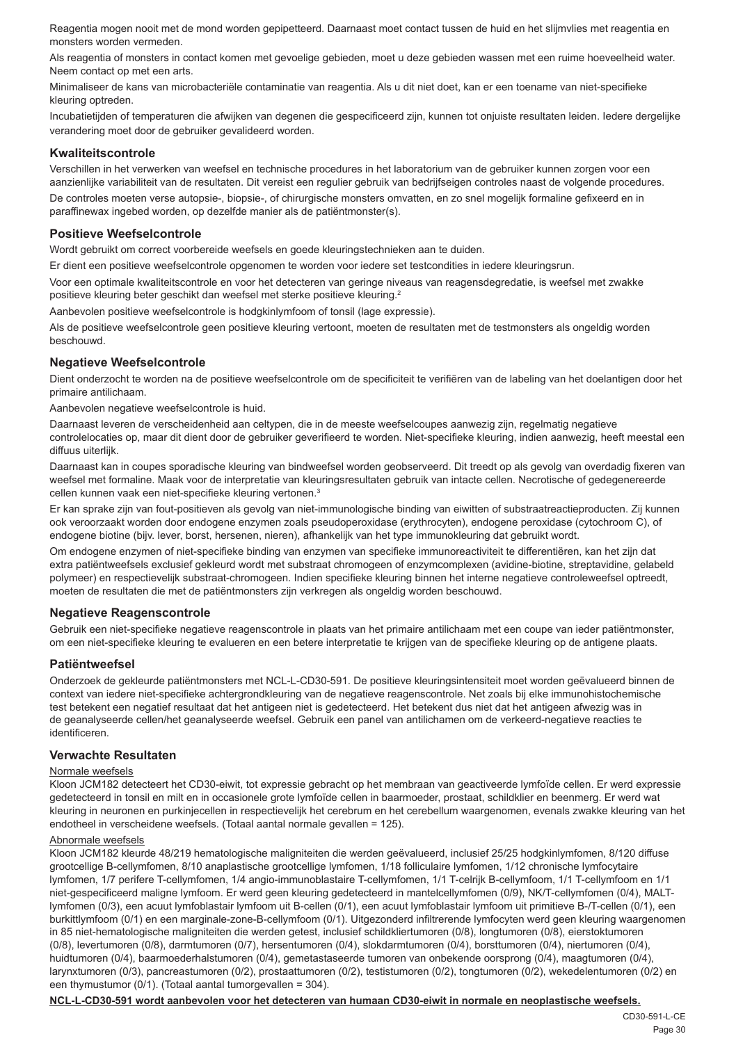Reagentia mogen nooit met de mond worden gepipetteerd. Daarnaast moet contact tussen de huid en het slijmvlies met reagentia en monsters worden vermeden.

Als reagentia of monsters in contact komen met gevoelige gebieden, moet u deze gebieden wassen met een ruime hoeveelheid water. Neem contact op met een arts.

Minimaliseer de kans van microbacteriële contaminatie van reagentia. Als u dit niet doet, kan er een toename van niet-specifieke kleuring optreden.

Incubatietijden of temperaturen die afwijken van degenen die gespecificeerd zijn, kunnen tot onjuiste resultaten leiden. Iedere dergelijke verandering moet door de gebruiker gevalideerd worden.

### Kwaliteitscontrole

Verschillen in het verwerken van weefsel en technische procedures in het laboratorium van de gebruiker kunnen zorgen voor een aanzienlijke variabiliteit van de resultaten. Dit vereist een regulier gebruik van bedrijfseigen controles naast de volgende procedures.

De controles moeten verse autopsie-, biopsie-, of chirurgische monsters omvatten, en zo snel mogelijk formaline gefixeerd en in paraffinewax ingebed worden, op dezelfde manier als de patiëntmonster(s).

### Positieve Weefselcontrole

Wordt gebruikt om correct voorbereide weefsels en goede kleuringstechnieken aan te duiden.

Er dient een positieve weefselcontrole opgenomen te worden voor iedere set testcondities in iedere kleuringsrun.

Voor een optimale kwaliteitscontrole en voor het detecteren van geringe niveaus van reagensdegradatie, is weefsel met zwakke positieve kleuring beter geschikt dan weefsel met sterke positieve kleuring.[2]

Aanbevolen positieve weefselcontrole is hodgkinlymfoom of tonsil (lage expressie).

Als de positieve weefselcontrole geen positieve kleuring vertoont, moeten de resultaten met de testmonsters als ongeldig worden beschouwd.

### Negatieve Weefselcontrole

Dient onderzocht te worden na de positieve weefselcontrole om de specificiteit te verifiëren van de labeling van het doelantigen door het primaire antilichaam.

Aanbevolen negatieve weefselcontrole is huid.

Daarnaast leveren de verscheidenheid aan celtypen, die in de meeste weefselcoupes aanwezig zijn, regelmatig negatieve controlelocaties op, maar dit dient door de gebruiker geverifieerd te worden. Niet-specifieke kleuring, indien aanwezig, heeft meestal een diffuus uiterlijk.

Daarnaast kan in coupes sporadische kleuring van bindweefsel worden geobserveerd. Dit treedt op als gevolg van overdadig fixeren van weefsel met formaline. Maak voor de interpretatie van kleuringsresultaten gebruik van intacte cellen. Necrotische of gedegenereerde cellen kunnen vaak een niet-specifieke kleuring vertonen.[3]

Er kan sprake zijn van fout-positieven als gevolg van niet-immunologische binding van eiwitten of substraatreactieproducten. Zij kunnen ook veroorzaakt worden door endogene enzymen zoals pseudoperoxidase (erythrocyten), endogene peroxidase (cytochroom C), of endogene biotine (bijv. lever, borst, hersenen, nieren), afhankelijk van het type immunokleuring dat gebruikt wordt.

Om endogene enzymen of niet-specifieke binding van enzymen van specifieke immunoreactiviteit te differentiëren, kan het zijn dat extra patiëntweefsels exclusief gekleurd wordt met substraat chromogeen of enzymcomplexen (avidine-biotine, streptavidine, gelabeld polymeer) en respectievelijk substraat-chromogeen. Indien specifieke kleuring binnen het interne negatieve controleweefsel optreedt, moeten de resultaten die met de patiëntmonsters zijn verkregen als ongeldig worden beschouwd.

### Negatieve Reagenscontrole

Gebruik een niet-specifieke negatieve reagenscontrole in plaats van het primaire antilichaam met een coupe van ieder patiëntmonster, om een niet-specifieke kleuring te evalueren en een betere interpretatie te krijgen van de specifieke kleuring op de antigene plaats.

### Patiëntweefsel

Onderzoek de gekleurde patiëntmonsters met NCL-L-CD30-591. De positieve kleuringsintensiteit moet worden geëvalueerd binnen de context van iedere niet-specifieke achtergrondkleuring van de negatieve reagenscontrole. Net zoals bij elke immunohistochemische test betekent een negatief resultaat dat het antigeen niet is gedetecteerd. Het betekent dus niet dat het antigeen afwezig was in de geanalyseerde cellen/het geanalyseerde weefsel. Gebruik een panel van antilichamen om de verkeerd-negatieve reacties te identificeren.

### Verwachte Resultaten

Normale weefsels

Kloon JCM182 detecteert het CD30-eiwit, tot expressie gebracht op het membraan van geactiveerde lymfoïde cellen. Er werd expressie gedetecteerd in tonsil en milt en in occasionele grote lymfoïde cellen in baarmoeder, prostaat, schildklier en beenmerg. Er werd wat kleuring in neuronen en purkinjecellen in respectievelijk het cerebrum en het cerebellum waargenomen, evenals zwakke kleuring van het endotheel in verscheidene weefsels. (Totaal aantal normale gevallen = 125).

Abnormale weefsels

Kloon JCM182 kleurde 48/219 hematologische maligniteiten die werden geëvalueerd, inclusief 25/25 hodgkinlymfomen, 8/120 diffuse grootcellige B-cellymfomen, 8/10 anaplastische grootcellige lymfomen, 1/18 folliculaire lymfomen, 1/12 chronische lymfocytaire lymfomen, 1/7 perifere T-cellymfomen, 1/4 angio-immunoblastaire T-cellymfomen, 1/1 T-celrijk B-cellymfoom, 1/1 T-cellymfoom en 1/1 niet-gespecificeerd maligne lymfoom. Er werd geen kleuring gedetecteerd in mantelcellymfomen (0/9), NK/T-cellymfomen (0/4), MALT-lymfomen (0/3), een acuut lymfoblastair lymfoom uit B-cellen (0/1), een acuut lymfoblastair lymfoom uit primitieve B-/T-cellen (0/1), een burkittlymfoom (0/1) en een marginale-zone-B-cellymfoom (0/1). Uitgezonderd infiltrerende lymfocyten werd geen kleuring waargenomen in 85 niet-hematologische maligniteiten die werden getest, inclusief schildkliertumoren (0/8), longtumoren (0/8), eierstoktumoren (0/8), levertumoren (0/8), darmtumoren (0/7), hersentumoren (0/4), slokdarmtumoren (0/4), borsttumoren (0/4), niertumoren (0/4), huidtumoren (0/4), baarmoederhalstumoren (0/4), gemetastaseerde tumoren van onbekende oorsprong (0/4), maagtumoren (0/4), larynxtumoren (0/3), pancreastumoren (0/2), prostaattumoren (0/2), testistumoren (0/2), tongtumoren (0/2), wekedelentumoren (0/2) en een thymustumor (0/1). (Totaal aantal tumorgevallen = 304).

**NCL-L-CD30-591 wordt aanbevolen voor het detecteren van humaan CD30-eiwit in normale en neoplastische weefsels.**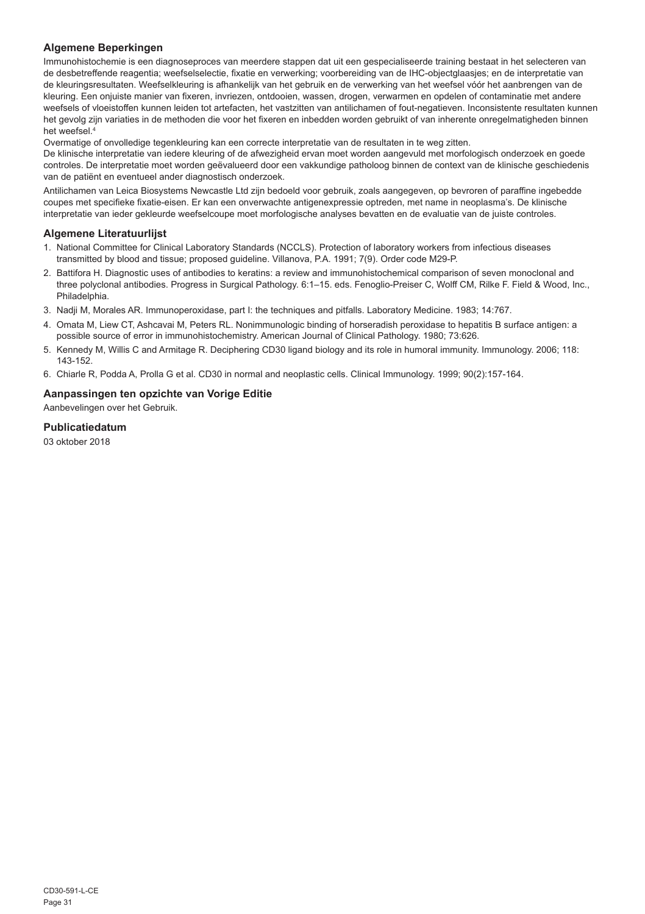## Algemene Beperkingen

Immunohistochemie is een diagnoseproces van meerdere stappen dat uit een gespecialiseerde training bestaat in het selecteren van de desbetreffende reagentia; weefselselectie, fixatie en verwerking; voorbereiding van de IHC-objectglaasjes; en de interpretatie van de kleuringsresultaten. Weefselkleuring is afhankelijk van het gebruik en de verwerking van het weefsel vóór het aanbrengen van de kleuring. Een onjuiste manier van fixeren, invriezen, ontdooien, wassen, drogen, verwarmen en opdelen of contaminatie met andere weefsels of vloeistoffen kunnen leiden tot artefacten, het vastzitten van antilichamen of fout-negatieven. Inconsistente resultaten kunnen het gevolg zijn variaties in de methoden die voor het fixeren en inbedden worden gebruikt of van inherente onregelmatigheden binnen het weefsel.[4]

Overmatige of onvolledige tegenkleuring kan een correcte interpretatie van de resultaten in te weg zitten.

De klinische interpretatie van iedere kleuring of de afwezigheid ervan moet worden aangevuld met morfologisch onderzoek en goede controles. De interpretatie moet worden geëvalueerd door een vakkundige patholoog binnen de context van de klinische geschiedenis van de patiënt en eventueel ander diagnostisch onderzoek.

Antilichamen van Leica Biosystems Newcastle Ltd zijn bedoeld voor gebruik, zoals aangegeven, op bevroren of paraffine ingebedde coupes met specifieke fixatie-eisen. Er kan een onverwachte antigenexpressie optreden, met name in neoplasma's. De klinische interpretatie van ieder gekleurde weefselcoupe moet morfologische analyses bevatten en de evaluatie van de juiste controles.

## Algemene Literatuurlijst

1. National Committee for Clinical Laboratory Standards (NCCLS). Protection of laboratory workers from infectious diseases transmitted by blood and tissue; proposed guideline. Villanova, P.A. 1991; 7(9). Order code M29-P.
2. Battifora H. Diagnostic uses of antibodies to keratins: a review and immunohistochemical comparison of seven monoclonal and three polyclonal antibodies. Progress in Surgical Pathology. 6:1–15. eds. Fenoglio-Preiser C, Wolff CM, Rilke F. Field & Wood, Inc., Philadelphia.
3. Nadji M, Morales AR. Immunoperoxidase, part I: the techniques and pitfalls. Laboratory Medicine. 1983; 14:767.
4. Omata M, Liew CT, Ashcavai M, Peters RL. Nonimmunologic binding of horseradish peroxidase to hepatitis B surface antigen: a possible source of error in immunohistochemistry. American Journal of Clinical Pathology. 1980; 73:626.
5. Kennedy M, Willis C and Armitage R. Deciphering CD30 ligand biology and its role in humoral immunity. Immunology. 2006; 118: 143-152.
6. Chiarle R, Podda A, Prolla G et al. CD30 in normal and neoplastic cells. Clinical Immunology. 1999; 90(2):157-164.

## Aanpassingen ten opzichte van Vorige Editie

Aanbevelingen over het Gebruik.

## Publicatiedatum

03 oktober 2018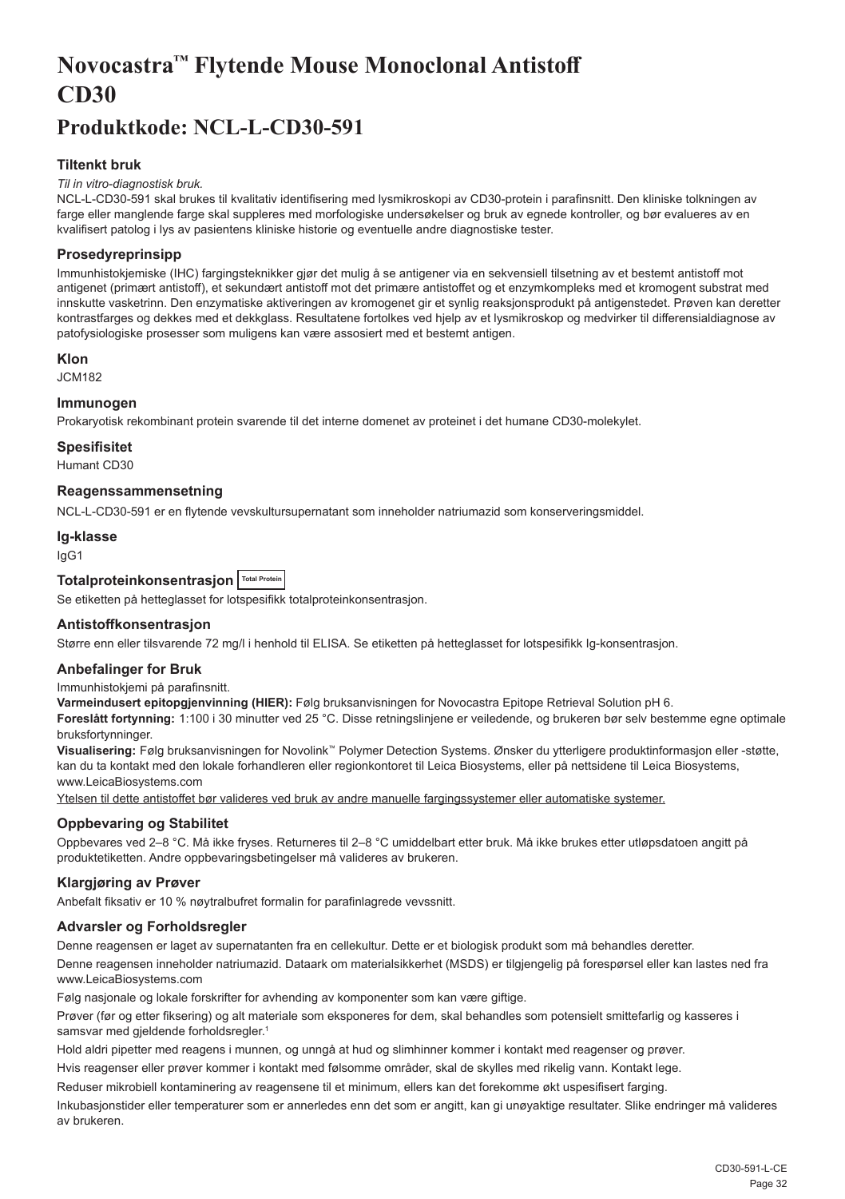# Novocastra™ Flytende Mouse Monoclonal Antistoff CD30

## Produktkode: NCL-L-CD30-591

### Tiltenkt bruk

*Til in vitro-diagnostisk bruk.*

NCL-L-CD30-591 skal brukes til kvalitativ identifisering med lysmikroskopi av CD30-protein i parafinsnitt. Den kliniske tolkningen av farge eller manglende farge skal suppleres med morfologiske undersøkelser og bruk av egnede kontroller, og bør evalueres av en kvalifisert patolog i lys av pasientens kliniske historie og eventuelle andre diagnostiske tester.

### Prosedyreprinsipp

Immunhistokjemiske (IHC) fargingsteknikker gjør det mulig å se antigener via en sekvensiell tilsetning av et bestemt antistoff mot antigenet (primært antistoff), et sekundært antistoff mot det primære antistoffet og et enzymkompleks med et kromogent substrat med innskutte vasketrinn. Den enzymatiske aktiveringen av kromogenet gir et synlig reaksjonsprodukt på antigenstedet. Prøven kan deretter kontrastfarges og dekkes med et dekkglass. Resultatene fortolkes ved hjelp av et lysmikroskop og medvirker til differensialdiagnose av patofysiologiske prosesser som muligens kan være assosiert med et bestemt antigen.

### Klon

JCM182

### Immunogen

Prokaryotisk rekombinant protein svarende til det interne domenet av proteinet i det humane CD30-molekylet.

### Spesifisitet

Humant CD30

### Reagenssammensetning

NCL-L-CD30-591 er en flytende vevskultursupernatant som inneholder natriumazid som konserveringsmiddel.

### Ig-klasse

IgG1

### Totalproteinkonsentrasjon Total Protein

Se etiketten på hetteglasset for lotspesifikk totalproteinkonsentrasjon.

### Antistoffkonsentrasjon

Større enn eller tilsvarende 72 mg/l i henhold til ELISA. Se etiketten på hetteglasset for lotspesifikk Ig-konsentrasjon.

### Anbefalinger for Bruk

Immunhistokjemi på parafinsnitt.

**Varmeindusert epitopgjenvinning (HIER):** Følg bruksanvisningen for Novocastra Epitope Retrieval Solution pH 6.

**Foreslått fortynning:** 1:100 i 30 minutter ved 25 °C. Disse retningslinjene er veiledende, og brukeren bør selv bestemme egne optimale bruksfortynninger.

**Visualisering:** Følg bruksanvisningen for Novolink™ Polymer Detection Systems. Ønsker du ytterligere produktinformasjon eller -støtte, kan du ta kontakt med den lokale forhandleren eller regionkontoret til Leica Biosystems, eller på nettsidene til Leica Biosystems, www.LeicaBiosystems.com

Ytelsen til dette antistoffet bør valideres ved bruk av andre manuelle fargingssystemer eller automatiske systemer.

### Oppbevaring og Stabilitet

Oppbevares ved 2–8 °C. Må ikke fryses. Returneres til 2–8 °C umiddelbart etter bruk. Må ikke brukes etter utløpsdatoen angitt på produktetiketten. Andre oppbevaringsbetingelser må valideres av brukeren.

### Klargjøring av Prøver

Anbefalt fiksativ er 10 % nøytralbufret formalin for parafinlagrede vevssnitt.

### Advarsler og Forholdsregler

Denne reagensen er laget av supernatanten fra en cellekultur. Dette er et biologisk produkt som må behandles deretter.

Denne reagensen inneholder natriumazid. Dataark om materialsikkerhet (MSDS) er tilgjengelig på forespørsel eller kan lastes ned fra www.LeicaBiosystems.com

Følg nasjonale og lokale forskrifter for avhending av komponenter som kan være giftige.

Prøver (før og etter fiksering) og alt materiale som eksponeres for dem, skal behandles som potensielt smittefarlig og kasseres i samsvar med gjeldende forholdsregler.[1]

Hold aldri pipetter med reagens i munnen, og unngå at hud og slimhinner kommer i kontakt med reagenser og prøver.

Hvis reagenser eller prøver kommer i kontakt med følsomme områder, skal de skylles med rikelig vann. Kontakt lege.

Reduser mikrobiell kontaminering av reagensene til et minimum, ellers kan det forekomme økt uspesifisert farging.

Inkubasjonstider eller temperaturer som er annerledes enn det som er angitt, kan gi unøyaktige resultater. Slike endringer må valideres av brukeren.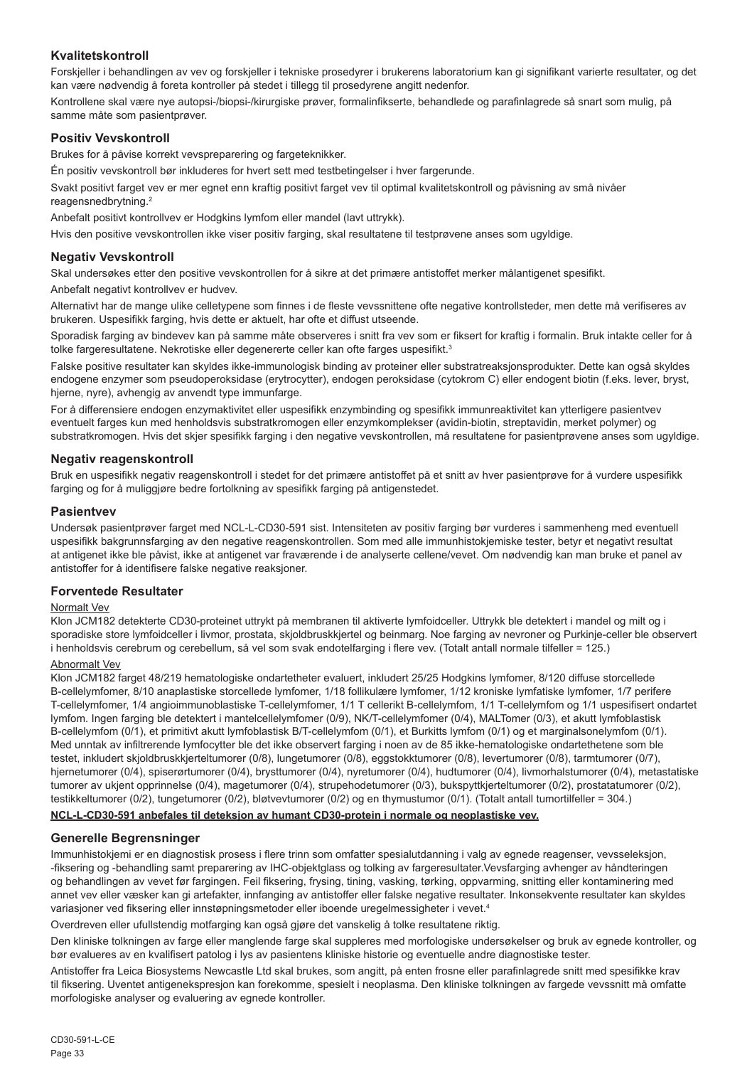## Kvalitetskontroll

Forskjeller i behandlingen av vev og forskjeller i tekniske prosedyrer i brukerens laboratorium kan gi signifikant varierte resultater, og det kan være nødvendig å foreta kontroller på stedet i tillegg til prosedyrene angitt nedenfor.

Kontrollene skal være nye autopsi-/biopsi-/kirurgiske prøver, formalinfikserte, behandlede og parafinlagrede så snart som mulig, på samme måte som pasientprøver.

## Positiv Vevskontroll

Brukes for å påvise korrekt vevspreparering og fargeteknikker.

Én positiv vevskontroll bør inkluderes for hvert sett med testbetingelser i hver fargerunde.

Svakt positivt farget vev er mer egnet enn kraftig positivt farget vev til optimal kvalitetskontroll og påvisning av små nivåer reagensnedbrytning.[2]

Anbefalt positivt kontrollvev er Hodgkins lymfom eller mandel (lavt uttrykk).

Hvis den positive vevskontrollen ikke viser positiv farging, skal resultatene til testprøvene anses som ugyldige.

## Negativ Vevskontroll

Skal undersøkes etter den positive vevskontrollen for å sikre at det primære antistoffet merker målantigenet spesifikt.

Anbefalt negativt kontrollvev er hudvev.

Alternativt har de mange ulike celletypene som finnes i de fleste vevssnittene ofte negative kontrollsteder, men dette må verifiseres av brukeren. Uspesifikk farging, hvis dette er aktuelt, har ofte et diffust utseende.

Sporadisk farging av bindevev kan på samme måte observeres i snitt fra vev som er fiksert for kraftig i formalin. Bruk intakte celler for å tolke fargeresultatene. Nekrotiske eller degenererte celler kan ofte farges uspesifikt.[3]

Falske positive resultater kan skyldes ikke-immunologisk binding av proteiner eller substratreaksjonsprodukter. Dette kan også skyldes endogene enzymer som pseudoperoksidase (erytrocytter), endogen peroksidase (cytokrom C) eller endogent biotin (f.eks. lever, bryst, hjerne, nyre), avhengig av anvendt type immunfarge.

For å differensiere endogen enzymaktivitet eller uspesifikk enzymbinding og spesifikk immunreaktivitet kan ytterligere pasientvev eventuelt farges kun med henholdsvis substratkromogen eller enzymkomplekser (avidin-biotin, streptavidin, merket polymer) og substratkromogen. Hvis det skjer spesifikk farging i den negative vevskontrollen, må resultatene for pasientprøvene anses som ugyldige.

## Negativ reagenskontroll

Bruk en uspesifikk negativ reagenskontroll i stedet for det primære antistoffet på et snitt av hver pasientprøve for å vurdere uspesifikk farging og for å muliggjøre bedre fortolkning av spesifikk farging på antigenstedet.

## Pasientvev

Undersøk pasientprøver farget med NCL-L-CD30-591 sist. Intensiteten av positiv farging bør vurderes i sammenheng med eventuell uspesifikk bakgrunnsfarging av den negative reagenskontrollen. Som med alle immunhistokjemiske tester, betyr et negativt resultat at antigenet ikke ble påvist, ikke at antigenet var fraværende i de analyserte cellene/vevet. Om nødvendig kan man bruke et panel av antistoffer for å identifisere falske negative reaksjoner.

## Forventede Resultater

Normalt Vev

Klon JCM182 detekterte CD30-proteinet uttrykt på membranen til aktiverte lymfoidceller. Uttrykk ble detektert i mandel og milt og i sporadiske store lymfoidceller i livmor, prostata, skjoldbruskkjertel og beinmarg. Noe farging av nevroner og Purkinje-celler ble observert i henholdsvis cerebrum og cerebellum, så vel som svak endotelfarging i flere vev. (Totalt antall normale tilfeller = 125.)

Abnormalt Vev

Klon JCM182 farget 48/219 hematologiske ondartetheter evaluert, inkludert 25/25 Hodgkins lymfomer, 8/120 diffuse storcellede B-cellelymfomer, 8/10 anaplastiske storcellede lymfomer, 1/18 follikulære lymfomer, 1/12 kroniske lymfatiske lymfomer, 1/7 perifere T-cellelymfomer, 1/4 angioimmunoblastiske T-cellelymfomer, 1/1 T cellerikt B-cellelymfom, 1/1 T-cellelymfom og 1/1 uspesifisert ondartet lymfom. Ingen farging ble detektert i mantelcellelymfomer (0/9), NK/T-cellelymfomer (0/4), MALTomer (0/3), et akutt lymfoblastisk B-cellelymfom (0/1), et primitivt akutt lymfoblastisk B/T-cellelymfom (0/1), et Burkitts lymfom (0/1) og et marginalsonelymfom (0/1). Med unntak av infiltrerende lymfocytter ble det ikke observert farging i noen av de 85 ikke-hematologiske ondartethetene som ble testet, inkludert skjoldbruskkjerteltumorer (0/8), lungetumorer (0/8), eggstokktumorer (0/8), levertumorer (0/8), tarmtumorer (0/7), hjernetumorer (0/4), spiserørtumorer (0/4), brysttumorer (0/4), nyretumorer (0/4), hudtumorer (0/4), livmorhalstumorer (0/4), metastatiske tumorer av ukjent opprinnelse (0/4), magetumorer (0/4), strupehodetumorer (0/3), bukspyttkjerteltumorer (0/2), prostatatumorer (0/2), testikkeltumorer (0/2), tungetumorer (0/2), bløtvevtumorer (0/2) og en thymustumor (0/1). (Totalt antall tumortilfeller = 304.)

**NCL-L-CD30-591 anbefales til deteksjon av humant CD30-protein i normale og neoplastiske vev.**

## Generelle Begrensninger

Immunhistokjemi er en diagnostisk prosess i flere trinn som omfatter spesialutdanning i valg av egnede reagenser, vevsseleksjon, -fiksering og -behandling samt preparering av IHC-objektglass og tolking av fargeresultater.Vevsfarging avhenger av håndteringen og behandlingen av vevet før fargingen. Feil fiksering, frysing, tining, vasking, tørking, oppvarming, snitting eller kontaminering med annet vev eller væsker kan gi artefakter, innfanging av antistoffer eller falske negative resultater. Inkonsekvente resultater kan skyldes variasjoner ved fiksering eller innstøpningsmetoder eller iboende uregelmessigheter i vevet.[4]

Overdreven eller ufullstendig motfarging kan også gjøre det vanskelig å tolke resultatene riktig.

Den kliniske tolkningen av farge eller manglende farge skal suppleres med morfologiske undersøkelser og bruk av egnede kontroller, og bør evalueres av en kvalifisert patolog i lys av pasientens kliniske historie og eventuelle andre diagnostiske tester.

Antistoffer fra Leica Biosystems Newcastle Ltd skal brukes, som angitt, på enten frosne eller parafinlagrede snitt med spesifikke krav til fiksering. Uventet antigenekspresjon kan forekomme, spesielt i neoplasma. Den kliniske tolkningen av fargede vevssnitt må omfatte morfologiske analyser og evaluering av egnede kontroller.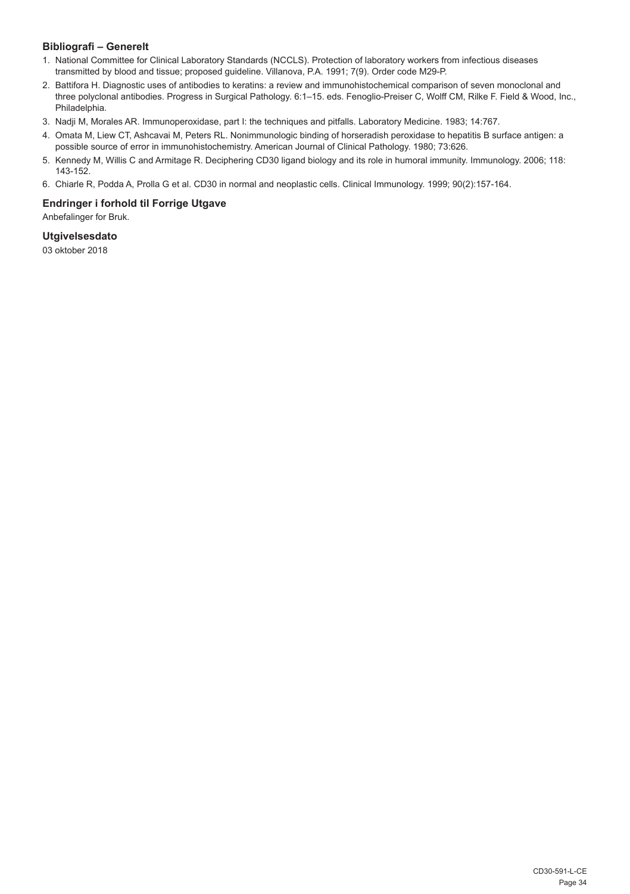### Bibliografi – Generelt

1. National Committee for Clinical Laboratory Standards (NCCLS). Protection of laboratory workers from infectious diseases transmitted by blood and tissue; proposed guideline. Villanova, P.A. 1991; 7(9). Order code M29-P.
2. Battifora H. Diagnostic uses of antibodies to keratins: a review and immunohistochemical comparison of seven monoclonal and three polyclonal antibodies. Progress in Surgical Pathology. 6:1–15. eds. Fenoglio-Preiser C, Wolff CM, Rilke F. Field & Wood, Inc., Philadelphia.
3. Nadji M, Morales AR. Immunoperoxidase, part I: the techniques and pitfalls. Laboratory Medicine. 1983; 14:767.
4. Omata M, Liew CT, Ashcavai M, Peters RL. Nonimmunologic binding of horseradish peroxidase to hepatitis B surface antigen: a possible source of error in immunohistochemistry. American Journal of Clinical Pathology. 1980; 73:626.
5. Kennedy M, Willis C and Armitage R. Deciphering CD30 ligand biology and its role in humoral immunity. Immunology. 2006; 118: 143-152.
6. Chiarle R, Podda A, Prolla G et al. CD30 in normal and neoplastic cells. Clinical Immunology. 1999; 90(2):157-164.

### Endringer i forhold til Forrige Utgave

Anbefalinger for Bruk.

### Utgivelsesdato

03 oktober 2018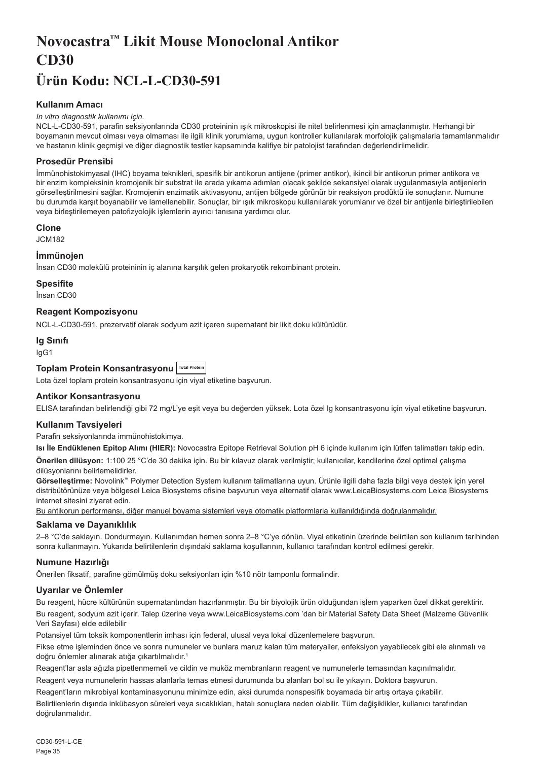# Novocastra™ Likit Mouse Monoclonal Antikor CD30

# Ürün Kodu: NCL-L-CD30-591

## Kullanım Amacı

*In vitro diagnostik kullanımı için.*

NCL-L-CD30-591, parafin seksiyonlarında CD30 proteininin ışık mikroskopisi ile nitel belirlenmesi için amaçlanmıştır. Herhangi bir boyamanın mevcut olması veya olmaması ile ilgili klinik yorumlama, uygun kontroller kullanılarak morfolojik çalışmalarla tamamlanmalıdır ve hastanın klinik geçmişi ve diğer diagnostik testler kapsamında kalifiye bir patolojist tarafından değerlendirilmelidir.

## Prosedür Prensibi

İmmünohistokimyasal (IHC) boyama teknikleri, spesifik bir antikorun antijene (primer antikor), ikincil bir antikorun primer antikora ve bir enzim kompleksinin kromojenik bir substrat ile arada yıkama adımları olacak şekilde sekansiyel olarak uygulanmasıyla antijenlerin görselleştirilmesini sağlar. Kromojenin enzimatik aktivasyonu, antijen bölgede görünür bir reaksiyon prodüktü ile sonuçlanır. Numune bu durumda karşıt boyanabilir ve lamellenebilir. Sonuçlar, bir ışık mikroskopu kullanılarak yorumlanır ve özel bir antijenle birleştirilebilen veya birleştirilemeyen patofizyolojik işlemlerin ayırıcı tanısına yardımcı olur.

## Clone

JCM182

## İmmünojen

İnsan CD30 molekülü proteininin iç alanına karşılık gelen prokaryotik rekombinant protein.

## Spesifite

İnsan CD30

## Reagent Kompozisyonu

NCL-L-CD30-591, prezervatif olarak sodyum azit içeren supernatant bir likit doku kültürüdür.

## Ig Sınıfı

IgG1

## Toplam Protein Konsantrasyonu Total Protein

Lota özel toplam protein konsantrasyonu için viyal etiketine başvurun.

## Antikor Konsantrasyonu

ELISA tarafından belirlendiği gibi 72 mg/L'ye eşit veya bu değerden yüksek. Lota özel Ig konsantrasyonu için viyal etiketine başvurun.

## Kullanım Tavsiyeleri

Parafin seksiyonlarında immünohistokimya.

**Isı İle Endüklenen Epitop Alımı (HIER):** Novocastra Epitope Retrieval Solution pH 6 içinde kullanım için lütfen talimatları takip edin.

**Önerilen dilüsyon:** 1:100 25 °C'de 30 dakika için. Bu bir kılavuz olarak verilmiştir; kullanıcılar, kendilerine özel optimal çalışma dilüsyonlarını belirlemelidirler.

**Görselleştirme:** Novolink™ Polymer Detection System kullanım talimatlarına uyun. Ürünle ilgili daha fazla bilgi veya destek için yerel distribütörünüze veya bölgesel Leica Biosystems ofisine başvurun veya alternatif olarak www.LeicaBiosystems.com Leica Biosystems internet sitesini ziyaret edin.

Bu antikorun performansı, diğer manuel boyama sistemleri veya otomatik platformlarla kullanıldığında doğrulanmalıdır.

## Saklama ve Dayanıklılık

2–8 °C'de saklayın. Dondurmayın. Kullanımdan hemen sonra 2–8 °C'ye dönün. Viyal etiketinin üzerinde belirtilen son kullanım tarihinden sonra kullanmayın. Yukarıda belirtilenlerin dışındaki saklama koşullarının, kullanıcı tarafından kontrol edilmesi gerekir.

## Numune Hazırlığı

Önerilen fiksatif, parafine gömülmüş doku seksiyonları için %10 nötr tamponlu formalindir.

## Uyarılar ve Önlemler

Bu reagent, hücre kültürünün supernatantından hazırlanmıştır. Bu bir biyolojik ürün olduğundan işlem yaparken özel dikkat gerektirir.

Bu reagent, sodyum azit içerir. Talep üzerine veya www.LeicaBiosystems.com 'dan bir Material Safety Data Sheet (Malzeme Güvenlik Veri Sayfası) elde edilebilir

Potansiyel tüm toksik komponentlerin imhası için federal, ulusal veya lokal düzenlemelere başvurun.

Fikse etme işleminden önce ve sonra numuneler ve bunlara maruz kalan tüm materyaller, enfeksiyon yayabilecek gibi ele alınmalı ve doğru önlemler alınarak atığa çıkartılmalıdır.[1]

Reagent'lar asla ağızla pipetlenmemeli ve cildin ve muköz membranların reagent ve numunelerle temasından kaçınılmalıdır.

Reagent veya numunelerin hassas alanlarla temas etmesi durumunda bu alanları bol su ile yıkayın. Doktora başvurun.

Reagent'ların mikrobiyal kontaminasyonunu minimize edin, aksi durumda nonspesifik boyamada bir artış ortaya çıkabilir.

Belirtilenlerin dışında inkübasyon süreleri veya sıcaklıkları, hatalı sonuçlara neden olabilir. Tüm değişiklikler, kullanıcı tarafından doğrulanmalıdır.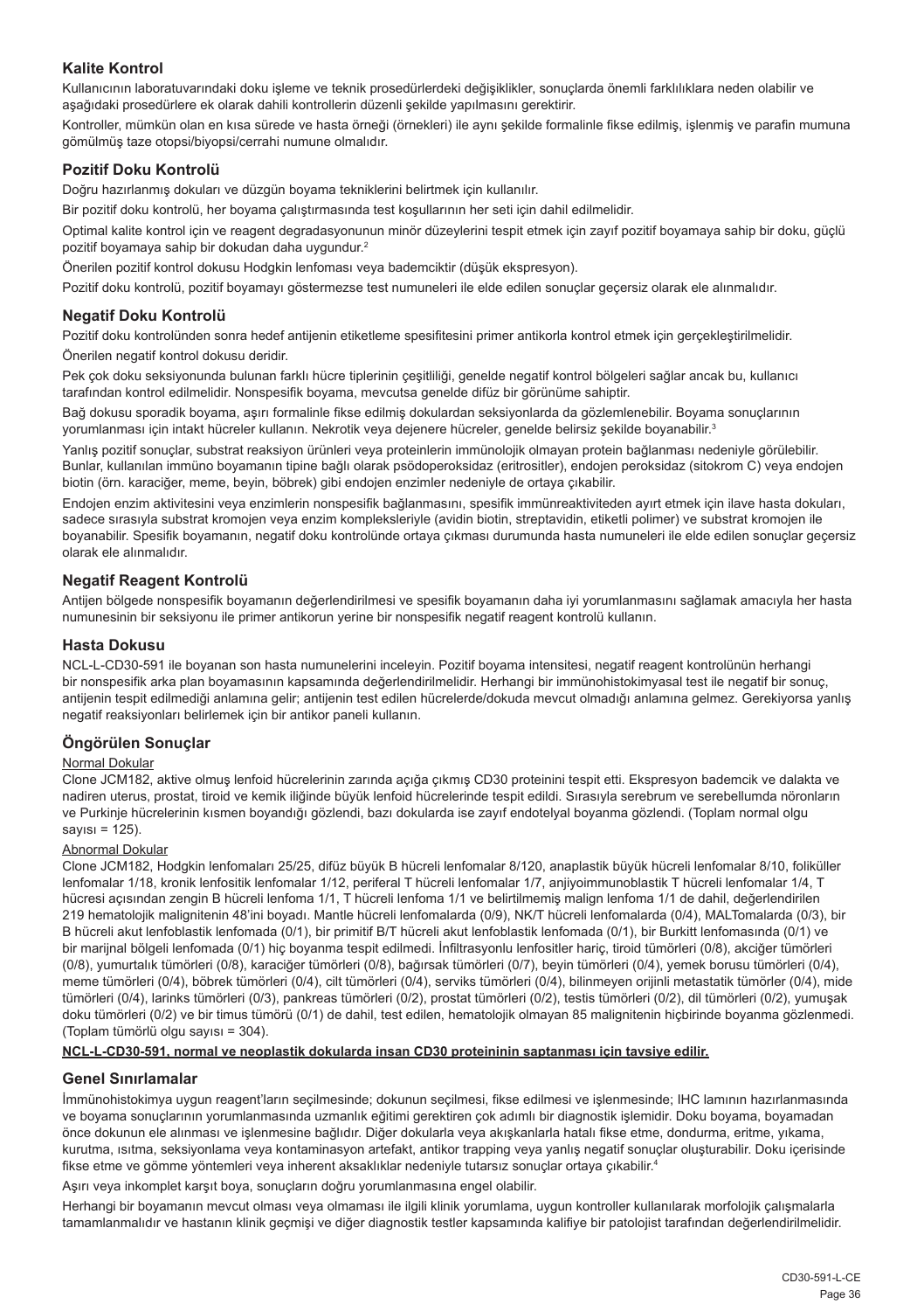## Kalite Kontrol

Kullanıcının laboratuvarındaki doku işleme ve teknik prosedürlerdeki değişiklikler, sonuçlarda önemli farklılıklara neden olabilir ve aşağıdaki prosedürlere ek olarak dahili kontrollerin düzenli şekilde yapılmasını gerektirir.

Kontroller, mümkün olan en kısa sürede ve hasta örneği (örnekleri) ile aynı şekilde formalinle fikse edilmiş, işlenmiş ve parafin mumuna gömülmüş taze otopsi/biyopsi/cerrahi numune olmalıdır.

## Pozitif Doku Kontrolü

Doğru hazırlanmış dokuları ve düzgün boyama tekniklerini belirtmek için kullanılır.

Bir pozitif doku kontrolü, her boyama çalıştırmasında test koşullarının her seti için dahil edilmelidir.

Optimal kalite kontrol için ve reagent degradasyonunun minör düzeylerini tespit etmek için zayıf pozitif boyamaya sahip bir doku, güçlü pozitif boyamaya sahip bir dokudan daha uygundur.[2]

Önerilen pozitif kontrol dokusu Hodgkin lenfoması veya bademciktir (düşük ekspresyon).

Pozitif doku kontrolü, pozitif boyamayı göstermezse test numuneleri ile elde edilen sonuçlar geçersiz olarak ele alınmalıdır.

## Negatif Doku Kontrolü

Pozitif doku kontrolünden sonra hedef antijenin etiketleme spesifitesini primer antikorla kontrol etmek için gerçekleştirilmelidir.

Önerilen negatif kontrol dokusu deridir.

Pek çok doku seksiyonunda bulunan farklı hücre tiplerinin çeşitliliği, genelde negatif kontrol bölgeleri sağlar ancak bu, kullanıcı tarafından kontrol edilmelidir. Nonspesifik boyama, mevcutsa genelde difüz bir görünüme sahiptir.

Bağ dokusu sporadik boyama, aşırı formalinle fikse edilmiş dokulardan seksiyonlarda da gözlemlenebilir. Boyama sonuçlarının yorumlanması için intakt hücreler kullanın. Nekrotik veya dejenere hücreler, genelde belirsiz şekilde boyanabilir.[3]

Yanlış pozitif sonuçlar, substrat reaksiyon ürünleri veya proteinlerin immünolojik olmayan protein bağlanması nedeniyle görülebilir. Bunlar, kullanılan immüno boyamanın tipine bağlı olarak psödoperoksidaz (eritrositler), endojen peroksidaz (sitokrom C) veya endojen biotin (örn. karaciğer, meme, beyin, böbrek) gibi endojen enzimler nedeniyle de ortaya çıkabilir.

Endojen enzim aktivitesini veya enzimlerin nonspesifik bağlanmasını, spesifik immünreaktiviteden ayırt etmek için ilave hasta dokuları, sadece sırasıyla substrat kromojen veya enzim kompleksleriyle (avidin biotin, streptavidin, etiketli polimer) ve substrat kromojen ile boyanabilir. Spesifik boyamanın, negatif doku kontrolünde ortaya çıkması durumunda hasta numuneleri ile elde edilen sonuçlar geçersiz olarak ele alınmalıdır.

## Negatif Reagent Kontrolü

Antijen bölgede nonspesifik boyamanın değerlendirilmesi ve spesifik boyamanın daha iyi yorumlanmasını sağlamak amacıyla her hasta numunesinin bir seksiyonu ile primer antikorun yerine bir nonspesifik negatif reagent kontrolü kullanın.

## Hasta Dokusu

NCL-L-CD30-591 ile boyanan son hasta numunelerini inceleyin. Pozitif boyama intensitesi, negatif reagent kontrolünün herhangi bir nonspesifik arka plan boyamasının kapsamında değerlendirilmelidir. Herhangi bir immünohistokimyasal test ile negatif bir sonuç, antijenin tespit edilmediği anlamına gelir; antijenin test edilen hücrelerde/dokuda mevcut olmadığı anlamına gelmez. Gerekiyorsa yanlış negatif reaksiyonları belirlemek için bir antikor paneli kullanın.

## Öngörülen Sonuçlar

### Normal Dokular

Clone JCM182, aktive olmuş lenfoid hücrelerinin zarında açığa çıkmış CD30 proteinini tespit etti. Ekspresyon bademcik ve dalakta ve nadiren uterus, prostat, tiroid ve kemik iliğinde büyük lenfoid hücrelerinde tespit edildi. Sırasıyla serebrum ve serebellumda nöronların ve Purkinje hücrelerinin kısmen boyandığı gözlendi, bazı dokularda ise zayıf endotelyal boyanma gözlendi. (Toplam normal olgu sayısı = 125).

### Abnormal Dokular

Clone JCM182, Hodgkin lenfomaları 25/25, difüz büyük B hücreli lenfomalar 8/120, anaplastik büyük hücreli lenfomalar 8/10, foliküller lenfomalar 1/18, kronik lenfositik lenfomalar 1/12, periferal T hücreli lenfomalar 1/7, anjiyoimmunoblastik T hücreli lenfomalar 1/4, T hücresi açısından zengin B hücreli lenfoma 1/1, T hücreli lenfoma 1/1 ve belirtilmemiş malign lenfoma 1/1 de dahil, değerlendirilen 219 hematolojik malignitenin 48'ini boyadı. Mantle hücreli lenfomalarda (0/9), NK/T hücreli lenfomalarda (0/4), MALTomalarda (0/3), bir B hücreli akut lenfoblastik lenfomada (0/1), bir primitif B/T hücreli akut lenfoblastik lenfomada (0/1), bir Burkitt lenfomasında (0/1) ve bir marijnal bölgeli lenfomada (0/1) hiç boyanma tespit edilmedi. İnfiltrasyonlu lenfositler hariç, tiroid tümörleri (0/8), akciğer tümörleri (0/8), yumurtalık tümörleri (0/8), karaciğer tümörleri (0/8), bağırsak tümörleri (0/7), beyin tümörleri (0/4), yemek borusu tümörleri (0/4), meme tümörleri (0/4), böbrek tümörleri (0/4), cilt tümörleri (0/4), serviks tümörleri (0/4), bilinmeyen orijinli metastatik tümörler (0/4), mide tümörleri (0/4), larinks tümörleri (0/3), pankreas tümörleri (0/2), prostat tümörleri (0/2), testis tümörleri (0/2), dil tümörleri (0/2), yumuşak doku tümörleri (0/2) ve bir timus tümörü (0/1) de dahil, test edilen, hematolojik olmayan 85 malignitenin hiçbirinde boyanma gözlenmedi. (Toplam tümörlü olgu sayısı = 304).

**NCL-L-CD30-591, normal ve neoplastik dokularda insan CD30 proteininin saptanması için tavsiye edilir.**

## Genel Sınırlamalar

İmmünohistokimya uygun reagent'ların seçilmesinde; dokunun seçilmesi, fikse edilmesi ve işlenmesinde; IHC lamının hazırlanmasında ve boyama sonuçlarının yorumlanmasında uzmanlık eğitimi gerektiren çok adımlı bir diagnostik işlemidir. Doku boyama, boyamadan önce dokunun ele alınması ve işlenmesine bağlıdır. Diğer dokularla veya akışkanlarla hatalı fikse etme, dondurma, eritme, yıkama, kurutma, ısıtma, seksiyonlama veya kontaminasyon artefakt, antikor trapping veya yanlış negatif sonuçlar oluşturabilir. Doku içerisinde fikse etme ve gömme yöntemleri veya inherent aksaklıklar nedeniyle tutarsız sonuçlar ortaya çıkabilir.[4]

Aşırı veya inkomplet karşıt boya, sonuçların doğru yorumlanmasına engel olabilir.

Herhangi bir boyamanın mevcut olması veya olmaması ile ilgili klinik yorumlama, uygun kontroller kullanılarak morfolojik çalışmalarla tamamlanmalıdır ve hastanın klinik geçmişi ve diğer diagnostik testler kapsamında kalifiye bir patolojist tarafından değerlendirilmelidir.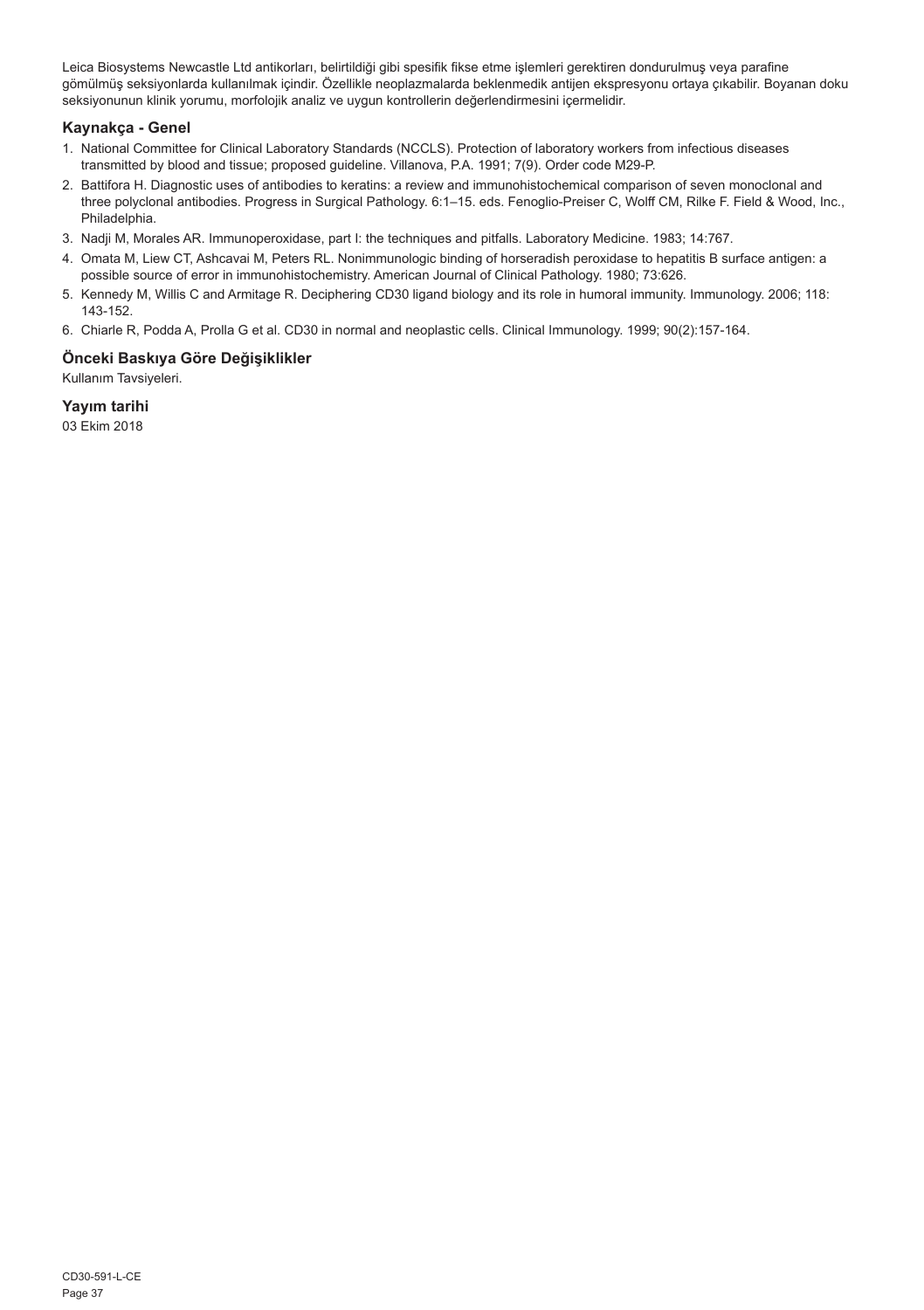Leica Biosystems Newcastle Ltd antikorları, belirtildiği gibi spesifik fikse etme işlemleri gerektiren dondurulmuş veya parafine gömülmüş seksiyonlarda kullanılmak içindir. Özellikle neoplazmalarda beklenmedik antijen ekspresyonu ortaya çıkabilir. Boyanan doku seksiyonunun klinik yorumu, morfolojik analiz ve uygun kontrollerin değerlendirmesini içermelidir.

## Kaynakça - Genel

1. National Committee for Clinical Laboratory Standards (NCCLS). Protection of laboratory workers from infectious diseases transmitted by blood and tissue; proposed guideline. Villanova, P.A. 1991; 7(9). Order code M29-P.
2. Battifora H. Diagnostic uses of antibodies to keratins: a review and immunohistochemical comparison of seven monoclonal and three polyclonal antibodies. Progress in Surgical Pathology. 6:1–15. eds. Fenoglio-Preiser C, Wolff CM, Rilke F. Field & Wood, Inc., Philadelphia.
3. Nadji M, Morales AR. Immunoperoxidase, part I: the techniques and pitfalls. Laboratory Medicine. 1983; 14:767.
4. Omata M, Liew CT, Ashcavai M, Peters RL. Nonimmunologic binding of horseradish peroxidase to hepatitis B surface antigen: a possible source of error in immunohistochemistry. American Journal of Clinical Pathology. 1980; 73:626.
5. Kennedy M, Willis C and Armitage R. Deciphering CD30 ligand biology and its role in humoral immunity. Immunology. 2006; 118: 143-152.
6. Chiarle R, Podda A, Prolla G et al. CD30 in normal and neoplastic cells. Clinical Immunology. 1999; 90(2):157-164.

## Önceki Baskıya Göre Değişiklikler

Kullanım Tavsiyeleri.

## Yayım tarihi

03 Ekim 2018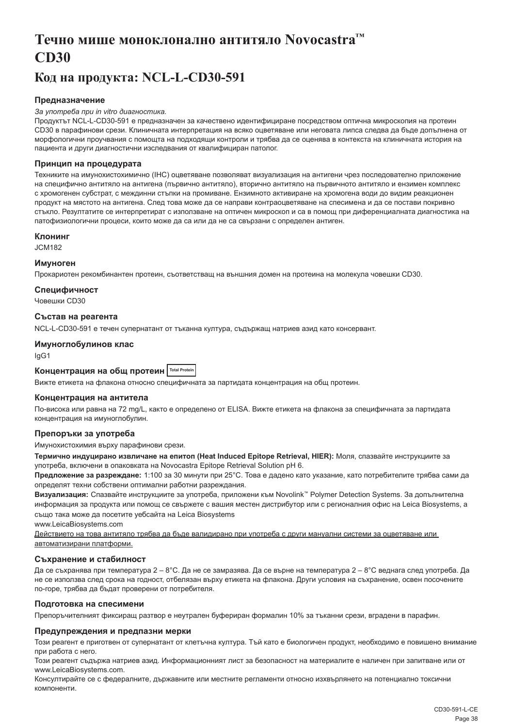# Течно мише моноклонално антитяло Novocastra™ CD30

## Код на продукта: NCL-L-CD30-591

### Предназначение

*За употреба при in vitro диагностика.*

Продуктът NCL-L-CD30-591 е предназначен за качествено идентифициране посредством оптична микроскопия на протеин CD30 в парафинови срези. Клиничната интерпретация на всяко оцветяване или неговата липса следва да бъде допълнена от морфологични проучвания с помощта на подходящи контроли и трябва да се оценява в контекста на клиничната история на пациента и други диагностични изследвания от квалифициран патолог.

### Принцип на процедурата

Техниките на имунохистохимично (IHC) оцветяване позволяват визуализация на антигени чрез последователно приложение на специфично антитяло на антигена (първично антитяло), вторично антитяло на първичното антитяло и ензимен комплекс с хромогенен субстрат, с междинни стъпки на промиване. Ензимното активиране на хромогена води до видим реакционен продукт на мястото на антигена. След това може да се направи контраоцветяване на спесимена и да се постави покривно стъкло. Резултатите се интерпретират с използване на оптичен микроскоп и са в помощ при диференциалната диагностика на патофизиологични процеси, които може да са или да не са свързани с определен антиген.

### Клонинг

JCM182

### Имуноген

Прокариотен рекомбинантен протеин, съответстващ на външния домен на протеина на молекула човешки CD30.

### Специфичност

Човешки CD30

### Състав на реагента

NCL-L-CD30-591 е течен супернатант от тъканна култура, съдържащ натриев азид като консервант.

### Имуноглобулинов клас

IgG1

### Концентрация на общ протеин Total Protein

Вижте етикета на флакона относно специфичната за партидата концентрация на общ протеин.

### Концентрация на антитела

По-висока или равна на 72 mg/L, както е определено от ELISA. Вижте етикета на флакона за специфичната за партидата концентрация на имуноглобулин.

### Препоръки за употреба

Имунохистохимия върху парафинови срези.

**Термично индуцирано извличане на епитоп (Heat Induced Epitope Retrieval, HIER):** Моля, спазвайте инструкциите за употреба, включени в опаковката на Novocastra Epitope Retrieval Solution pH 6.

**Предложение за разреждане:** 1:100 за 30 минути при 25°C. Това е дадено като указание, като потребителите трябва сами да определят техни собствени оптимални работни разреждания.

**Визуализация:** Спазвайте инструкциите за употреба, приложени към Novolink™ Polymer Detection Systems. За допълнителна информация за продукта или помощ се свържете с вашия местен дистрибутор или с регионалния офис на Leica Biosystems, а също така може да посетите уебсайта на Leica Biosystems

www.LeicaBiosystems.com

Действието на това антитяло трябва да бъде валидирано при употреба с други мануални системи за оцветяване или автоматизирани платформи.

### Съхранение и стабилност

Да се съхранява при температура 2 – 8°C. Да не се замразява. Да се върне на температура 2 – 8°C веднага след употреба. Да не се използва след срока на годност, отбелязан върху етикета на флакона. Други условия на съхранение, освен посочените по-горе, трябва да бъдат проверени от потребителя.

### Подготовка на спесимени

Препоръчителният фиксиращ разтвор е неутрален буфериран формалин 10% за тъканни срези, вградени в парафин.

### Предупреждения и предпазни мерки

Този реагент е приготвен от супернатант от клетъчна култура. Тъй като е биологичен продукт, необходимо е повишено внимание при работа с него.

Този реагент съдържа натриев азид. Информационният лист за безопасност на материалите е наличен при запитване или от www.LeicaBiosystems.com.

Консултирайте се с федералните, държавните или местните регламенти относно изхвърлянето на потенциално токсични компоненти.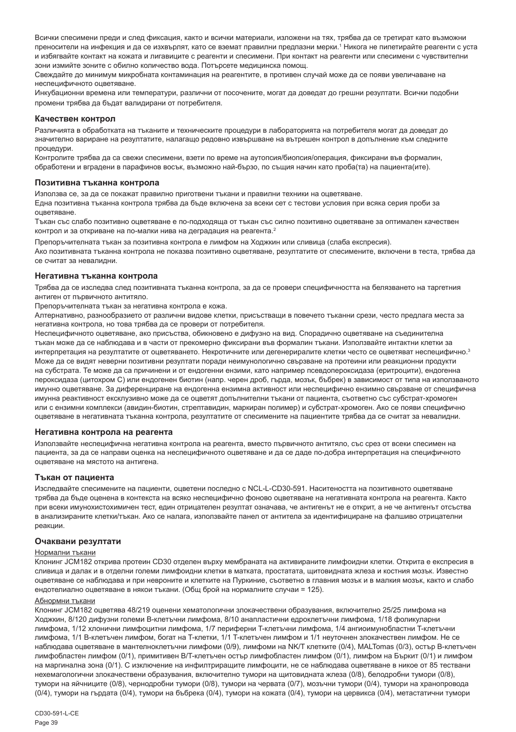Всички спесимени преди и след фиксация, както и всички материали, изложени на тях, трябва да се третират като възможни преносители на инфекция и да се изхвърлят, като се вземат правилни предпазни мерки.[1] Никога не пипетирайте реагенти с уста и избягвайте контакт на кожата и лигавиците с реагенти и спесимени. При контакт на реагенти или спесимени с чувствителни зони измийте зоните с обилно количество вода. Потърсете медицинска помощ.

Свеждайте до минимум микробната контаминация на реагентите, в противен случай може да се появи увеличаване на неспецифичното оцветяване.

Инкубационни времена или температури, различни от посочените, могат да доведат до грешни резултати. Всички подобни промени трябва да бъдат валидирани от потребителя.

### Качествен контрол

Различията в обработката на тъканите и техническите процедури в лабораторията на потребителя могат да доведат до значително вариране на резултатите, налагащо редовно извършване на вътрешен контрол в допълнение към следните процедури.

Контролите трябва да са свежи спесимени, взети по време на аутопсия/биопсия/операция, фиксирани във формалин, обработени и вградени в парафинов восък, възможно най-бързо, по същия начин като проба(та) на пациента(ите).

### Позитивна тъканна контрола

Използва се, за да се покажат правилно приготвени тъкани и правилни техники на оцветяване.

Една позитивна тъканна контрола трябва да бъде включена за всеки сет с тестови условия при всяка серия проби за оцветяване.

Тъкан със слабо позитивно оцветяване е по-подходяща от тъкан със силно позитивно оцветяване за оптимален качествен контрол и за откриване на по-малки нива на деградация на реагента.[2]

Препоръчителната тъкан за позитивна контрола е лимфом на Ходжкин или сливица (слаба експресия).

Ако позитивната тъканна контрола не показва позитивно оцветяване, резултатите от спесимените, включени в теста, трябва да се считат за невалидни.

### Негативна тъканна контрола

Трябва да се изследва след позитивната тъканна контрола, за да се провери специфичността на белязването на таргетния антиген от първичното антитяло.

Препоръчителната тъкан за негативна контрола е кожа.

Алтернативно, разнообразието от различни видове клетки, присъстващи в повечето тъканни срези, често предлага места за негативна контрола, но това трябва да се провери от потребителя.

Неспецифичното оцветяване, ако присъства, обикновено е дифузно на вид. Спорадично оцветяване на съединителна тъкан може да се наблюдава и в части от прекомерно фиксирани във формалин тъкани. Използвайте интактни клетки за интерпретация на резултатите от оцветяването. Некротичните или дегенериралите клетки често се оцветяват неспецифично.[3] Може да се видят неверни позитивни резултати поради неимунологично свързване на протеини или реакционни продукти на субстрата. Те може да са причинени и от ендогенни ензими, като например псевдопероксидаза (еритроцити), ендогенна пероксидаза (цитохром C) или ендогенен биотин (напр. черен дроб, гърда, мозък, бъбрек) в зависимост от типа на използваното имунно оцветяване. За диференциране на ендогенна ензимна активност или неспецифично ензимно свързване от специфична имунна реактивност ексклузивно може да се оцветят допълнителни тъкани от пациента, съответно със субстрат-хромоген или с ензимни комплекси (авидин-биотин, стрептавидин, маркиран полимер) и субстрат-хромоген. Ако се появи специфично оцветяване в негативната тъканна контрола, резултатите от спесимените на пациентите трябва да се считат за невалидни.

### Негативна контрола на реагента

Използвайте неспецифична негативна контрола на реагента, вместо първичното антитяло, със срез от всеки спесимен на пациента, за да се направи оценка на неспецифичното оцветяване и да се даде по-добра интерпретация на специфичното оцветяване на мястото на антигена.

### Тъкан от пациента

Изследвайте спесимените на пациенти, оцветени последно с NCL-L-CD30-591. Наситеността на позитивното оцветяване трябва да бъде оценена в контекста на всяко неспецифично фоново оцветяване на негативната контрола на реагента. Както при всеки имунохистохимичен тест, един отрицателен резултат означава, че антигенът не е открит, а не че антигенът отсъства в анализираните клетки/тъкан. Ако се налага, използвайте панел от антитела за идентифициране на фалшиво отрицателни реакции.

### Очаквани резултати

Нормални тъкани

Клонинг JCM182 открива протеин CD30 отделен върху мембраната на активираните лимфоидни клетки. Открита е експресия в сливица и далак и в отделни големи лимфоидни клетки в матката, простатата, щитовидната жлеза и костния мозък. Известно оцветяване се наблюдава и при невроните и клетките на Пуркиние, съответно в главния мозък и в малкия мозък, както и слабо ендотелиално оцветяване в някои тъкани. (Общ брой на нормалните случаи = 125).

Абнормни тъкани

Клонинг JCM182 оцветява 48/219 оценени хематологични злокачествени образувания, включително 25/25 лимфома на Ходжкин, 8/120 дифузни големи B-клетъчни лимфома, 8/10 анапластични едроклетъчни лимфома, 1/18 фоликуларни лимфома, 1/12 хронични лимфоцитни лимфома, 1/7 периферни T-клетъчни лимфома, 1/4 ангиоимунобластни T-клетъчни лимфома, 1/1 B-клетъчен лимфом, богат на T-клетки, 1/1 T-клетъчен лимфом и 1/1 неуточнен злокачествен лимфом. Не се наблюдава оцветяване в мантелноклетъчни лимфоми (0/9), лимфоми на NK/T клетките (0/4), MALTomas (0/3), остър B-клетъчен лимфобластен лимфом (0/1), примитивен B/T-клетъчен остър лимфобластен лимфом (0/1), лимфом на Бъркит (0/1) и лимфом на маргинална зона (0/1). С изключение на инфилтриращите лимфоцити, не се наблюдава оцветяване в никое от 85 тествани нехематологични злокачествени образувания, включително тумори на щитовидната жлеза (0/8), белодробни тумори (0/8), тумори на яйчниците (0/8), чернодробни тумори (0/8), тумори на червата (0/7), мозъчни тумори (0/4), тумори на хранопровода (0/4), тумори на гърдата (0/4), тумори на бъбрека (0/4), тумори на кожата (0/4), тумори на цервикса (0/4), метастатични тумори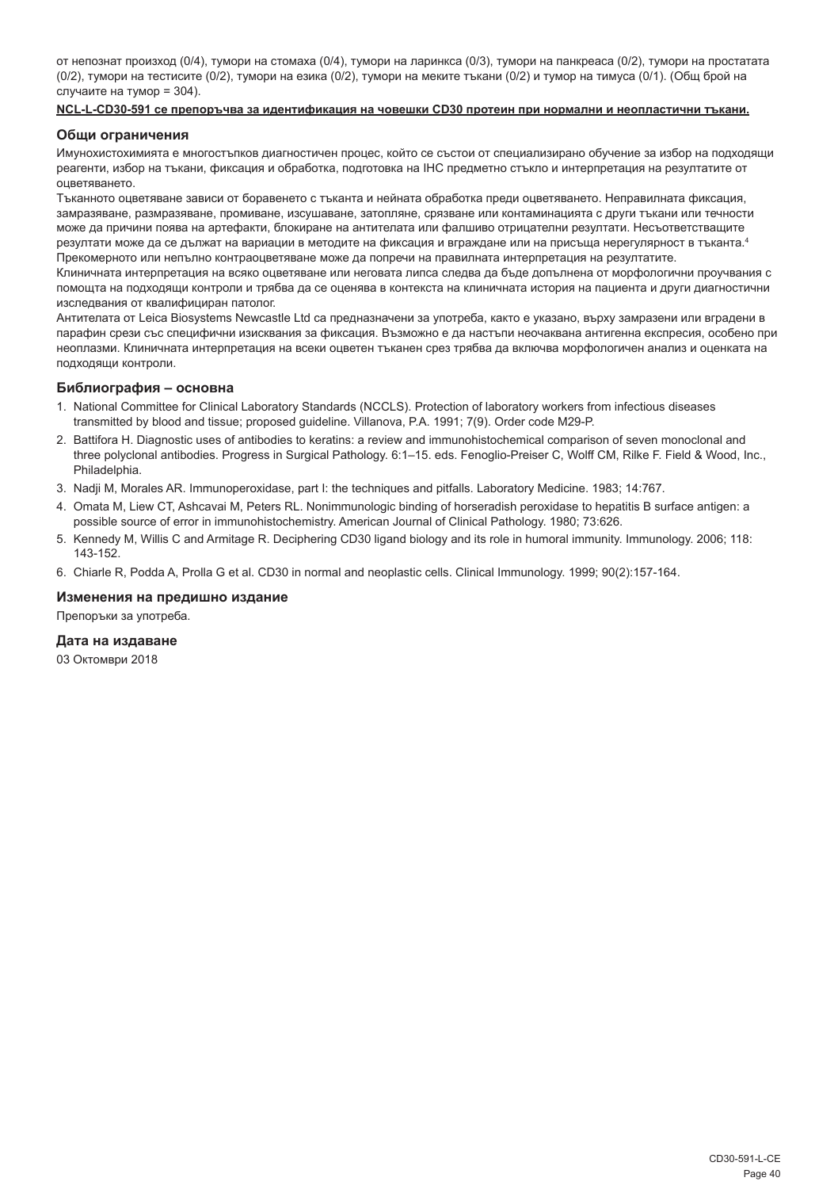от непознат произход (0/4), тумори на стомаха (0/4), тумори на ларинкса (0/3), тумори на панкреаса (0/2), тумори на простатата (0/2), тумори на тестисите (0/2), тумори на езика (0/2), тумори на меките тъкани (0/2) и тумор на тимуса (0/1). (Общ брой на случаите на тумор = 304).

**NCL-L-CD30-591 се препоръчва за идентификация на човешки CD30 протеин при нормални и неопластични тъкани.**

## Общи ограничения

Имунохистохимията е многостъпков диагностичен процес, който се състои от специализирано обучение за избор на подходящи реагенти, избор на тъкани, фиксация и обработка, подготовка на IHC предметно стъкло и интерпретация на резултатите от оцветяването.

Тъканното оцветяване зависи от боравенето с тъканта и нейната обработка преди оцветяването. Неправилната фиксация, замразяване, размразяване, промиване, изсушаване, затопляне, срязване или контаминацията с други тъкани или течности може да причини поява на артефакти, блокиране на антителата или фалшиво отрицателни резултати. Несъответстващите резултати може да се дължат на вариации в методите на фиксация и вграждане или на присъща нерегулярност в тъканта.[4]

Прекомерното или непълно контраоцветяване може да попречи на правилната интерпретация на резултатите.

Клиничната интерпретация на всяко оцветяване или неговата липса следва да бъде допълнена от морфологични проучвания с помощта на подходящи контроли и трябва да се оценява в контекста на клиничната история на пациента и други диагностични изследвания от квалифициран патолог.

Антителата от Leica Biosystems Newcastle Ltd са предназначени за употреба, както е указано, върху замразени или вградени в парафин срези със специфични изисквания за фиксация. Възможно е да настъпи неочаквана антигенна експресия, особено при неоплазми. Клиничната интерпретация на всеки оцветен тъканен срез трябва да включва морфологичен анализ и оценката на подходящи контроли.

## Библиография – основна

1. National Committee for Clinical Laboratory Standards (NCCLS). Protection of laboratory workers from infectious diseases transmitted by blood and tissue; proposed guideline. Villanova, P.A. 1991; 7(9). Order code M29-P.
2. Battifora H. Diagnostic uses of antibodies to keratins: a review and immunohistochemical comparison of seven monoclonal and three polyclonal antibodies. Progress in Surgical Pathology. 6:1–15. eds. Fenoglio-Preiser C, Wolff CM, Rilke F. Field & Wood, Inc., Philadelphia.
3. Nadji M, Morales AR. Immunoperoxidase, part I: the techniques and pitfalls. Laboratory Medicine. 1983; 14:767.
4. Omata M, Liew CT, Ashcavai M, Peters RL. Nonimmunologic binding of horseradish peroxidase to hepatitis B surface antigen: a possible source of error in immunohistochemistry. American Journal of Clinical Pathology. 1980; 73:626.
5. Kennedy M, Willis C and Armitage R. Deciphering CD30 ligand biology and its role in humoral immunity. Immunology. 2006; 118: 143-152.
6. Chiarle R, Podda A, Prolla G et al. CD30 in normal and neoplastic cells. Clinical Immunology. 1999; 90(2):157-164.

## Изменения на предишно издание

Препоръки за употреба.

## Дата на издаване

03 Октомври 2018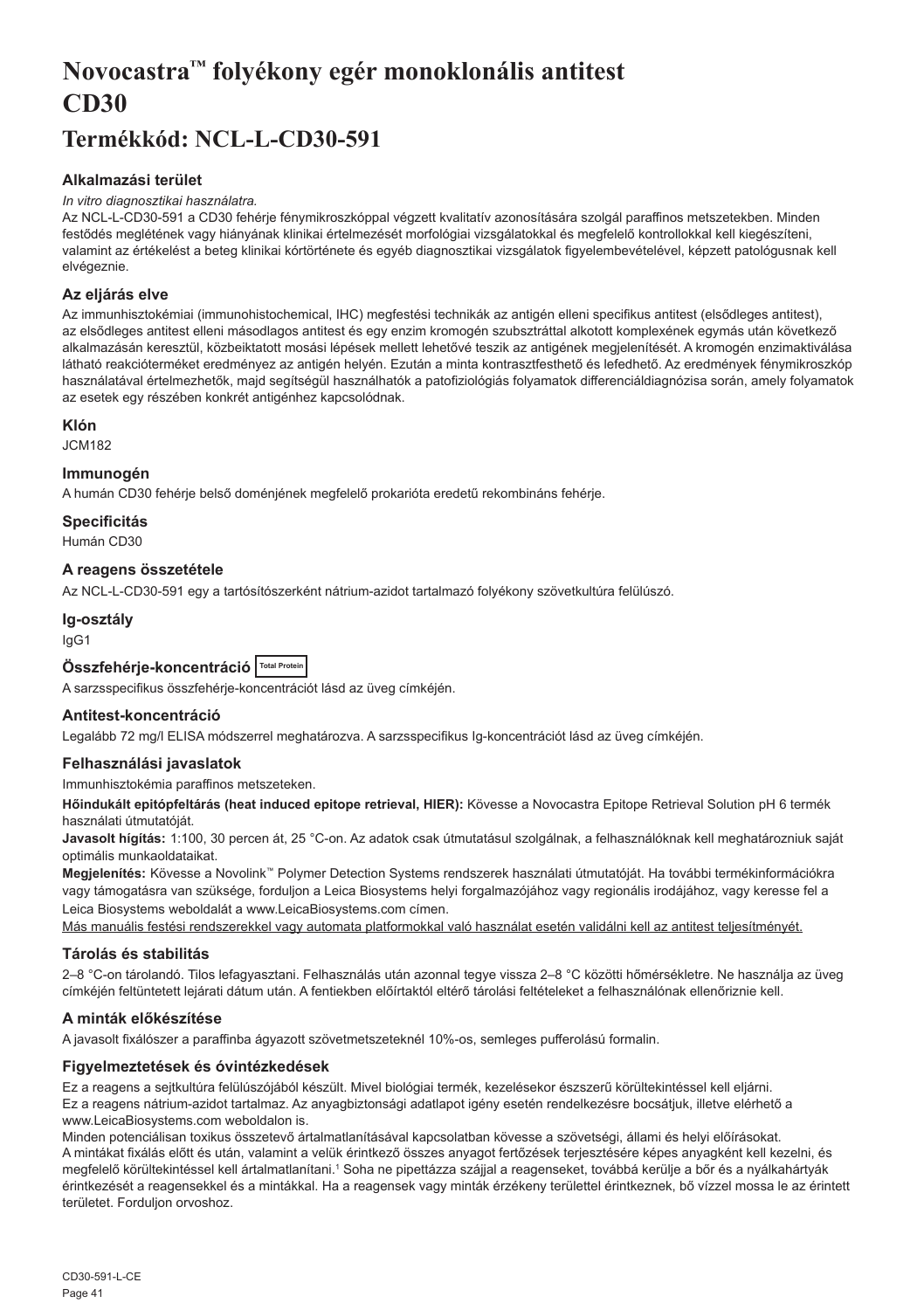# Novocastra™ folyékony egér monoklonális antitest CD30

## Termékkód: NCL-L-CD30-591

### Alkalmazási terület

*In vitro diagnosztikai használatra.*

Az NCL-L-CD30-591 a CD30 fehérje fénymikroszkóppal végzett kvalitatív azonosítására szolgál paraffinos metszetekben. Minden festődés meglétének vagy hiányának klinikai értelmezését morfológiai vizsgálatokkal és megfelelő kontrollokkal kell kiegészíteni, valamint az értékelést a beteg klinikai kórtörténete és egyéb diagnosztikai vizsgálatok figyelembevételével, képzett patológusnak kell elvégeznie.

### Az eljárás elve

Az immunhisztokémiai (immunohistochemical, IHC) megfestési technikák az antigén elleni specifikus antitest (elsődleges antitest), az elsődleges antitest elleni másodlagos antitest és egy enzim kromogén szubsztráttal alkotott komplexének egymás után következő alkalmazásán keresztül, közbeiktatott mosási lépések mellett lehetővé teszik az antigének megjelenítését. A kromogén enzimaktiválása látható reakcióterméket eredményez az antigén helyén. Ezután a minta kontrasztfesthető és lefedhető. Az eredmények fénymikroszkóp használatával értelmezhetők, majd segítségül használhatók a patofiziológiás folyamatok differenciáldiagnózisa során, amely folyamatok az esetek egy részében konkrét antigénhez kapcsolódnak.

### Klón

JCM182

### Immunogén

A humán CD30 fehérje belső doménjének megfelelő prokarióta eredetű rekombináns fehérje.

### Specificitás

Humán CD30

### A reagens összetétele

Az NCL-L-CD30-591 egy a tartósítószerként nátrium-azidot tartalmazó folyékony szövetkultúra felülúszó.

### Ig-osztály

IgG1

### Összfehérje-koncentráció Total Protein

A sarzsspecifikus összfehérje-koncentrációt lásd az üveg címkéjén.

### Antitest-koncentráció

Legalább 72 mg/l ELISA módszerrel meghatározva. A sarzsspecifikus Ig-koncentrációt lásd az üveg címkéjén.

### Felhasználási javaslatok

Immunhisztokémia paraffinos metszeteken.

**Hőindukált epitópfeltárás (heat induced epitope retrieval, HIER):** Kövesse a Novocastra Epitope Retrieval Solution pH 6 termék használati útmutatóját.

**Javasolt hígítás:** 1:100, 30 percen át, 25 °C-on. Az adatok csak útmutatásul szolgálnak, a felhasználóknak kell meghatározniuk saját optimális munkaoldataikat.

**Megjelenítés:** Kövesse a Novolink™ Polymer Detection Systems rendszerek használati útmutatóját. Ha további termékinformációkra vagy támogatásra van szüksége, forduljon a Leica Biosystems helyi forgalmazójához vagy regionális irodájához, vagy keresse fel a Leica Biosystems weboldalát a www.LeicaBiosystems.com címen.

Más manuális festési rendszerekkel vagy automata platformokkal való használat esetén validálni kell az antitest teljesítményét.

### Tárolás és stabilitás

2–8 °C-on tárolandó. Tilos lefagyasztani. Felhasználás után azonnal tegye vissza 2–8 °C közötti hőmérsékletre. Ne használja az üveg címkéjén feltüntetett lejárati dátum után. A fentiekben előírtaktól eltérő tárolási feltételeket a felhasználónak ellenőriznie kell.

### A minták előkészítése

A javasolt fixálószer a paraffinba ágyazott szövetmetszeteknél 10%-os, semleges pufferolású formalin.

### Figyelmeztetések és óvintézkedések

Ez a reagens a sejtkultúra felülúszójából készült. Mivel biológiai termék, kezelésekor észszerű körültekintéssel kell eljárni.

Ez a reagens nátrium-azidot tartalmaz. Az anyagbiztonsági adatlapot igény esetén rendelkezésre bocsátjuk, illetve elérhető a www.LeicaBiosystems.com weboldalon is.

Minden potenciálisan toxikus összetevő ártalmatlanításával kapcsolatban kövesse a szövetségi, állami és helyi előírásokat.

A mintákat fixálás előtt és után, valamint a velük érintkező összes anyagot fertőzések terjesztésére képes anyagként kell kezelni, és megfelelő körültekintéssel kell ártalmatlanítani.[1] Soha ne pipettázza szájjal a reagenseket, továbbá kerülje a bőr és a nyálkahártyák érintkezését a reagensekkel és a mintákkal. Ha a reagensek vagy minták érzékeny területtel érintkeznek, bő vízzel mossa le az érintett területet. Forduljon orvoshoz.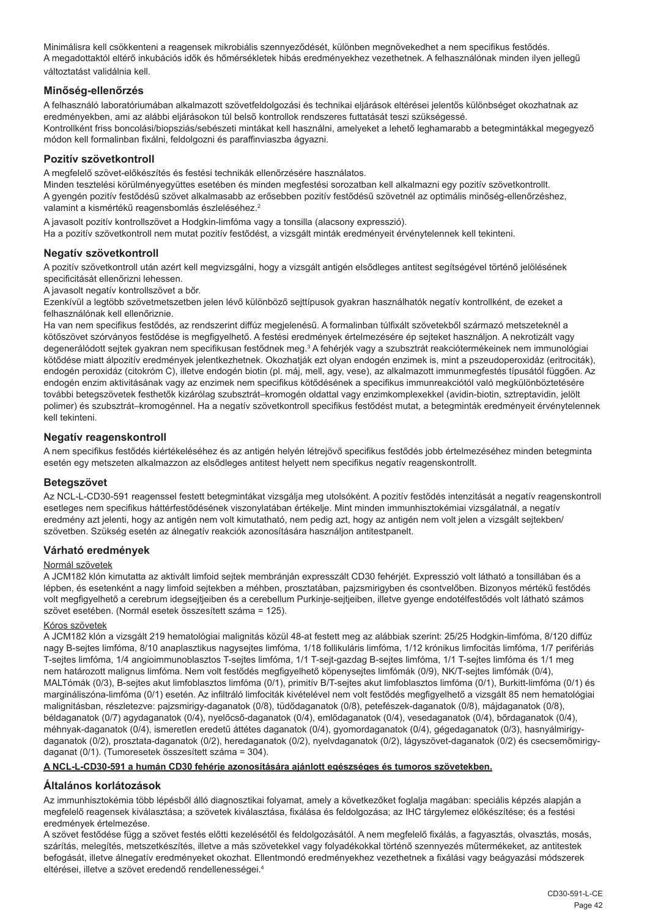Minimálisra kell csökkenteni a reagensek mikrobiális szennyeződését, különben megnövekedhet a nem specifikus festődés.
A megadottaktól eltérő inkubációs idők és hőmérsékletek hibás eredményekhez vezethetnek. A felhasználónak minden ilyen jellegű változtatást validálnia kell.

## Minőség-ellenőrzés

A felhasználó laboratóriumában alkalmazott szövetfeldolgozási és technikai eljárások eltérései jelentős különbséget okozhatnak az eredményekben, ami az alábbi eljárásokon túl belső kontrollok rendszeres futtatását teszi szükségessé.
Kontrollként friss boncolási/biopsziás/sebészeti mintákat kell használni, amelyeket a lehető leghamarabb a betegmintákkal megegyező módon kell formalinban fixálni, feldolgozni és paraffinviaszba ágyazni.

## Pozitív szövetkontroll

A megfelelő szövet-előkészítés és festési technikák ellenőrzésére használatos.
Minden tesztelési körülményegyüttes esetében és minden megfestési sorozatban kell alkalmazni egy pozitív szövetkontrollt.
A gyengén pozitív festődésű szövet alkalmasabb az erősebben pozitív festődésű szövetnél az optimális minőség-ellenőrzéshez, valamint a kismértékű reagensbomlás észleléséhez.[2]
A javasolt pozitív kontrollszövet a Hodgkin-limfóma vagy a tonsilla (alacsony expresszió).
Ha a pozitív szövetkontroll nem mutat pozitív festődést, a vizsgált minták eredményeit érvénytelennek kell tekinteni.

## Negatív szövetkontroll

A pozitív szövetkontroll után azért kell megvizsgálni, hogy a vizsgált antigén elsődleges antitest segítségével történő jelölésének specificitását ellenőrizni lehessen.
A javasolt negatív kontrollszövet a bőr.
Ezenkívül a legtöbb szövetmetszetben jelen lévő különböző sejttípusok gyakran használhatók negatív kontrollként, de ezeket a felhasználónak kell ellenőriznie.
Ha van nem specifikus festődés, az rendszerint diffúz megjelenésű. A formalinban túlfixált szövetekből származó metszeteknél a kötőszövet szórványos festődése is megfigyelhető. A festési eredmények értelmezésére ép sejteket használjon. A nekrotizált vagy degenerálódott sejtek gyakran nem specifikusan festődnek meg.[3] A fehérjék vagy a szubsztrát reakciótermékeinek nem immunológiai kötődése miatt álpozitív eredmények jelentkezhetnek. Okozhatják ezt olyan endogén enzimek is, mint a pszeudoperoxidáz (eritrociták), endogén peroxidáz (citokróm C), illetve endogén biotin (pl. máj, mell, agy, vese), az alkalmazott immunmegfestés típusától függően. Az endogén enzim aktivitásának vagy az enzimek nem specifikus kötődésének a specifikus immunreakciótól való megkülönböztetésére további betegszövetek festhetők kizárólag szubsztrát–kromogén oldattal vagy enzimkomplexekkel (avidin-biotin, sztreptavidin, jelölt polimer) és szubsztrát–kromogénnel. Ha a negatív szövetkontroll specifikus festődést mutat, a betegminták eredményeit érvénytelennek kell tekinteni.

## Negatív reagenskontroll

A nem specifikus festődés kiértékeléséhez és az antigén helyén létrejövő specifikus festődés jobb értelmezéséhez minden betegminta esetén egy metszeten alkalmazzon az elsődleges antitest helyett nem specifikus negatív reagenskontrollt.

## Betegszövet

Az NCL-L-CD30-591 reagenssel festett betegmintákat vizsgálja meg utolsóként. A pozitív festődés intenzitását a negatív reagenskontroll esetleges nem specifikus háttérfestődésének viszonylatában értékelje. Mint minden immunhisztokémiai vizsgálatnál, a negatív eredmény azt jelenti, hogy az antigén nem volt kimutatható, nem pedig azt, hogy az antigén nem volt jelen a vizsgált sejtekben/szövetben. Szükség esetén az álnegatív reakciók azonosítására használjon antitestpanelt.

## Várható eredmények

Normál szövetek

A JCM182 klón kimutatta az aktivált limfoid sejtek membránján expresszált CD30 fehérjét. Expresszió volt látható a tonsillában és a lépben, és esetenként a nagy limfoid sejtekben a méhben, prosztatában, pajzsmirigyben és csontvelőben. Bizonyos mértékű festődés volt megfigyelhető a cerebrum idegsejtjeiben és a cerebellum Purkinje-sejtjeiben, illetve gyenge endotélfestődés volt látható számos szövet esetében. (Normál esetek összesített száma = 125).

Kóros szövetek

A JCM182 klón a vizsgált 219 hematológiai malignitás közül 48-at festett meg az alábbiak szerint: 25/25 Hodgkin-limfóma, 8/120 diffúz nagy B-sejtes limfóma, 8/10 anaplasztikus nagysejtes limfóma, 1/18 follikuláris limfóma, 1/12 krónikus limfocitás limfóma, 1/7 perifériás T-sejtes limfóma, 1/4 angioimmunoblasztos T-sejtes limfóma, 1/1 T-sejt-gazdag B-sejtes limfóma, 1/1 T-sejtes limfóma és 1/1 meg nem határozott malignus limfóma. Nem volt festődés megfigyelhető köpenysejtes limfómák (0/9), NK/T-sejtes limfómák (0/4), MALTómák (0/3), B-sejtes akut limfoblasztos limfóma (0/1), primitív B/T-sejtes akut limfoblasztos limfóma (0/1), Burkitt-limfóma (0/1) és marginálszóna-limfóma (0/1) esetén. Az infiltráló limfociták kivételével nem volt festődés megfigyelhető a vizsgált 85 nem hematológiai malignitásban, részletezve: pajzsmirigy-daganatok (0/8), tüdődaganatok (0/8), petefészek-daganatok (0/8), májdaganatok (0/8), béldaganatok (0/7) agydaganatok (0/4), nyelőcső-daganatok (0/4), emlődaganatok (0/4), vesedaganatok (0/4), bőrdaganatok (0/4), méhnyak-daganatok (0/4), ismeretlen eredetű áttétes daganatok (0/4), gyomordaganatok (0/4), gégedaganatok (0/3), hasnyálmirigy-daganatok (0/2), prosztata-daganatok (0/2), heredaganatok (0/2), nyelvdaganatok (0/2), lágyszövet-daganatok (0/2) és csecsemőmirigy-daganat (0/1). (Tumoresetek összesített száma = 304).

**A NCL-L-CD30-591 a humán CD30 fehérje azonosítására ajánlott egészséges és tumoros szövetekben.**

## Általános korlátozások

Az immunhisztokémia több lépésből álló diagnosztikai folyamat, amely a következőket foglalja magában: speciális képzés alapján a megfelelő reagensek kiválasztása; a szövetek kiválasztása, fixálása és feldolgozása; az IHC tárgylemez előkészítése; és a festési eredmények értelmezése.
A szövet festődése függ a szövet festés előtti kezelésétől és feldolgozásától. A nem megfelelő fixálás, a fagyasztás, olvasztás, mosás, szárítás, melegítés, metszetkészítés, illetve a más szövetekkel vagy folyadékokkal történő szennyezés műtermékeket, az antitestek befogását, illetve álnegatív eredményeket okozhat. Ellentmondó eredményekhez vezethetnek a fixálási vagy beágyazási módszerek eltérései, illetve a szövet eredendő rendellenességei.[4]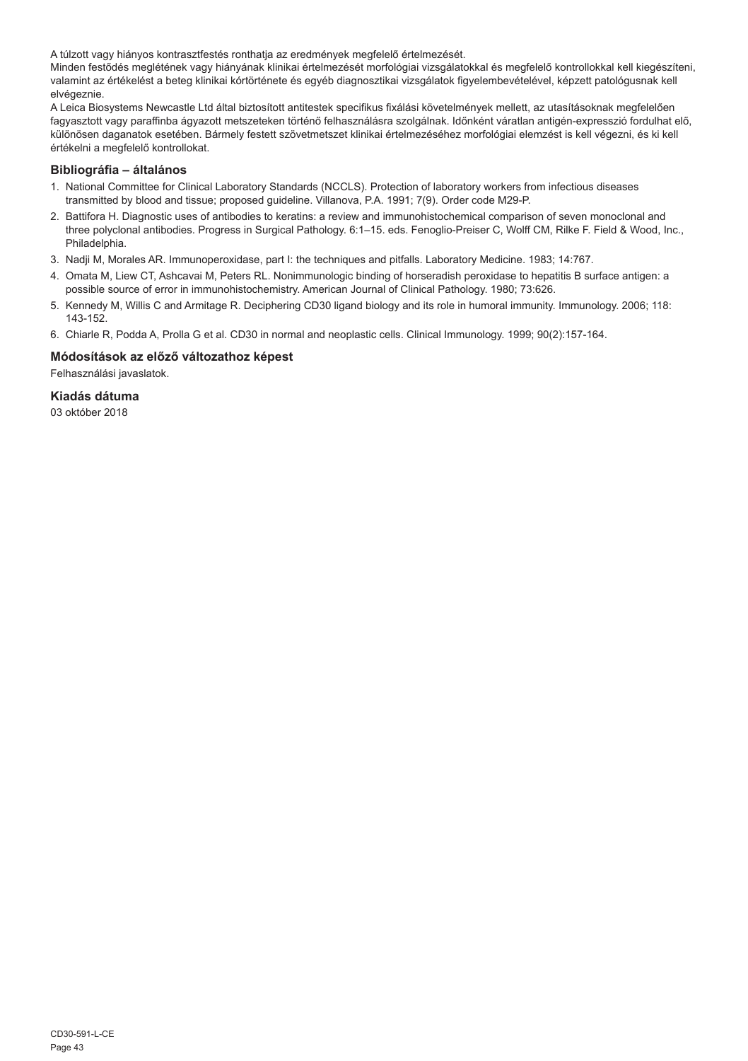A túlzott vagy hiányos kontrasztfestés ronthatja az eredmények megfelelő értelmezését.
Minden festődés meglétének vagy hiányának klinikai értelmezését morfológiai vizsgálatokkal és megfelelő kontrollokkal kell kiegészíteni, valamint az értékelést a beteg klinikai kórtörténete és egyéb diagnosztikai vizsgálatok figyelembevételével, képzett patológusnak kell elvégeznie.
A Leica Biosystems Newcastle Ltd által biztosított antitestek specifikus fixálási követelmények mellett, az utasításoknak megfelelően fagyasztott vagy paraffinba ágyazott metszeteken történő felhasználásra szolgálnak. Időnként váratlan antigén-expresszió fordulhat elő, különösen daganatok esetében. Bármely festett szövetmetszet klinikai értelmezéséhez morfológiai elemzést is kell végezni, és ki kell értékelni a megfelelő kontrollokat.

## Bibliográfia – általános

1. National Committee for Clinical Laboratory Standards (NCCLS). Protection of laboratory workers from infectious diseases transmitted by blood and tissue; proposed guideline. Villanova, P.A. 1991; 7(9). Order code M29-P.
2. Battifora H. Diagnostic uses of antibodies to keratins: a review and immunohistochemical comparison of seven monoclonal and three polyclonal antibodies. Progress in Surgical Pathology. 6:1–15. eds. Fenoglio-Preiser C, Wolff CM, Rilke F. Field & Wood, Inc., Philadelphia.
3. Nadji M, Morales AR. Immunoperoxidase, part I: the techniques and pitfalls. Laboratory Medicine. 1983; 14:767.
4. Omata M, Liew CT, Ashcavai M, Peters RL. Nonimmunologic binding of horseradish peroxidase to hepatitis B surface antigen: a possible source of error in immunohistochemistry. American Journal of Clinical Pathology. 1980; 73:626.
5. Kennedy M, Willis C and Armitage R. Deciphering CD30 ligand biology and its role in humoral immunity. Immunology. 2006; 118: 143-152.
6. Chiarle R, Podda A, Prolla G et al. CD30 in normal and neoplastic cells. Clinical Immunology. 1999; 90(2):157-164.

## Módosítások az előző változathoz képest

Felhasználási javaslatok.

## Kiadás dátuma

03 október 2018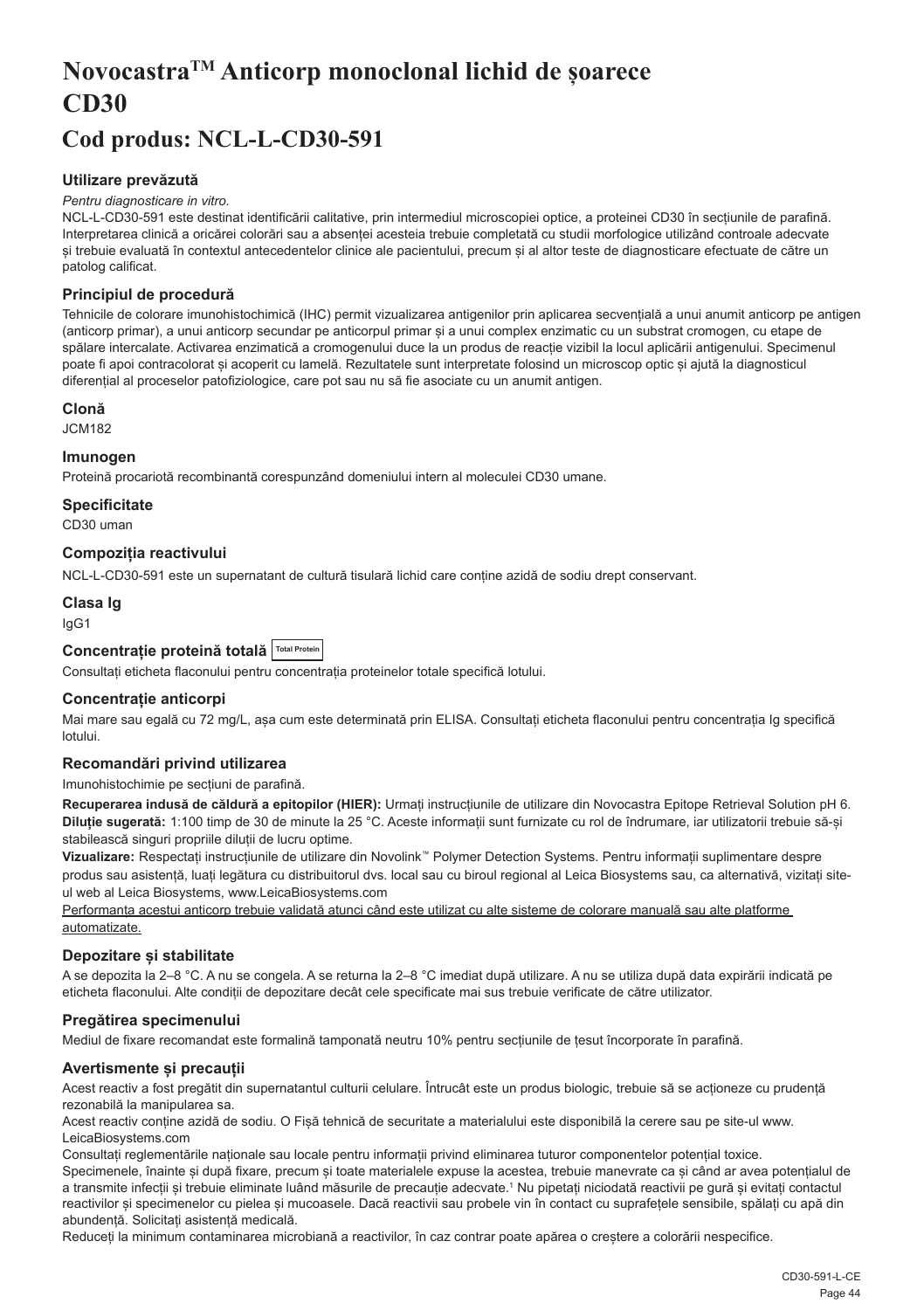# NovocastraTM Anticorp monoclonal lichid de șoarece CD30

# Cod produs: NCL-L-CD30-591

### Utilizare prevăzută

*Pentru diagnosticare in vitro.*

NCL-L-CD30-591 este destinat identificării calitative, prin intermediul microscopiei optice, a proteinei CD30 în secțiunile de parafină. Interpretarea clinică a oricărei colorări sau a absenței acesteia trebuie completată cu studii morfologice utilizând controale adecvate și trebuie evaluată în contextul antecedentelor clinice ale pacientului, precum și al altor teste de diagnosticare efectuate de către un patolog calificat.

### Principiul de procedură

Tehnicile de colorare imunohistochimică (IHC) permit vizualizarea antigenilor prin aplicarea secvențială a unui anumit anticorp pe antigen (anticorp primar), a unui anticorp secundar pe anticorpul primar și a unui complex enzimatic cu un substrat cromogen, cu etape de spălare intercalate. Activarea enzimatică a cromogenului duce la un produs de reacție vizibil la locul aplicării antigenului. Specimenul poate fi apoi contracolorat și acoperit cu lamelă. Rezultatele sunt interpretate folosind un microscop optic și ajută la diagnosticul diferențial al proceselor patofiziologice, care pot sau nu să fie asociate cu un anumit antigen.

### Clonă

JCM182

### Imunogen

Proteină procariotă recombinantă corespunzând domeniului intern al moleculei CD30 umane.

### Specificitate

CD30 uman

### Compoziția reactivului

NCL-L-CD30-591 este un supernatant de cultură tisulară lichid care conține azidă de sodiu drept conservant.

### Clasa Ig

IgG1

### Concentrație proteină totală Total Protein

Consultați eticheta flaconului pentru concentrația proteinelor totale specifică lotului.

### Concentrație anticorpi

Mai mare sau egală cu 72 mg/L, așa cum este determinată prin ELISA. Consultați eticheta flaconului pentru concentrația Ig specifică lotului.

### Recomandări privind utilizarea

Imunohistochimie pe secțiuni de parafină.

**Recuperarea indusă de căldură a epitopilor (HIER):** Urmați instrucțiunile de utilizare din Novocastra Epitope Retrieval Solution pH 6.

**Diluție sugerată:** 1:100 timp de 30 de minute la 25 °C. Aceste informații sunt furnizate cu rol de îndrumare, iar utilizatorii trebuie să-și stabilească singuri propriile diluții de lucru optime.

**Vizualizare:** Respectați instrucțiunile de utilizare din Novolink™ Polymer Detection Systems. Pentru informații suplimentare despre produs sau asistență, luați legătura cu distribuitorul dvs. local sau cu biroul regional al Leica Biosystems sau, ca alternativă, vizitați site-ul web al Leica Biosystems, www.LeicaBiosystems.com

Performanța acestui anticorp trebuie validată atunci când este utilizat cu alte sisteme de colorare manuală sau alte platforme automatizate.

### Depozitare și stabilitate

A se depozita la 2–8 °C. A nu se congela. A se returna la 2–8 °C imediat după utilizare. A nu se utiliza după data expirării indicată pe eticheta flaconului. Alte condiții de depozitare decât cele specificate mai sus trebuie verificate de către utilizator.

### Pregătirea specimenului

Mediul de fixare recomandat este formalină tamponată neutru 10% pentru secțiunile de țesut încorporate în parafină.

### Avertismente și precauții

Acest reactiv a fost pregătit din supernatantul culturii celulare. Întrucât este un produs biologic, trebuie să se acționeze cu prudență rezonabilă la manipularea sa.

Acest reactiv conține azidă de sodiu. O Fișă tehnică de securitate a materialului este disponibilă la cerere sau pe site-ul www.LeicaBiosystems.com

Consultați reglementările naționale sau locale pentru informații privind eliminarea tuturor componentelor potențial toxice.

Specimenele, înainte și după fixare, precum și toate materialele expuse la acestea, trebuie manevrate ca și când ar avea potențialul de a transmite infecții și trebuie eliminate luând măsurile de precauție adecvate.[1] Nu pipetați niciodată reactivii pe gură și evitați contactul reactivilor și specimenelor cu pielea și mucoasele. Dacă reactivii sau probele vin în contact cu suprafețele sensibile, spălați cu apă din abundență. Solicitați asistență medicală.

Reduceți la minimum contaminarea microbiană a reactivilor, în caz contrar poate apărea o creștere a colorării nespecifice.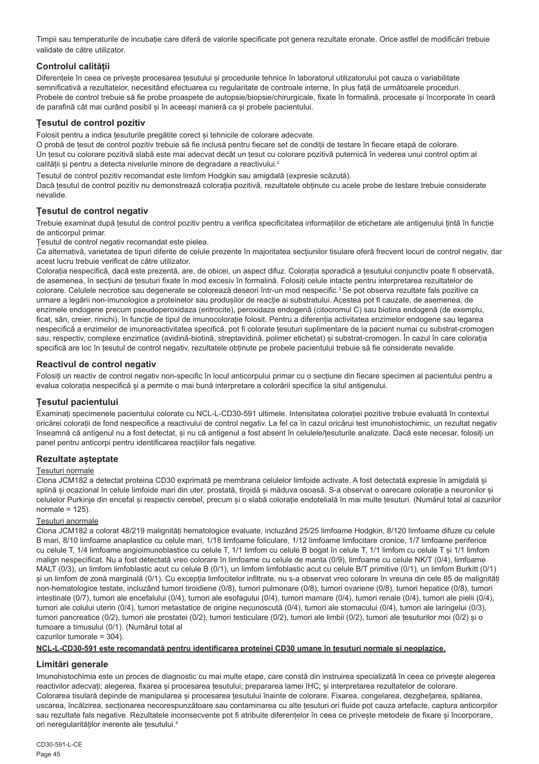Timpii sau temperaturile de incubație care diferă de valorile specificate pot genera rezultate eronate. Orice astfel de modificări trebuie validate de către utilizator.

## Controlul calității

Diferențele în ceea ce privește procesarea țesutului și procedurile tehnice în laboratorul utilizatorului pot cauza o variabilitate semnificativă a rezultatelor, necesitând efectuarea cu regularitate de controale interne, în plus față de următoarele proceduri.
Probele de control trebuie să fie probe proaspete de autopsie/biopsie/chirurgicale, fixate în formalină, procesate și încorporate în ceară de parafină cât mai curând posibil și în aceeași manieră ca și probele pacientului.

## Țesutul de control pozitiv

Folosit pentru a indica țesuturile pregătite corect și tehnicile de colorare adecvate.
O probă de țesut de control pozitiv trebuie să fie inclusă pentru fiecare set de condiții de testare în fiecare etapă de colorare.
Un țesut cu colorare pozitivă slabă este mai adecvat decât un țesut cu colorare pozitivă puternică în vederea unui control optim al calității și pentru a detecta nivelurile minore de degradare a reactivului.[2]

Țesutul de control pozitiv recomandat este limfom Hodgkin sau amigdală (expresie scăzută).
Dacă țesutul de control pozitiv nu demonstrează colorația pozitivă, rezultatele obținute cu acele probe de testare trebuie considerate nevalide.

## Țesutul de control negativ

Trebuie examinat după țesutul de control pozitiv pentru a verifica specificitatea informațiilor de etichetare ale antigenului țintă în funcție de anticorpul primar.
Țesutul de control negativ recomandat este pielea.
Ca alternativă, varietatea de tipuri diferite de celule prezente în majoritatea secțiunilor tisulare oferă frecvent locuri de control negativ, dar acest lucru trebuie verificat de către utilizator.
Colorația nespecifică, dacă este prezentă, are, de obicei, un aspect difuz. Colorația sporadică a țesutului conjunctiv poate fi observată, de asemenea, în secțiuni de țesuturi fixate în mod excesiv în formalină. Folosiți celule intacte pentru interpretarea rezultatelor de colorare. Celulele necrotice sau degenerate se colorează deseori într-un mod nespecific.[3] Se pot observa rezultate fals pozitive ca urmare a legării non-imunologice a proteinelor sau produșilor de reacție ai substratului. Acestea pot fi cauzate, de asemenea, de enzimele endogene precum pseudoperoxidaza (eritrocite), peroxidaza endogenă (citocromul C) sau biotina endogenă (de exemplu, ficat, sân, creier, rinichi), în funcție de tipul de imunocolorație folosit. Pentru a diferenția activitatea enzimelor endogene sau legarea nespecifică a enzimelor de imunoreactivitatea specifică, pot fi colorate țesuturi suplimentare de la pacient numai cu substrat-cromogen sau, respectiv, complexe enzimatice (avidină-biotină, streptavidină, polimer etichetat) și substrat-cromogen. În cazul în care colorația specifică are loc în țesutul de control negativ, rezultatele obținute pe probele pacientului trebuie să fie considerate nevalide.

## Reactivul de control negativ

Folosiți un reactiv de control negativ non-specific în locul anticorpului primar cu o secțiune din fiecare specimen al pacientului pentru a evalua colorația nespecifică și a permite o mai bună interpretare a colorării specifice la situl antigenului.

## Țesutul pacientului

Examinați specimenele pacientului colorate cu NCL-L-CD30-591 ultimele. Intensitatea colorației pozitive trebuie evaluată în contextul oricărei colorații de fond nespecifice a reactivului de control negativ. La fel ca în cazul oricărui test imunohistochimic, un rezultat negativ înseamnă că antigenul nu a fost detectat, și nu că antigenul a fost absent în celulele/țesuturile analizate. Dacă este necesar, folosiți un panel pentru anticorpi pentru identificarea reacțiilor fals negative.

## Rezultate așteptate

Țesuturi normale

Clona JCM182 a detectat proteina CD30 exprimată pe membrana celulelor limfoide activate. A fost detectată expresie în amigdală și splină și ocazional în celule limfoide mari din uter, prostată, tiroidă și măduva osoasă. S-a observat o oarecare colorație a neuronilor și celulelor Purkinje din encefal și respectiv cerebel, precum și o slabă colorație endotelială în mai multe țesuturi. (Numărul total al cazurilor normale = 125).

Țesuturi anormale

Clona JCM182 a colorat 48/219 malignități hematologice evaluate, incluzând 25/25 limfoame Hodgkin, 8/120 limfoame difuze cu celule B mari, 8/10 limfoame anaplastice cu celule mari, 1/18 limfoame foliculare, 1/12 limfoame limfocitare cronice, 1/7 limfoame periferice cu celule T, 1/4 limfoame angioimunoblastice cu celule T, 1/1 limfom cu celule B bogat în celule T, 1/1 limfom cu celule T și 1/1 limfom malign nespecificat. Nu a fost detectată vreo colorare în limfoame cu celule de manta (0/9), limfoame cu celule NK/T (0/4), limfoame MALT (0/3), un limfom limfoblastic acut cu celule B (0/1), un limfom limfoblastic acut cu celule B/T primitive (0/1), un limfom Burkitt (0/1) și un limfom de zonă marginală (0/1). Cu excepția limfocitelor infiltrate, nu s-a observat vreo colorare în vreuna din cele 85 de malignități non-hematologice testate, incluzând tumori tiroidiene (0/8), tumori pulmonare (0/8), tumori ovariene (0/8), tumori hepatice (0/8), tumori intestinale (0/7), tumori ale encefalului (0/4), tumori ale esofagului (0/4), tumori mamare (0/4), tumori renale (0/4), tumori ale pielii (0/4), tumori ale colului uterin (0/4), tumori metastatice de origine necunoscută (0/4), tumori ale stomacului (0/4), tumori ale laringelui (0/3), tumori pancreatice (0/2), tumori ale prostatei (0/2), tumori testiculare (0/2), tumori ale limbii (0/2), tumori ale țesuturilor moi (0/2) și o tumoare a timusului (0/1). (Numărul total al cazurilor tumorale = 304).

**NCL-L-CD30-591 este recomandată pentru identificarea proteinei CD30 umane în țesuturi normale și neoplazice.**

## Limitări generale

Imunohistochimia este un proces de diagnostic cu mai multe etape, care constă din instruirea specializată în ceea ce privește alegerea reactivilor adecvați; alegerea, fixarea și procesarea țesutului; prepararea lamei IHC; și interpretarea rezultatelor de colorare.
Colorarea tisulară depinde de manipularea și procesarea țesutului înainte de colorare. Fixarea, congelarea, dezghețarea, spălarea, uscarea, încălzirea, secționarea necorespunzătoare sau contaminarea cu alte țesuturi ori fluide pot cauza artefacte, captura anticorpilor sau rezultate fals negative. Rezultatele inconsecvente pot fi atribuite diferențelor în ceea ce privește metodele de fixare și încorporare, ori neregularităților inerente ale țesutului.[4]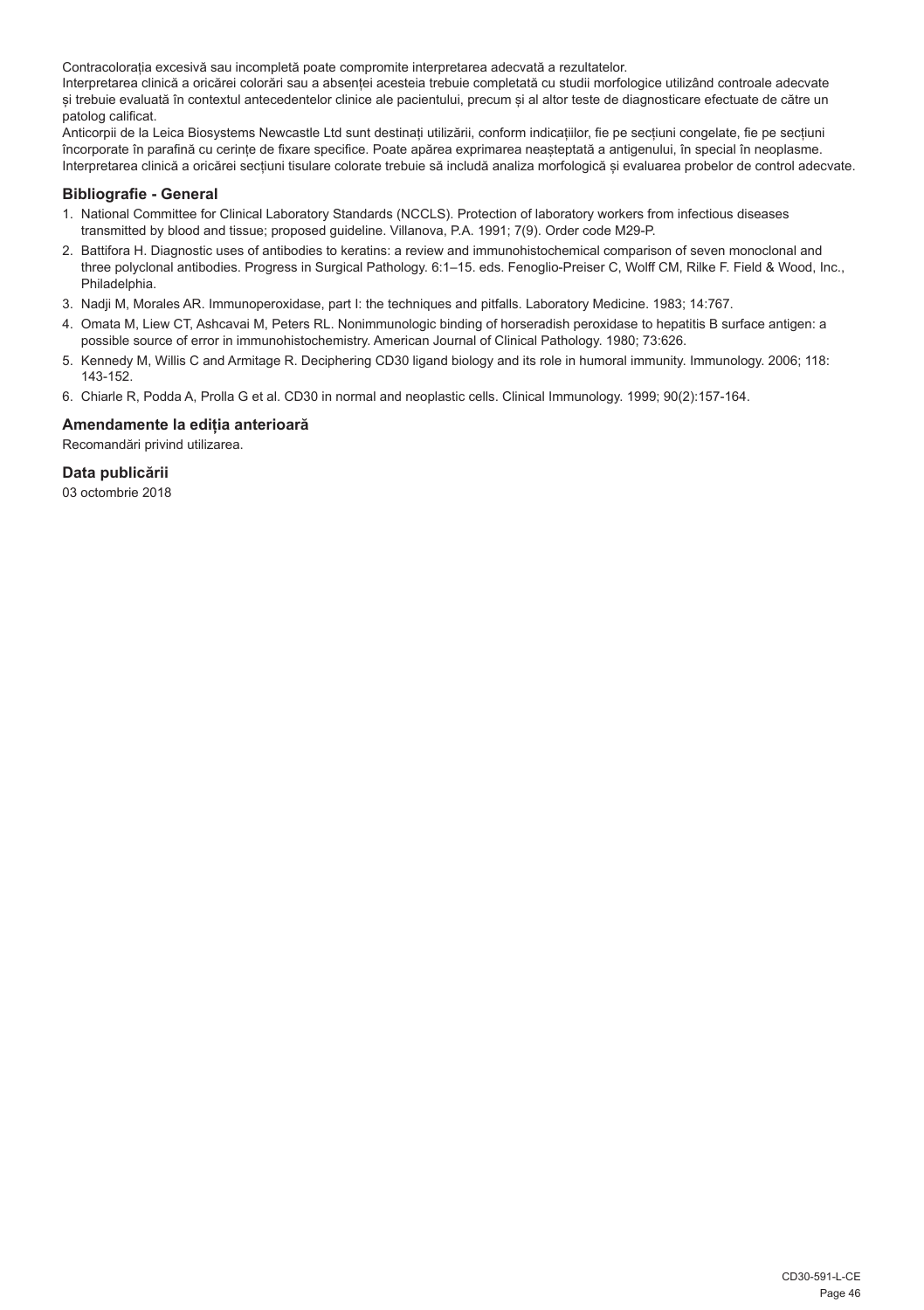Contracolorația excesivă sau incompletă poate compromite interpretarea adecvată a rezultatelor.
Interpretarea clinică a oricărei colorări sau a absenței acesteia trebuie completată cu studii morfologice utilizând controale adecvate și trebuie evaluată în contextul antecedentelor clinice ale pacientului, precum și al altor teste de diagnosticare efectuate de către un patolog calificat.
Anticorpii de la Leica Biosystems Newcastle Ltd sunt destinați utilizării, conform indicațiilor, fie pe secțiuni congelate, fie pe secțiuni încorporate în parafină cu cerințe de fixare specifice. Poate apărea exprimarea neașteptată a antigenului, în special în neoplasme. Interpretarea clinică a oricărei secțiuni tisulare colorate trebuie să includă analiza morfologică și evaluarea probelor de control adecvate.

## Bibliografie - General

1. National Committee for Clinical Laboratory Standards (NCCLS). Protection of laboratory workers from infectious diseases transmitted by blood and tissue; proposed guideline. Villanova, P.A. 1991; 7(9). Order code M29-P.
2. Battifora H. Diagnostic uses of antibodies to keratins: a review and immunohistochemical comparison of seven monoclonal and three polyclonal antibodies. Progress in Surgical Pathology. 6:1–15. eds. Fenoglio-Preiser C, Wolff CM, Rilke F. Field & Wood, Inc., Philadelphia.
3. Nadji M, Morales AR. Immunoperoxidase, part I: the techniques and pitfalls. Laboratory Medicine. 1983; 14:767.
4. Omata M, Liew CT, Ashcavai M, Peters RL. Nonimmunologic binding of horseradish peroxidase to hepatitis B surface antigen: a possible source of error in immunohistochemistry. American Journal of Clinical Pathology. 1980; 73:626.
5. Kennedy M, Willis C and Armitage R. Deciphering CD30 ligand biology and its role in humoral immunity. Immunology. 2006; 118: 143-152.
6. Chiarle R, Podda A, Prolla G et al. CD30 in normal and neoplastic cells. Clinical Immunology. 1999; 90(2):157-164.

## Amendamente la ediția anterioară

Recomandări privind utilizarea.

## Data publicării

03 octombrie 2018

CD30-591-L-CE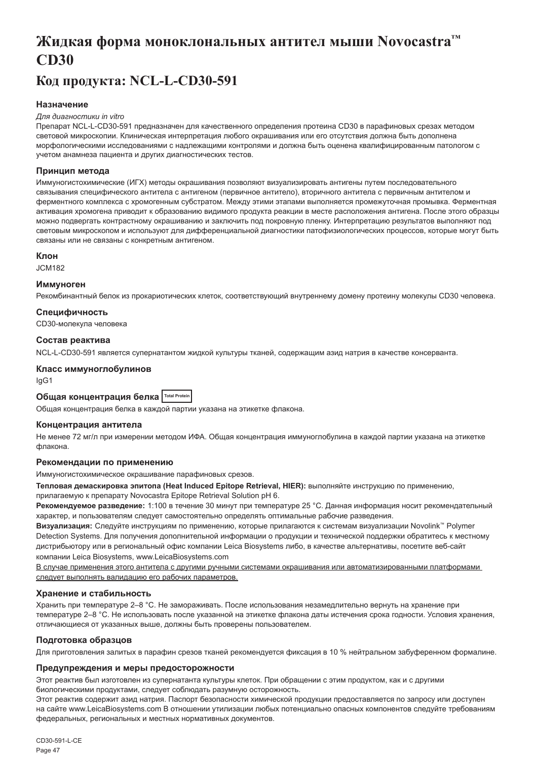# Жидкая форма моноклональных антител мыши Novocastra™ CD30

## Код продукта: NCL-L-CD30-591

### Назначение

*Для диагностики in vitro*

Препарат NCL-L-CD30-591 предназначен для качественного определения протеина CD30 в парафиновых срезах методом световой микроскопии. Клиническая интерпретация любого окрашивания или его отсутствия должна быть дополнена морфологическими исследованиями с надлежащими контролями и должна быть оценена квалифицированным патологом с учетом анамнеза пациента и других диагностических тестов.

### Принцип метода

Иммуногистохимические (ИГХ) методы окрашивания позволяют визуализировать антигены путем последовательного связывания специфического антитела с антигеном (первичное антитело), вторичного антитела с первичным антителом и ферментного комплекса с хромогенным субстратом. Между этими этапами выполняется промежуточная промывка. Ферментная активация хромогена приводит к образованию видимого продукта реакции в месте расположения антигена. После этого образцы можно подвергать контрастному окрашиванию и заключить под покровную пленку. Интерпретацию результатов выполняют под световым микроскопом и используют для дифференциальной диагностики патофизиологических процессов, которые могут быть связаны или не связаны с конкретным антигеном.

### Клон

JCM182

### Иммуноген

Рекомбинантный белок из прокариотических клеток, соответствующий внутреннему домену протеину молекулы CD30 человека.

### Специфичность

CD30-молекула человека

### Состав реактива

NCL-L-CD30-591 является супернатантом жидкой культуры тканей, содержащим азид натрия в качестве консерванта.

### Класс иммуноглобулинов

IgG1

### Общая концентрация белка Total Protein

Общая концентрация белка в каждой партии указана на этикетке флакона.

### Концентрация антитела

Не менее 72 мг/л при измерении методом ИФА. Общая концентрация иммуноглобулина в каждой партии указана на этикетке флакона.

### Рекомендации по применению

Иммуногистохимическое окрашивание парафиновых срезов.

**Тепловая демаскировка эпитопа (Heat Induced Epitope Retrieval, HIER):** выполняйте инструкцию по применению, прилагаемую к препарату Novocastra Epitope Retrieval Solution pH 6.

**Рекомендуемое разведение:** 1:100 в течение 30 минут при температуре 25 °C. Данная информация носит рекомендательный характер, и пользователям следует самостоятельно определять оптимальные рабочие разведения.

**Визуализация:** Следуйте инструкциям по применению, которые прилагаются к системам визуализации Novolink™ Polymer Detection Systems. Для получения дополнительной информации о продукции и технической поддержки обратитесь к местному дистрибьютору или в региональный офис компании Leica Biosystems либо, в качестве альтернативы, посетите веб-сайт компании Leica Biosystems, www.LeicaBiosystems.com

<u>В случае применения этого антитела с другими ручными системами окрашивания или автоматизированными платформами следует выполнять валидацию его рабочих параметров.</u>

### Хранение и стабильность

Хранить при температуре 2–8 °C. Не замораживать. После использования незамедлительно вернуть на хранение при температуре 2–8 °C. Не использовать после указанной на этикетке флакона даты истечения срока годности. Условия хранения, отличающиеся от указанных выше, должны быть проверены пользователем.

### Подготовка образцов

Для приготовления залитых в парафин срезов тканей рекомендуется фиксация в 10 % нейтральном забуференном формалине.

### Предупреждения и меры предосторожности

Этот реактив был изготовлен из супернатанта культуры клеток. При обращении с этим продуктом, как и с другими биологическими продуктами, следует соблюдать разумную осторожность.

Этот реактив содержит азид натрия. Паспорт безопасности химической продукции предоставляется по запросу или доступен на сайте www.LeicaBiosystems.com В отношении утилизации любых потенциально опасных компонентов следуйте требованиям федеральных, региональных и местных нормативных документов.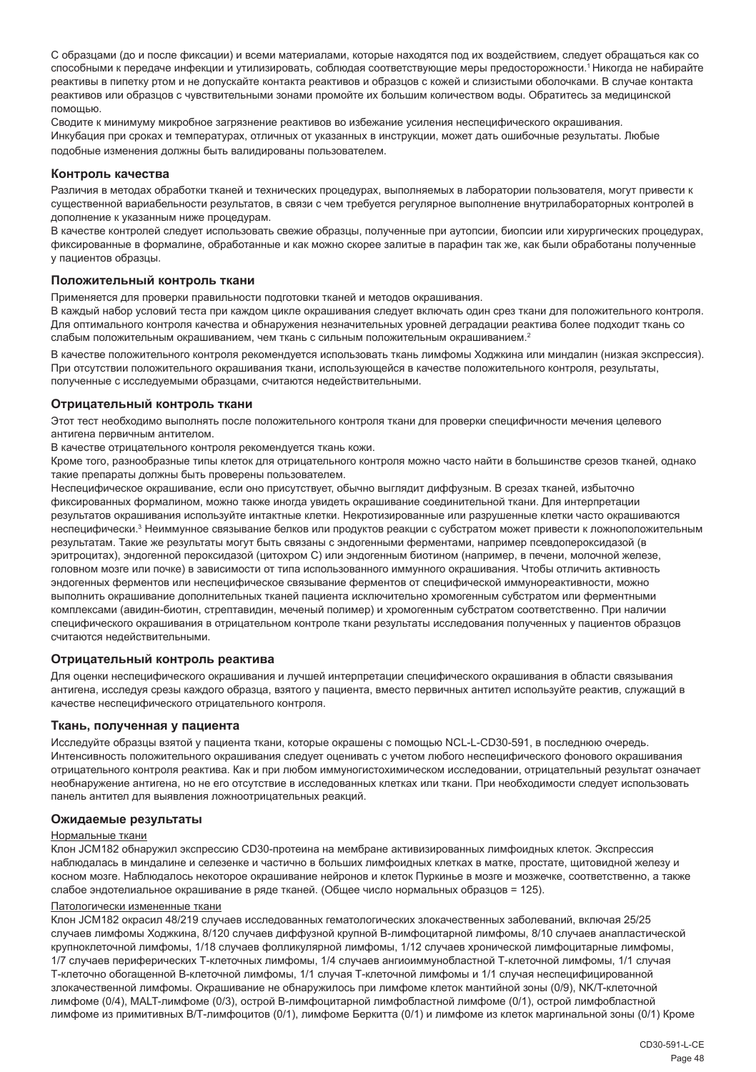С образцами (до и после фиксации) и всеми материалами, которые находятся под их воздействием, следует обращаться как со способными к передаче инфекции и утилизировать, соблюдая соответствующие меры предосторожности.[1] Никогда не набирайте реактивы в пипетку ртом и не допускайте контакта реактивов и образцов с кожей и слизистыми оболочками. В случае контакта реактивов или образцов с чувствительными зонами промойте их большим количеством воды. Обратитесь за медицинской помощью.

Сводите к минимуму микробное загрязнение реактивов во избежание усиления неспецифического окрашивания.

Инкубация при сроках и температурах, отличных от указанных в инструкции, может дать ошибочные результаты. Любые подобные изменения должны быть валидированы пользователем.

## Контроль качества

Различия в методах обработки тканей и технических процедурах, выполняемых в лаборатории пользователя, могут привести к существенной вариабельности результатов, в связи с чем требуется регулярное выполнение внутрилабораторных контролей в дополнение к указанным ниже процедурам.

В качестве контролей следует использовать свежие образцы, полученные при аутопсии, биопсии или хирургических процедурах, фиксированные в формалине, обработанные и как можно скорее залитые в парафин так же, как были обработаны полученные у пациентов образцы.

## Положительный контроль ткани

Применяется для проверки правильности подготовки тканей и методов окрашивания.

В каждый набор условий теста при каждом цикле окрашивания следует включать один срез ткани для положительного контроля. Для оптимального контроля качества и обнаружения незначительных уровней деградации реактива более подходит ткань со слабым положительным окрашиванием, чем ткань с сильным положительным окрашиванием.[2]

В качестве положительного контроля рекомендуется использовать ткань лимфомы Ходжкина или миндалин (низкая экспрессия). При отсутствии положительного окрашивания ткани, использующейся в качестве положительного контроля, результаты, полученные с исследуемыми образцами, считаются недействительными.

## Отрицательный контроль ткани

Этот тест необходимо выполнять после положительного контроля ткани для проверки специфичности мечения целевого антигена первичным антителом.

В качестве отрицательного контроля рекомендуется ткань кожи.

Кроме того, разнообразные типы клеток для отрицательного контроля можно часто найти в большинстве срезов тканей, однако такие препараты должны быть проверены пользователем.

Неспецифическое окрашивание, если оно присутствует, обычно выглядит диффузным. В срезах тканей, избыточно фиксированных формалином, можно также иногда увидеть окрашивание соединительной ткани. Для интерпретации результатов окрашивания используйте интактные клетки. Некротизированные или разрушенные клетки часто окрашиваются неспецифически.[3] Неиммунное связывание белков или продуктов реакции с субстратом может привести к ложноположительным результатам. Такие же результаты могут быть связаны с эндогенными ферментами, например псевдопероксидазой (в эритроцитах), эндогенной пероксидазой (цитохром C) или эндогенным биотином (например, в печени, молочной железе, головном мозге или почке) в зависимости от типа использованного иммунного окрашивания. Чтобы отличить активность эндогенных ферментов или неспецифическое связывание ферментов от специфической иммунореактивности, можно выполнить окрашивание дополнительных тканей пациента исключительно хромогенным субстратом или ферментными комплексами (авидин-биотин, стрептавидин, меченый полимер) и хромогенным субстратом соответственно. При наличии специфического окрашивания в отрицательном контроле ткани результаты исследования полученных у пациентов образцов считаются недействительными.

## Отрицательный контроль реактива

Для оценки неспецифического окрашивания и лучшей интерпретации специфического окрашивания в области связывания антигена, исследуя срезы каждого образца, взятого у пациента, вместо первичных антител используйте реактив, служащий в качестве неспецифического отрицательного контроля.

## Ткань, полученная у пациента

Исследуйте образцы взятой у пациента ткани, которые окрашены с помощью NCL-L-CD30-591, в последнюю очередь. Интенсивность положительного окрашивания следует оценивать с учетом любого неспецифического фонового окрашивания отрицательного контроля реактива. Как и при любом иммуногистохимическом исследовании, отрицательный результат означает необнаружение антигена, но не его отсутствие в исследованных клетках или ткани. При необходимости следует использовать панель антител для выявления ложноотрицательных реакций.

## Ожидаемые результаты

Нормальные ткани

Клон JCM182 обнаружил экспрессию CD30-протеина на мембране активизированных лимфоидных клеток. Экспрессия наблюдалась в миндалине и селезенке и частично в больших лимфоидных клетках в матке, простате, щитовидной железу и косном мозге. Наблюдалось некоторое окрашивание нейронов и клеток Пуркинье в мозге и мозжечке, соответственно, а также слабое эндотелиальное окрашивание в ряде тканей. (Общее число нормальных образцов = 125).

Патологически измененные ткани

Клон JCM182 окрасил 48/219 случаев исследованных гематологических злокачественных заболеваний, включая 25/25 случаев лимфомы Ходжкина, 8/120 случаев диффузной крупной B-лимфоцитарной лимфомы, 8/10 случаев анапластической крупноклеточной лимфомы, 1/18 случаев фолликулярной лимфомы, 1/12 случаев хронической лимфоцитарные лимфомы, 1/7 случаев периферических T-клеточных лимфомы, 1/4 случаев ангиоиммунобластной T-клеточной лимфомы, 1/1 случая T-клеточно обогащенной B-клеточной лимфомы, 1/1 случая T-клеточной лимфомы и 1/1 случая неспецифицированной злокачественной лимфомы. Окрашивание не обнаружилось при лимфоме клеток мантийной зоны (0/9), NK/T-клеточной лимфоме (0/4), MALT-лимфоме (0/3), острой B-лимфоцитарной лимфобластной лимфоме (0/1), острой лимфобластной лимфоме из примитивных B/T-лимфоцитов (0/1), лимфоме Беркитта (0/1) и лимфоме из клеток маргинальной зоны (0/1) Кроме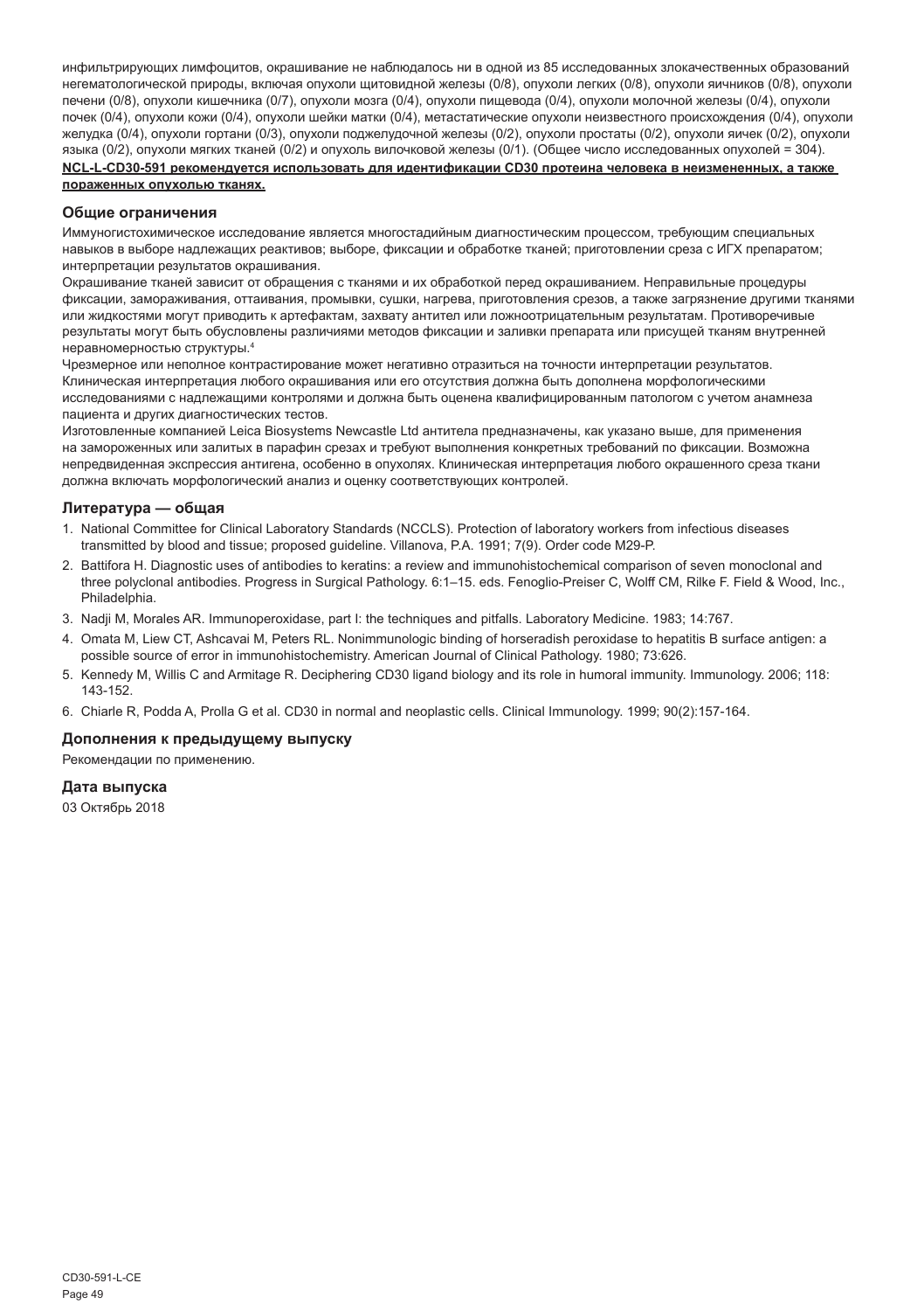инфильтрирующих лимфоцитов, окрашивание не наблюдалось ни в одной из 85 исследованных злокачественных образований негематологической природы, включая опухоли щитовидной железы (0/8), опухоли легких (0/8), опухоли яичников (0/8), опухоли печени (0/8), опухоли кишечника (0/7), опухоли мозга (0/4), опухоли пищевода (0/4), опухоли молочной железы (0/4), опухоли почек (0/4), опухоли кожи (0/4), опухоли шейки матки (0/4), метастатические опухоли неизвестного происхождения (0/4), опухоли желудка (0/4), опухоли гортани (0/3), опухоли поджелудочной железы (0/2), опухоли простаты (0/2), опухоли яичек (0/2), опухоли языка (0/2), опухоли мягких тканей (0/2) и опухоль вилочковой железы (0/1). (Общее число исследованных опухолей = 304).

**NCL-L-CD30-591 рекомендуется использовать для идентификации CD30 протеина человека в неизмененных, а также пораженных опухолью тканях.**

## Общие ограничения

Иммуногистохимическое исследование является многостадийным диагностическим процессом, требующим специальных навыков в выборе надлежащих реактивов; выборе, фиксации и обработке тканей; приготовлении среза с ИГХ препаратом; интерпретации результатов окрашивания.

Окрашивание тканей зависит от обращения с тканями и их обработкой перед окрашиванием. Неправильные процедуры фиксации, замораживания, оттаивания, промывки, сушки, нагрева, приготовления срезов, а также загрязнение другими тканями или жидкостями могут приводить к артефактам, захвату антител или ложноотрицательным результатам. Противоречивые результаты могут быть обусловлены различиями методов фиксации и заливки препарата или присущей тканям внутренней неравномерностью структуры.[4]

Чрезмерное или неполное контрастирование может негативно отразиться на точности интерпретации результатов. Клиническая интерпретация любого окрашивания или его отсутствия должна быть дополнена морфологическими исследованиями с надлежащими контролями и должна быть оценена квалифицированным патологом с учетом анамнеза пациента и других диагностических тестов.

Изготовленные компанией Leica Biosystems Newcastle Ltd антитела предназначены, как указано выше, для применения на замороженных или залитых в парафин срезах и требуют выполнения конкретных требований по фиксации. Возможна непредвиденная экспрессия антигена, особенно в опухолях. Клиническая интерпретация любого окрашенного среза ткани должна включать морфологический анализ и оценку соответствующих контролей.

## Литература — общая

1. National Committee for Clinical Laboratory Standards (NCCLS). Protection of laboratory workers from infectious diseases transmitted by blood and tissue; proposed guideline. Villanova, P.A. 1991; 7(9). Order code M29-P.
2. Battifora H. Diagnostic uses of antibodies to keratins: a review and immunohistochemical comparison of seven monoclonal and three polyclonal antibodies. Progress in Surgical Pathology. 6:1–15. eds. Fenoglio-Preiser C, Wolff CM, Rilke F. Field & Wood, Inc., Philadelphia.
3. Nadji M, Morales AR. Immunoperoxidase, part I: the techniques and pitfalls. Laboratory Medicine. 1983; 14:767.
4. Omata M, Liew CT, Ashcavai M, Peters RL. Nonimmunologic binding of horseradish peroxidase to hepatitis B surface antigen: a possible source of error in immunohistochemistry. American Journal of Clinical Pathology. 1980; 73:626.
5. Kennedy M, Willis C and Armitage R. Deciphering CD30 ligand biology and its role in humoral immunity. Immunology. 2006; 118: 143-152.
6. Chiarle R, Podda A, Prolla G et al. CD30 in normal and neoplastic cells. Clinical Immunology. 1999; 90(2):157-164.

## Дополнения к предыдущему выпуску

Рекомендации по применению.

## Дата выпуска

03 Октябрь 2018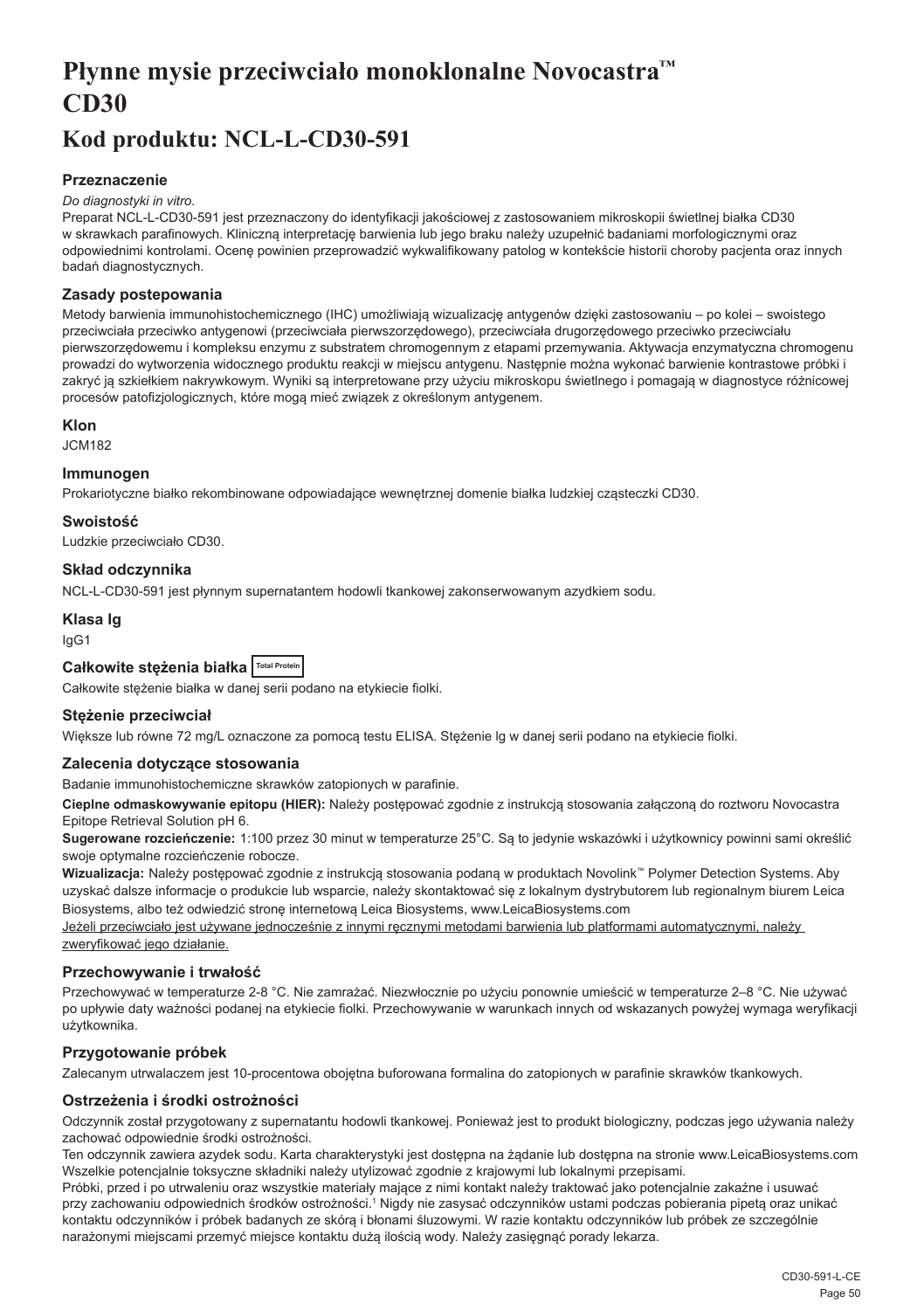# Płynne mysie przeciwciało monoklonalne Novocastra™ CD30

## Kod produktu: NCL-L-CD30-591

### Przeznaczenie

*Do diagnostyki in vitro.*

Preparat NCL-L-CD30-591 jest przeznaczony do identyfikacji jakościowej z zastosowaniem mikroskopii świetlnej białka CD30 w skrawkach parafinowych. Kliniczną interpretację barwienia lub jego braku należy uzupełnić badaniami morfologicznymi oraz odpowiednimi kontrolami. Ocenę powinien przeprowadzić wykwalifikowany patolog w kontekście historii choroby pacjenta oraz innych badań diagnostycznych.

### Zasady postepowania

Metody barwienia immunohistochemicznego (IHC) umożliwiają wizualizację antygenów dzięki zastosowaniu – po kolei – swoistego przeciwciała przeciwko antygenowi (przeciwciała pierwszorzędowego), przeciwciała drugorzędowego przeciwko przeciwciału pierwszorzędowemu i kompleksu enzymu z substratem chromogennym z etapami przemywania. Aktywacja enzymatyczna chromogenu prowadzi do wytworzenia widocznego produktu reakcji w miejscu antygenu. Następnie można wykonać barwienie kontrastowe próbki i zakryć ją szkiełkiem nakrywkowym. Wyniki są interpretowane przy użyciu mikroskopu świetlnego i pomagają w diagnostyce różnicowej procesów patofizjologicznych, które mogą mieć związek z określonym antygenem.

### Klon

JCM182

### Immunogen

Prokariotyczne białko rekombinowane odpowiadające wewnętrznej domenie białka ludzkiej cząsteczki CD30.

### Swoistość

Ludzkie przeciwciało CD30.

### Skład odczynnika

NCL-L-CD30-591 jest płynnym supernatantem hodowli tkankowej zakonserwowanym azydkiem sodu.

### Klasa Ig

IgG1

### Całkowite stężenia białka Total Protein

Całkowite stężenie białka w danej serii podano na etykiecie fiolki.

### Stężenie przeciwciał

Większe lub równe 72 mg/L oznaczone za pomocą testu ELISA. Stężenie lg w danej serii podano na etykiecie fiolki.

### Zalecenia dotyczące stosowania

Badanie immunohistochemiczne skrawków zatopionych w parafinie.

**Cieplne odmaskowywanie epitopu (HIER):** Należy postępować zgodnie z instrukcją stosowania załączoną do roztworu Novocastra Epitope Retrieval Solution pH 6.

**Sugerowane rozcieńczenie:** 1:100 przez 30 minut w temperaturze 25°C. Są to jedynie wskazówki i użytkownicy powinni sami określić swoje optymalne rozcieńczenie robocze.

**Wizualizacja:** Należy postępować zgodnie z instrukcją stosowania podaną w produktach Novolink™ Polymer Detection Systems. Aby uzyskać dalsze informacje o produkcie lub wsparcie, należy skontaktować się z lokalnym dystrybutorem lub regionalnym biurem Leica Biosystems, albo też odwiedzić stronę internetową Leica Biosystems, www.LeicaBiosystems.com

Jeżeli przeciwciało jest używane jednocześnie z innymi ręcznymi metodami barwienia lub platformami automatycznymi, należy zweryfikować jego działanie.

### Przechowywanie i trwałość

Przechowywać w temperaturze 2-8 °C. Nie zamrażać. Niezwłocznie po użyciu ponownie umieścić w temperaturze 2–8 °C. Nie używać po upływie daty ważności podanej na etykiecie fiolki. Przechowywanie w warunkach innych od wskazanych powyżej wymaga weryfikacji użytkownika.

### Przygotowanie próbek

Zalecanym utrwalaczem jest 10-procentowa obojętna buforowana formalina do zatopionych w parafinie skrawków tkankowych.

### Ostrzeżenia i środki ostrożności

Odczynnik został przygotowany z supernatantu hodowli tkankowej. Ponieważ jest to produkt biologiczny, podczas jego używania należy zachować odpowiednie środki ostrożności.

Ten odczynnik zawiera azydek sodu. Karta charakterystyki jest dostępna na żądanie lub dostępna na stronie www.LeicaBiosystems.com

Wszelkie potencjalnie toksyczne składniki należy utylizować zgodnie z krajowymi lub lokalnymi przepisami.

Próbki, przed i po utrwaleniu oraz wszystkie materiały mające z nimi kontakt należy traktować jako potencjalnie zakaźne i usuwać przy zachowaniu odpowiednich środków ostrożności.[1] Nigdy nie zasysać odczynników ustami podczas pobierania pipetą oraz unikać kontaktu odczynników i próbek badanych ze skórą i błonami śluzowymi. W razie kontaktu odczynników lub próbek ze szczególnie narażonymi miejscami przemyć miejsce kontaktu dużą ilością wody. Należy zasięgnąć porady lekarza.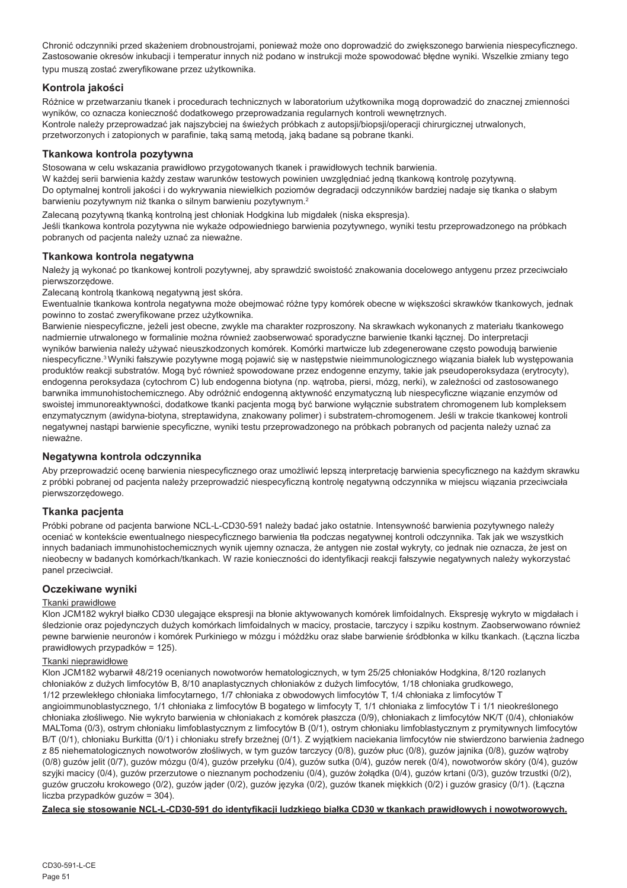Chronić odczynniki przed skażeniem drobnoustrojami, ponieważ może ono doprowadzić do zwiększonego barwienia niespecyficznego. Zastosowanie okresów inkubacji i temperatur innych niż podano w instrukcji może spowodować błędne wyniki. Wszelkie zmiany tego typu muszą zostać zweryfikowane przez użytkownika.

### Kontrola jakości

Różnice w przetwarzaniu tkanek i procedurach technicznych w laboratorium użytkownika mogą doprowadzić do znacznej zmienności wyników, co oznacza konieczność dodatkowego przeprowadzania regularnych kontroli wewnętrznych.
Kontrole należy przeprowadzać jak najszybciej na świeżych próbkach z autopsji/biopsji/operacji chirurgicznej utrwalonych, przetworzonych i zatopionych w parafinie, taką samą metodą, jaką badane są pobrane tkanki.

### Tkankowa kontrola pozytywna

Stosowana w celu wskazania prawidłowo przygotowanych tkanek i prawidłowych technik barwienia.
W każdej serii barwienia każdy zestaw warunków testowych powinien uwzględniać jedną tkankową kontrolę pozytywną.
Do optymalnej kontroli jakości i do wykrywania niewielkich poziomów degradacji odczynników bardziej nadaje się tkanka o słabym barwieniu pozytywnym niż tkanka o silnym barwieniu pozytywnym.[2]

Zalecaną pozytywną tkanką kontrolną jest chłoniak Hodgkina lub migdałek (niska ekspresja).
Jeśli tkankowa kontrola pozytywna nie wykaże odpowiedniego barwienia pozytywnego, wyniki testu przeprowadzonego na próbkach pobranych od pacjenta należy uznać za nieważne.

### Tkankowa kontrola negatywna

Należy ją wykonać po tkankowej kontroli pozytywnej, aby sprawdzić swoistość znakowania docelowego antygenu przez przeciwciało pierwszorzędowe.
Zalecaną kontrolą tkankową negatywną jest skóra.
Ewentualnie tkankowa kontrola negatywna może obejmować różne typy komórek obecne w większości skrawków tkankowych, jednak powinno to zostać zweryfikowane przez użytkownika.
Barwienie niespecyficzne, jeżeli jest obecne, zwykle ma charakter rozproszony. Na skrawkach wykonanych z materiału tkankowego nadmiernie utrwalonego w formalinie można również zaobserwować sporadyczne barwienie tkanki łącznej. Do interpretacji wyników barwienia należy używać nieuszkodzonych komórek. Komórki martwicze lub zdegenerowane często powodują barwienie niespecyficzne.[3] Wyniki fałszywie pozytywne mogą pojawić się w następstwie nieimmunologicznego wiązania białek lub występowania produktów reakcji substratów. Mogą być również spowodowane przez endogenne enzymy, takie jak pseudoperoksydaza (erytrocyty), endogenna peroksydaza (cytochrom C) lub endogenna biotyna (np. wątroba, piersi, mózg, nerki), w zależności od zastosowanego barwnika immunohistochemicznego. Aby odróżnić endogenną aktywność enzymatyczną lub niespecyficzne wiązanie enzymów od swoistej immunoreaktywności, dodatkowe tkanki pacjenta mogą być barwione wyłącznie substratem chromogenem lub kompleksem enzymatycznym (awidyna-biotyna, streptawidyna, znakowany polimer) i substratem-chromogenem. Jeśli w trakcie tkankowej kontroli negatywnej nastąpi barwienie specyficzne, wyniki testu przeprowadzonego na próbkach pobranych od pacjenta należy uznać za nieważne.

### Negatywna kontrola odczynnika

Aby przeprowadzić ocenę barwienia niespecyficznego oraz umożliwić lepszą interpretację barwienia specyficznego na każdym skrawku z próbki pobranej od pacjenta należy przeprowadzić niespecyficzną kontrolę negatywną odczynnika w miejscu wiązania przeciwciała pierwszorzędowego.

### Tkanka pacjenta

Próbki pobrane od pacjenta barwione NCL-L-CD30-591 należy badać jako ostatnie. Intensywność barwienia pozytywnego należy oceniać w kontekście ewentualnego niespecyficznego barwienia tła podczas negatywnej kontroli odczynnika. Tak jak we wszystkich innych badaniach immunohistochemicznych wynik ujemny oznacza, że antygen nie został wykryty, co jednak nie oznacza, że jest on nieobecny w badanych komórkach/tkankach. W razie konieczności do identyfikacji reakcji fałszywie negatywnych należy wykorzystać panel przeciwciał.

### Oczekiwane wyniki

Tkanki prawidłowe

Klon JCM182 wykrył białko CD30 ulegające ekspresji na błonie aktywowanych komórek limfoidalnych. Ekspresję wykryto w migdałach i śledzionie oraz pojedynczych dużych komórkach limfoidalnych w macicy, prostacie, tarczycy i szpiku kostnym. Zaobserwowano również pewne barwienie neuronów i komórek Purkiniego w mózgu i móżdżku oraz słabe barwienie śródbłonka w kilku tkankach. (Łączna liczba prawidłowych przypadków = 125).

Tkanki nieprawidłowe

Klon JCM182 wybarwił 48/219 ocenianych nowotworów hematologicznych, w tym 25/25 chłoniaków Hodgkina, 8/120 rozlanych chłoniaków z dużych limfocytów B, 8/10 anaplastycznych chłoniaków z dużych limfocytów, 1/18 chłoniaka grudkowego, 1/12 przewlekłego chłoniaka limfocytarnego, 1/7 chłoniaka z obwodowych limfocytów T, 1/4 chłoniaka z limfocytów T angioimmunoblastycznego, 1/1 chłoniaka z limfocytów B bogatego w limfocyty T, 1/1 chłoniaka z limfocytów T i 1/1 nieokreślonego chłoniaka złośliwego. Nie wykryto barwienia w chłoniakach z komórek płaszcza (0/9), chłoniakach z limfocytów NK/T (0/4), chłoniaków MALToma (0/3), ostrym chłoniaku limfoblastycznym z limfocytów B (0/1), ostrym chłoniaku limfoblastycznym z prymitywnych limfocytów B/T (0/1), chłoniaku Burkitta (0/1) i chłoniaku strefy brzeżnej (0/1). Z wyjątkiem naciekania limfocytów nie stwierdzono barwienia żadnego z 85 niehematologicznych nowotworów złośliwych, w tym guzów tarczycy (0/8), guzów płuc (0/8), guzów jajnika (0/8), guzów wątroby (0/8) guzów jelit (0/7), guzów mózgu (0/4), guzów przełyku (0/4), guzów sutka (0/4), guzów nerek (0/4), nowotworów skóry (0/4), guzów szyjki macicy (0/4), guzów przerzutowe o nieznanym pochodzeniu (0/4), guzów żołądka (0/4), guzów krtani (0/3), guzów trzustki (0/2), guzów gruczołu krokowego (0/2), guzów jąder (0/2), guzów języka (0/2), guzów tkanek miękkich (0/2) i guzów grasicy (0/1). (Łączna liczba przypadków guzów = 304).

**Zaleca się stosowanie NCL-L-CD30-591 do identyfikacji ludzkiego białka CD30 w tkankach prawidłowych i nowotworowych.**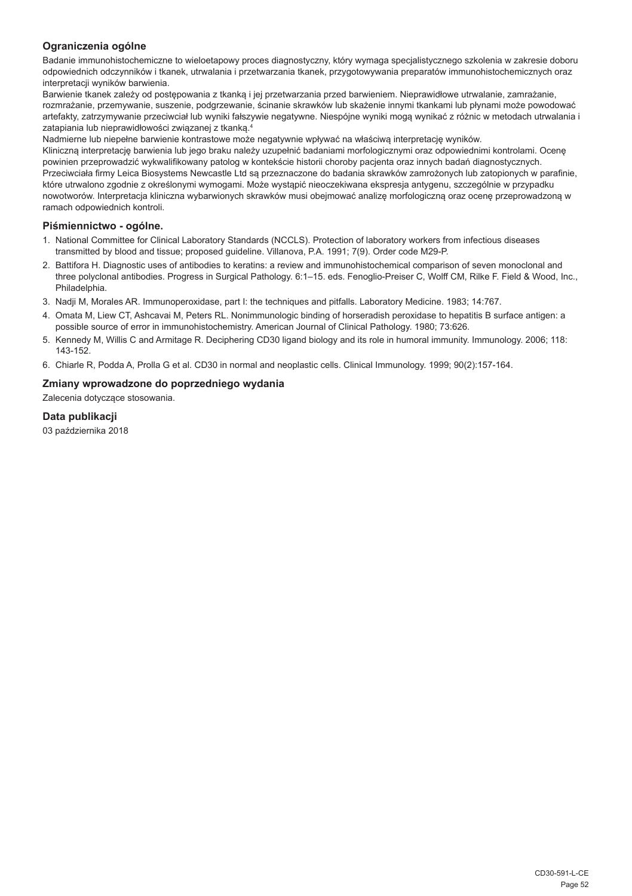## Ograniczenia ogólne

Badanie immunohistochemiczne to wieloetapowy proces diagnostyczny, który wymaga specjalistycznego szkolenia w zakresie doboru odpowiednich odczynników i tkanek, utrwalania i przetwarzania tkanek, przygotowywania preparatów immunohistochemicznych oraz interpretacji wyników barwienia.

Barwienie tkanek zależy od postępowania z tkanką i jej przetwarzania przed barwieniem. Nieprawidłowe utrwalanie, zamrażanie, rozmrażanie, przemywanie, suszenie, podgrzewanie, ścinanie skrawków lub skażenie innymi tkankami lub płynami może powodować artefakty, zatrzymywanie przeciwciał lub wyniki fałszywie negatywne. Niespójne wyniki mogą wynikać z różnic w metodach utrwalania i zatapiania lub nieprawidłowości związanej z tkanką.[4]

Nadmierne lub niepełne barwienie kontrastowe może negatywnie wpływać na właściwą interpretację wyników.

Kliniczną interpretację barwienia lub jego braku należy uzupełnić badaniami morfologicznymi oraz odpowiednimi kontrolami. Ocenę powinien przeprowadzić wykwalifikowany patolog w kontekście historii choroby pacjenta oraz innych badań diagnostycznych.

Przeciwciała firmy Leica Biosystems Newcastle Ltd są przeznaczone do badania skrawków zamrożonych lub zatopionych w parafinie, które utrwalono zgodnie z określonymi wymogami. Może wystąpić nieoczekiwana ekspresja antygenu, szczególnie w przypadku nowotworów. Interpretacja kliniczna wybarwionych skrawków musi obejmować analizę morfologiczną oraz ocenę przeprowadzoną w ramach odpowiednich kontroli.

## Piśmiennictwo - ogólne.

1. National Committee for Clinical Laboratory Standards (NCCLS). Protection of laboratory workers from infectious diseases transmitted by blood and tissue; proposed guideline. Villanova, P.A. 1991; 7(9). Order code M29-P.
2. Battifora H. Diagnostic uses of antibodies to keratins: a review and immunohistochemical comparison of seven monoclonal and three polyclonal antibodies. Progress in Surgical Pathology. 6:1–15. eds. Fenoglio-Preiser C, Wolff CM, Rilke F. Field & Wood, Inc., Philadelphia.
3. Nadji M, Morales AR. Immunoperoxidase, part I: the techniques and pitfalls. Laboratory Medicine. 1983; 14:767.
4. Omata M, Liew CT, Ashcavai M, Peters RL. Nonimmunologic binding of horseradish peroxidase to hepatitis B surface antigen: a possible source of error in immunohistochemistry. American Journal of Clinical Pathology. 1980; 73:626.
5. Kennedy M, Willis C and Armitage R. Deciphering CD30 ligand biology and its role in humoral immunity. Immunology. 2006; 118: 143-152.
6. Chiarle R, Podda A, Prolla G et al. CD30 in normal and neoplastic cells. Clinical Immunology. 1999; 90(2):157-164.

## Zmiany wprowadzone do poprzedniego wydania

Zalecenia dotyczące stosowania.

## Data publikacji

03 października 2018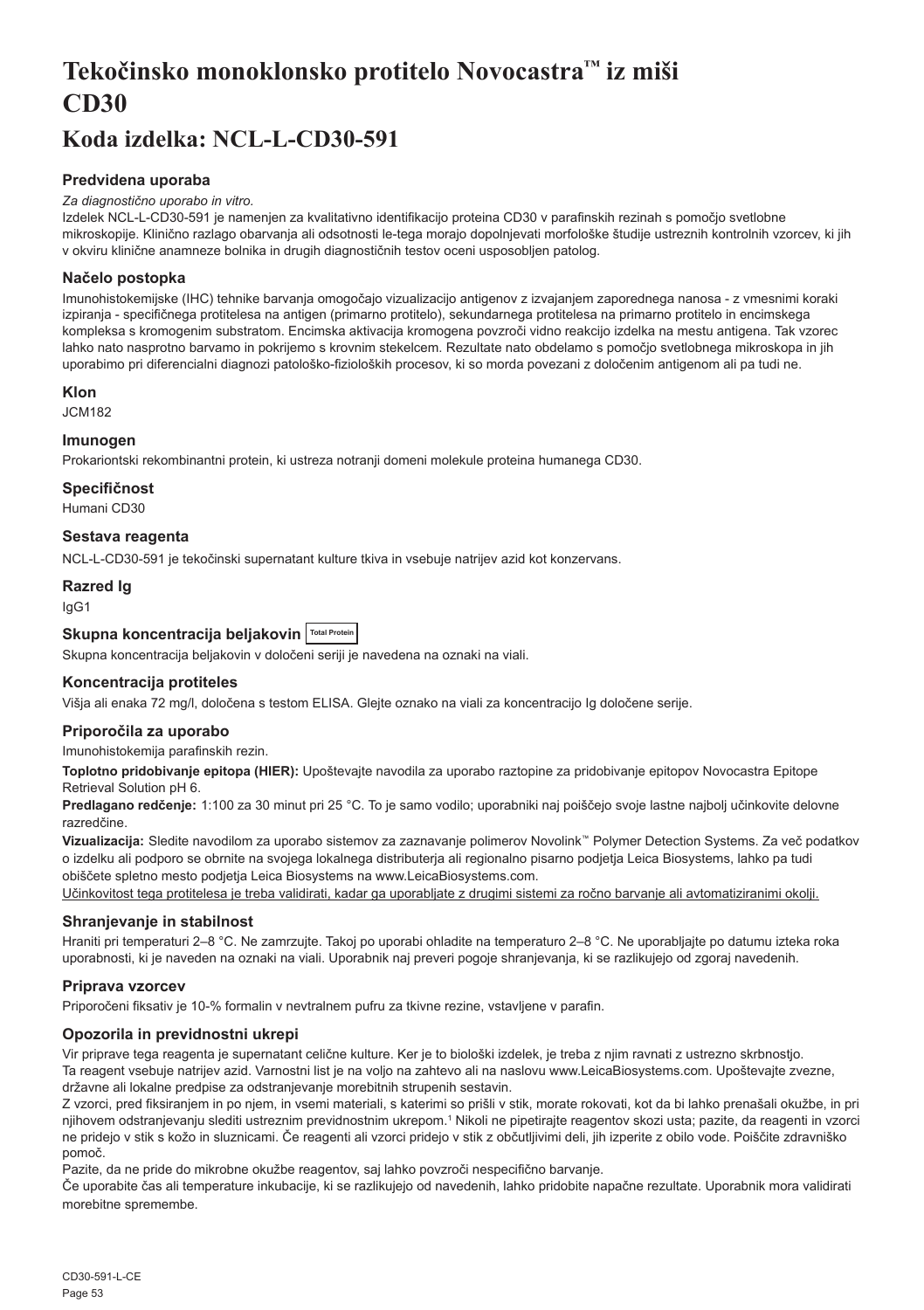# Tekočinsko monoklonsko protitelo Novocastra™ iz miši CD30

## Koda izdelka: NCL-L-CD30-591

### Predvidena uporaba

*Za diagnostično uporabo in vitro.*

Izdelek NCL-L-CD30-591 je namenjen za kvalitativno identifikacijo proteina CD30 v parafinskih rezinah s pomočjo svetlobne mikroskopije. Klinično razlago obarvanja ali odsotnosti le-tega morajo dopolnjevati morfološke študije ustreznih kontrolnih vzorcev, ki jih v okviru klinične anamneze bolnika in drugih diagnostičnih testov oceni usposobljen patolog.

### Načelo postopka

Imunohistokemijske (IHC) tehnike barvanja omogočajo vizualizacijo antigenov z izvajanjem zaporednega nanosa - z vmesnimi koraki izpiranja - specifičnega protitelesa na antigen (primarno protitelo), sekundarnega protitelesa na primarno protitelo in encimskega kompleksa s kromogenim substratom. Encimska aktivacija kromogena povzroči vidno reakcijo izdelka na mestu antigena. Tak vzorec lahko nato nasprotno barvamo in pokrijemo s krovnim stekelcem. Rezultate nato obdelamo s pomočjo svetlobnega mikroskopa in jih uporabimo pri diferencialni diagnozi patološko-fizioloških procesov, ki so morda povezani z določenim antigenom ali pa tudi ne.

### Klon

JCM182

### Imunogen

Prokariontski rekombinantni protein, ki ustreza notranji domeni molekule proteina humanega CD30.

### Specifičnost

Humani CD30

### Sestava reagenta

NCL-L-CD30-591 je tekočinski supernatant kulture tkiva in vsebuje natrijev azid kot konzervans.

### Razred Ig

IgG1

### Skupna koncentracija beljakovin Total Protein

Skupna koncentracija beljakovin v določeni seriji je navedena na oznaki na viali.

### Koncentracija protiteles

Višja ali enaka 72 mg/l, določena s testom ELISA. Glejte oznako na viali za koncentracijo Ig določene serije.

### Priporočila za uporabo

Imunohistokemija parafinskih rezin.

**Toplotno pridobivanje epitopa (HIER):** Upoštevajte navodila za uporabo raztopine za pridobivanje epitopov Novocastra Epitope Retrieval Solution pH 6.

**Predlagano redčenje:** 1:100 za 30 minut pri 25 °C. To je samo vodilo; uporabniki naj poiščejo svoje lastne najbolj učinkovite delovne razredčine.

**Vizualizacija:** Sledite navodilom za uporabo sistemov za zaznavanje polimerov Novolink™ Polymer Detection Systems. Za več podatkov o izdelku ali podporo se obrnite na svojega lokalnega distributerja ali regionalno pisarno podjetja Leica Biosystems, lahko pa tudi obiščete spletno mesto podjetja Leica Biosystems na www.LeicaBiosystems.com.

Učinkovitost tega protitelesa je treba validirati, kadar ga uporabljate z drugimi sistemi za ročno barvanje ali avtomatiziranimi okolji.

### Shranjevanje in stabilnost

Hraniti pri temperaturi 2–8 °C. Ne zamrzujte. Takoj po uporabi ohladite na temperaturo 2–8 °C. Ne uporabljajte po datumu izteka roka uporabnosti, ki je naveden na oznaki na viali. Uporabnik naj preveri pogoje shranjevanja, ki se razlikujejo od zgoraj navedenih.

### Priprava vzorcev

Priporočeni fiksativ je 10-% formalin v nevtralnem pufru za tkivne rezine, vstavljene v parafin.

### Opozorila in previdnostni ukrepi

Vir priprave tega reagenta je supernatant celične kulture. Ker je to biološki izdelek, je treba z njim ravnati z ustrezno skrbnostjo.

Ta reagent vsebuje natrijev azid. Varnostni list je na voljo na zahtevo ali na naslovu www.LeicaBiosystems.com. Upoštevajte zvezne, državne ali lokalne predpise za odstranjevanje morebitnih strupenih sestavin.

Z vzorci, pred fiksiranjem in po njem, in vsemi materiali, s katerimi so prišli v stik, morate rokovati, kot da bi lahko prenašali okužbe, in pri njihovem odstranjevanju slediti ustreznim previdnostnim ukrepom.[1] Nikoli ne pipetirajte reagentov skozi usta; pazite, da reagenti in vzorci ne pridejo v stik s kožo in sluznicami. Če reagenti ali vzorci pridejo v stik z občutljivimi deli, jih izperite z obilo vode. Poiščite zdravniško pomoč.

Pazite, da ne pride do mikrobne okužbe reagentov, saj lahko povzroči nespecifično barvanje.

Če uporabite čas ali temperature inkubacije, ki se razlikujejo od navedenih, lahko pridobite napačne rezultate. Uporabnik mora validirati morebitne spremembe.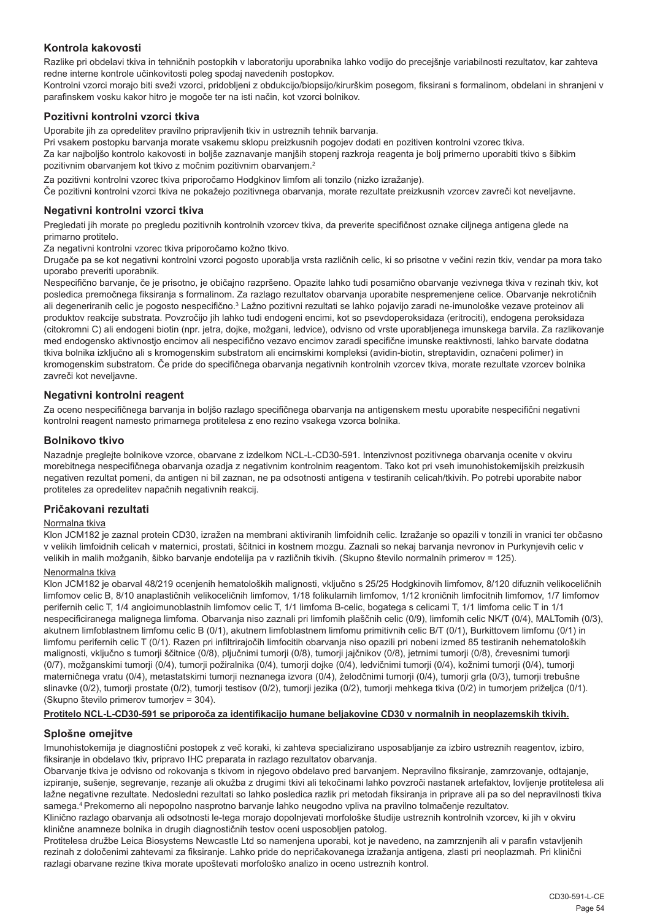## Kontrola kakovosti

Razlike pri obdelavi tkiva in tehničnih postopkih v laboratoriju uporabnika lahko vodijo do precejšnje variabilnosti rezultatov, kar zahteva redne interne kontrole učinkovitosti poleg spodaj navedenih postopkov.

Kontrolni vzorci morajo biti sveži vzorci, pridobljeni z obdukcijo/biopsijo/kirurškim posegom, fiksirani s formalinom, obdelani in shranjeni v parafinskem vosku kakor hitro je mogoče ter na isti način, kot vzorci bolnikov.

## Pozitivni kontrolni vzorci tkiva

Uporabite jih za opredelitev pravilno pripravljenih tkiv in ustreznih tehnik barvanja.

Pri vsakem postopku barvanja morate vsakemu sklopu preizkusnih pogojev dodati en pozitiven kontrolni vzorec tkiva.

Za kar najboljšo kontrolo kakovosti in boljše zaznavanje manjših stopenj razkroja reagenta je bolj primerno uporabiti tkivo s šibkim pozitivnim obarvanjem kot tkivo z močnim pozitivnim obarvanjem.[2]

Za pozitivni kontrolni vzorec tkiva priporočamo Hodgkinov limfom ali tonzilo (nizko izražanje).

Če pozitivni kontrolni vzorci tkiva ne pokažejo pozitivnega obarvanja, morate rezultate preizkusnih vzorcev zavreči kot neveljavne.

## Negativni kontrolni vzorci tkiva

Pregledati jih morate po pregledu pozitivnih kontrolnih vzorcev tkiva, da preverite specifičnost oznake ciljnega antigena glede na primarno protitelo.

Za negativni kontrolni vzorec tkiva priporočamo kožno tkivo.

Drugače pa se kot negativni kontrolni vzorci pogosto uporablja vrsta različnih celic, ki so prisotne v večini rezin tkiv, vendar pa mora tako uporabo preveriti uporabnik.

Nespecifično barvanje, če je prisotno, je običajno razpršeno. Opazite lahko tudi posamično obarvanje vezivnega tkiva v rezinah tkiv, kot posledica premočnega fiksiranja s formalinom. Za razlago rezultatov obarvanja uporabite nespremenjene celice. Obarvanje nekrotičnih ali degeneriranih celic je pogosto nespecifično.[3] Lažno pozitivni rezultati se lahko pojavijo zaradi ne-imunološke vezave proteinov ali produktov reakcije substrata. Povzročijo jih lahko tudi endogeni encimi, kot so psevdoperoksidaza (eritrociti), endogena peroksidaza (citokromi C) ali endogeni biotin (npr. jetra, dojke, možgani, ledvice), odvisno od vrste uporabljenega imunskega barvila. Za razlikovanje med endogensko aktivnostjo encimov ali nespecifično vezavo encimov zaradi specifične imunske reaktivnosti, lahko barvate dodatna tkiva bolnika izključno ali s kromogenskim substratom ali encimskimi kompleksi (avidin-biotin, streptavidin, označeni polimer) in kromogenskim substratom. Če pride do specifičnega obarvanja negativnih kontrolnih vzorcev tkiva, morate rezultate vzorcev bolnika zavreči kot neveljavne.

## Negativni kontrolni reagent

Za oceno nespecifičnega barvanja in boljšo razlago specifičnega obarvanja na antigenskem mestu uporabite nespecifični negativni kontrolni reagent namesto primarnega protitelesa z eno rezino vsakega vzorca bolnika.

## Bolnikovo tkivo

Nazadnje preglejte bolnikove vzorce, obarvane z izdelkom NCL-L-CD30-591. Intenzivnost pozitivnega obarvanja ocenite v okviru morebitnega nespecifičnega obarvanja ozadja z negativnim kontrolnim reagentom. Tako kot pri vseh imunohistokemijskih preizkusih negativen rezultat pomeni, da antigen ni bil zaznan, ne pa odsotnosti antigena v testiranih celicah/tkivih. Po potrebi uporabite nabor protiteles za opredelitev napačnih negativnih reakcij.

## Pričakovani rezultati

Normalna tkiva

Klon JCM182 je zaznal protein CD30, izražen na membrani aktiviranih limfoidnih celic. Izražanje so opazili v tonzili in vranici ter občasno v velikih limfoidnih celicah v maternici, prostati, ščitnici in kostnem mozgu. Zaznali so nekaj barvanja nevronov in Purkynjevih celic v velikih in malih možganih, šibko barvanje endotelija pa v različnih tkivih. (Skupno število normalnih primerov = 125).

Nenormalna tkiva

Klon JCM182 je obarval 48/219 ocenjenih hematoloških malignosti, vključno s 25/25 Hodgkinovih limfomov, 8/120 difuznih velikoceličnih limfomov celic B, 8/10 anaplastičnih velikoceličnih limfomov, 1/18 folikularnih limfomov, 1/12 kroničnih limfocitnih limfomov, 1/7 limfomov perifernih celic T, 1/4 angioimunoblastnih limfomov celic T, 1/1 limfoma B-celic, bogatega s celicami T, 1/1 limfoma celic T in 1/1 nespecificiranega malignega limfoma. Obarvanja niso zaznali pri limfomih plaščnih celic (0/9), limfomih celic NK/T (0/4), MALTomih (0/3), akutnem limfoblastnem limfomu celic B (0/1), akutnem limfoblastnem limfomu primitivnih celic B/T (0/1), Burkittovem limfomu (0/1) in limfomu perifernih celic T (0/1). Razen pri infiltrirajočih limfocitih obarvanja niso opazili pri nobeni izmed 85 testiranih nehematoloških malignosti, vključno s tumorji ščitnice (0/8), pljučnimi tumorji (0/8), tumorji jajčnikov (0/8), jetrnimi tumorji (0/8), črevesnimi tumorji (0/7), možganskimi tumorji (0/4), tumorji požiralnika (0/4), tumorji dojke (0/4), ledvičnimi tumorji (0/4), kožnimi tumorji (0/4), tumorji materničnega vratu (0/4), metastatskimi tumorji neznanega izvora (0/4), želodčnimi tumorji (0/4), tumorji grla (0/3), tumorji trebušne slinavke (0/2), tumorji prostate (0/2), tumorji testisov (0/2), tumorji jezika (0/2), tumorji mehkega tkiva (0/2) in tumorjem priželjca (0/1). (Skupno število primerov tumorjev = 304).

**Protitelo NCL-L-CD30-591 se priporoča za identifikacijo humane beljakovine CD30 v normalnih in neoplazemskih tkivih.**

## Splošne omejitve

Imunohistokemija je diagnostični postopek z več koraki, ki zahteva specializirano usposabljanje za izbiro ustreznih reagentov, izbiro, fiksiranje in obdelavo tkiv, pripravo IHC preparata in razlago rezultatov obarvanja.

Obarvanje tkiva je odvisno od rokovanja s tkivom in njegovo obdelavo pred barvanjem. Nepravilno fiksiranje, zamrzovanje, odtajanje, izpiranje, sušenje, segrevanje, rezanje ali okužba z drugimi tkivi ali tekočinami lahko povzroči nastanek artefaktov, lovljenje protitelesa ali lažne negativne rezultate. Nedosledni rezultati so lahko posledica razlik pri metodah fiksiranja in priprave ali pa so del nepravilnosti tkiva samega.[4] Prekomerno ali nepopolno nasprotno barvanje lahko neugodno vpliva na pravilno tolmačenje rezultatov.

Klinično razlago obarvanja ali odsotnosti le-tega morajo dopolnjevati morfološke študije ustreznih kontrolnih vzorcev, ki jih v okviru klinične anamneze bolnika in drugih diagnostičnih testov oceni usposobljen patolog.

Protitelesa družbe Leica Biosystems Newcastle Ltd so namenjena uporabi, kot je navedeno, na zamrznjenih ali v parafin vstavljenih rezinah z določenimi zahtevami za fiksiranje. Lahko pride do nepričakovanega izražanja antigena, zlasti pri neoplazmah. Pri klinični razlagi obarvane rezine tkiva morate upoštevati morfološko analizo in oceno ustreznih kontrol.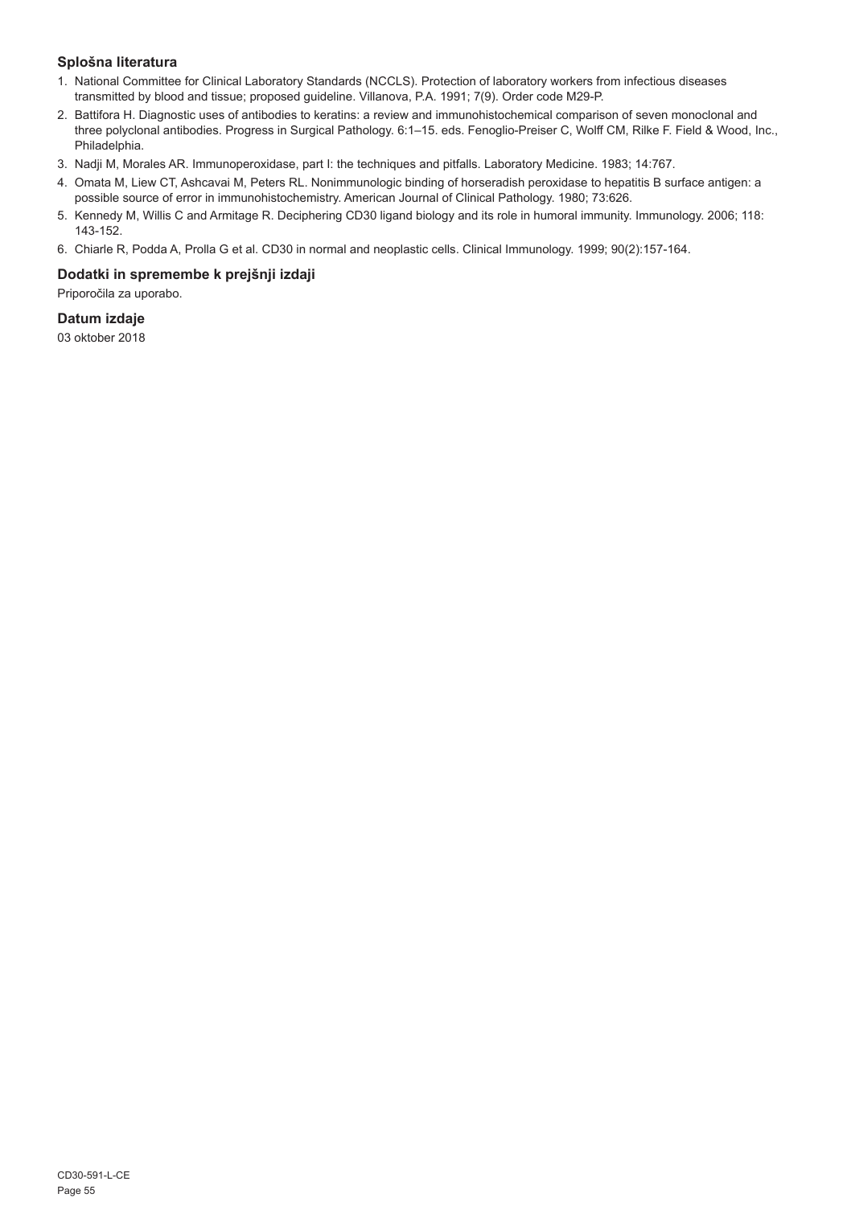### Splošna literatura

1. National Committee for Clinical Laboratory Standards (NCCLS). Protection of laboratory workers from infectious diseases transmitted by blood and tissue; proposed guideline. Villanova, P.A. 1991; 7(9). Order code M29-P.
2. Battifora H. Diagnostic uses of antibodies to keratins: a review and immunohistochemical comparison of seven monoclonal and three polyclonal antibodies. Progress in Surgical Pathology. 6:1–15. eds. Fenoglio-Preiser C, Wolff CM, Rilke F. Field & Wood, Inc., Philadelphia.
3. Nadji M, Morales AR. Immunoperoxidase, part I: the techniques and pitfalls. Laboratory Medicine. 1983; 14:767.
4. Omata M, Liew CT, Ashcavai M, Peters RL. Nonimmunologic binding of horseradish peroxidase to hepatitis B surface antigen: a possible source of error in immunohistochemistry. American Journal of Clinical Pathology. 1980; 73:626.
5. Kennedy M, Willis C and Armitage R. Deciphering CD30 ligand biology and its role in humoral immunity. Immunology. 2006; 118: 143-152.
6. Chiarle R, Podda A, Prolla G et al. CD30 in normal and neoplastic cells. Clinical Immunology. 1999; 90(2):157-164.

### Dodatki in spremembe k prejšnji izdaji

Priporočila za uporabo.

### Datum izdaje

03 oktober 2018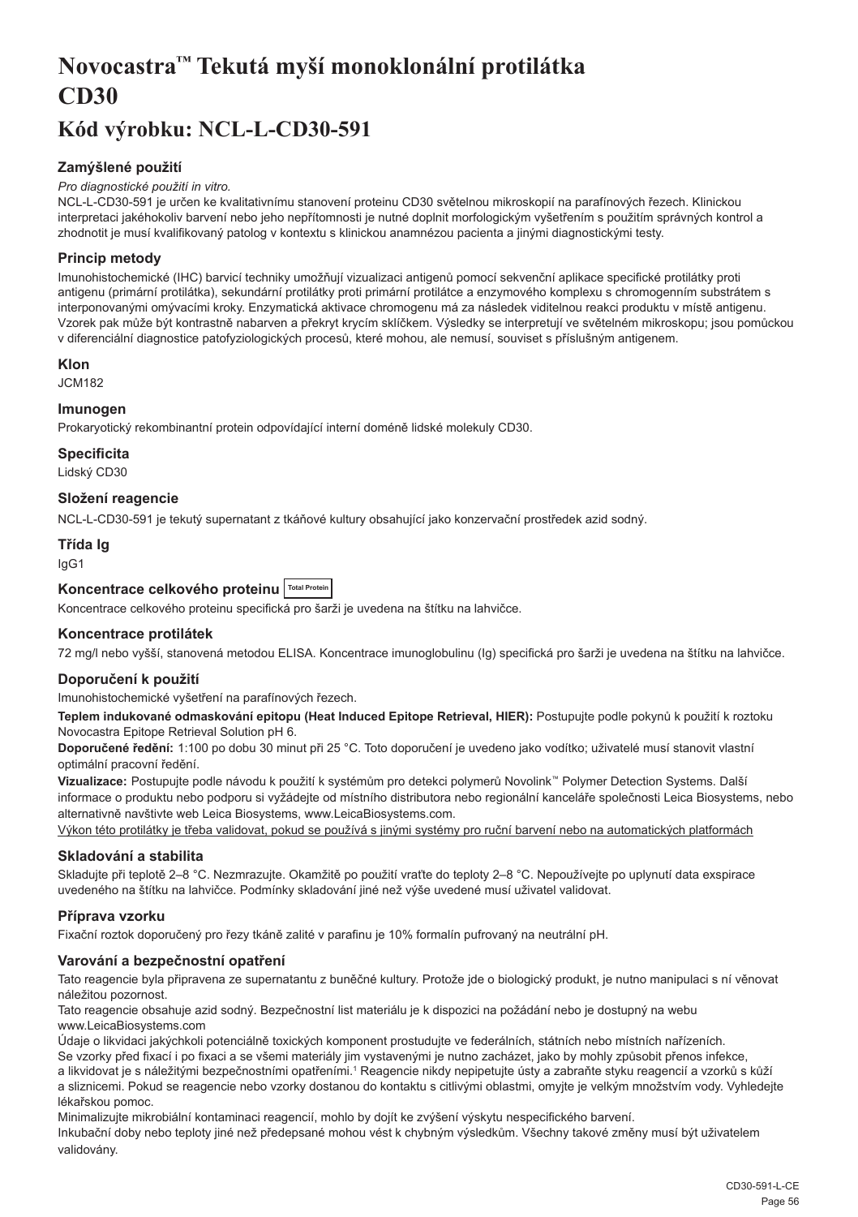# Novocastra™ Tekutá myší monoklonální protilátka CD30

## Kód výrobku: NCL-L-CD30-591

### Zamýšlené použití

*Pro diagnostické použití in vitro.*

NCL-L-CD30-591 je určen ke kvalitativnímu stanovení proteinu CD30 světelnou mikroskopií na parafínových řezech. Klinickou interpretaci jakéhokoliv barvení nebo jeho nepřítomnosti je nutné doplnit morfologickým vyšetřením s použitím správných kontrol a zhodnotit je musí kvalifikovaný patolog v kontextu s klinickou anamnézou pacienta a jinými diagnostickými testy.

### Princip metody

Imunohistochemické (IHC) barvicí techniky umožňují vizualizaci antigenů pomocí sekvenční aplikace specifické protilátky proti antigenu (primární protilátka), sekundární protilátky proti primární protilátce a enzymového komplexu s chromogenním substrátem s interponovanými omývacími kroky. Enzymatická aktivace chromogenu má za následek viditelnou reakci produktu v místě antigenu. Vzorek pak může být kontrastně nabarven a překryt krycím sklíčkem. Výsledky se interpretují ve světelném mikroskopu; jsou pomůckou v diferenciální diagnostice patofyziologických procesů, které mohou, ale nemusí, souviset s příslušným antigenem.

### Klon

JCM182

### Imunogen

Prokaryotický rekombinantní protein odpovídající interní doméně lidské molekuly CD30.

### Specificita

Lidský CD30

### Složení reagencie

NCL-L-CD30-591 je tekutý supernatant z tkáňové kultury obsahující jako konzervační prostředek azid sodný.

### Třída Ig

IgG1

### Koncentrace celkového proteinu Total Protein

Koncentrace celkového proteinu specifická pro šarži je uvedena na štítku na lahvičce.

### Koncentrace protilátek

72 mg/l nebo vyšší, stanovená metodou ELISA. Koncentrace imunoglobulinu (Ig) specifická pro šarži je uvedena na štítku na lahvičce.

### Doporučení k použití

Imunohistochemické vyšetření na parafínových řezech.

**Teplem indukované odmaskování epitopu (Heat Induced Epitope Retrieval, HIER):** Postupujte podle pokynů k použití k roztoku Novocastra Epitope Retrieval Solution pH 6.

**Doporučené ředění:** 1:100 po dobu 30 minut při 25 °C. Toto doporučení je uvedeno jako vodítko; uživatelé musí stanovit vlastní optimální pracovní ředění.

**Vizualizace:** Postupujte podle návodu k použití k systémům pro detekci polymerů Novolink™ Polymer Detection Systems. Další informace o produktu nebo podporu si vyžádejte od místního distributora nebo regionální kanceláře společnosti Leica Biosystems, nebo alternativně navštivte web Leica Biosystems, www.LeicaBiosystems.com.

Výkon této protilátky je třeba validovat, pokud se používá s jinými systémy pro ruční barvení nebo na automatických platformách

### Skladování a stabilita

Skladujte při teplotě 2–8 °C. Nezmrazujte. Okamžitě po použití vraťte do teploty 2–8 °C. Nepoužívejte po uplynutí data exspirace uvedeného na štítku na lahvičce. Podmínky skladování jiné než výše uvedené musí uživatel validovat.

### Příprava vzorku

Fixační roztok doporučený pro řezy tkáně zalité v parafinu je 10% formalín pufrovaný na neutrální pH.

### Varování a bezpečnostní opatření

Tato reagencie byla připravena ze supernatantu z buněčné kultury. Protože jde o biologický produkt, je nutno manipulaci s ní věnovat náležitou pozornost.

Tato reagencie obsahuje azid sodný. Bezpečnostní list materiálu je k dispozici na požádání nebo je dostupný na webu www.LeicaBiosystems.com

Údaje o likvidaci jakýchkoli potenciálně toxických komponent prostudujte ve federálních, státních nebo místních nařízeních.

Se vzorky před fixací i po fixaci a se všemi materiály jim vystavenými je nutno zacházet, jako by mohly způsobit přenos infekce, a likvidovat je s náležitými bezpečnostními opatřeními.[1] Reagencie nikdy nepipetujte ústy a zabraňte styku reagencií a vzorků s kůží a sliznicemi. Pokud se reagencie nebo vzorky dostanou do kontaktu s citlivými oblastmi, omyjte je velkým množstvím vody. Vyhledejte lékařskou pomoc.

Minimalizujte mikrobiální kontaminaci reagencií, mohlo by dojít ke zvýšení výskytu nespecifického barvení.

Inkubační doby nebo teploty jiné než předepsané mohou vést k chybným výsledkům. Všechny takové změny musí být uživatelem validovány.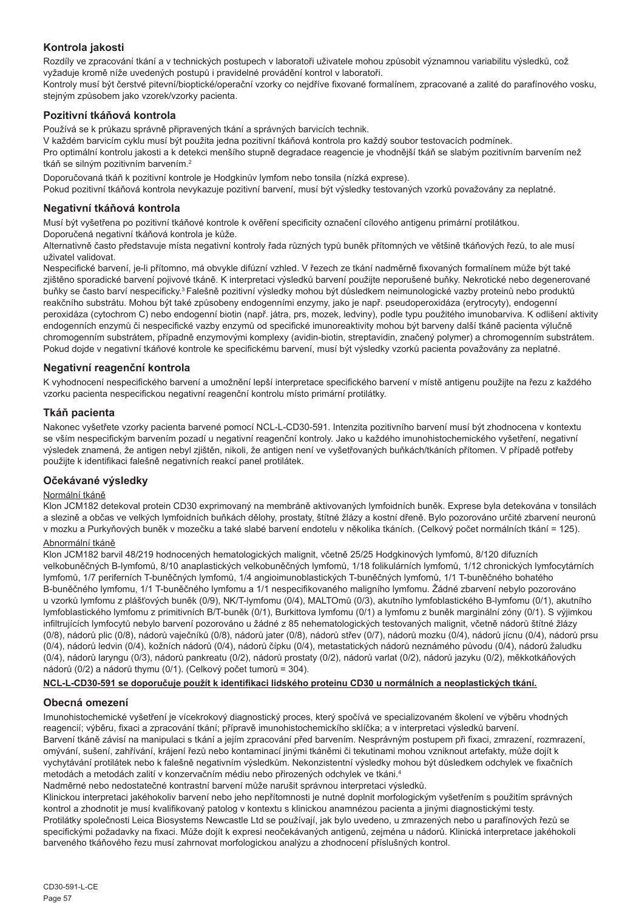## Kontrola jakosti

Rozdíly ve zpracování tkání a v technických postupech v laboratoři uživatele mohou způsobit významnou variabilitu výsledků, což vyžaduje kromě níže uvedených postupů i pravidelné provádění kontrol v laboratoři.

Kontroly musí být čerstvé pitevní/bioptické/operační vzorky co nejdříve fixované formalínem, zpracované a zalité do parafínového vosku, stejným způsobem jako vzorek/vzorky pacienta.

### Pozitivní tkáňová kontrola

Používá se k průkazu správně připravených tkání a správných barvicích technik.

V každém barvicím cyklu musí být použita jedna pozitivní tkáňová kontrola pro každý soubor testovacích podmínek.

Pro optimální kontrolu jakosti a k detekci menšího stupně degradace reagencie je vhodnější tkáň se slabým pozitivním barvením než tkáň se silným pozitivním barvením.[2]

Doporučovaná tkáň k pozitivní kontrole je Hodgkinův lymfom nebo tonsila (nízká exprese).

Pokud pozitivní tkáňová kontrola nevykazuje pozitivní barvení, musí být výsledky testovaných vzorků považovány za neplatné.

### Negativní tkáňová kontrola

Musí být vyšetřena po pozitivní tkáňové kontrole k ověření specificity označení cílového antigenu primární protilátkou.

Doporučená negativní tkáňová kontrola je kůže.

Alternativně často představuje místa negativní kontroly řada různých typů buněk přítomných ve většině tkáňových řezů, to ale musí uživatel validovat.

Nespecifické barvení, je-li přítomno, má obvykle difúzní vzhled. V řezech ze tkání nadměrně fixovaných formalínem může být také zjištěno sporadické barvení pojivové tkáně. K interpretaci výsledků barvení použijte neporušené buňky. Nekrotické nebo degenerované buňky se často barví nespecificky.[3] Falešně pozitivní výsledky mohou být důsledkem neimunologické vazby proteinů nebo produktů reakčního substrátu. Mohou být také způsobeny endogenními enzymy, jako je např. pseudoperoxidáza (erytrocyty), endogenní peroxidáza (cytochrom C) nebo endogenní biotin (např. játra, prs, mozek, ledviny), podle typu použitého imunobarviva. K odlišení aktivity endogenních enzymů či nespecifické vazby enzymů od specifické imunoreaktivity mohou být barveny další tkáně pacienta výlučně chromogenním substrátem, případně enzymovými komplexy (avidin-biotin, streptavidin, značený polymer) a chromogenním substrátem. Pokud dojde v negativní tkáňové kontrole ke specifickému barvení, musí být výsledky vzorků pacienta považovány za neplatné.

### Negativní reagenční kontrola

K vyhodnocení nespecifického barvení a umožnění lepší interpretace specifického barvení v místě antigenu použijte na řezu z každého vzorku pacienta nespecifickou negativní reagenční kontrolu místo primární protilátky.

### Tkáň pacienta

Nakonec vyšetřete vzorky pacienta barvené pomocí NCL-L-CD30-591. Intenzita pozitivního barvení musí být zhodnocena v kontextu se vším nespecifickým barvením pozadí u negativní reagenční kontroly. Jako u každého imunohistochemického vyšetření, negativní výsledek znamená, že antigen nebyl zjištěn, nikoli, že antigen není ve vyšetřovaných buňkách/tkáních přítomen. V případě potřeby použijte k identifikaci falešně negativních reakcí panel protilátek.

## Očekávané výsledky

Normální tkáně

Klon JCM182 detekoval protein CD30 exprimovaný na membráně aktivovaných lymfoidních buněk. Exprese byla detekována v tonsilách a slezině a občas ve velkých lymfoidních buňkách dělohy, prostaty, štítné žlázy a kostní dřeně. Bylo pozorováno určité zbarvení neuronů v mozku a Purkyňových buněk v mozečku a také slabé barvení endotelu v několika tkáních. (Celkový počet normálních tkání = 125).

Abnormální tkáně

Klon JCM182 barvil 48/219 hodnocených hematologických malignit, včetně 25/25 Hodgkinových lymfomů, 8/120 difuzních velkobuněčných B-lymfomů, 8/10 anaplastických velkobuněčných lymfomů, 1/18 folikulárních lymfomů, 1/12 chronických lymfocytárních lymfomů, 1/7 periferních T-buněčných lymfomů, 1/4 angioimunoblastických T-buněčných lymfomů, 1/1 T-buněčného bohatého B-buněčného lymfomu, 1/1 T-buněčného lymfomu a 1/1 nespecifikovaného maligního lymfomu. Žádné zbarvení nebylo pozorováno u vzorků lymfomu z plášťových buněk (0/9), NK/T-lymfomu (0/4), MALTOmů (0/3), akutního lymfoblastického B-lymfomu (0/1), akutního lymfoblastického lymfomu z primitivních B/T-buněk (0/1), Burkittova lymfomu (0/1) a lymfomu z buněk marginální zóny (0/1). S výjimkou infiltrujících lymfocytů nebylo barvení pozorováno u žádné z 85 nehematologických testovaných malignit, včetně nádorů štítné žlázy (0/8), nádorů plic (0/8), nádorů vaječníků (0/8), nádorů jater (0/8), nádorů střev (0/7), nádorů mozku (0/4), nádorů jícnu (0/4), nádorů prsu (0/4), nádorů ledvin (0/4), kožních nádorů (0/4), nádorů čípku (0/4), metastatických nádorů neznámého původu (0/4), nádorů žaludku (0/4), nádorů laryngu (0/3), nádorů pankreatu (0/2), nádorů prostaty (0/2), nádorů varlat (0/2), nádorů jazyku (0/2), měkkotkáňových nádorů (0/2) a nádorů thymu (0/1). (Celkový počet tumorů = 304).

**NCL-L-CD30-591 se doporučuje použít k identifikaci lidského proteinu CD30 u normálních a neoplastických tkání.**

## Obecná omezení

Imunohistochemické vyšetření je vícekrokový diagnostický proces, který spočívá ve specializovaném školení ve výběru vhodných reagencií; výběru, fixaci a zpracování tkání; přípravě imunohistochemického sklíčka; a v interpretaci výsledků barvení.

Barvení tkáně závisí na manipulaci s tkání a jejím zpracování před barvením. Nesprávným postupem při fixaci, zmrazení, rozmrazení, omývání, sušení, zahřívání, krájení řezů nebo kontaminací jinými tkáněmi či tekutinami mohou vzniknout artefakty, může dojít k vychytávání protilátek nebo k falešně negativním výsledkům. Nekonzistentní výsledky mohou být důsledkem odchylek ve fixačních metodách a metodách zalití v konzervačním médiu nebo přirozených odchylek ve tkáni.[4]

Nadměrné nebo nedostatečné kontrastní barvení může narušit správnou interpretaci výsledků.

Klinickou interpretaci jakéhokoliv barvení nebo jeho nepřítomnosti je nutné doplnit morfologickým vyšetřením s použitím správných kontrol a zhodnotit je musí kvalifikovaný patolog v kontextu s klinickou anamnézou pacienta a jinými diagnostickými testy.

Protilátky společnosti Leica Biosystems Newcastle Ltd se používají, jak bylo uvedeno, u zmrazených nebo u parafínových řezů se specifickými požadavky na fixaci. Může dojít k expresi neočekávaných antigenů, zejména u nádorů. Klinická interpretace jakéhokoli barveného tkáňového řezu musí zahrnout morfologickou analýzu a zhodnocení příslušných kontrol.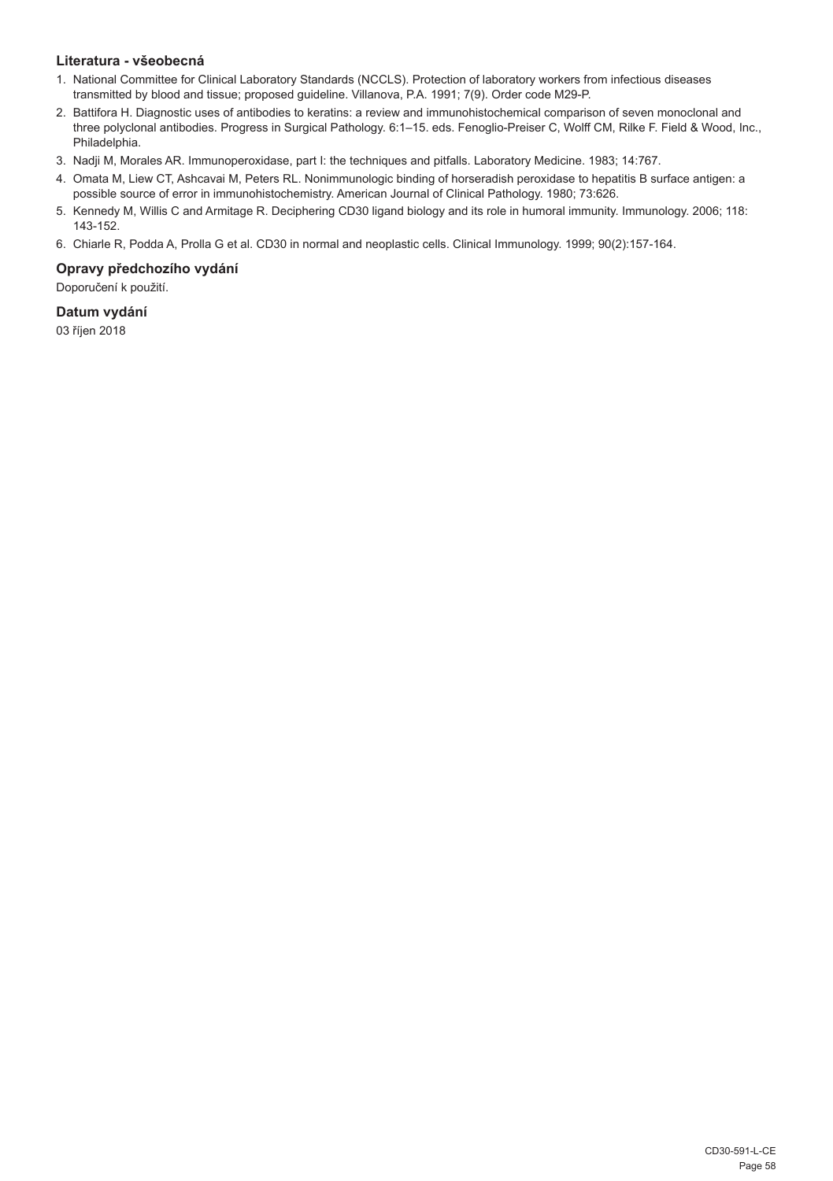### Literatura - všeobecná

1. National Committee for Clinical Laboratory Standards (NCCLS). Protection of laboratory workers from infectious diseases transmitted by blood and tissue; proposed guideline. Villanova, P.A. 1991; 7(9). Order code M29-P.
2. Battifora H. Diagnostic uses of antibodies to keratins: a review and immunohistochemical comparison of seven monoclonal and three polyclonal antibodies. Progress in Surgical Pathology. 6:1–15. eds. Fenoglio-Preiser C, Wolff CM, Rilke F. Field & Wood, Inc., Philadelphia.
3. Nadji M, Morales AR. Immunoperoxidase, part I: the techniques and pitfalls. Laboratory Medicine. 1983; 14:767.
4. Omata M, Liew CT, Ashcavai M, Peters RL. Nonimmunologic binding of horseradish peroxidase to hepatitis B surface antigen: a possible source of error in immunohistochemistry. American Journal of Clinical Pathology. 1980; 73:626.
5. Kennedy M, Willis C and Armitage R. Deciphering CD30 ligand biology and its role in humoral immunity. Immunology. 2006; 118: 143-152.
6. Chiarle R, Podda A, Prolla G et al. CD30 in normal and neoplastic cells. Clinical Immunology. 1999; 90(2):157-164.

### Opravy předchozího vydání

Doporučení k použití.

### Datum vydání

03 říjen 2018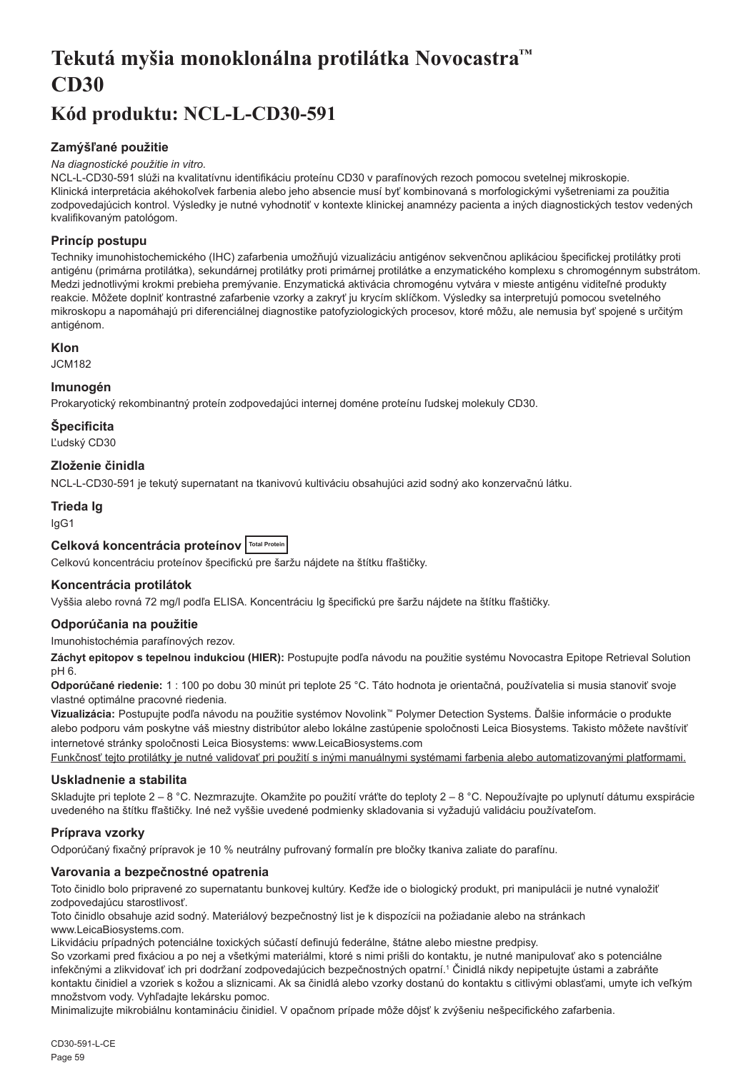# Tekutá myšia monoklonálna protilátka Novocastra™ CD30

## Kód produktu: NCL-L-CD30-591

### Zamýšľané použitie

*Na diagnostické použitie in vitro.*

NCL-L-CD30-591 slúži na kvalitatívnu identifikáciu proteínu CD30 v parafínových rezoch pomocou svetelnej mikroskopie. Klinická interpretácia akéhokoľvek farbenia alebo jeho absencie musí byť kombinovaná s morfologickými vyšetreniami za použitia zodpovedajúcich kontrol. Výsledky je nutné vyhodnotiť v kontexte klinickej anamnézy pacienta a iných diagnostických testov vedených kvalifikovaným patológom.

### Princíp postupu

Techniky imunohistochemického (IHC) zafarbenia umožňujú vizualizáciu antigénov sekvenčnou aplikáciou špecifickej protilátky proti antigénu (primárna protilátka), sekundárnej protilátky proti primárnej protilátke a enzymatického komplexu s chromogénnym substrátom. Medzi jednotlivými krokmi prebieha premývanie. Enzymatická aktivácia chromogénu vytvára v mieste antigénu viditeľné produkty reakcie. Môžete doplniť kontrastné zafarbenie vzorky a zakryť ju krycím sklíčkom. Výsledky sa interpretujú pomocou svetelného mikroskopu a napomáhajú pri diferenciálnej diagnostike patofyziologických procesov, ktoré môžu, ale nemusia byť spojené s určitým antigénom.

### Klon

JCM182

### Imunogén

Prokaryotický rekombinantný proteín zodpovedajúci internej doméne proteínu ľudskej molekuly CD30.

### Špecificita

Ľudský CD30

### Zloženie činidla

NCL-L-CD30-591 je tekutý supernatant na tkanivovú kultiváciu obsahujúci azid sodný ako konzervačnú látku.

### Trieda Ig

IgG1

### Celková koncentrácia proteínov Total Protein

Celkovú koncentráciu proteínov špecifickú pre šaržu nájdete na štítku fľaštičky.

### Koncentrácia protilátok

Vyššia alebo rovná 72 mg/l podľa ELISA. Koncentráciu Ig špecifickú pre šaržu nájdete na štítku fľaštičky.

### Odporúčania na použitie

Imunohistochémia parafínových rezov.

**Záchyt epitopov s tepelnou indukciou (HIER):** Postupujte podľa návodu na použitie systému Novocastra Epitope Retrieval Solution pH 6.

**Odporúčané riedenie:** 1 : 100 po dobu 30 minút pri teplote 25 °C. Táto hodnota je orientačná, používatelia si musia stanoviť svoje vlastné optimálne pracovné riedenia.

**Vizualizácia:** Postupujte podľa návodu na použitie systémov Novolink™ Polymer Detection Systems. Ďalšie informácie o produkte alebo podporu vám poskytne váš miestny distribútor alebo lokálne zastúpenie spoločnosti Leica Biosystems. Takisto môžete navštíviť internetové stránky spoločnosti Leica Biosystems: www.LeicaBiosystems.com

Funkčnosť tejto protilátky je nutné validovať pri použití s inými manuálnymi systémami farbenia alebo automatizovanými platformami.

### Uskladnenie a stabilita

Skladujte pri teplote 2 – 8 °C. Nezmrazujte. Okamžite po použití vráťte do teploty 2 – 8 °C. Nepoužívajte po uplynutí dátumu exspirácie uvedeného na štítku fľaštičky. Iné než vyššie uvedené podmienky skladovania si vyžadujú validáciu používateľom.

### Príprava vzorky

Odporúčaný fixačný prípravok je 10 % neutrálny pufrovaný formalín pre bločky tkaniva zaliate do parafínu.

### Varovania a bezpečnostné opatrenia

Toto činidlo bolo pripravené zo supernatantu bunkovej kultúry. Keďže ide o biologický produkt, pri manipulácii je nutné vynaložiť zodpovedajúcu starostlivosť.

Toto činidlo obsahuje azid sodný. Materiálový bezpečnostný list je k dispozícii na požiadanie alebo na stránkach www.LeicaBiosystems.com.

Likvidáciu prípadných potenciálne toxických súčastí definujú federálne, štátne alebo miestne predpisy.

So vzorkami pred fixáciou a po nej a všetkými materiálmi, ktoré s nimi prišli do kontaktu, je nutné manipulovať ako s potenciálne infekčnými a zlikvidovať ich pri dodržaní zodpovedajúcich bezpečnostných opatrní.[1] Činidlá nikdy nepipetujte ústami a zabráňte kontaktu činidiel a vzoriek s kožou a sliznicami. Ak sa činidlá alebo vzorky dostanú do kontaktu s citlivými oblasťami, umyte ich veľkým množstvom vody. Vyhľadajte lekársku pomoc.

Minimalizujte mikrobiálnu kontamináciu činidiel. V opačnom prípade môže dôjsť k zvýšeniu nešpecifického zafarbenia.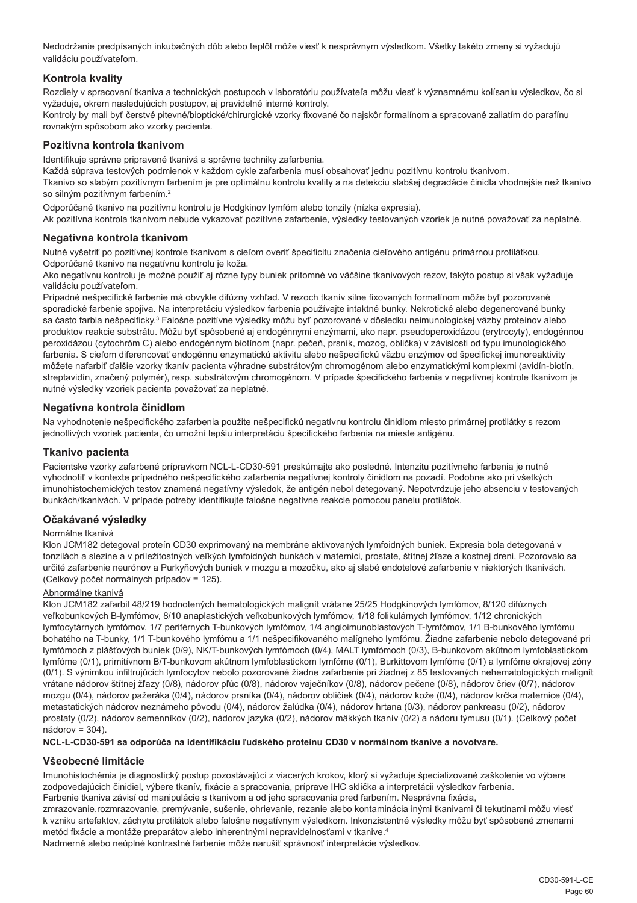Nedodržanie predpísaných inkubačných dôb alebo teplôt môže viesť k nesprávnym výsledkom. Všetky takéto zmeny si vyžadujú validáciu používateľom.

### Kontrola kvality

Rozdiely v spracovaní tkaniva a technických postupoch v laboratóriu používateľa môžu viesť k významnému kolísaniu výsledkov, čo si vyžaduje, okrem nasledujúcich postupov, aj pravidelné interné kontroly.
Kontroly by mali byť čerstvé pitevné/bioptické/chirurgické vzorky fixované čo najskôr formalínom a spracované zaliatím do parafínu rovnakým spôsobom ako vzorky pacienta.

### Pozitívna kontrola tkanivom

Identifikuje správne pripravené tkanivá a správne techniky zafarbenia.
Každá súprava testových podmienok v každom cykle zafarbenia musí obsahovať jednu pozitívnu kontrolu tkanivom.
Tkanivo so slabým pozitívnym farbením je pre optimálnu kontrolu kvality a na detekciu slabšej degradácie činidla vhodnejšie než tkanivo so silným pozitívnym farbením.[2]

Odporúčané tkanivo na pozitívnu kontrolu je Hodgkinov lymfóm alebo tonzily (nízka expresia).
Ak pozitívna kontrola tkanivom nebude vykazovať pozitívne zafarbenie, výsledky testovaných vzoriek je nutné považovať za neplatné.

### Negatívna kontrola tkanivom

Nutné vyšetriť po pozitívnej kontrole tkanivom s cieľom overiť špecificitu značenia cieľového antigénu primárnou protilátkou.
Odporúčané tkanivo na negatívnu kontrolu je koža.
Ako negatívnu kontrolu je možné použiť aj rôzne typy buniek prítomné vo väčšine tkanivových rezov, takýto postup si však vyžaduje validáciu používateľom.
Prípadné nešpecifické farbenie má obvykle difúzny vzhľad. V rezoch tkanív silne fixovaných formalínom môže byť pozorované sporadické farbenie spojiva. Na interpretáciu výsledkov farbenia používajte intaktné bunky. Nekrotické alebo degenerované bunky sa často farbia nešpecificky.[3] Falošne pozitívne výsledky môžu byť pozorované v dôsledku neimunologickej väzby proteínov alebo produktov reakcie substrátu. Môžu byť spôsobené aj endogénnymi enzýmami, ako napr. pseudoperoxidázou (erytrocyty), endogénnou peroxidázou (cytochróm C) alebo endogénnym biotínom (napr. pečeň, prsník, mozog, oblička) v závislosti od typu imunologického farbenia. S cieľom diferencovať endogénnu enzymatickú aktivitu alebo nešpecifickú väzbu enzýmov od špecifickej imunoreaktivity môžete nafarbiť ďalšie vzorky tkanív pacienta výhradne substrátovým chromogénom alebo enzymatickými komplexmi (avidín-biotín, streptavidín, značený polymér), resp. substrátovým chromogénom. V prípade špecifického farbenia v negatívnej kontrole tkanivom je nutné výsledky vzoriek pacienta považovať za neplatné.

### Negatívna kontrola činidlom

Na vyhodnotenie nešpecifického zafarbenia použite nešpecifickú negatívnu kontrolu činidlom miesto primárnej protilátky s rezom jednotlivých vzoriek pacienta, čo umožní lepšiu interpretáciu špecifického farbenia na mieste antigénu.

### Tkanivo pacienta

Pacientske vzorky zafarbené prípravkom NCL-L-CD30-591 preskúmajte ako posledné. Intenzitu pozitívneho farbenia je nutné vyhodnotiť v kontexte prípadného nešpecifického zafarbenia negatívnej kontroly činidlom na pozadí. Podobne ako pri všetkých imunohistochemických testov znamená negatívny výsledok, že antigén nebol detegovaný. Nepotvrdzuje jeho absenciu v testovaných bunkách/tkanivách. V prípade potreby identifikujte falošne negatívne reakcie pomocou panelu protilátok.

### Očakávané výsledky

Normálne tkanivá

Klon JCM182 detegoval proteín CD30 exprimovaný na membráne aktivovaných lymfoidných buniek. Expresia bola detegovaná v tonziliách a slezine a v príležitostných veľkých lymfoidných bunkách v maternici, prostate, štítnej žľaze a kostnej dreni. Pozorovalo sa určité zafarbenie neurónov a Purkyňových buniek v mozgu a mozočku, ako aj slabé endotelové zafarbenie v niektorých tkanivách. (Celkový počet normálnych prípadov = 125).

Abnormálne tkanivá

Klon JCM182 zafarbil 48/219 hodnotených hematologických malignít vrátane 25/25 Hodgkinových lymfómov, 8/120 difúznych veľkobunkových B-lymfómov, 8/10 anaplastických veľkobunkových lymfómov, 1/18 folikulárnych lymfómov, 1/12 chronických lymfocytárnych lymfómov, 1/7 periférnych T-bunkových lymfómov, 1/4 angioimunoblastových T-lymfómov, 1/1 B-bunkového lymfómu bohatého na T-bunky, 1/1 T-bunkového lymfómu a 1/1 nešpecifikovaného malígneho lymfómu. Žiadne zafarbenie nebolo detegované pri lymfómoch z plášťových buniek (0/9), NK/T-bunkových lymfómoch (0/4), MALT lymfómoch (0/3), B-bunkovom akútnom lymfoblastickom lymfóme (0/1), primitívnom B/T-bunkovom akútnom lymfoblastickom lymfóme (0/1), Burkittovom lymfóme (0/1) a lymfóme okrajovej zóny (0/1). S výnimkou infiltrujúcich lymfocytov nebolo pozorované žiadne zafarbenie pri žiadnej z 85 testovaných nehematologických malignít vrátane nádorov štítnej žľazy (0/8), nádorov pľúc (0/8), nádorov vaječníkov (0/8), nádorov pečene (0/8), nádorov čriev (0/7), nádorov mozgu (0/4), nádorov pažeráka (0/4), nádorov prsníka (0/4), nádorov obličiek (0/4), nádorov kože (0/4), nádorov krčka maternice (0/4), metastatických nádorov neznámeho pôvodu (0/4), nádorov žalúdka (0/4), nádorov hrtana (0/3), nádorov pankreasu (0/2), nádorov prostaty (0/2), nádorov semenníkov (0/2), nádorov jazyka (0/2), nádorov mäkkých tkanív (0/2) a nádoru týmusu (0/1). (Celkový počet nádorov = 304).

**NCL-L-CD30-591 sa odporúča na identifikáciu ľudského proteínu CD30 v normálnom tkanive a novotvare.**

### Všeobecné limitácie

Imunohistochémia je diagnostický postup pozostávajúci z viacerých krokov, ktorý si vyžaduje špecializované zaškolenie vo výbere zodpovedajúcich činidiel, výbere tkanív, fixácie a spracovania, príprave IHC sklíčka a interpretácii výsledkov farbenia.
Farbenie tkaniva závisí od manipulácie s tkanivom a od jeho spracovania pred farbením. Nesprávna fixácia, zmrazovanie,rozmrazovanie, premývanie, sušenie, ohrievanie, rezanie alebo kontaminácia inými tkanivami či tekutinami môžu viesť k vzniku artefaktov, záchytu protilátok alebo falošne negatívnym výsledkom. Inkonzistentné výsledky môžu byť spôsobené zmenami metód fixácie a montáže preparátov alebo inherentnými nepravidelnosťami v tkanive.[4]
Nadmerné alebo neúplné kontrastné farbenie môže narušiť správnosť interpretácie výsledkov.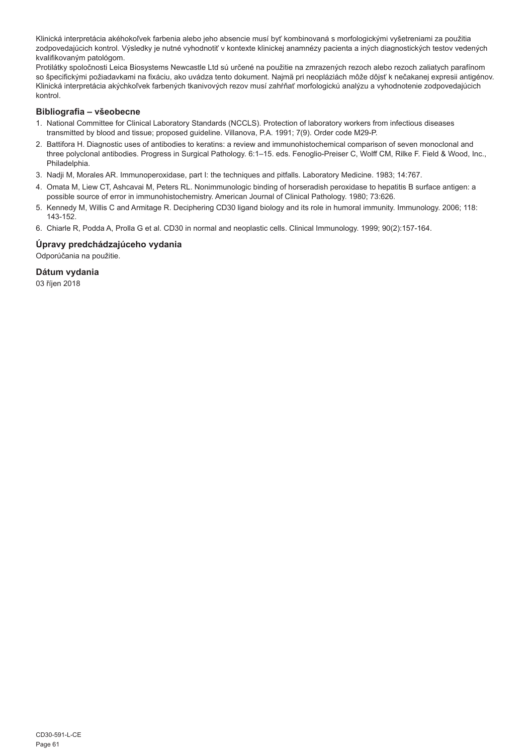Klinická interpretácia akéhokoľvek farbenia alebo jeho absencie musí byť kombinovaná s morfologickými vyšetreniami za použitia zodpovedajúcich kontrol. Výsledky je nutné vyhodnotiť v kontexte klinickej anamnézy pacienta a iných diagnostických testov vedených kvalifikovaným patológom.

Protilátky spoločnosti Leica Biosystems Newcastle Ltd sú určené na použitie na zmrazených rezoch alebo rezoch zaliatych parafínom so špecifickými požiadavkami na fixáciu, ako uvádza tento dokument. Najmä pri neopláziách môže dôjsť k nečakanej expresii antigénov. Klinická interpretácia akýchkoľvek farbených tkanivových rezov musí zahŕňať morfologickú analýzu a vyhodnotenie zodpovedajúcich kontrol.

## Bibliografia – všeobecne

1. National Committee for Clinical Laboratory Standards (NCCLS). Protection of laboratory workers from infectious diseases transmitted by blood and tissue; proposed guideline. Villanova, P.A. 1991; 7(9). Order code M29-P.
2. Battifora H. Diagnostic uses of antibodies to keratins: a review and immunohistochemical comparison of seven monoclonal and three polyclonal antibodies. Progress in Surgical Pathology. 6:1–15. eds. Fenoglio-Preiser C, Wolff CM, Rilke F. Field & Wood, Inc., Philadelphia.
3. Nadji M, Morales AR. Immunoperoxidase, part I: the techniques and pitfalls. Laboratory Medicine. 1983; 14:767.
4. Omata M, Liew CT, Ashcavai M, Peters RL. Nonimmunologic binding of horseradish peroxidase to hepatitis B surface antigen: a possible source of error in immunohistochemistry. American Journal of Clinical Pathology. 1980; 73:626.
5. Kennedy M, Willis C and Armitage R. Deciphering CD30 ligand biology and its role in humoral immunity. Immunology. 2006; 118: 143-152.
6. Chiarle R, Podda A, Prolla G et al. CD30 in normal and neoplastic cells. Clinical Immunology. 1999; 90(2):157-164.

## Úpravy predchádzajúceho vydania

Odporúčania na použitie.

## Dátum vydania

03 říjen 2018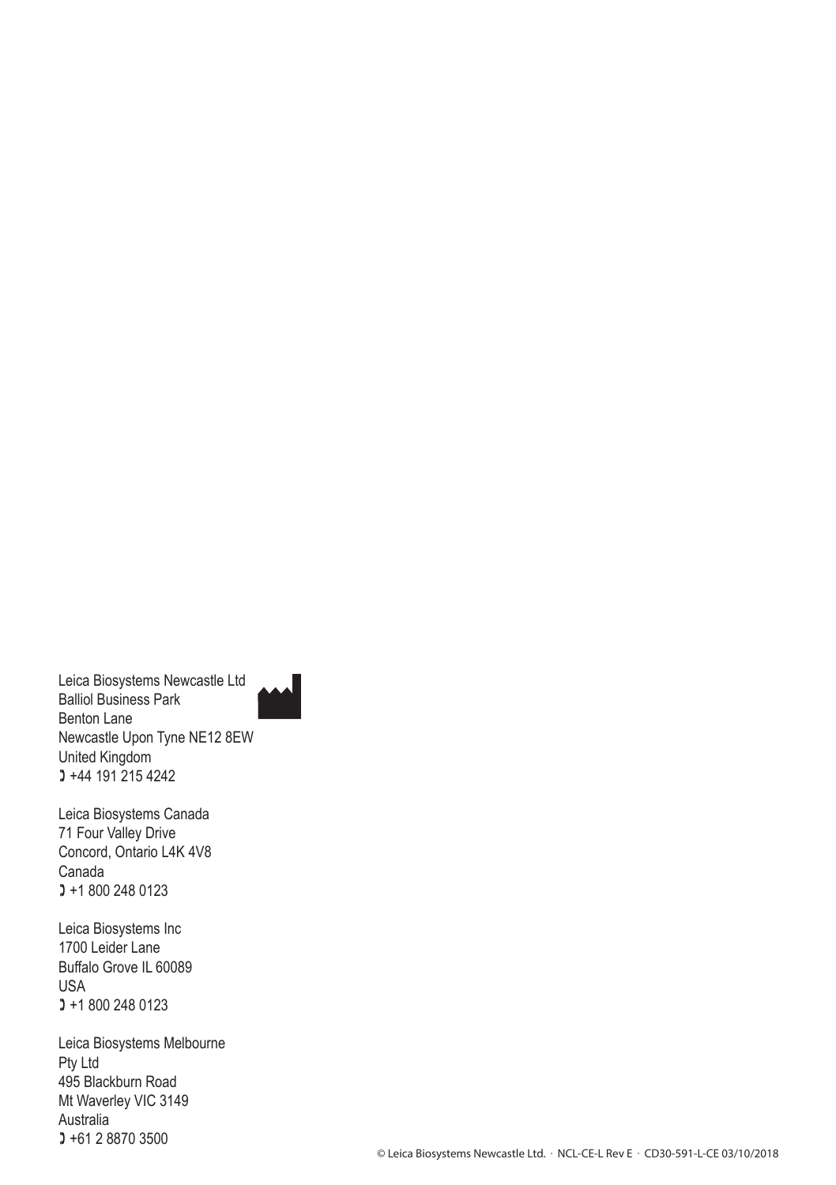Leica Biosystems Newcastle Ltd
Balliol Business Park
Benton Lane
Newcastle Upon Tyne NE12 8EW
United Kingdom
+44 191 215 4242

Leica Biosystems Canada
71 Four Valley Drive
Concord, Ontario L4K 4V8
Canada
+1 800 248 0123

Leica Biosystems Inc
1700 Leider Lane
Buffalo Grove IL 60089
USA
+1 800 248 0123

Leica Biosystems Melbourne
Pty Ltd
495 Blackburn Road
Mt Waverley VIC 3149
Australia
+61 2 8870 3500

© Leica Biosystems Newcastle Ltd. · NCL-CE-L Rev E · CD30-591-L-CE 03/10/2018